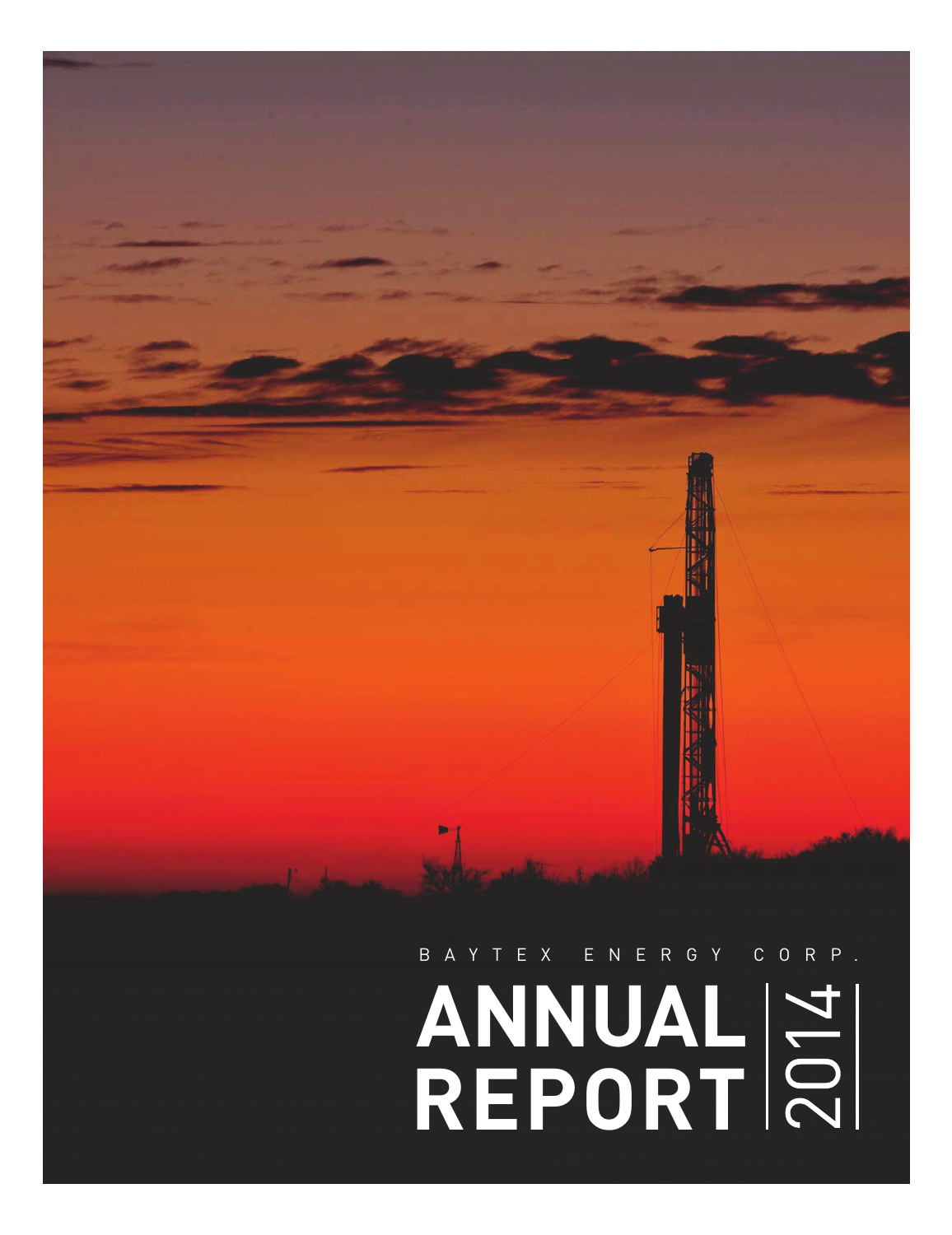BAYTEX ENERGY CORP.

# ANNUAL REPORT 2014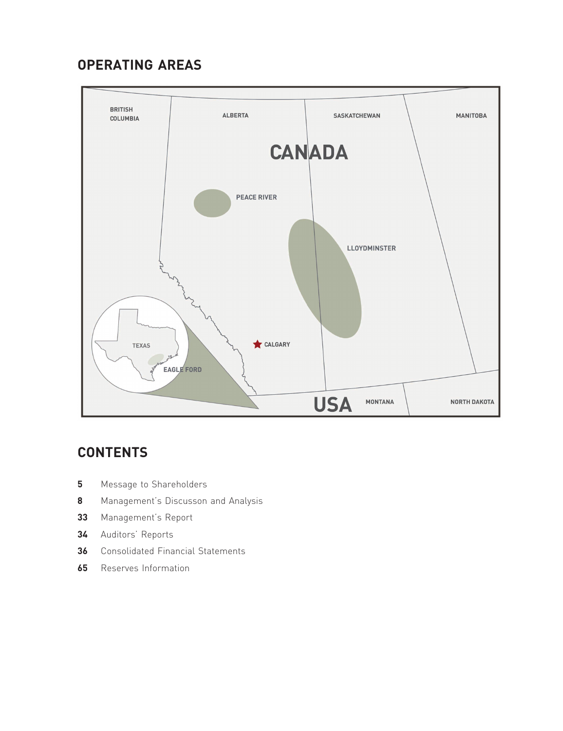## OPERATING AREAS

BRITISH COLUMBIA

ALBERTA

SASKATCHEWAN

MANITOBA

CANADA

PEACE RIVER

LLOYDMINSTER

TEXAS

EAGLE FORD

CALGARY

USA

MONTANA

NORTH DAKOTA

## CONTENTS

- **5** Message to Shareholders
- **8** Management's Discusson and Analysis
- **33** Management's Report
- **34** Auditors' Reports
- **36** Consolidated Financial Statements
- **65** Reserves Information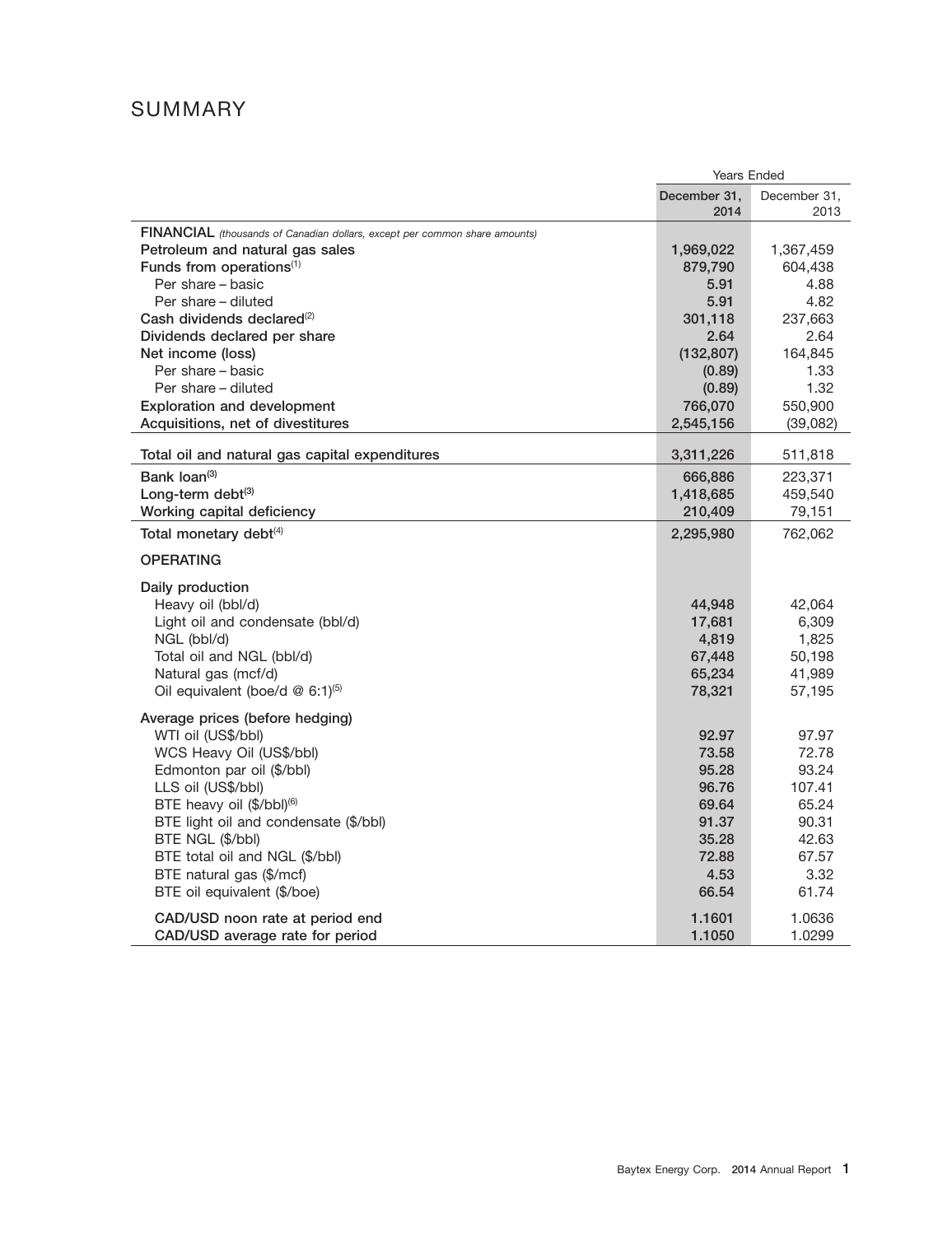# SUMMARY

| | Years Ended | |
|---|---|---|
| | December 31, 2014 | December 31, 2013 |
| **FINANCIAL** *(thousands of Canadian dollars, except per common share amounts)* | | |
| Petroleum and natural gas sales | **1,969,022** | 1,367,459 |
| Funds from operations[(1)] | **879,790** | 604,438 |
| Per share – basic | **5.91** | 4.88 |
| Per share – diluted | **5.91** | 4.82 |
| Cash dividends declared[(2)] | **301,118** | 237,663 |
| Dividends declared per share | **2.64** | 2.64 |
| Net income (loss) | **(132,807)** | 164,845 |
| Per share – basic | **(0.89)** | 1.33 |
| Per share – diluted | **(0.89)** | 1.32 |
| Exploration and development | **766,070** | 550,900 |
| Acquisitions, net of divestitures | **2,545,156** | (39,082) |
| Total oil and natural gas capital expenditures | **3,311,226** | 511,818 |
| Bank loan[(3)] | **666,886** | 223,371 |
| Long-term debt[(3)] | **1,418,685** | 459,540 |
| Working capital deficiency | **210,409** | 79,151 |
| Total monetary debt[(4)] | **2,295,980** | 762,062 |
| **OPERATING** | | |
| Daily production | | |
| Heavy oil (bbl/d) | **44,948** | 42,064 |
| Light oil and condensate (bbl/d) | **17,681** | 6,309 |
| NGL (bbl/d) | **4,819** | 1,825 |
| Total oil and NGL (bbl/d) | **67,448** | 50,198 |
| Natural gas (mcf/d) | **65,234** | 41,989 |
| Oil equivalent (boe/d @ 6:1)[(5)] | **78,321** | 57,195 |
| Average prices (before hedging) | | |
| WTI oil (US$/bbl) | **92.97** | 97.97 |
| WCS Heavy Oil (US$/bbl) | **73.58** | 72.78 |
| Edmonton par oil ($/bbl) | **95.28** | 93.24 |
| LLS oil (US$/bbl) | **96.76** | 107.41 |
| BTE heavy oil ($/bbl)[(6)] | **69.64** | 65.24 |
| BTE light oil and condensate ($/bbl) | **91.37** | 90.31 |
| BTE NGL ($/bbl) | **35.28** | 42.63 |
| BTE total oil and NGL ($/bbl) | **72.88** | 67.57 |
| BTE natural gas ($/mcf) | **4.53** | 3.32 |
| BTE oil equivalent ($/boe) | **66.54** | 61.74 |
| CAD/USD noon rate at period end | **1.1601** | 1.0636 |
| CAD/USD average rate for period | **1.1050** | 1.0299 |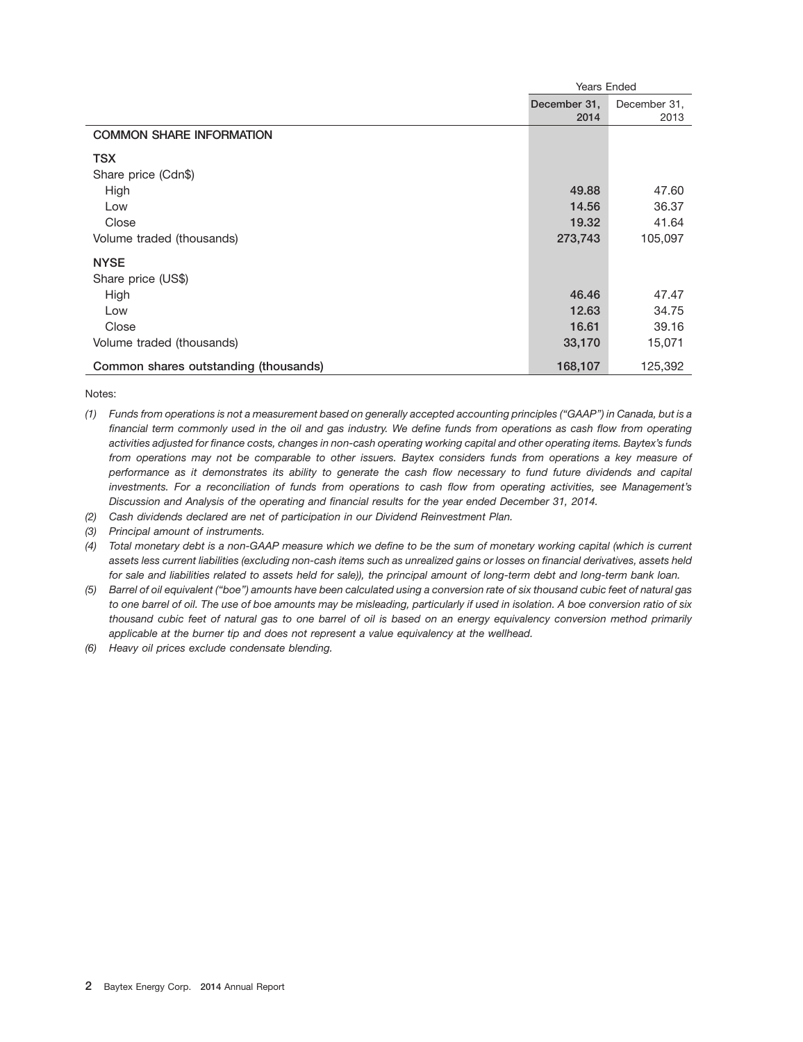| | Years Ended | |
|---|---|---|
| | **December 31, 2014** | December 31, 2013 |
| **COMMON SHARE INFORMATION** | | |
| **TSX** | | |
| Share price (Cdn$) | | |
| High | **49.88** | 47.60 |
| Low | **14.56** | 36.37 |
| Close | **19.32** | 41.64 |
| Volume traded (thousands) | **273,743** | 105,097 |
| **NYSE** | | |
| Share price (US$) | | |
| High | **46.46** | 47.47 |
| Low | **12.63** | 34.75 |
| Close | **16.61** | 39.16 |
| Volume traded (thousands) | **33,170** | 15,071 |
| **Common shares outstanding (thousands)** | **168,107** | 125,392 |

Notes:

(1) *Funds from operations is not a measurement based on generally accepted accounting principles ("GAAP") in Canada, but is a financial term commonly used in the oil and gas industry. We define funds from operations as cash flow from operating activities adjusted for finance costs, changes in non-cash operating working capital and other operating items. Baytex's funds from operations may not be comparable to other issuers. Baytex considers funds from operations a key measure of performance as it demonstrates its ability to generate the cash flow necessary to fund future dividends and capital investments. For a reconciliation of funds from operations to cash flow from operating activities, see Management's Discussion and Analysis of the operating and financial results for the year ended December 31, 2014.*

(2) *Cash dividends declared are net of participation in our Dividend Reinvestment Plan.*

(3) *Principal amount of instruments.*

(4) *Total monetary debt is a non-GAAP measure which we define to be the sum of monetary working capital (which is current assets less current liabilities (excluding non-cash items such as unrealized gains or losses on financial derivatives, assets held for sale and liabilities related to assets held for sale)), the principal amount of long-term debt and long-term bank loan.*

(5) *Barrel of oil equivalent ("boe") amounts have been calculated using a conversion rate of six thousand cubic feet of natural gas to one barrel of oil. The use of boe amounts may be misleading, particularly if used in isolation. A boe conversion ratio of six thousand cubic feet of natural gas to one barrel of oil is based on an energy equivalency conversion method primarily applicable at the burner tip and does not represent a value equivalency at the wellhead.*

(6) *Heavy oil prices exclude condensate blending.*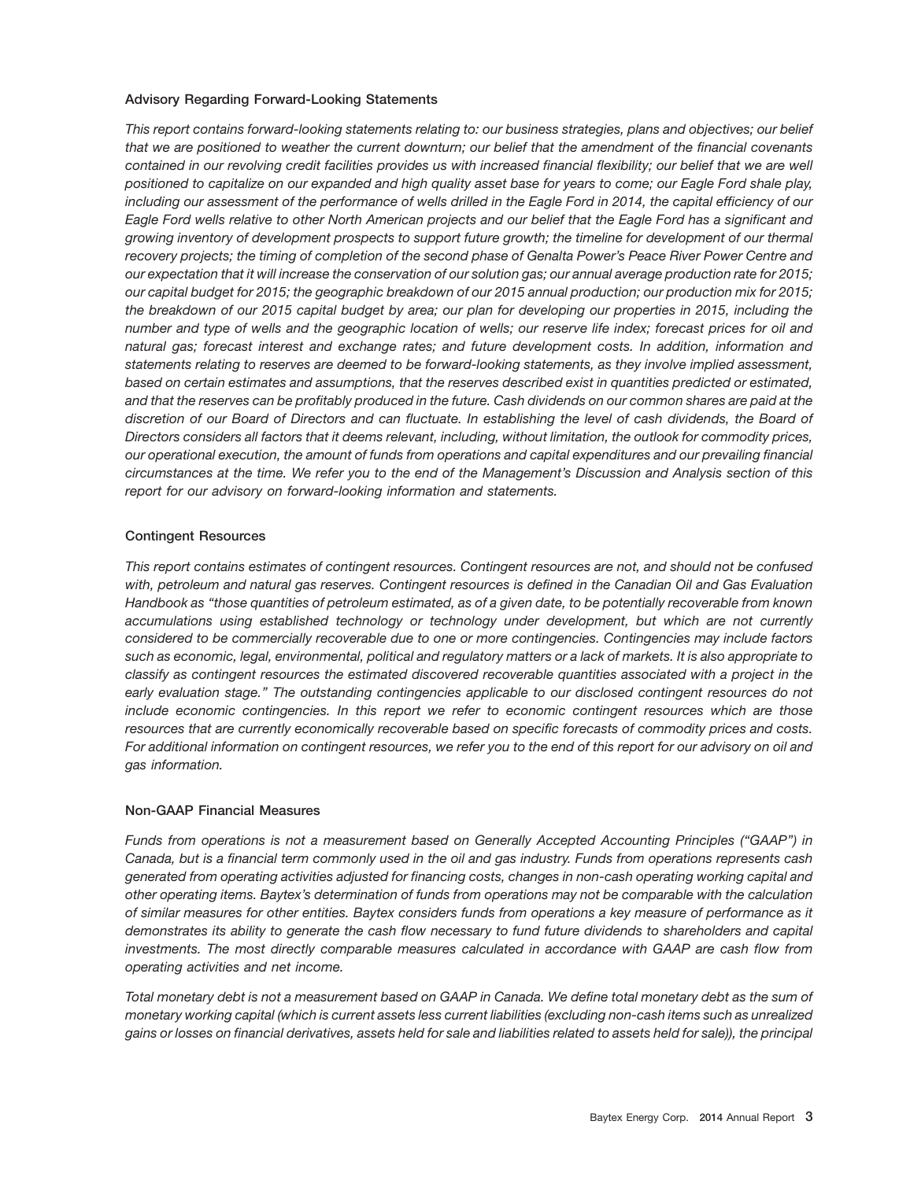### Advisory Regarding Forward-Looking Statements

*This report contains forward-looking statements relating to: our business strategies, plans and objectives; our belief that we are positioned to weather the current downturn; our belief that the amendment of the financial covenants contained in our revolving credit facilities provides us with increased financial flexibility; our belief that we are well positioned to capitalize on our expanded and high quality asset base for years to come; our Eagle Ford shale play, including our assessment of the performance of wells drilled in the Eagle Ford in 2014, the capital efficiency of our Eagle Ford wells relative to other North American projects and our belief that the Eagle Ford has a significant and growing inventory of development prospects to support future growth; the timeline for development of our thermal recovery projects; the timing of completion of the second phase of Genalta Power's Peace River Power Centre and our expectation that it will increase the conservation of our solution gas; our annual average production rate for 2015; our capital budget for 2015; the geographic breakdown of our 2015 annual production; our production mix for 2015; the breakdown of our 2015 capital budget by area; our plan for developing our properties in 2015, including the number and type of wells and the geographic location of wells; our reserve life index; forecast prices for oil and natural gas; forecast interest and exchange rates; and future development costs. In addition, information and statements relating to reserves are deemed to be forward-looking statements, as they involve implied assessment, based on certain estimates and assumptions, that the reserves described exist in quantities predicted or estimated, and that the reserves can be profitably produced in the future. Cash dividends on our common shares are paid at the discretion of our Board of Directors and can fluctuate. In establishing the level of cash dividends, the Board of Directors considers all factors that it deems relevant, including, without limitation, the outlook for commodity prices, our operational execution, the amount of funds from operations and capital expenditures and our prevailing financial circumstances at the time. We refer you to the end of the Management's Discussion and Analysis section of this report for our advisory on forward-looking information and statements.*

### Contingent Resources

*This report contains estimates of contingent resources. Contingent resources are not, and should not be confused with, petroleum and natural gas reserves. Contingent resources is defined in the Canadian Oil and Gas Evaluation Handbook as "those quantities of petroleum estimated, as of a given date, to be potentially recoverable from known accumulations using established technology or technology under development, but which are not currently considered to be commercially recoverable due to one or more contingencies. Contingencies may include factors such as economic, legal, environmental, political and regulatory matters or a lack of markets. It is also appropriate to classify as contingent resources the estimated discovered recoverable quantities associated with a project in the early evaluation stage." The outstanding contingencies applicable to our disclosed contingent resources do not include economic contingencies. In this report we refer to economic contingent resources which are those resources that are currently economically recoverable based on specific forecasts of commodity prices and costs. For additional information on contingent resources, we refer you to the end of this report for our advisory on oil and gas information.*

### Non-GAAP Financial Measures

*Funds from operations is not a measurement based on Generally Accepted Accounting Principles ("GAAP") in Canada, but is a financial term commonly used in the oil and gas industry. Funds from operations represents cash generated from operating activities adjusted for financing costs, changes in non-cash operating working capital and other operating items. Baytex's determination of funds from operations may not be comparable with the calculation of similar measures for other entities. Baytex considers funds from operations a key measure of performance as it demonstrates its ability to generate the cash flow necessary to fund future dividends to shareholders and capital investments. The most directly comparable measures calculated in accordance with GAAP are cash flow from operating activities and net income.*

*Total monetary debt is not a measurement based on GAAP in Canada. We define total monetary debt as the sum of monetary working capital (which is current assets less current liabilities (excluding non-cash items such as unrealized gains or losses on financial derivatives, assets held for sale and liabilities related to assets held for sale)), the principal*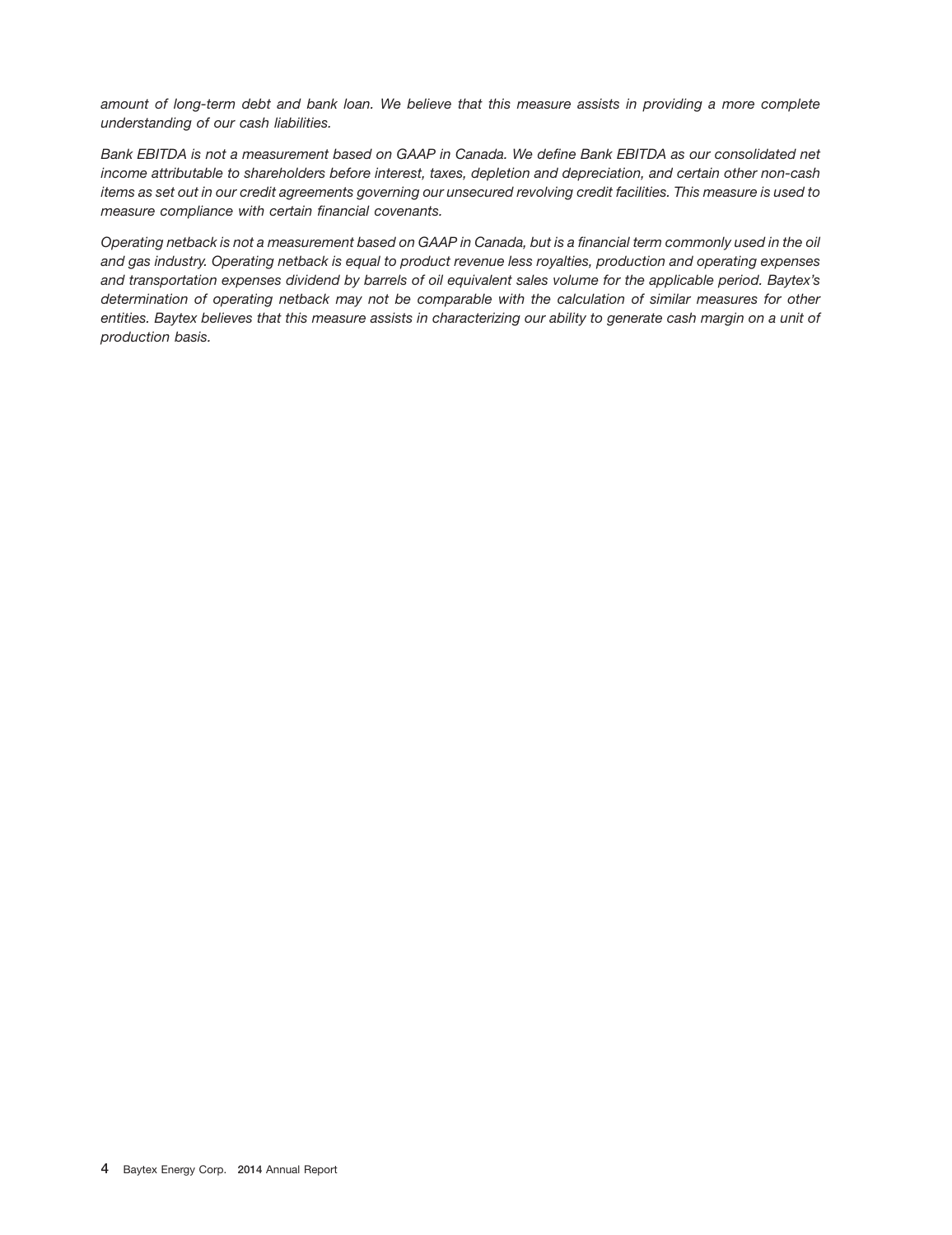*amount of long-term debt and bank loan. We believe that this measure assists in providing a more complete understanding of our cash liabilities.*

*Bank EBITDA is not a measurement based on GAAP in Canada. We define Bank EBITDA as our consolidated net income attributable to shareholders before interest, taxes, depletion and depreciation, and certain other non-cash items as set out in our credit agreements governing our unsecured revolving credit facilities. This measure is used to measure compliance with certain financial covenants.*

*Operating netback is not a measurement based on GAAP in Canada, but is a financial term commonly used in the oil and gas industry. Operating netback is equal to product revenue less royalties, production and operating expenses and transportation expenses dividend by barrels of oil equivalent sales volume for the applicable period. Baytex's determination of operating netback may not be comparable with the calculation of similar measures for other entities. Baytex believes that this measure assists in characterizing our ability to generate cash margin on a unit of production basis.*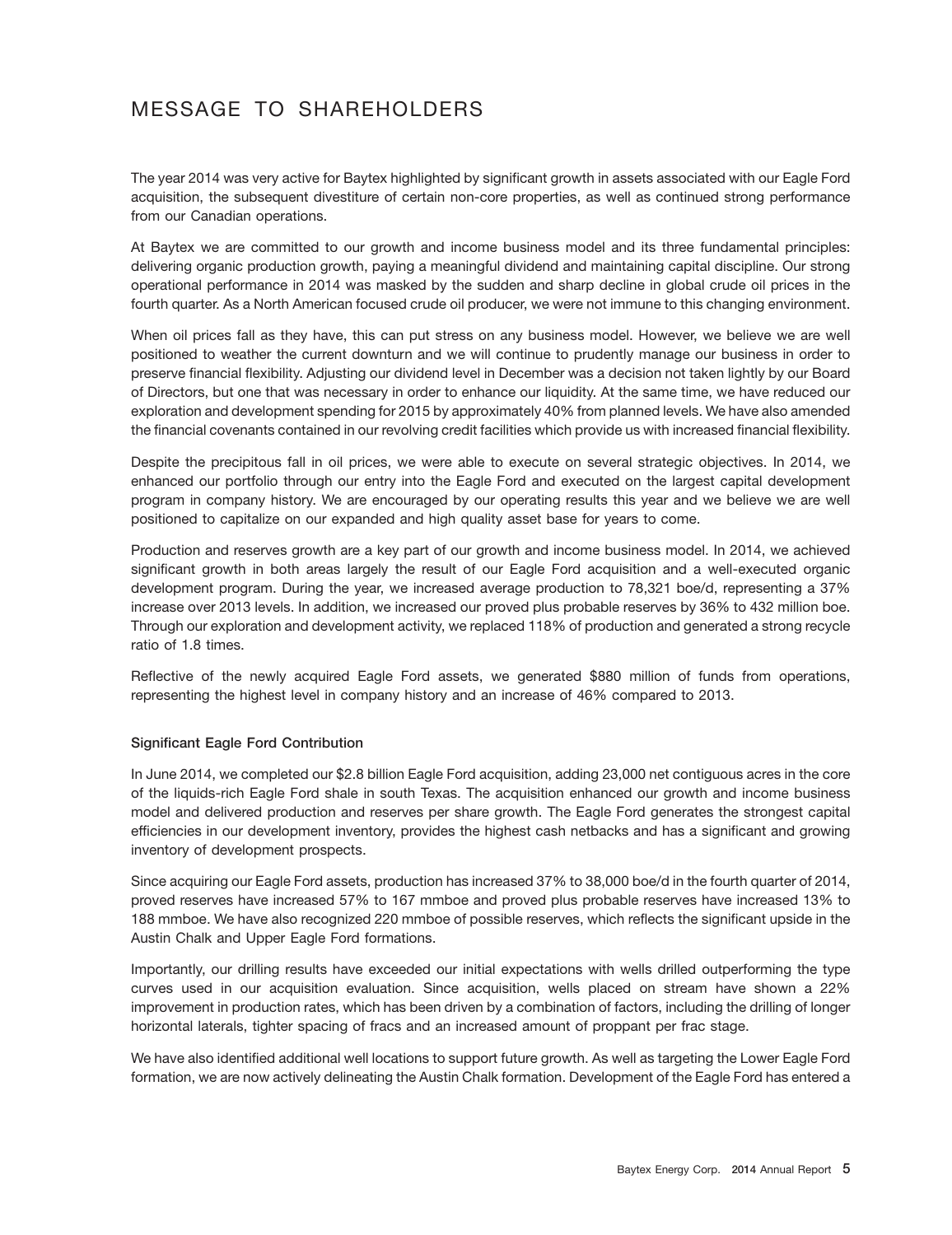# MESSAGE TO SHAREHOLDERS

The year 2014 was very active for Baytex highlighted by significant growth in assets associated with our Eagle Ford acquisition, the subsequent divestiture of certain non-core properties, as well as continued strong performance from our Canadian operations.

At Baytex we are committed to our growth and income business model and its three fundamental principles: delivering organic production growth, paying a meaningful dividend and maintaining capital discipline. Our strong operational performance in 2014 was masked by the sudden and sharp decline in global crude oil prices in the fourth quarter. As a North American focused crude oil producer, we were not immune to this changing environment.

When oil prices fall as they have, this can put stress on any business model. However, we believe we are well positioned to weather the current downturn and we will continue to prudently manage our business in order to preserve financial flexibility. Adjusting our dividend level in December was a decision not taken lightly by our Board of Directors, but one that was necessary in order to enhance our liquidity. At the same time, we have reduced our exploration and development spending for 2015 by approximately 40% from planned levels. We have also amended the financial covenants contained in our revolving credit facilities which provide us with increased financial flexibility.

Despite the precipitous fall in oil prices, we were able to execute on several strategic objectives. In 2014, we enhanced our portfolio through our entry into the Eagle Ford and executed on the largest capital development program in company history. We are encouraged by our operating results this year and we believe we are well positioned to capitalize on our expanded and high quality asset base for years to come.

Production and reserves growth are a key part of our growth and income business model. In 2014, we achieved significant growth in both areas largely the result of our Eagle Ford acquisition and a well-executed organic development program. During the year, we increased average production to 78,321 boe/d, representing a 37% increase over 2013 levels. In addition, we increased our proved plus probable reserves by 36% to 432 million boe. Through our exploration and development activity, we replaced 118% of production and generated a strong recycle ratio of 1.8 times.

Reflective of the newly acquired Eagle Ford assets, we generated $880 million of funds from operations, representing the highest level in company history and an increase of 46% compared to 2013.

**Significant Eagle Ford Contribution**

In June 2014, we completed our $2.8 billion Eagle Ford acquisition, adding 23,000 net contiguous acres in the core of the liquids-rich Eagle Ford shale in south Texas. The acquisition enhanced our growth and income business model and delivered production and reserves per share growth. The Eagle Ford generates the strongest capital efficiencies in our development inventory, provides the highest cash netbacks and has a significant and growing inventory of development prospects.

Since acquiring our Eagle Ford assets, production has increased 37% to 38,000 boe/d in the fourth quarter of 2014, proved reserves have increased 57% to 167 mmboe and proved plus probable reserves have increased 13% to 188 mmboe. We have also recognized 220 mmboe of possible reserves, which reflects the significant upside in the Austin Chalk and Upper Eagle Ford formations.

Importantly, our drilling results have exceeded our initial expectations with wells drilled outperforming the type curves used in our acquisition evaluation. Since acquisition, wells placed on stream have shown a 22% improvement in production rates, which has been driven by a combination of factors, including the drilling of longer horizontal laterals, tighter spacing of fracs and an increased amount of proppant per frac stage.

We have also identified additional well locations to support future growth. As well as targeting the Lower Eagle Ford formation, we are now actively delineating the Austin Chalk formation. Development of the Eagle Ford has entered a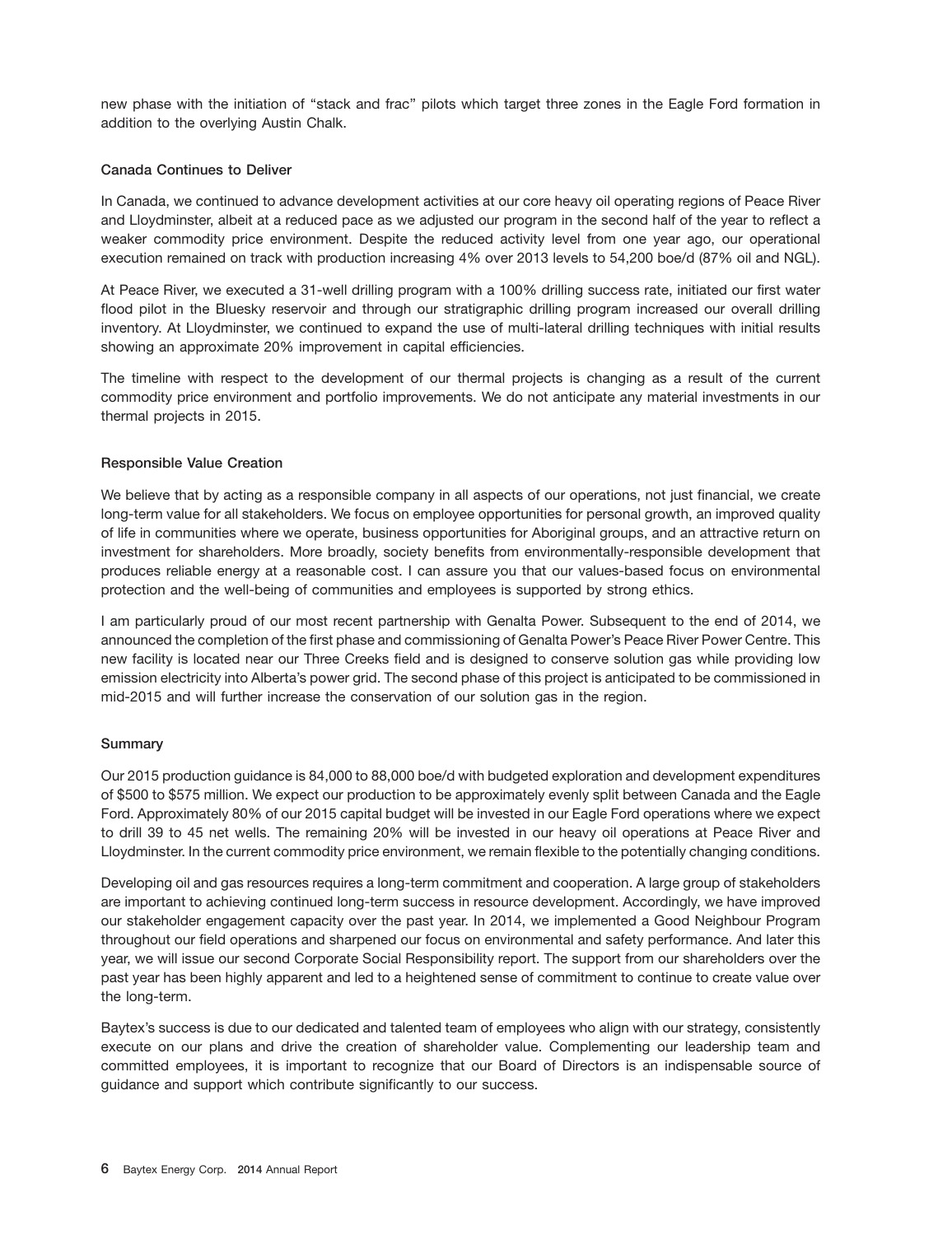new phase with the initiation of "stack and frac" pilots which target three zones in the Eagle Ford formation in addition to the overlying Austin Chalk.

**Canada Continues to Deliver**

In Canada, we continued to advance development activities at our core heavy oil operating regions of Peace River and Lloydminster, albeit at a reduced pace as we adjusted our program in the second half of the year to reflect a weaker commodity price environment. Despite the reduced activity level from one year ago, our operational execution remained on track with production increasing 4% over 2013 levels to 54,200 boe/d (87% oil and NGL).

At Peace River, we executed a 31-well drilling program with a 100% drilling success rate, initiated our first water flood pilot in the Bluesky reservoir and through our stratigraphic drilling program increased our overall drilling inventory. At Lloydminster, we continued to expand the use of multi-lateral drilling techniques with initial results showing an approximate 20% improvement in capital efficiencies.

The timeline with respect to the development of our thermal projects is changing as a result of the current commodity price environment and portfolio improvements. We do not anticipate any material investments in our thermal projects in 2015.

**Responsible Value Creation**

We believe that by acting as a responsible company in all aspects of our operations, not just financial, we create long-term value for all stakeholders. We focus on employee opportunities for personal growth, an improved quality of life in communities where we operate, business opportunities for Aboriginal groups, and an attractive return on investment for shareholders. More broadly, society benefits from environmentally-responsible development that produces reliable energy at a reasonable cost. I can assure you that our values-based focus on environmental protection and the well-being of communities and employees is supported by strong ethics.

I am particularly proud of our most recent partnership with Genalta Power. Subsequent to the end of 2014, we announced the completion of the first phase and commissioning of Genalta Power's Peace River Power Centre. This new facility is located near our Three Creeks field and is designed to conserve solution gas while providing low emission electricity into Alberta's power grid. The second phase of this project is anticipated to be commissioned in mid-2015 and will further increase the conservation of our solution gas in the region.

**Summary**

Our 2015 production guidance is 84,000 to 88,000 boe/d with budgeted exploration and development expenditures of $500 to $575 million. We expect our production to be approximately evenly split between Canada and the Eagle Ford. Approximately 80% of our 2015 capital budget will be invested in our Eagle Ford operations where we expect to drill 39 to 45 net wells. The remaining 20% will be invested in our heavy oil operations at Peace River and Lloydminster. In the current commodity price environment, we remain flexible to the potentially changing conditions.

Developing oil and gas resources requires a long-term commitment and cooperation. A large group of stakeholders are important to achieving continued long-term success in resource development. Accordingly, we have improved our stakeholder engagement capacity over the past year. In 2014, we implemented a Good Neighbour Program throughout our field operations and sharpened our focus on environmental and safety performance. And later this year, we will issue our second Corporate Social Responsibility report. The support from our shareholders over the past year has been highly apparent and led to a heightened sense of commitment to continue to create value over the long-term.

Baytex's success is due to our dedicated and talented team of employees who align with our strategy, consistently execute on our plans and drive the creation of shareholder value. Complementing our leadership team and committed employees, it is important to recognize that our Board of Directors is an indispensable source of guidance and support which contribute significantly to our success.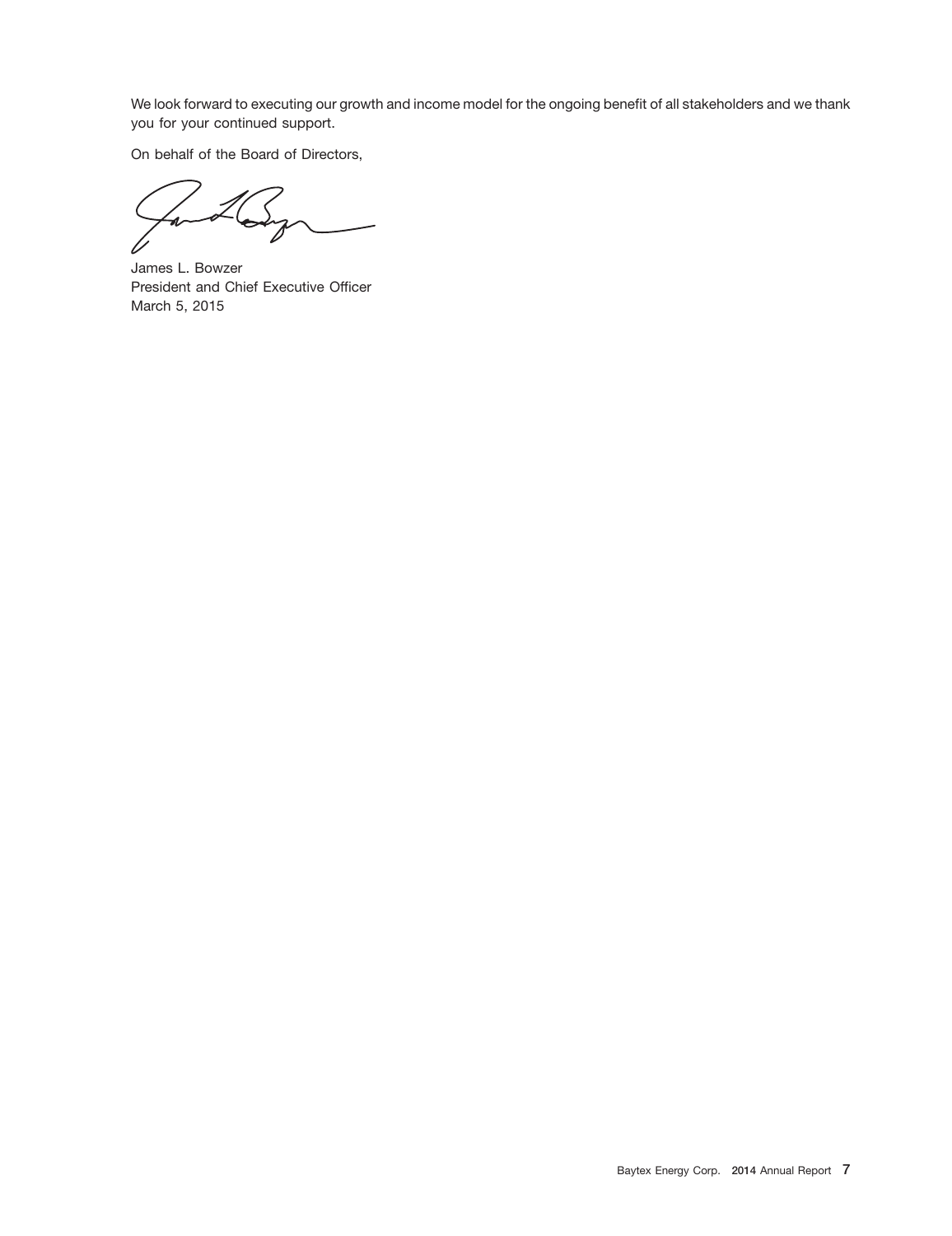We look forward to executing our growth and income model for the ongoing benefit of all stakeholders and we thank you for your continued support.

On behalf of the Board of Directors,

James L. Bowzer
President and Chief Executive Officer
March 5, 2015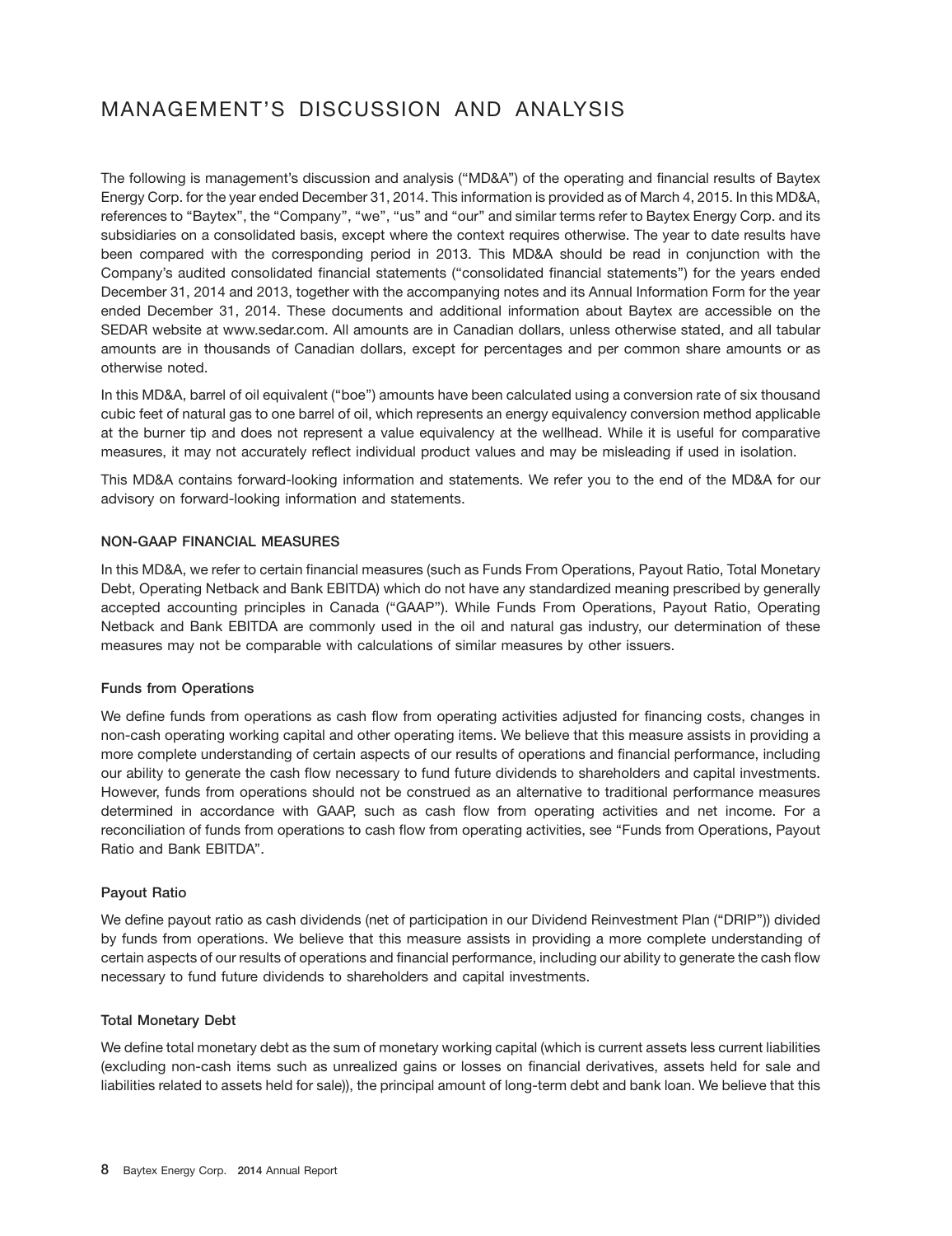# MANAGEMENT'S DISCUSSION AND ANALYSIS

The following is management's discussion and analysis ("MD&A") of the operating and financial results of Baytex Energy Corp. for the year ended December 31, 2014. This information is provided as of March 4, 2015. In this MD&A, references to "Baytex", the "Company", "we", "us" and "our" and similar terms refer to Baytex Energy Corp. and its subsidiaries on a consolidated basis, except where the context requires otherwise. The year to date results have been compared with the corresponding period in 2013. This MD&A should be read in conjunction with the Company's audited consolidated financial statements ("consolidated financial statements") for the years ended December 31, 2014 and 2013, together with the accompanying notes and its Annual Information Form for the year ended December 31, 2014. These documents and additional information about Baytex are accessible on the SEDAR website at www.sedar.com. All amounts are in Canadian dollars, unless otherwise stated, and all tabular amounts are in thousands of Canadian dollars, except for percentages and per common share amounts or as otherwise noted.

In this MD&A, barrel of oil equivalent ("boe") amounts have been calculated using a conversion rate of six thousand cubic feet of natural gas to one barrel of oil, which represents an energy equivalency conversion method applicable at the burner tip and does not represent a value equivalency at the wellhead. While it is useful for comparative measures, it may not accurately reflect individual product values and may be misleading if used in isolation.

This MD&A contains forward-looking information and statements. We refer you to the end of the MD&A for our advisory on forward-looking information and statements.

## NON-GAAP FINANCIAL MEASURES

In this MD&A, we refer to certain financial measures (such as Funds From Operations, Payout Ratio, Total Monetary Debt, Operating Netback and Bank EBITDA) which do not have any standardized meaning prescribed by generally accepted accounting principles in Canada ("GAAP"). While Funds From Operations, Payout Ratio, Operating Netback and Bank EBITDA are commonly used in the oil and natural gas industry, our determination of these measures may not be comparable with calculations of similar measures by other issuers.

### Funds from Operations

We define funds from operations as cash flow from operating activities adjusted for financing costs, changes in non-cash operating working capital and other operating items. We believe that this measure assists in providing a more complete understanding of certain aspects of our results of operations and financial performance, including our ability to generate the cash flow necessary to fund future dividends to shareholders and capital investments. However, funds from operations should not be construed as an alternative to traditional performance measures determined in accordance with GAAP, such as cash flow from operating activities and net income. For a reconciliation of funds from operations to cash flow from operating activities, see "Funds from Operations, Payout Ratio and Bank EBITDA".

### Payout Ratio

We define payout ratio as cash dividends (net of participation in our Dividend Reinvestment Plan ("DRIP")) divided by funds from operations. We believe that this measure assists in providing a more complete understanding of certain aspects of our results of operations and financial performance, including our ability to generate the cash flow necessary to fund future dividends to shareholders and capital investments.

### Total Monetary Debt

We define total monetary debt as the sum of monetary working capital (which is current assets less current liabilities (excluding non-cash items such as unrealized gains or losses on financial derivatives, assets held for sale and liabilities related to assets held for sale)), the principal amount of long-term debt and bank loan. We believe that this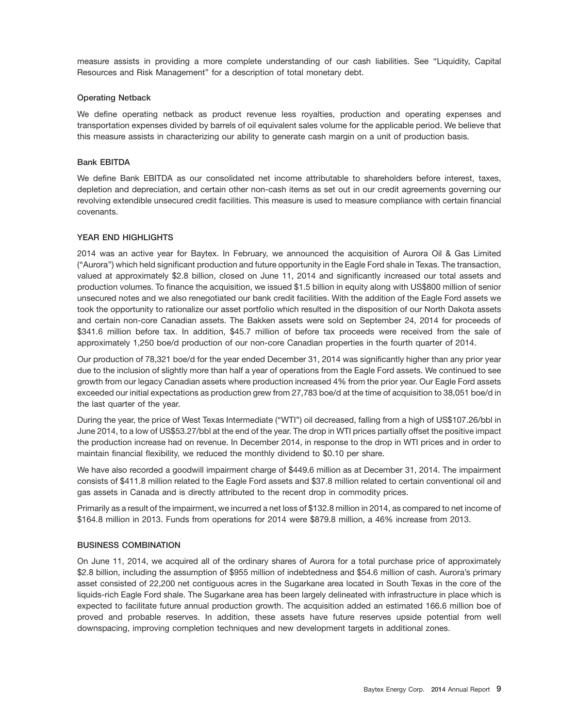measure assists in providing a more complete understanding of our cash liabilities. See "Liquidity, Capital Resources and Risk Management" for a description of total monetary debt.

### Operating Netback

We define operating netback as product revenue less royalties, production and operating expenses and transportation expenses divided by barrels of oil equivalent sales volume for the applicable period. We believe that this measure assists in characterizing our ability to generate cash margin on a unit of production basis.

### Bank EBITDA

We define Bank EBITDA as our consolidated net income attributable to shareholders before interest, taxes, depletion and depreciation, and certain other non-cash items as set out in our credit agreements governing our revolving extendible unsecured credit facilities. This measure is used to measure compliance with certain financial covenants.

## YEAR END HIGHLIGHTS

2014 was an active year for Baytex. In February, we announced the acquisition of Aurora Oil & Gas Limited ("Aurora") which held significant production and future opportunity in the Eagle Ford shale in Texas. The transaction, valued at approximately $2.8 billion, closed on June 11, 2014 and significantly increased our total assets and production volumes. To finance the acquisition, we issued $1.5 billion in equity along with US$800 million of senior unsecured notes and we also renegotiated our bank credit facilities. With the addition of the Eagle Ford assets we took the opportunity to rationalize our asset portfolio which resulted in the disposition of our North Dakota assets and certain non-core Canadian assets. The Bakken assets were sold on September 24, 2014 for proceeds of $341.6 million before tax. In addition, $45.7 million of before tax proceeds were received from the sale of approximately 1,250 boe/d production of our non-core Canadian properties in the fourth quarter of 2014.

Our production of 78,321 boe/d for the year ended December 31, 2014 was significantly higher than any prior year due to the inclusion of slightly more than half a year of operations from the Eagle Ford assets. We continued to see growth from our legacy Canadian assets where production increased 4% from the prior year. Our Eagle Ford assets exceeded our initial expectations as production grew from 27,783 boe/d at the time of acquisition to 38,051 boe/d in the last quarter of the year.

During the year, the price of West Texas Intermediate ("WTI") oil decreased, falling from a high of US$107.26/bbl in June 2014, to a low of US$53.27/bbl at the end of the year. The drop in WTI prices partially offset the positive impact the production increase had on revenue. In December 2014, in response to the drop in WTI prices and in order to maintain financial flexibility, we reduced the monthly dividend to $0.10 per share.

We have also recorded a goodwill impairment charge of $449.6 million as at December 31, 2014. The impairment consists of $411.8 million related to the Eagle Ford assets and $37.8 million related to certain conventional oil and gas assets in Canada and is directly attributed to the recent drop in commodity prices.

Primarily as a result of the impairment, we incurred a net loss of $132.8 million in 2014, as compared to net income of $164.8 million in 2013. Funds from operations for 2014 were $879.8 million, a 46% increase from 2013.

## BUSINESS COMBINATION

On June 11, 2014, we acquired all of the ordinary shares of Aurora for a total purchase price of approximately $2.8 billion, including the assumption of $955 million of indebtedness and $54.6 million of cash. Aurora's primary asset consisted of 22,200 net contiguous acres in the Sugarkane area located in South Texas in the core of the liquids-rich Eagle Ford shale. The Sugarkane area has been largely delineated with infrastructure in place which is expected to facilitate future annual production growth. The acquisition added an estimated 166.6 million boe of proved and probable reserves. In addition, these assets have future reserves upside potential from well downspacing, improving completion techniques and new development targets in additional zones.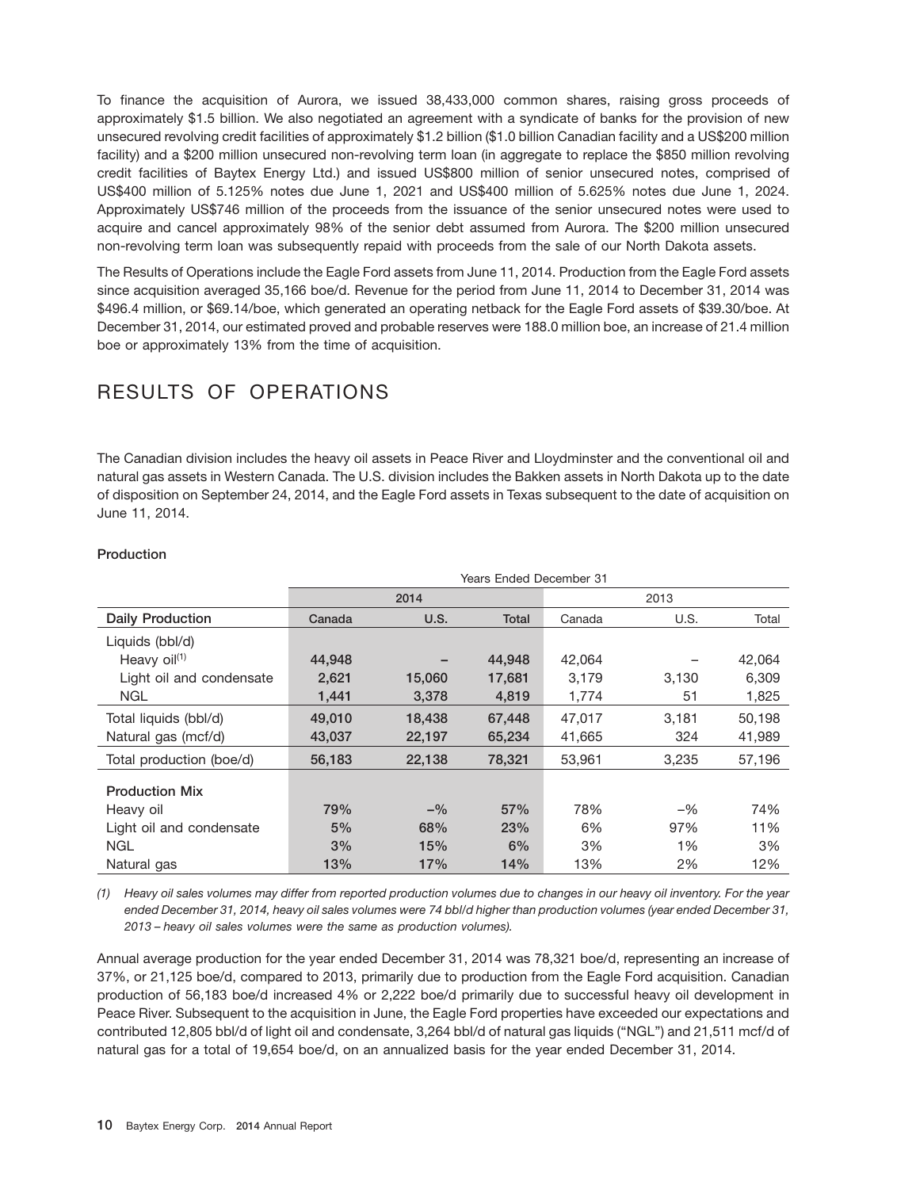To finance the acquisition of Aurora, we issued 38,433,000 common shares, raising gross proceeds of approximately $1.5 billion. We also negotiated an agreement with a syndicate of banks for the provision of new unsecured revolving credit facilities of approximately $1.2 billion ($1.0 billion Canadian facility and a US$200 million facility) and a $200 million unsecured non-revolving term loan (in aggregate to replace the $850 million revolving credit facilities of Baytex Energy Ltd.) and issued US$800 million of senior unsecured notes, comprised of US$400 million of 5.125% notes due June 1, 2021 and US$400 million of 5.625% notes due June 1, 2024. Approximately US$746 million of the proceeds from the issuance of the senior unsecured notes were used to acquire and cancel approximately 98% of the senior debt assumed from Aurora. The $200 million unsecured non-revolving term loan was subsequently repaid with proceeds from the sale of our North Dakota assets.

The Results of Operations include the Eagle Ford assets from June 11, 2014. Production from the Eagle Ford assets since acquisition averaged 35,166 boe/d. Revenue for the period from June 11, 2014 to December 31, 2014 was $496.4 million, or $69.14/boe, which generated an operating netback for the Eagle Ford assets of $39.30/boe. At December 31, 2014, our estimated proved and probable reserves were 188.0 million boe, an increase of 21.4 million boe or approximately 13% from the time of acquisition.

# RESULTS OF OPERATIONS

The Canadian division includes the heavy oil assets in Peace River and Lloydminster and the conventional oil and natural gas assets in Western Canada. The U.S. division includes the Bakken assets in North Dakota up to the date of disposition on September 24, 2014, and the Eagle Ford assets in Texas subsequent to the date of acquisition on June 11, 2014.

**Production**

| | Years Ended December 31 | | | | | |
|---|---|---|---|---|---|---|
| | 2014 | | | 2013 | | |
| **Daily Production** | **Canada** | **U.S.** | **Total** | Canada | U.S. | Total |
| Liquids (bbl/d) | | | | | | |
| Heavy oil(1) | **44,948** | **–** | **44,948** | 42,064 | – | 42,064 |
| Light oil and condensate | **2,621** | **15,060** | **17,681** | 3,179 | 3,130 | 6,309 |
| NGL | **1,441** | **3,378** | **4,819** | 1,774 | 51 | 1,825 |
| Total liquids (bbl/d) | **49,010** | **18,438** | **67,448** | 47,017 | 3,181 | 50,198 |
| Natural gas (mcf/d) | **43,037** | **22,197** | **65,234** | 41,665 | 324 | 41,989 |
| Total production (boe/d) | **56,183** | **22,138** | **78,321** | 53,961 | 3,235 | 57,196 |
| **Production Mix** | | | | | | |
| Heavy oil | **79%** | **–%** | **57%** | 78% | –% | 74% |
| Light oil and condensate | **5%** | **68%** | **23%** | 6% | 97% | 11% |
| NGL | **3%** | **15%** | **6%** | 3% | 1% | 3% |
| Natural gas | **13%** | **17%** | **14%** | 13% | 2% | 12% |

*(1) Heavy oil sales volumes may differ from reported production volumes due to changes in our heavy oil inventory. For the year ended December 31, 2014, heavy oil sales volumes were 74 bbl/d higher than production volumes (year ended December 31, 2013 – heavy oil sales volumes were the same as production volumes).*

Annual average production for the year ended December 31, 2014 was 78,321 boe/d, representing an increase of 37%, or 21,125 boe/d, compared to 2013, primarily due to production from the Eagle Ford acquisition. Canadian production of 56,183 boe/d increased 4% or 2,222 boe/d primarily due to successful heavy oil development in Peace River. Subsequent to the acquisition in June, the Eagle Ford properties have exceeded our expectations and contributed 12,805 bbl/d of light oil and condensate, 3,264 bbl/d of natural gas liquids ("NGL") and 21,511 mcf/d of natural gas for a total of 19,654 boe/d, on an annualized basis for the year ended December 31, 2014.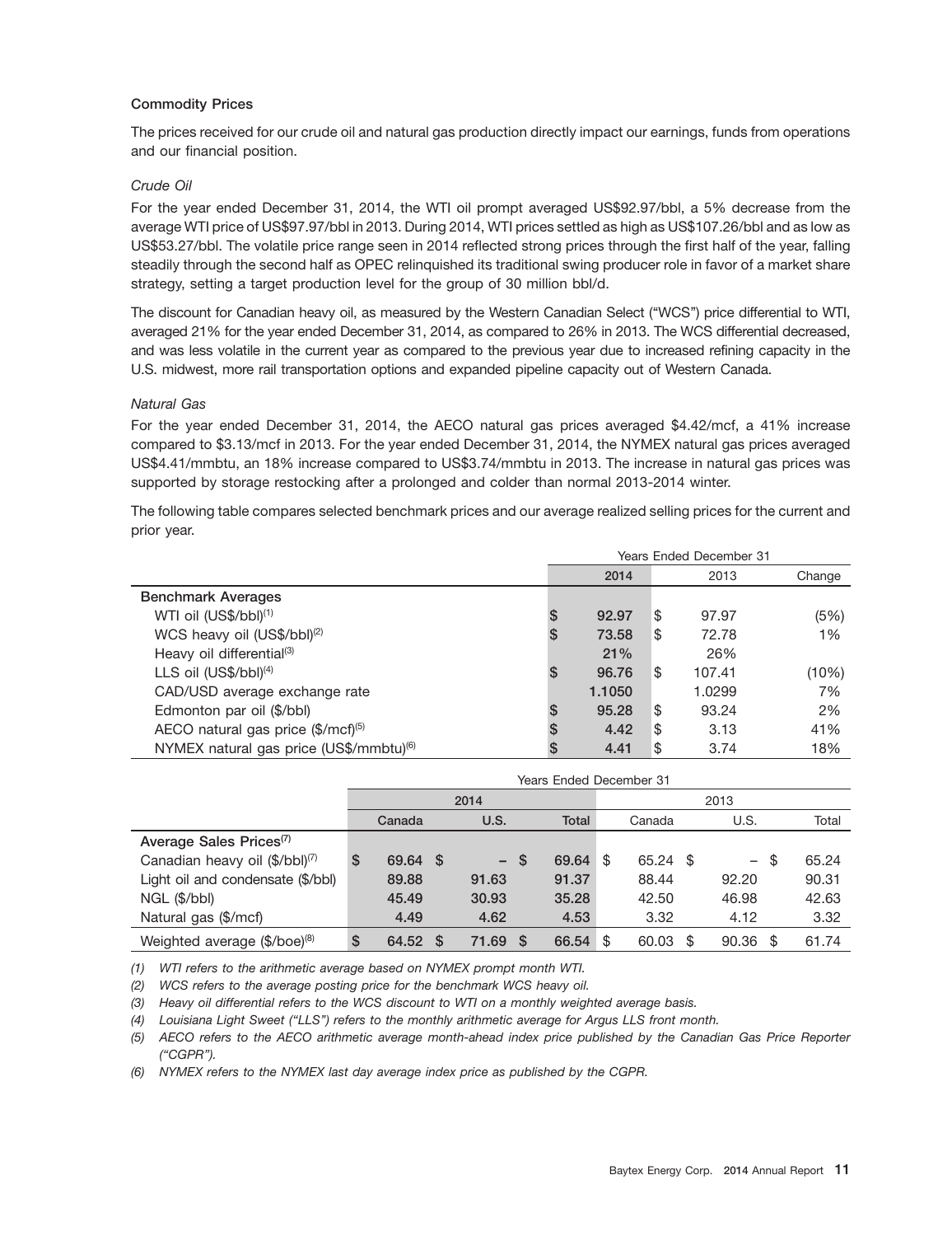### Commodity Prices

The prices received for our crude oil and natural gas production directly impact our earnings, funds from operations and our financial position.

*Crude Oil*

For the year ended December 31, 2014, the WTI oil prompt averaged US$92.97/bbl, a 5% decrease from the average WTI price of US$97.97/bbl in 2013. During 2014, WTI prices settled as high as US$107.26/bbl and as low as US$53.27/bbl. The volatile price range seen in 2014 reflected strong prices through the first half of the year, falling steadily through the second half as OPEC relinquished its traditional swing producer role in favor of a market share strategy, setting a target production level for the group of 30 million bbl/d.

The discount for Canadian heavy oil, as measured by the Western Canadian Select ("WCS") price differential to WTI, averaged 21% for the year ended December 31, 2014, as compared to 26% in 2013. The WCS differential decreased, and was less volatile in the current year as compared to the previous year due to increased refining capacity in the U.S. midwest, more rail transportation options and expanded pipeline capacity out of Western Canada.

*Natural Gas*

For the year ended December 31, 2014, the AECO natural gas prices averaged $4.42/mcf, a 41% increase compared to $3.13/mcf in 2013. For the year ended December 31, 2014, the NYMEX natural gas prices averaged US$4.41/mmbtu, an 18% increase compared to US$3.74/mmbtu in 2013. The increase in natural gas prices was supported by storage restocking after a prolonged and colder than normal 2013-2014 winter.

The following table compares selected benchmark prices and our average realized selling prices for the current and prior year.

| | Years Ended December 31 | | |
|---|---|---|---|
| | **2014** | 2013 | Change |
| **Benchmark Averages** | | | |
| WTI oil (US$/bbl)[1] | **$ 92.97** | $ 97.97 | (5%) |
| WCS heavy oil (US$/bbl)[2] | **$ 73.58** | $ 72.78 | 1% |
| Heavy oil differential[3] | **21%** | 26% | |
| LLS oil (US$/bbl)[4] | **$ 96.76** | $ 107.41 | (10%) |
| CAD/USD average exchange rate | **1.1050** | 1.0299 | 7% |
| Edmonton par oil ($/bbl) | **$ 95.28** | $ 93.24 | 2% |
| AECO natural gas price ($/mcf)[5] | **$ 4.42** | $ 3.13 | 41% |
| NYMEX natural gas price (US$/mmbtu)[6] | **$ 4.41** | $ 3.74 | 18% |

| | Years Ended December 31 | | | | | |
|---|---|---|---|---|---|---|
| | **2014** | | | 2013 | | |
| | **Canada** | **U.S.** | **Total** | Canada | U.S. | Total |
| **Average Sales Prices**[7] | | | | | | |
| Canadian heavy oil ($/bbl)[7] | **$ 69.64** | **$ –** | **$ 69.64** | $ 65.24 | $ – | $ 65.24 |
| Light oil and condensate ($/bbl) | **89.88** | **91.63** | **91.37** | 88.44 | 92.20 | 90.31 |
| NGL ($/bbl) | **45.49** | **30.93** | **35.28** | 42.50 | 46.98 | 42.63 |
| Natural gas ($/mcf) | **4.49** | **4.62** | **4.53** | 3.32 | 4.12 | 3.32 |
| Weighted average ($/boe)[8] | **$ 64.52** | **$ 71.69** | **$ 66.54** | $ 60.03 | $ 90.36 | $ 61.74 |

*(1) WTI refers to the arithmetic average based on NYMEX prompt month WTI.*

*(2) WCS refers to the average posting price for the benchmark WCS heavy oil.*

*(3) Heavy oil differential refers to the WCS discount to WTI on a monthly weighted average basis.*

*(4) Louisiana Light Sweet ("LLS") refers to the monthly arithmetic average for Argus LLS front month.*

*(5) AECO refers to the AECO arithmetic average month-ahead index price published by the Canadian Gas Price Reporter ("CGPR").*

*(6) NYMEX refers to the NYMEX last day average index price as published by the CGPR.*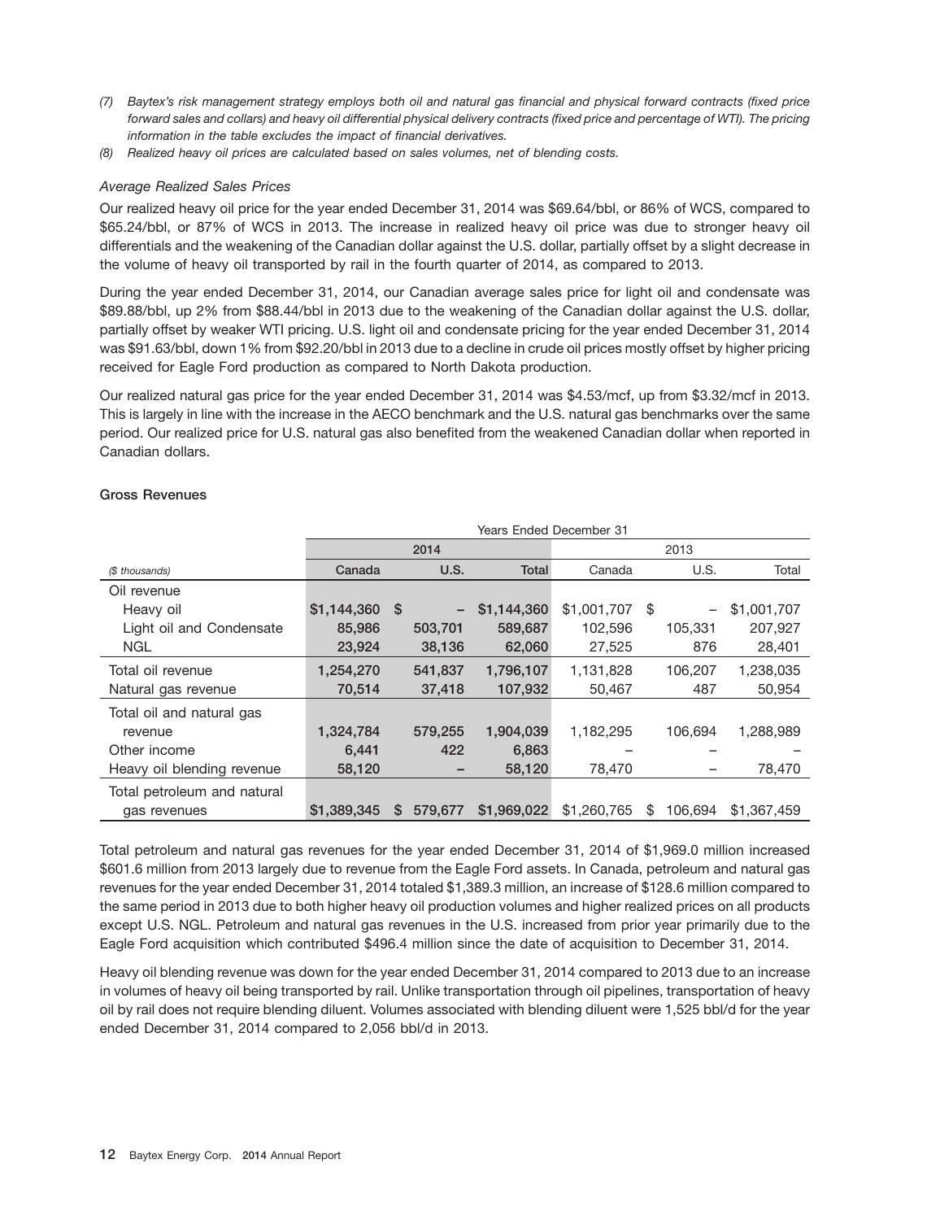*(7) Baytex's risk management strategy employs both oil and natural gas financial and physical forward contracts (fixed price forward sales and collars) and heavy oil differential physical delivery contracts (fixed price and percentage of WTI). The pricing information in the table excludes the impact of financial derivatives.*

*(8) Realized heavy oil prices are calculated based on sales volumes, net of blending costs.*

*Average Realized Sales Prices*

Our realized heavy oil price for the year ended December 31, 2014 was $69.64/bbl, or 86% of WCS, compared to $65.24/bbl, or 87% of WCS in 2013. The increase in realized heavy oil price was due to stronger heavy oil differentials and the weakening of the Canadian dollar against the U.S. dollar, partially offset by a slight decrease in the volume of heavy oil transported by rail in the fourth quarter of 2014, as compared to 2013.

During the year ended December 31, 2014, our Canadian average sales price for light oil and condensate was $89.88/bbl, up 2% from $88.44/bbl in 2013 due to the weakening of the Canadian dollar against the U.S. dollar, partially offset by weaker WTI pricing. U.S. light oil and condensate pricing for the year ended December 31, 2014 was $91.63/bbl, down 1% from $92.20/bbl in 2013 due to a decline in crude oil prices mostly offset by higher pricing received for Eagle Ford production as compared to North Dakota production.

Our realized natural gas price for the year ended December 31, 2014 was $4.53/mcf, up from $3.32/mcf in 2013. This is largely in line with the increase in the AECO benchmark and the U.S. natural gas benchmarks over the same period. Our realized price for U.S. natural gas also benefited from the weakened Canadian dollar when reported in Canadian dollars.

**Gross Revenues**

| | Years Ended December 31 | | | | | |
|---|---|---|---|---|---|---|
| | 2014 | | | 2013 | | |
| *($ thousands)* | **Canada** | **U.S.** | **Total** | Canada | U.S. | Total |
| Oil revenue | | | | | | |
| Heavy oil | **$1,144,360** | **$ –** | **$1,144,360** | $1,001,707 | $ – | $1,001,707 |
| Light oil and Condensate | **85,986** | **503,701** | **589,687** | 102,596 | 105,331 | 207,927 |
| NGL | **23,924** | **38,136** | **62,060** | 27,525 | 876 | 28,401 |
| Total oil revenue | **1,254,270** | **541,837** | **1,796,107** | 1,131,828 | 106,207 | 1,238,035 |
| Natural gas revenue | **70,514** | **37,418** | **107,932** | 50,467 | 487 | 50,954 |
| Total oil and natural gas revenue | **1,324,784** | **579,255** | **1,904,039** | 1,182,295 | 106,694 | 1,288,989 |
| Other income | **6,441** | **422** | **6,863** | – | – | – |
| Heavy oil blending revenue | **58,120** | **–** | **58,120** | 78,470 | – | 78,470 |
| Total petroleum and natural gas revenues | **$1,389,345** | **$ 579,677** | **$1,969,022** | $1,260,765 | $ 106,694 | $1,367,459 |

Total petroleum and natural gas revenues for the year ended December 31, 2014 of $1,969.0 million increased $601.6 million from 2013 largely due to revenue from the Eagle Ford assets. In Canada, petroleum and natural gas revenues for the year ended December 31, 2014 totaled $1,389.3 million, an increase of $128.6 million compared to the same period in 2013 due to both higher heavy oil production volumes and higher realized prices on all products except U.S. NGL. Petroleum and natural gas revenues in the U.S. increased from prior year primarily due to the Eagle Ford acquisition which contributed $496.4 million since the date of acquisition to December 31, 2014.

Heavy oil blending revenue was down for the year ended December 31, 2014 compared to 2013 due to an increase in volumes of heavy oil being transported by rail. Unlike transportation through oil pipelines, transportation of heavy oil by rail does not require blending diluent. Volumes associated with blending diluent were 1,525 bbl/d for the year ended December 31, 2014 compared to 2,056 bbl/d in 2013.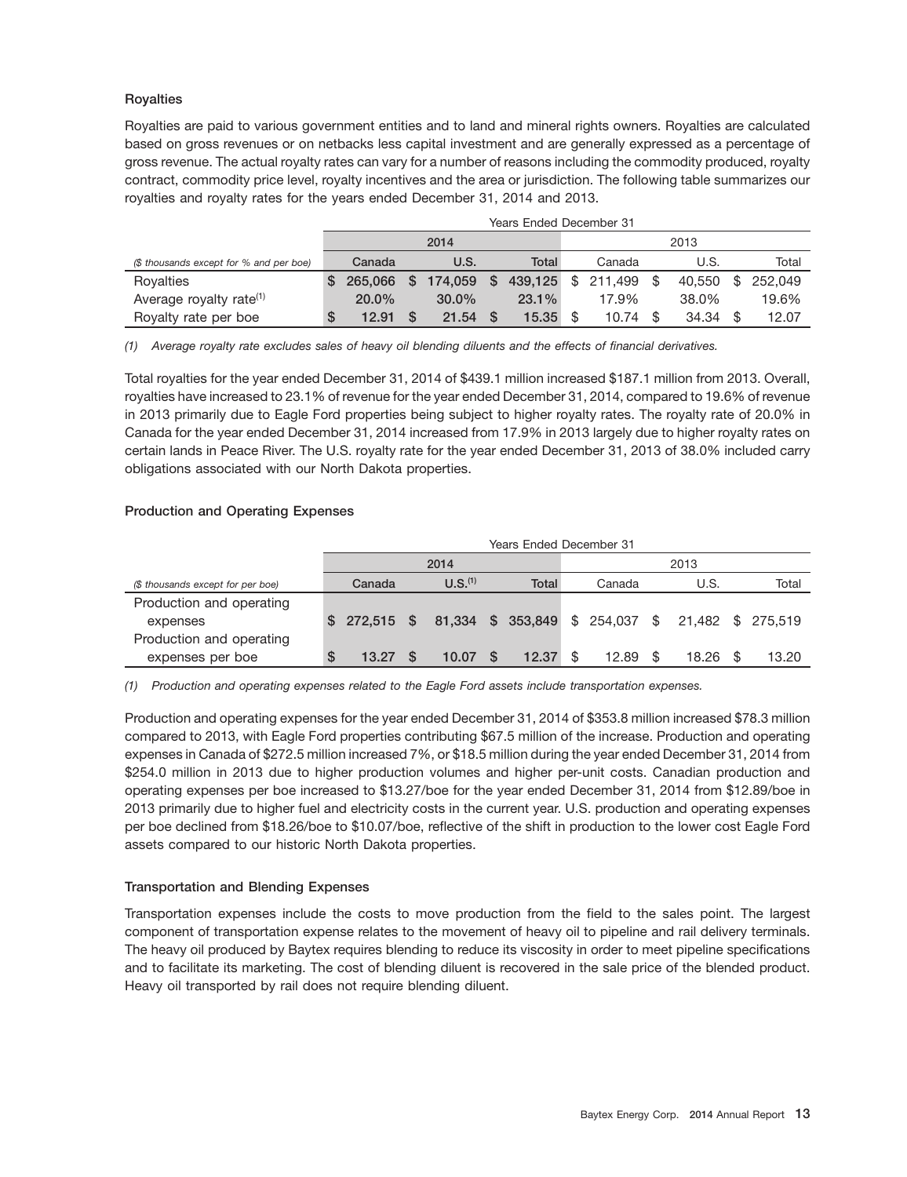### Royalties

Royalties are paid to various government entities and to land and mineral rights owners. Royalties are calculated based on gross revenues or on netbacks less capital investment and are generally expressed as a percentage of gross revenue. The actual royalty rates can vary for a number of reasons including the commodity produced, royalty contract, commodity price level, royalty incentives and the area or jurisdiction. The following table summarizes our royalties and royalty rates for the years ended December 31, 2014 and 2013.

| | Years Ended December 31 | | | | | |
|---|---|---|---|---|---|---|
| | 2014 | | | 2013 | | |
| *($ thousands except for % and per boe)* | Canada | U.S. | Total | Canada | U.S. | Total |
| Royalties | $ 265,066 | $ 174,059 | $ 439,125 | $ 211,499 | $ 40,550 | $ 252,049 |
| Average royalty rate[(1)] | 20.0% | 30.0% | 23.1% | 17.9% | 38.0% | 19.6% |
| Royalty rate per boe | $ 12.91 | $ 21.54 | $ 15.35 | $ 10.74 | $ 34.34 | $ 12.07 |

*(1) Average royalty rate excludes sales of heavy oil blending diluents and the effects of financial derivatives.*

Total royalties for the year ended December 31, 2014 of $439.1 million increased $187.1 million from 2013. Overall, royalties have increased to 23.1% of revenue for the year ended December 31, 2014, compared to 19.6% of revenue in 2013 primarily due to Eagle Ford properties being subject to higher royalty rates. The royalty rate of 20.0% in Canada for the year ended December 31, 2014 increased from 17.9% in 2013 largely due to higher royalty rates on certain lands in Peace River. The U.S. royalty rate for the year ended December 31, 2013 of 38.0% included carry obligations associated with our North Dakota properties.

### Production and Operating Expenses

| | Years Ended December 31 | | | | | |
|---|---|---|---|---|---|---|
| | 2014 | | | 2013 | | |
| *($ thousands except for per boe)* | Canada | U.S.[(1)] | Total | Canada | U.S. | Total |
| Production and operating expenses | $ 272,515 | $ 81,334 | $ 353,849 | $ 254,037 | $ 21,482 | $ 275,519 |
| Production and operating expenses per boe | $ 13.27 | $ 10.07 | $ 12.37 | $ 12.89 | $ 18.26 | $ 13.20 |

*(1) Production and operating expenses related to the Eagle Ford assets include transportation expenses.*

Production and operating expenses for the year ended December 31, 2014 of $353.8 million increased $78.3 million compared to 2013, with Eagle Ford properties contributing $67.5 million of the increase. Production and operating expenses in Canada of $272.5 million increased 7%, or $18.5 million during the year ended December 31, 2014 from $254.0 million in 2013 due to higher production volumes and higher per-unit costs. Canadian production and operating expenses per boe increased to $13.27/boe for the year ended December 31, 2014 from $12.89/boe in 2013 primarily due to higher fuel and electricity costs in the current year. U.S. production and operating expenses per boe declined from $18.26/boe to $10.07/boe, reflective of the shift in production to the lower cost Eagle Ford assets compared to our historic North Dakota properties.

### Transportation and Blending Expenses

Transportation expenses include the costs to move production from the field to the sales point. The largest component of transportation expense relates to the movement of heavy oil to pipeline and rail delivery terminals. The heavy oil produced by Baytex requires blending to reduce its viscosity in order to meet pipeline specifications and to facilitate its marketing. The cost of blending diluent is recovered in the sale price of the blended product. Heavy oil transported by rail does not require blending diluent.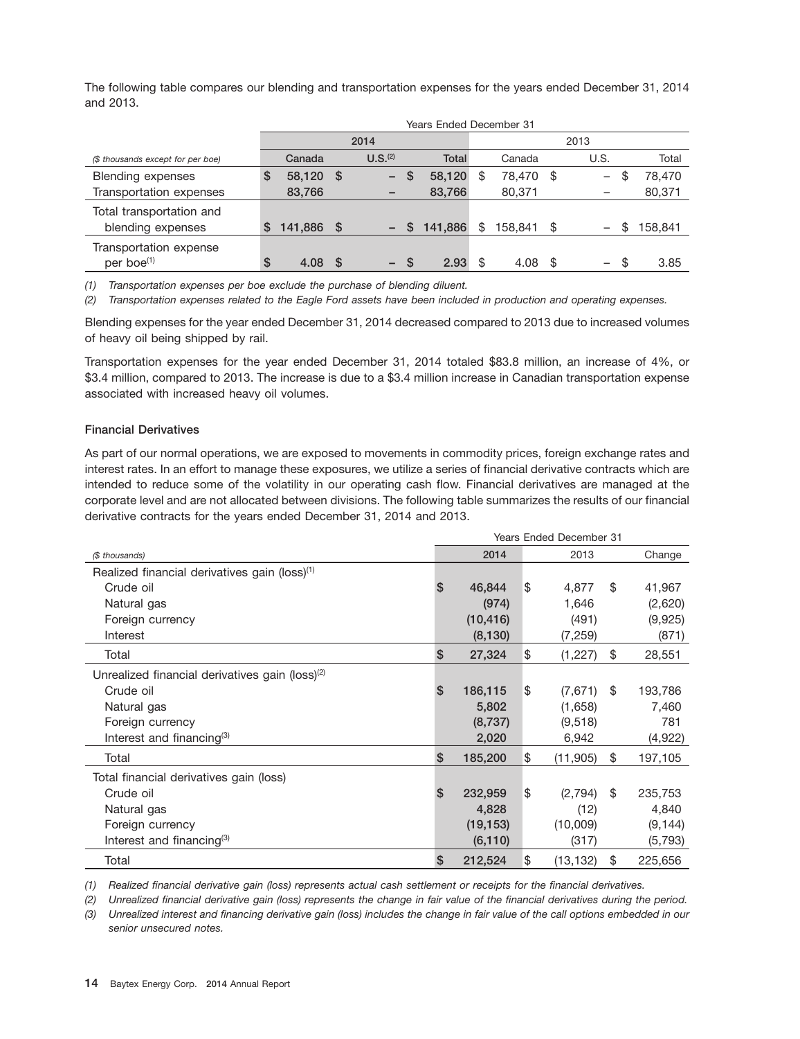The following table compares our blending and transportation expenses for the years ended December 31, 2014 and 2013.

| | Years Ended December 31 | | | | | |
|---|---|---|---|---|---|---|
| | 2014 | | | 2013 | | |
| *($ thousands except for per boe)* | Canada | U.S.[(2)] | Total | Canada | U.S. | Total |
| Blending expenses | $ 58,120 | $ – | $ 58,120 | $ 78,470 | $ – | $ 78,470 |
| Transportation expenses | 83,766 | – | 83,766 | 80,371 | – | 80,371 |
| Total transportation and blending expenses | $ 141,886 | $ – | $ 141,886 | $ 158,841 | $ – | $ 158,841 |
| Transportation expense per boe[(1)] | $ 4.08 | $ – | $ 2.93 | $ 4.08 | $ – | $ 3.85 |

*(1) Transportation expenses per boe exclude the purchase of blending diluent.*

*(2) Transportation expenses related to the Eagle Ford assets have been included in production and operating expenses.*

Blending expenses for the year ended December 31, 2014 decreased compared to 2013 due to increased volumes of heavy oil being shipped by rail.

Transportation expenses for the year ended December 31, 2014 totaled $83.8 million, an increase of 4%, or $3.4 million, compared to 2013. The increase is due to a $3.4 million increase in Canadian transportation expense associated with increased heavy oil volumes.

### Financial Derivatives

As part of our normal operations, we are exposed to movements in commodity prices, foreign exchange rates and interest rates. In an effort to manage these exposures, we utilize a series of financial derivative contracts which are intended to reduce some of the volatility in our operating cash flow. Financial derivatives are managed at the corporate level and are not allocated between divisions. The following table summarizes the results of our financial derivative contracts for the years ended December 31, 2014 and 2013.

| | Years Ended December 31 | | |
|---|---|---|---|
| *($ thousands)* | 2014 | 2013 | Change |
| Realized financial derivatives gain (loss)[(1)] | | | |
| Crude oil | $ 46,844 | $ 4,877 | $ 41,967 |
| Natural gas | (974) | 1,646 | (2,620) |
| Foreign currency | (10,416) | (491) | (9,925) |
| Interest | (8,130) | (7,259) | (871) |
| Total | $ 27,324 | $ (1,227) | $ 28,551 |
| Unrealized financial derivatives gain (loss)[(2)] | | | |
| Crude oil | $ 186,115 | $ (7,671) | $ 193,786 |
| Natural gas | 5,802 | (1,658) | 7,460 |
| Foreign currency | (8,737) | (9,518) | 781 |
| Interest and financing[(3)] | 2,020 | 6,942 | (4,922) |
| Total | $ 185,200 | $ (11,905) | $ 197,105 |
| Total financial derivatives gain (loss) | | | |
| Crude oil | $ 232,959 | $ (2,794) | $ 235,753 |
| Natural gas | 4,828 | (12) | 4,840 |
| Foreign currency | (19,153) | (10,009) | (9,144) |
| Interest and financing[(3)] | (6,110) | (317) | (5,793) |
| Total | $ 212,524 | $ (13,132) | $ 225,656 |

*(1) Realized financial derivative gain (loss) represents actual cash settlement or receipts for the financial derivatives.*

*(2) Unrealized financial derivative gain (loss) represents the change in fair value of the financial derivatives during the period.*

*(3) Unrealized interest and financing derivative gain (loss) includes the change in fair value of the call options embedded in our senior unsecured notes.*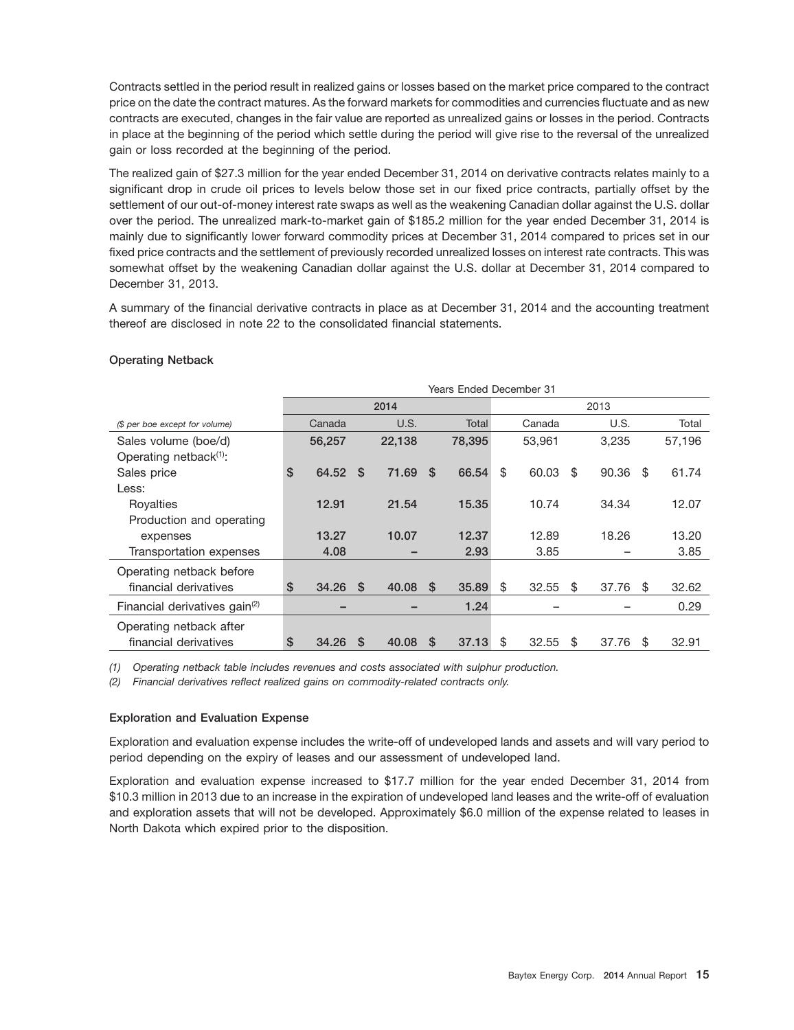Contracts settled in the period result in realized gains or losses based on the market price compared to the contract price on the date the contract matures. As the forward markets for commodities and currencies fluctuate and as new contracts are executed, changes in the fair value are reported as unrealized gains or losses in the period. Contracts in place at the beginning of the period which settle during the period will give rise to the reversal of the unrealized gain or loss recorded at the beginning of the period.

The realized gain of $27.3 million for the year ended December 31, 2014 on derivative contracts relates mainly to a significant drop in crude oil prices to levels below those set in our fixed price contracts, partially offset by the settlement of our out-of-money interest rate swaps as well as the weakening Canadian dollar against the U.S. dollar over the period. The unrealized mark-to-market gain of $185.2 million for the year ended December 31, 2014 is mainly due to significantly lower forward commodity prices at December 31, 2014 compared to prices set in our fixed price contracts and the settlement of previously recorded unrealized losses on interest rate contracts. This was somewhat offset by the weakening Canadian dollar against the U.S. dollar at December 31, 2014 compared to December 31, 2013.

A summary of the financial derivative contracts in place as at December 31, 2014 and the accounting treatment thereof are disclosed in note 22 to the consolidated financial statements.

### Operating Netback

| | Years Ended December 31 | | | | | |
|---|---|---|---|---|---|---|
| | 2014 | | | 2013 | | |
| *($ per boe except for volume)* | Canada | U.S. | Total | Canada | U.S. | Total |
| Sales volume (boe/d) | 56,257 | 22,138 | 78,395 | 53,961 | 3,235 | 57,196 |
| Operating netback[(1)]: | | | | | | |
| Sales price | $ 64.52 | $ 71.69 | $ 66.54 | $ 60.03 | $ 90.36 | $ 61.74 |
| Less: | | | | | | |
| Royalties | 12.91 | 21.54 | 15.35 | 10.74 | 34.34 | 12.07 |
| Production and operating expenses | 13.27 | 10.07 | 12.37 | 12.89 | 18.26 | 13.20 |
| Transportation expenses | 4.08 | – | 2.93 | 3.85 | – | 3.85 |
| Operating netback before financial derivatives | $ 34.26 | $ 40.08 | $ 35.89 | $ 32.55 | $ 37.76 | $ 32.62 |
| Financial derivatives gain[(2)] | – | – | 1.24 | – | – | 0.29 |
| Operating netback after financial derivatives | $ 34.26 | $ 40.08 | $ 37.13 | $ 32.55 | $ 37.76 | $ 32.91 |

*(1) Operating netback table includes revenues and costs associated with sulphur production.*

*(2) Financial derivatives reflect realized gains on commodity-related contracts only.*

### Exploration and Evaluation Expense

Exploration and evaluation expense includes the write-off of undeveloped lands and assets and will vary period to period depending on the expiry of leases and our assessment of undeveloped land.

Exploration and evaluation expense increased to $17.7 million for the year ended December 31, 2014 from $10.3 million in 2013 due to an increase in the expiration of undeveloped land leases and the write-off of evaluation and exploration assets that will not be developed. Approximately $6.0 million of the expense related to leases in North Dakota which expired prior to the disposition.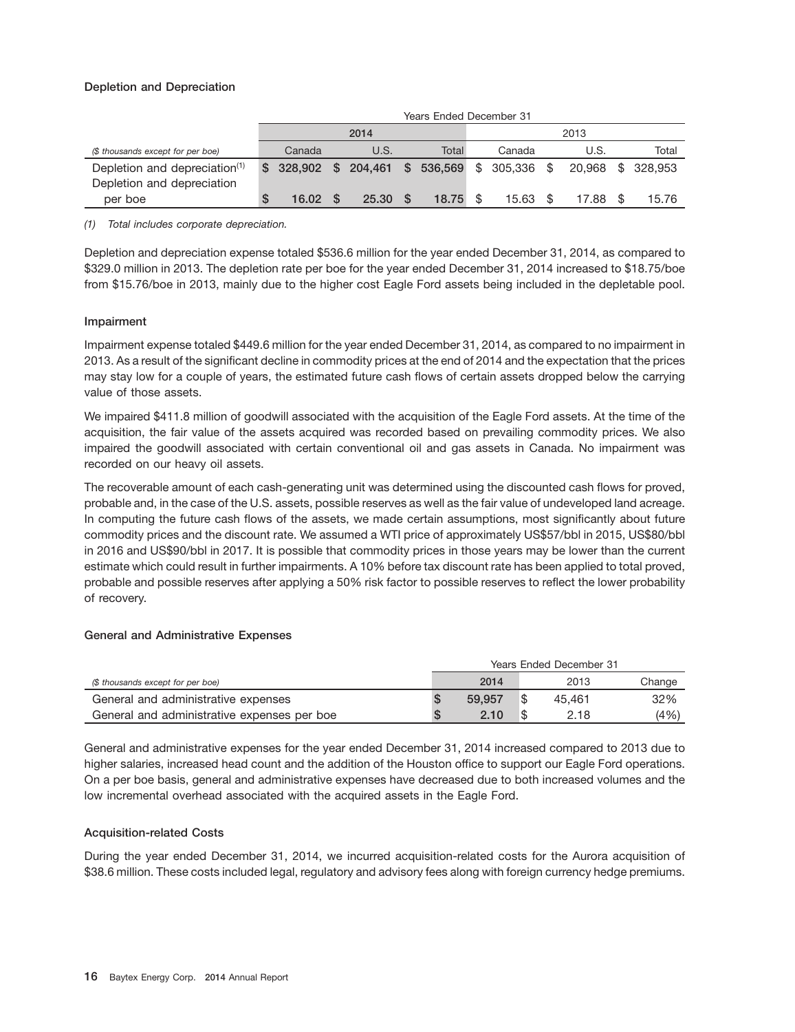### Depletion and Depreciation

| | Years Ended December 31 | | | | | |
|---|---|---|---|---|---|---|
| | 2014 | | | 2013 | | |
| *($ thousands except for per boe)* | Canada | U.S. | Total | Canada | U.S. | Total |
| Depletion and depreciation[(1)] | $ 328,902 | $ 204,461 | $ 536,569 | $ 305,336 | $ 20,968 | $ 328,953 |
| Depletion and depreciation per boe | $ 16.02 | $ 25.30 | $ 18.75 | $ 15.63 | $ 17.88 | $ 15.76 |

*(1) Total includes corporate depreciation.*

Depletion and depreciation expense totaled $536.6 million for the year ended December 31, 2014, as compared to $329.0 million in 2013. The depletion rate per boe for the year ended December 31, 2014 increased to $18.75/boe from $15.76/boe in 2013, mainly due to the higher cost Eagle Ford assets being included in the depletable pool.

### Impairment

Impairment expense totaled $449.6 million for the year ended December 31, 2014, as compared to no impairment in 2013. As a result of the significant decline in commodity prices at the end of 2014 and the expectation that the prices may stay low for a couple of years, the estimated future cash flows of certain assets dropped below the carrying value of those assets.

We impaired $411.8 million of goodwill associated with the acquisition of the Eagle Ford assets. At the time of the acquisition, the fair value of the assets acquired was recorded based on prevailing commodity prices. We also impaired the goodwill associated with certain conventional oil and gas assets in Canada. No impairment was recorded on our heavy oil assets.

The recoverable amount of each cash-generating unit was determined using the discounted cash flows for proved, probable and, in the case of the U.S. assets, possible reserves as well as the fair value of undeveloped land acreage. In computing the future cash flows of the assets, we made certain assumptions, most significantly about future commodity prices and the discount rate. We assumed a WTI price of approximately US$57/bbl in 2015, US$80/bbl in 2016 and US$90/bbl in 2017. It is possible that commodity prices in those years may be lower than the current estimate which could result in further impairments. A 10% before tax discount rate has been applied to total proved, probable and possible reserves after applying a 50% risk factor to possible reserves to reflect the lower probability of recovery.

### General and Administrative Expenses

| | Years Ended December 31 | | |
|---|---|---|---|
| *($ thousands except for per boe)* | 2014 | 2013 | Change |
| General and administrative expenses | $ 59,957 | $ 45,461 | 32% |
| General and administrative expenses per boe | $ 2.10 | $ 2.18 | (4%) |

General and administrative expenses for the year ended December 31, 2014 increased compared to 2013 due to higher salaries, increased head count and the addition of the Houston office to support our Eagle Ford operations. On a per boe basis, general and administrative expenses have decreased due to both increased volumes and the low incremental overhead associated with the acquired assets in the Eagle Ford.

### Acquisition-related Costs

During the year ended December 31, 2014, we incurred acquisition-related costs for the Aurora acquisition of $38.6 million. These costs included legal, regulatory and advisory fees along with foreign currency hedge premiums.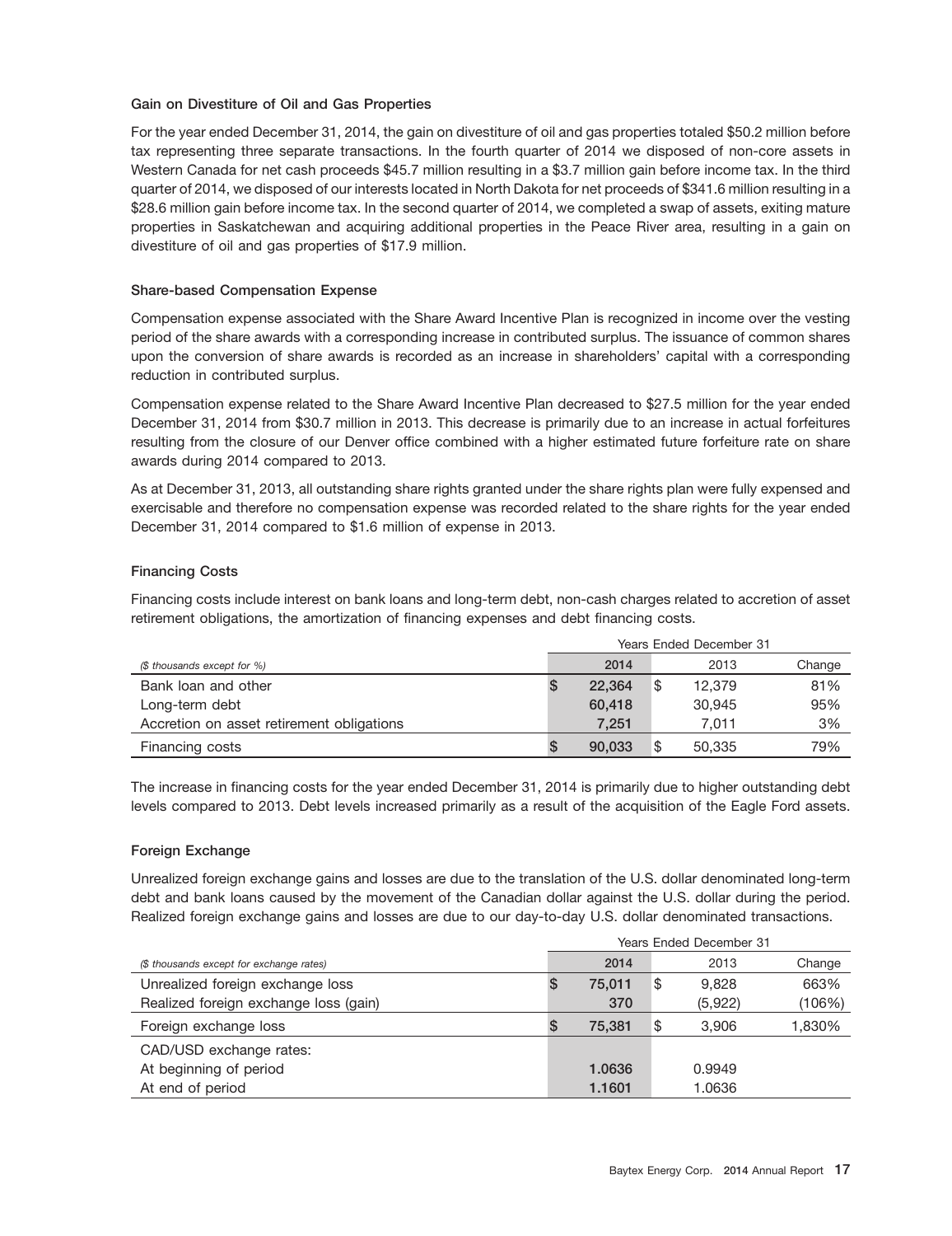### Gain on Divestiture of Oil and Gas Properties

For the year ended December 31, 2014, the gain on divestiture of oil and gas properties totaled $50.2 million before tax representing three separate transactions. In the fourth quarter of 2014 we disposed of non-core assets in Western Canada for net cash proceeds $45.7 million resulting in a $3.7 million gain before income tax. In the third quarter of 2014, we disposed of our interests located in North Dakota for net proceeds of $341.6 million resulting in a $28.6 million gain before income tax. In the second quarter of 2014, we completed a swap of assets, exiting mature properties in Saskatchewan and acquiring additional properties in the Peace River area, resulting in a gain on divestiture of oil and gas properties of $17.9 million.

### Share-based Compensation Expense

Compensation expense associated with the Share Award Incentive Plan is recognized in income over the vesting period of the share awards with a corresponding increase in contributed surplus. The issuance of common shares upon the conversion of share awards is recorded as an increase in shareholders' capital with a corresponding reduction in contributed surplus.

Compensation expense related to the Share Award Incentive Plan decreased to $27.5 million for the year ended December 31, 2014 from $30.7 million in 2013. This decrease is primarily due to an increase in actual forfeitures resulting from the closure of our Denver office combined with a higher estimated future forfeiture rate on share awards during 2014 compared to 2013.

As at December 31, 2013, all outstanding share rights granted under the share rights plan were fully expensed and exercisable and therefore no compensation expense was recorded related to the share rights for the year ended December 31, 2014 compared to $1.6 million of expense in 2013.

### Financing Costs

Financing costs include interest on bank loans and long-term debt, non-cash charges related to accretion of asset retirement obligations, the amortization of financing expenses and debt financing costs.

| | Years Ended December 31 | | |
|---|---|---|---|
| *($ thousands except for %)* | 2014 | 2013 | Change |
| Bank loan and other | $ 22,364 | $ 12,379 | 81% |
| Long-term debt | 60,418 | 30,945 | 95% |
| Accretion on asset retirement obligations | 7,251 | 7,011 | 3% |
| Financing costs | $ 90,033 | $ 50,335 | 79% |

The increase in financing costs for the year ended December 31, 2014 is primarily due to higher outstanding debt levels compared to 2013. Debt levels increased primarily as a result of the acquisition of the Eagle Ford assets.

### Foreign Exchange

Unrealized foreign exchange gains and losses are due to the translation of the U.S. dollar denominated long-term debt and bank loans caused by the movement of the Canadian dollar against the U.S. dollar during the period. Realized foreign exchange gains and losses are due to our day-to-day U.S. dollar denominated transactions.

| | Years Ended December 31 | | |
|---|---|---|---|
| *($ thousands except for exchange rates)* | 2014 | 2013 | Change |
| Unrealized foreign exchange loss | $ 75,011 | $ 9,828 | 663% |
| Realized foreign exchange loss (gain) | 370 | (5,922) | (106%) |
| Foreign exchange loss | $ 75,381 | $ 3,906 | 1,830% |
| CAD/USD exchange rates: | | | |
| At beginning of period | 1.0636 | 0.9949 | |
| At end of period | 1.1601 | 1.0636 | |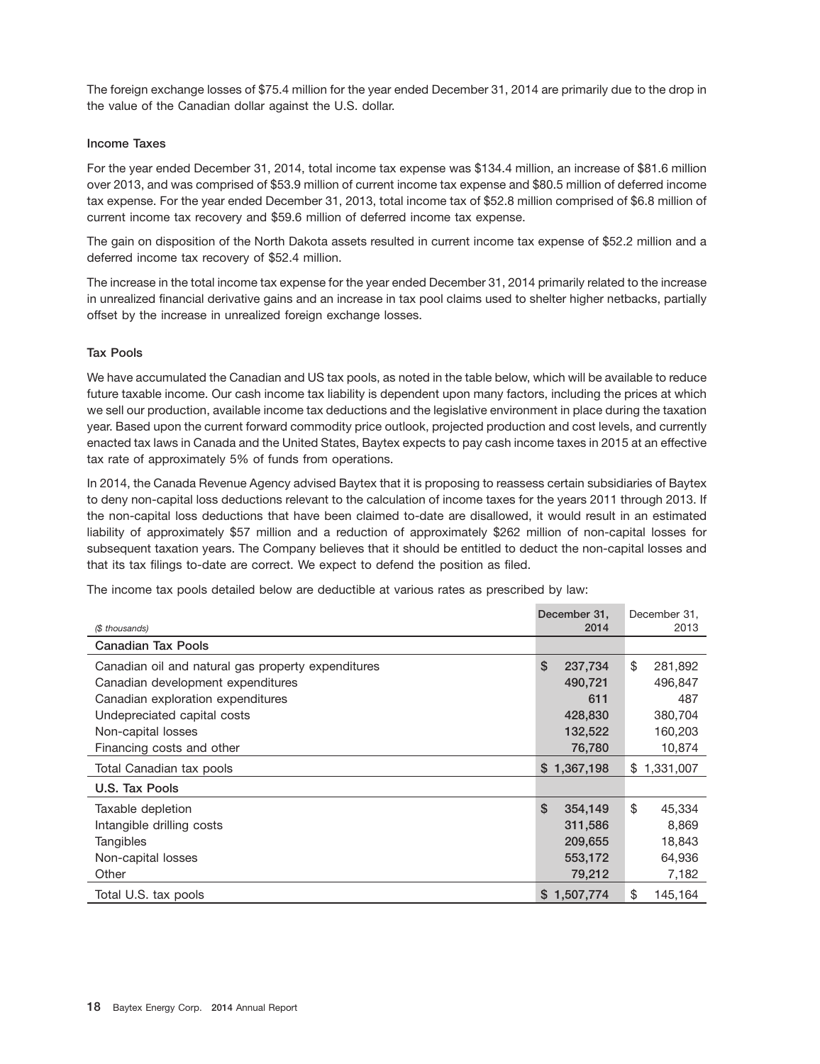The foreign exchange losses of $75.4 million for the year ended December 31, 2014 are primarily due to the drop in the value of the Canadian dollar against the U.S. dollar.

### Income Taxes

For the year ended December 31, 2014, total income tax expense was $134.4 million, an increase of $81.6 million over 2013, and was comprised of $53.9 million of current income tax expense and $80.5 million of deferred income tax expense. For the year ended December 31, 2013, total income tax of $52.8 million comprised of $6.8 million of current income tax recovery and $59.6 million of deferred income tax expense.

The gain on disposition of the North Dakota assets resulted in current income tax expense of $52.2 million and a deferred income tax recovery of $52.4 million.

The increase in the total income tax expense for the year ended December 31, 2014 primarily related to the increase in unrealized financial derivative gains and an increase in tax pool claims used to shelter higher netbacks, partially offset by the increase in unrealized foreign exchange losses.

### Tax Pools

We have accumulated the Canadian and US tax pools, as noted in the table below, which will be available to reduce future taxable income. Our cash income tax liability is dependent upon many factors, including the prices at which we sell our production, available income tax deductions and the legislative environment in place during the taxation year. Based upon the current forward commodity price outlook, projected production and cost levels, and currently enacted tax laws in Canada and the United States, Baytex expects to pay cash income taxes in 2015 at an effective tax rate of approximately 5% of funds from operations.

In 2014, the Canada Revenue Agency advised Baytex that it is proposing to reassess certain subsidiaries of Baytex to deny non-capital loss deductions relevant to the calculation of income taxes for the years 2011 through 2013. If the non-capital loss deductions that have been claimed to-date are disallowed, it would result in an estimated liability of approximately $57 million and a reduction of approximately $262 million of non-capital losses for subsequent taxation years. The Company believes that it should be entitled to deduct the non-capital losses and that its tax filings to-date are correct. We expect to defend the position as filed.

The income tax pools detailed below are deductible at various rates as prescribed by law:

| *($ thousands)* | December 31, 2014 | December 31, 2013 |
|---|---|---|
| **Canadian Tax Pools** | | |
| Canadian oil and natural gas property expenditures | $ 237,734 | $ 281,892 |
| Canadian development expenditures | 490,721 | 496,847 |
| Canadian exploration expenditures | 611 | 487 |
| Undepreciated capital costs | 428,830 | 380,704 |
| Non-capital losses | 132,522 | 160,203 |
| Financing costs and other | 76,780 | 10,874 |
| Total Canadian tax pools | $ 1,367,198 | $ 1,331,007 |
| **U.S. Tax Pools** | | |
| Taxable depletion | $ 354,149 | $ 45,334 |
| Intangible drilling costs | 311,586 | 8,869 |
| Tangibles | 209,655 | 18,843 |
| Non-capital losses | 553,172 | 64,936 |
| Other | 79,212 | 7,182 |
| Total U.S. tax pools | $ 1,507,774 | $ 145,164 |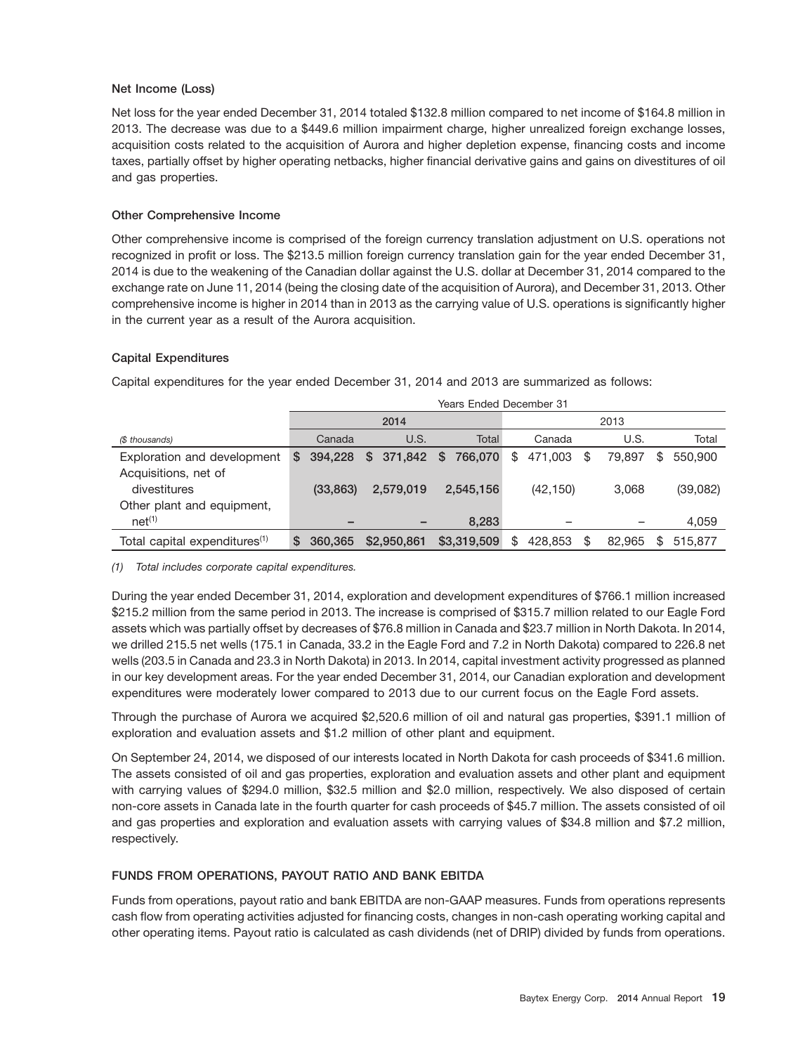### Net Income (Loss)

Net loss for the year ended December 31, 2014 totaled $132.8 million compared to net income of $164.8 million in 2013. The decrease was due to a $449.6 million impairment charge, higher unrealized foreign exchange losses, acquisition costs related to the acquisition of Aurora and higher depletion expense, financing costs and income taxes, partially offset by higher operating netbacks, higher financial derivative gains and gains on divestitures of oil and gas properties.

### Other Comprehensive Income

Other comprehensive income is comprised of the foreign currency translation adjustment on U.S. operations not recognized in profit or loss. The $213.5 million foreign currency translation gain for the year ended December 31, 2014 is due to the weakening of the Canadian dollar against the U.S. dollar at December 31, 2014 compared to the exchange rate on June 11, 2014 (being the closing date of the acquisition of Aurora), and December 31, 2013. Other comprehensive income is higher in 2014 than in 2013 as the carrying value of U.S. operations is significantly higher in the current year as a result of the Aurora acquisition.

### Capital Expenditures

Capital expenditures for the year ended December 31, 2014 and 2013 are summarized as follows:

| | Years Ended December 31 | | | | | |
|---|---|---|---|---|---|---|
| | 2014 | | | 2013 | | |
| *($ thousands)* | Canada | U.S. | Total | Canada | U.S. | Total |
| Exploration and development | $ 394,228 | $ 371,842 | $ 766,070 | $ 471,003 | $ 79,897 | $ 550,900 |
| Acquisitions, net of divestitures | (33,863) | 2,579,019 | 2,545,156 | (42,150) | 3,068 | (39,082) |
| Other plant and equipment, net[(1)] | – | – | 8,283 | – | – | 4,059 |
| Total capital expenditures[(1)] | $ 360,365 | $2,950,861 | $3,319,509 | $ 428,853 | $ 82,965 | $ 515,877 |

*(1) Total includes corporate capital expenditures.*

During the year ended December 31, 2014, exploration and development expenditures of $766.1 million increased $215.2 million from the same period in 2013. The increase is comprised of $315.7 million related to our Eagle Ford assets which was partially offset by decreases of $76.8 million in Canada and $23.7 million in North Dakota. In 2014, we drilled 215.5 net wells (175.1 in Canada, 33.2 in the Eagle Ford and 7.2 in North Dakota) compared to 226.8 net wells (203.5 in Canada and 23.3 in North Dakota) in 2013. In 2014, capital investment activity progressed as planned in our key development areas. For the year ended December 31, 2014, our Canadian exploration and development expenditures were moderately lower compared to 2013 due to our current focus on the Eagle Ford assets.

Through the purchase of Aurora we acquired $2,520.6 million of oil and natural gas properties, $391.1 million of exploration and evaluation assets and $1.2 million of other plant and equipment.

On September 24, 2014, we disposed of our interests located in North Dakota for cash proceeds of $341.6 million. The assets consisted of oil and gas properties, exploration and evaluation assets and other plant and equipment with carrying values of $294.0 million, $32.5 million and $2.0 million, respectively. We also disposed of certain non-core assets in Canada late in the fourth quarter for cash proceeds of $45.7 million. The assets consisted of oil and gas properties and exploration and evaluation assets with carrying values of $34.8 million and $7.2 million, respectively.

## FUNDS FROM OPERATIONS, PAYOUT RATIO AND BANK EBITDA

Funds from operations, payout ratio and bank EBITDA are non-GAAP measures. Funds from operations represents cash flow from operating activities adjusted for financing costs, changes in non-cash operating working capital and other operating items. Payout ratio is calculated as cash dividends (net of DRIP) divided by funds from operations.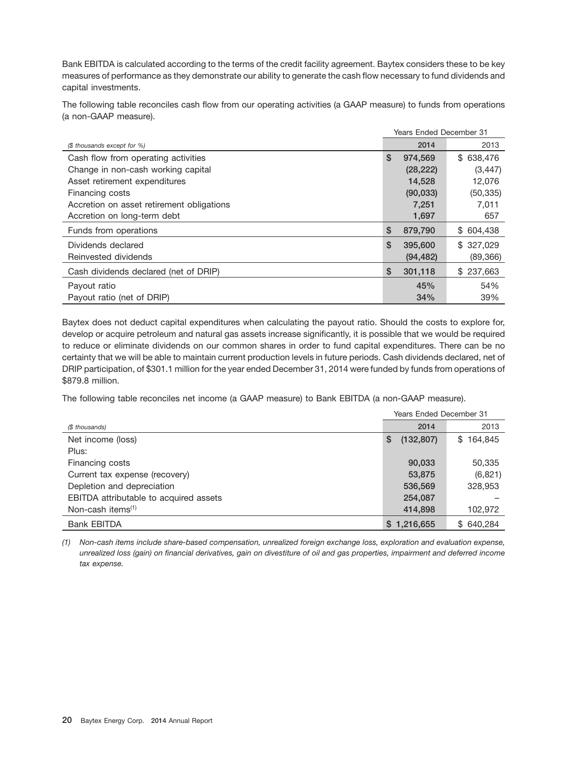Bank EBITDA is calculated according to the terms of the credit facility agreement. Baytex considers these to be key measures of performance as they demonstrate our ability to generate the cash flow necessary to fund dividends and capital investments.

The following table reconciles cash flow from our operating activities (a GAAP measure) to funds from operations (a non-GAAP measure).

| | Years Ended December 31 | |
|---|---|---|
| *($ thousands except for %)* | 2014 | 2013 |
| Cash flow from operating activities | $ 974,569 | $ 638,476 |
| Change in non-cash working capital | (28,222) | (3,447) |
| Asset retirement expenditures | 14,528 | 12,076 |
| Financing costs | (90,033) | (50,335) |
| Accretion on asset retirement obligations | 7,251 | 7,011 |
| Accretion on long-term debt | 1,697 | 657 |
| Funds from operations | $ 879,790 | $ 604,438 |
| Dividends declared | $ 395,600 | $ 327,029 |
| Reinvested dividends | (94,482) | (89,366) |
| Cash dividends declared (net of DRIP) | $ 301,118 | $ 237,663 |
| Payout ratio | 45% | 54% |
| Payout ratio (net of DRIP) | 34% | 39% |

Baytex does not deduct capital expenditures when calculating the payout ratio. Should the costs to explore for, develop or acquire petroleum and natural gas assets increase significantly, it is possible that we would be required to reduce or eliminate dividends on our common shares in order to fund capital expenditures. There can be no certainty that we will be able to maintain current production levels in future periods. Cash dividends declared, net of DRIP participation, of $301.1 million for the year ended December 31, 2014 were funded by funds from operations of $879.8 million.

The following table reconciles net income (a GAAP measure) to Bank EBITDA (a non-GAAP measure).

| | Years Ended December 31 | |
|---|---|---|
| *($ thousands)* | 2014 | 2013 |
| Net income (loss) | $ (132,807) | $ 164,845 |
| Plus: | | |
| Financing costs | 90,033 | 50,335 |
| Current tax expense (recovery) | 53,875 | (6,821) |
| Depletion and depreciation | 536,569 | 328,953 |
| EBITDA attributable to acquired assets | 254,087 | – |
| Non-cash items[(1)] | 414,898 | 102,972 |
| Bank EBITDA | $ 1,216,655 | $ 640,284 |

*(1) Non-cash items include share-based compensation, unrealized foreign exchange loss, exploration and evaluation expense, unrealized loss (gain) on financial derivatives, gain on divestiture of oil and gas properties, impairment and deferred income tax expense.*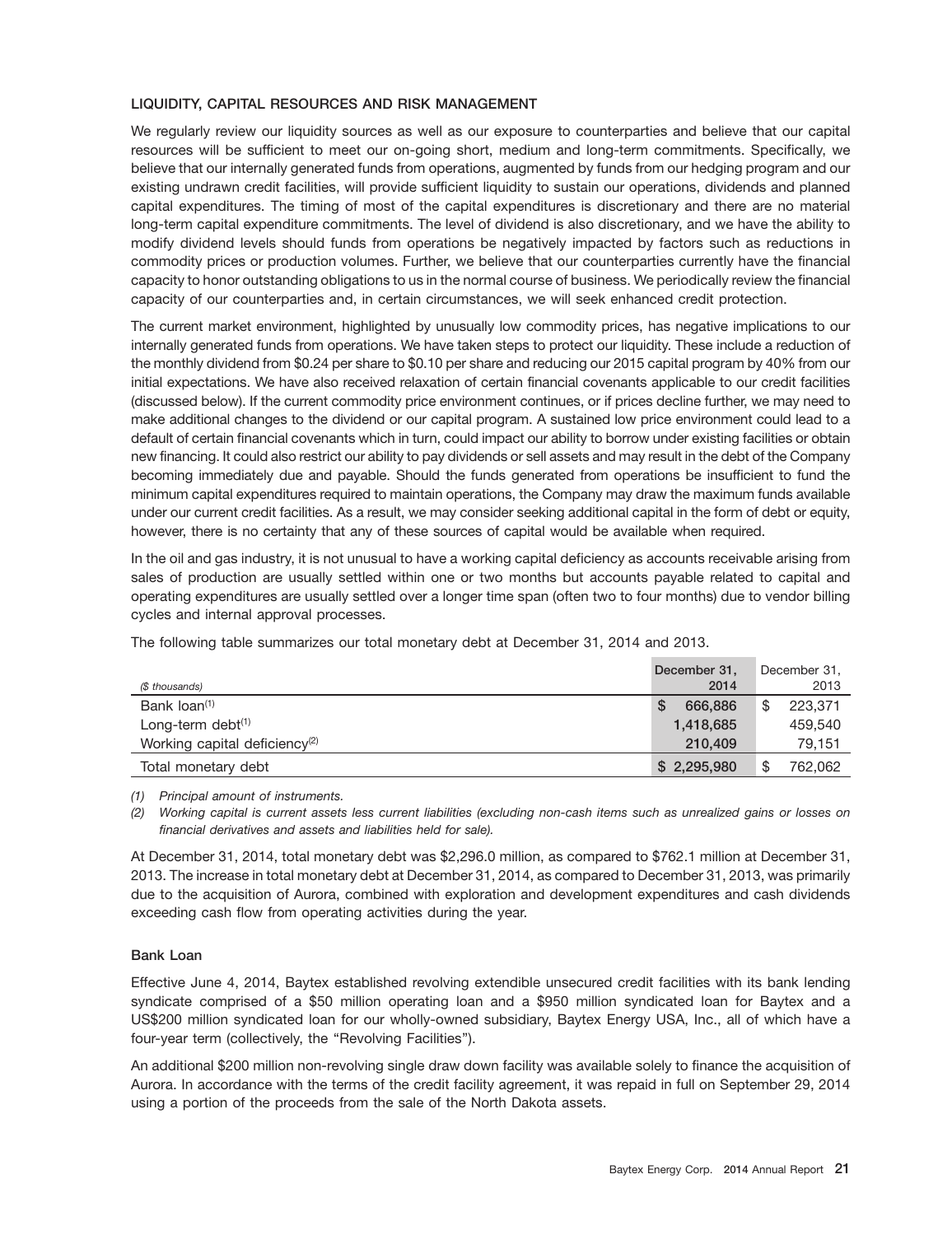## LIQUIDITY, CAPITAL RESOURCES AND RISK MANAGEMENT

We regularly review our liquidity sources as well as our exposure to counterparties and believe that our capital resources will be sufficient to meet our on-going short, medium and long-term commitments. Specifically, we believe that our internally generated funds from operations, augmented by funds from our hedging program and our existing undrawn credit facilities, will provide sufficient liquidity to sustain our operations, dividends and planned capital expenditures. The timing of most of the capital expenditures is discretionary and there are no material long-term capital expenditure commitments. The level of dividend is also discretionary, and we have the ability to modify dividend levels should funds from operations be negatively impacted by factors such as reductions in commodity prices or production volumes. Further, we believe that our counterparties currently have the financial capacity to honor outstanding obligations to us in the normal course of business. We periodically review the financial capacity of our counterparties and, in certain circumstances, we will seek enhanced credit protection.

The current market environment, highlighted by unusually low commodity prices, has negative implications to our internally generated funds from operations. We have taken steps to protect our liquidity. These include a reduction of the monthly dividend from $0.24 per share to $0.10 per share and reducing our 2015 capital program by 40% from our initial expectations. We have also received relaxation of certain financial covenants applicable to our credit facilities (discussed below). If the current commodity price environment continues, or if prices decline further, we may need to make additional changes to the dividend or our capital program. A sustained low price environment could lead to a default of certain financial covenants which in turn, could impact our ability to borrow under existing facilities or obtain new financing. It could also restrict our ability to pay dividends or sell assets and may result in the debt of the Company becoming immediately due and payable. Should the funds generated from operations be insufficient to fund the minimum capital expenditures required to maintain operations, the Company may draw the maximum funds available under our current credit facilities. As a result, we may consider seeking additional capital in the form of debt or equity, however, there is no certainty that any of these sources of capital would be available when required.

In the oil and gas industry, it is not unusual to have a working capital deficiency as accounts receivable arising from sales of production are usually settled within one or two months but accounts payable related to capital and operating expenditures are usually settled over a longer time span (often two to four months) due to vendor billing cycles and internal approval processes.

The following table summarizes our total monetary debt at December 31, 2014 and 2013.

| *($ thousands)* | December 31, 2014 | December 31, 2013 |
|---|---|---|
| Bank loan[(1)] | $ 666,886 | $ 223,371 |
| Long-term debt[(1)] | 1,418,685 | 459,540 |
| Working capital deficiency[(2)] | 210,409 | 79,151 |
| Total monetary debt | $ 2,295,980 | $ 762,062 |

*(1) Principal amount of instruments.*

*(2) Working capital is current assets less current liabilities (excluding non-cash items such as unrealized gains or losses on financial derivatives and assets and liabilities held for sale).*

At December 31, 2014, total monetary debt was $2,296.0 million, as compared to $762.1 million at December 31, 2013. The increase in total monetary debt at December 31, 2014, as compared to December 31, 2013, was primarily due to the acquisition of Aurora, combined with exploration and development expenditures and cash dividends exceeding cash flow from operating activities during the year.

### Bank Loan

Effective June 4, 2014, Baytex established revolving extendible unsecured credit facilities with its bank lending syndicate comprised of a $50 million operating loan and a $950 million syndicated loan for Baytex and a US$200 million syndicated loan for our wholly-owned subsidiary, Baytex Energy USA, Inc., all of which have a four-year term (collectively, the "Revolving Facilities").

An additional $200 million non-revolving single draw down facility was available solely to finance the acquisition of Aurora. In accordance with the terms of the credit facility agreement, it was repaid in full on September 29, 2014 using a portion of the proceeds from the sale of the North Dakota assets.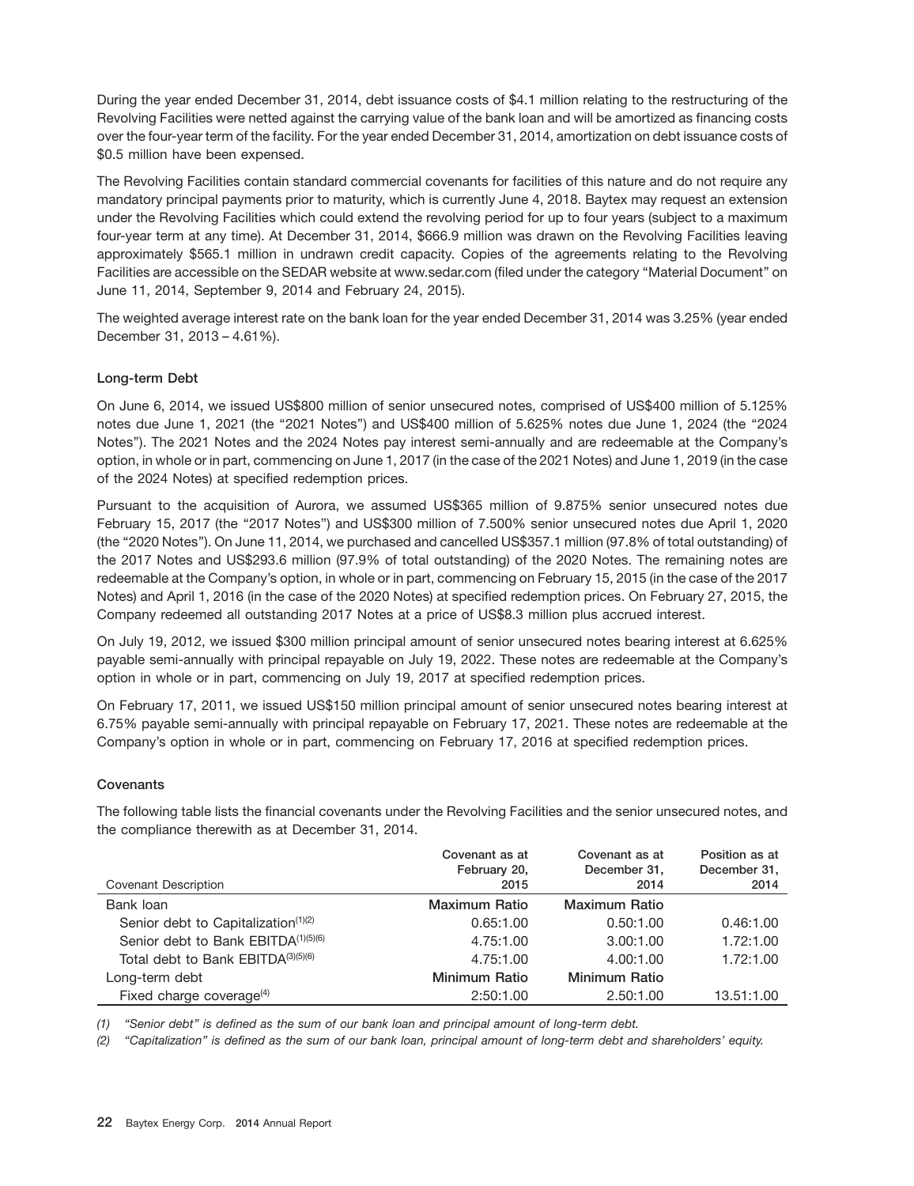During the year ended December 31, 2014, debt issuance costs of $4.1 million relating to the restructuring of the Revolving Facilities were netted against the carrying value of the bank loan and will be amortized as financing costs over the four-year term of the facility. For the year ended December 31, 2014, amortization on debt issuance costs of $0.5 million have been expensed.

The Revolving Facilities contain standard commercial covenants for facilities of this nature and do not require any mandatory principal payments prior to maturity, which is currently June 4, 2018. Baytex may request an extension under the Revolving Facilities which could extend the revolving period for up to four years (subject to a maximum four-year term at any time). At December 31, 2014, $666.9 million was drawn on the Revolving Facilities leaving approximately $565.1 million in undrawn credit capacity. Copies of the agreements relating to the Revolving Facilities are accessible on the SEDAR website at www.sedar.com (filed under the category "Material Document" on June 11, 2014, September 9, 2014 and February 24, 2015).

The weighted average interest rate on the bank loan for the year ended December 31, 2014 was 3.25% (year ended December 31, 2013 – 4.61%).

### Long-term Debt

On June 6, 2014, we issued US$800 million of senior unsecured notes, comprised of US$400 million of 5.125% notes due June 1, 2021 (the "2021 Notes") and US$400 million of 5.625% notes due June 1, 2024 (the "2024 Notes"). The 2021 Notes and the 2024 Notes pay interest semi-annually and are redeemable at the Company's option, in whole or in part, commencing on June 1, 2017 (in the case of the 2021 Notes) and June 1, 2019 (in the case of the 2024 Notes) at specified redemption prices.

Pursuant to the acquisition of Aurora, we assumed US$365 million of 9.875% senior unsecured notes due February 15, 2017 (the "2017 Notes") and US$300 million of 7.500% senior unsecured notes due April 1, 2020 (the "2020 Notes"). On June 11, 2014, we purchased and cancelled US$357.1 million (97.8% of total outstanding) of the 2017 Notes and US$293.6 million (97.9% of total outstanding) of the 2020 Notes. The remaining notes are redeemable at the Company's option, in whole or in part, commencing on February 15, 2015 (in the case of the 2017 Notes) and April 1, 2016 (in the case of the 2020 Notes) at specified redemption prices. On February 27, 2015, the Company redeemed all outstanding 2017 Notes at a price of US$8.3 million plus accrued interest.

On July 19, 2012, we issued $300 million principal amount of senior unsecured notes bearing interest at 6.625% payable semi-annually with principal repayable on July 19, 2022. These notes are redeemable at the Company's option in whole or in part, commencing on July 19, 2017 at specified redemption prices.

On February 17, 2011, we issued US$150 million principal amount of senior unsecured notes bearing interest at 6.75% payable semi-annually with principal repayable on February 17, 2021. These notes are redeemable at the Company's option in whole or in part, commencing on February 17, 2016 at specified redemption prices.

### Covenants

The following table lists the financial covenants under the Revolving Facilities and the senior unsecured notes, and the compliance therewith as at December 31, 2014.

| Covenant Description | Covenant as at February 20, 2015 | Covenant as at December 31, 2014 | Position as at December 31, 2014 |
|---|---|---|---|
| Bank loan | **Maximum Ratio** | **Maximum Ratio** | |
| Senior debt to Capitalization[(1)(2)] | 0.65:1.00 | 0.50:1.00 | 0.46:1.00 |
| Senior debt to Bank EBITDA[(1)(5)(6)] | 4.75:1.00 | 3.00:1.00 | 1.72:1.00 |
| Total debt to Bank EBITDA[(3)(5)(6)] | 4.75:1.00 | 4.00:1.00 | 1.72:1.00 |
| Long-term debt | **Minimum Ratio** | **Minimum Ratio** | |
| Fixed charge coverage[(4)] | 2:50:1.00 | 2.50:1.00 | 13.51:1.00 |

*(1) "Senior debt" is defined as the sum of our bank loan and principal amount of long-term debt.*

*(2) "Capitalization" is defined as the sum of our bank loan, principal amount of long-term debt and shareholders' equity.*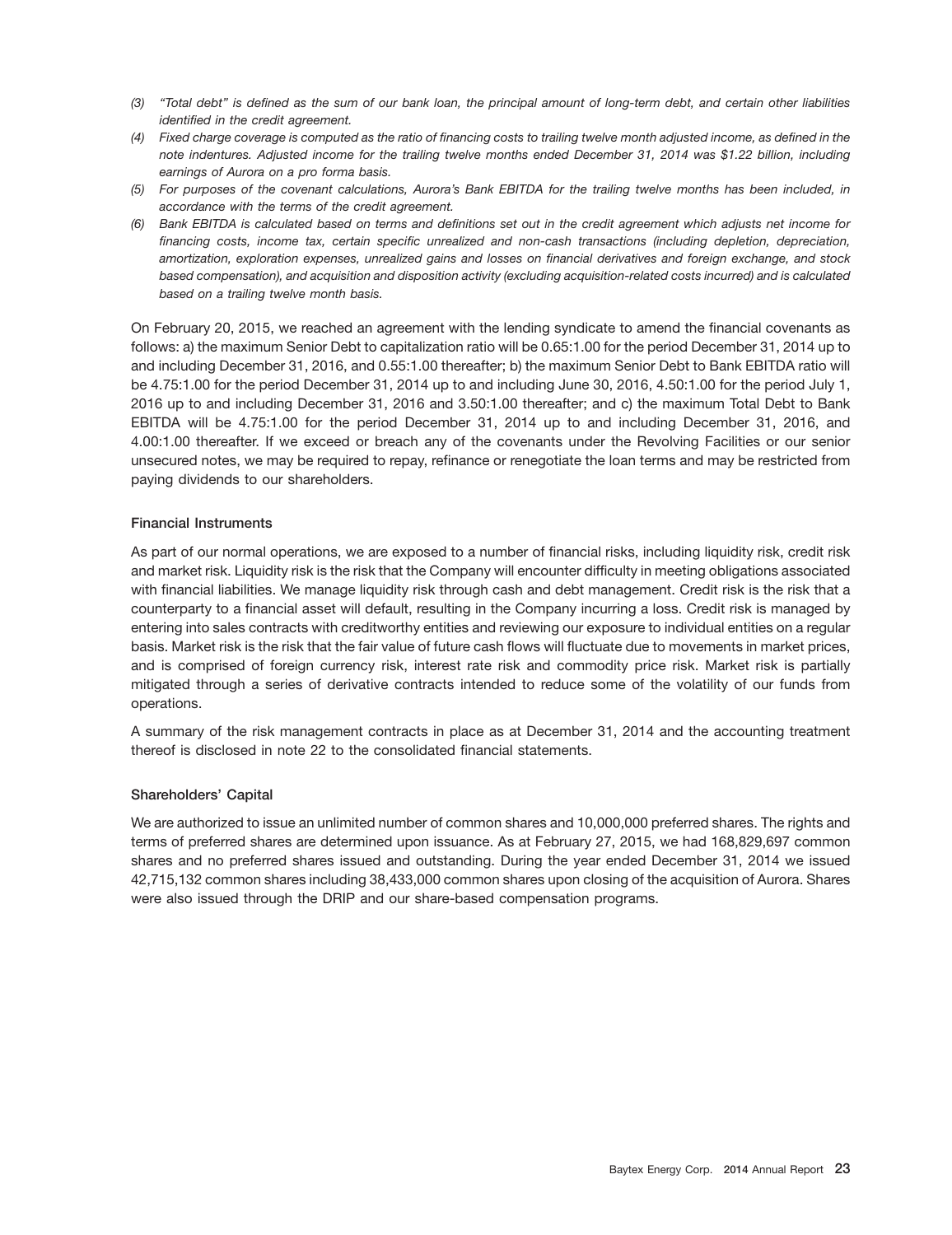*(3) "Total debt" is defined as the sum of our bank loan, the principal amount of long-term debt, and certain other liabilities identified in the credit agreement.*

*(4) Fixed charge coverage is computed as the ratio of financing costs to trailing twelve month adjusted income, as defined in the note indentures. Adjusted income for the trailing twelve months ended December 31, 2014 was $1.22 billion, including earnings of Aurora on a pro forma basis.*

*(5) For purposes of the covenant calculations, Aurora's Bank EBITDA for the trailing twelve months has been included, in accordance with the terms of the credit agreement.*

*(6) Bank EBITDA is calculated based on terms and definitions set out in the credit agreement which adjusts net income for financing costs, income tax, certain specific unrealized and non-cash transactions (including depletion, depreciation, amortization, exploration expenses, unrealized gains and losses on financial derivatives and foreign exchange, and stock based compensation), and acquisition and disposition activity (excluding acquisition-related costs incurred) and is calculated based on a trailing twelve month basis.*

On February 20, 2015, we reached an agreement with the lending syndicate to amend the financial covenants as follows: a) the maximum Senior Debt to capitalization ratio will be 0.65:1.00 for the period December 31, 2014 up to and including December 31, 2016, and 0.55:1.00 thereafter; b) the maximum Senior Debt to Bank EBITDA ratio will be 4.75:1.00 for the period December 31, 2014 up to and including June 30, 2016, 4.50:1.00 for the period July 1, 2016 up to and including December 31, 2016 and 3.50:1.00 thereafter; and c) the maximum Total Debt to Bank EBITDA will be 4.75:1.00 for the period December 31, 2014 up to and including December 31, 2016, and 4.00:1.00 thereafter. If we exceed or breach any of the covenants under the Revolving Facilities or our senior unsecured notes, we may be required to repay, refinance or renegotiate the loan terms and may be restricted from paying dividends to our shareholders.

### Financial Instruments

As part of our normal operations, we are exposed to a number of financial risks, including liquidity risk, credit risk and market risk. Liquidity risk is the risk that the Company will encounter difficulty in meeting obligations associated with financial liabilities. We manage liquidity risk through cash and debt management. Credit risk is the risk that a counterparty to a financial asset will default, resulting in the Company incurring a loss. Credit risk is managed by entering into sales contracts with creditworthy entities and reviewing our exposure to individual entities on a regular basis. Market risk is the risk that the fair value of future cash flows will fluctuate due to movements in market prices, and is comprised of foreign currency risk, interest rate risk and commodity price risk. Market risk is partially mitigated through a series of derivative contracts intended to reduce some of the volatility of our funds from operations.

A summary of the risk management contracts in place as at December 31, 2014 and the accounting treatment thereof is disclosed in note 22 to the consolidated financial statements.

### Shareholders' Capital

We are authorized to issue an unlimited number of common shares and 10,000,000 preferred shares. The rights and terms of preferred shares are determined upon issuance. As at February 27, 2015, we had 168,829,697 common shares and no preferred shares issued and outstanding. During the year ended December 31, 2014 we issued 42,715,132 common shares including 38,433,000 common shares upon closing of the acquisition of Aurora. Shares were also issued through the DRIP and our share-based compensation programs.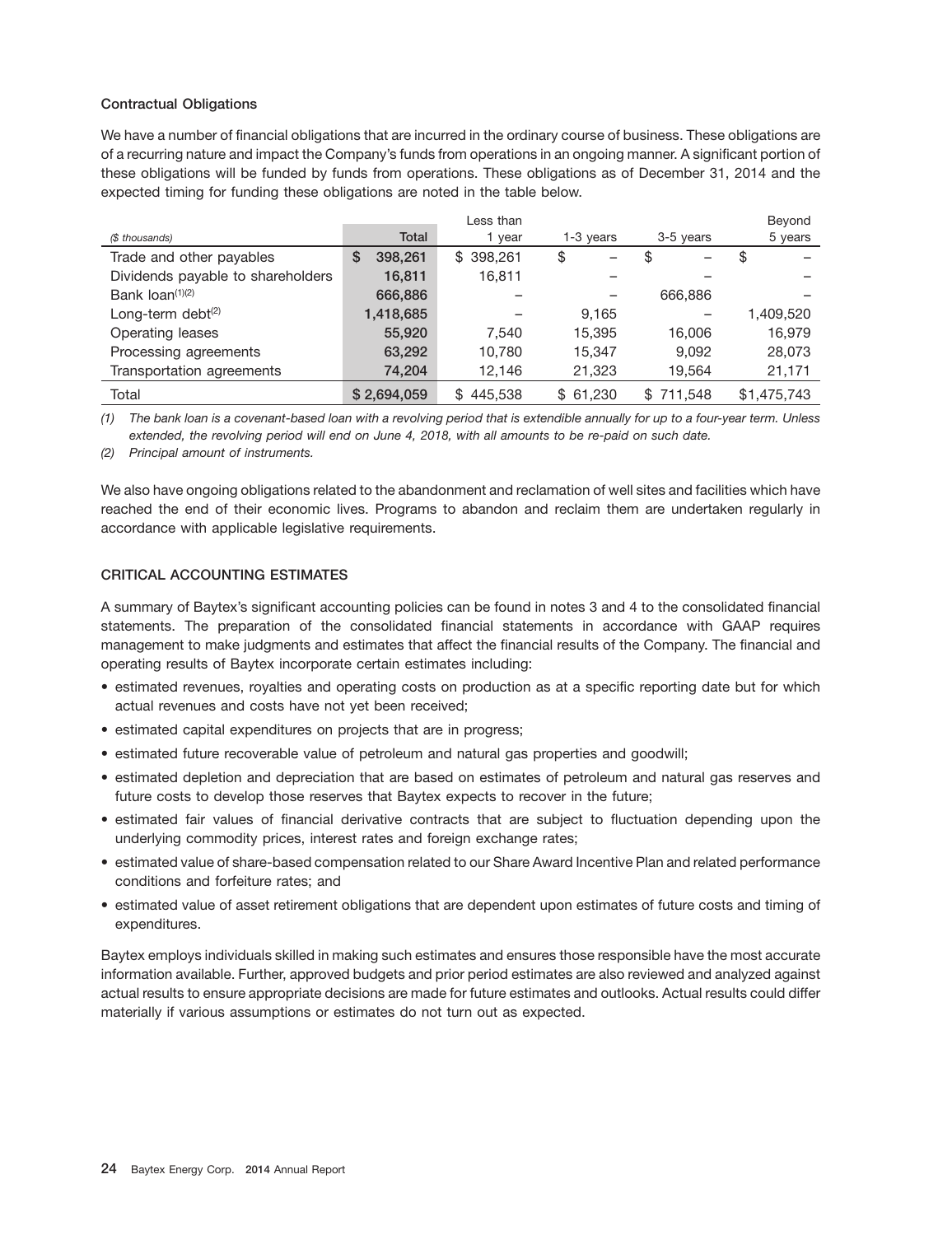### Contractual Obligations

We have a number of financial obligations that are incurred in the ordinary course of business. These obligations are of a recurring nature and impact the Company's funds from operations in an ongoing manner. A significant portion of these obligations will be funded by funds from operations. These obligations as of December 31, 2014 and the expected timing for funding these obligations are noted in the table below.

| *($ thousands)* | Total | Less than 1 year | 1-3 years | 3-5 years | Beyond 5 years |
|---|---|---|---|---|---|
| Trade and other payables | $ 398,261 | $ 398,261 | $ – | $ – | $ – |
| Dividends payable to shareholders | 16,811 | 16,811 | – | – | – |
| Bank loan[(1)(2)] | 666,886 | – | – | 666,886 | – |
| Long-term debt[(2)] | 1,418,685 | – | 9,165 | – | 1,409,520 |
| Operating leases | 55,920 | 7,540 | 15,395 | 16,006 | 16,979 |
| Processing agreements | 63,292 | 10,780 | 15,347 | 9,092 | 28,073 |
| Transportation agreements | 74,204 | 12,146 | 21,323 | 19,564 | 21,171 |
| Total | $ 2,694,059 | $ 445,538 | $ 61,230 | $ 711,548 | $1,475,743 |

*(1) The bank loan is a covenant-based loan with a revolving period that is extendible annually for up to a four-year term. Unless extended, the revolving period will end on June 4, 2018, with all amounts to be re-paid on such date.*

*(2) Principal amount of instruments.*

We also have ongoing obligations related to the abandonment and reclamation of well sites and facilities which have reached the end of their economic lives. Programs to abandon and reclaim them are undertaken regularly in accordance with applicable legislative requirements.

## CRITICAL ACCOUNTING ESTIMATES

A summary of Baytex's significant accounting policies can be found in notes 3 and 4 to the consolidated financial statements. The preparation of the consolidated financial statements in accordance with GAAP requires management to make judgments and estimates that affect the financial results of the Company. The financial and operating results of Baytex incorporate certain estimates including:

- estimated revenues, royalties and operating costs on production as at a specific reporting date but for which actual revenues and costs have not yet been received;
- estimated capital expenditures on projects that are in progress;
- estimated future recoverable value of petroleum and natural gas properties and goodwill;
- estimated depletion and depreciation that are based on estimates of petroleum and natural gas reserves and future costs to develop those reserves that Baytex expects to recover in the future;
- estimated fair values of financial derivative contracts that are subject to fluctuation depending upon the underlying commodity prices, interest rates and foreign exchange rates;
- estimated value of share-based compensation related to our Share Award Incentive Plan and related performance conditions and forfeiture rates; and
- estimated value of asset retirement obligations that are dependent upon estimates of future costs and timing of expenditures.

Baytex employs individuals skilled in making such estimates and ensures those responsible have the most accurate information available. Further, approved budgets and prior period estimates are also reviewed and analyzed against actual results to ensure appropriate decisions are made for future estimates and outlooks. Actual results could differ materially if various assumptions or estimates do not turn out as expected.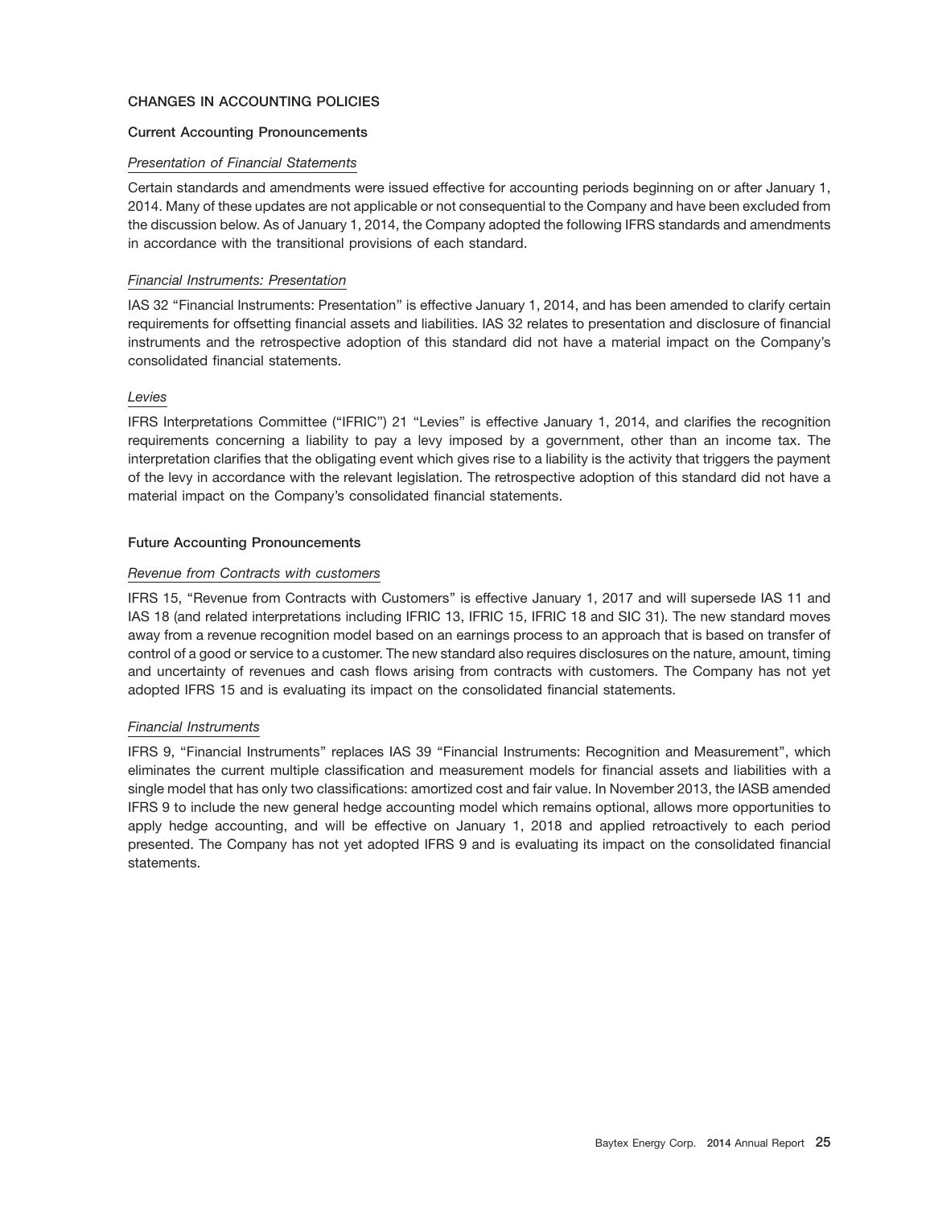## CHANGES IN ACCOUNTING POLICIES

### Current Accounting Pronouncements

*Presentation of Financial Statements*

Certain standards and amendments were issued effective for accounting periods beginning on or after January 1, 2014. Many of these updates are not applicable or not consequential to the Company and have been excluded from the discussion below. As of January 1, 2014, the Company adopted the following IFRS standards and amendments in accordance with the transitional provisions of each standard.

*Financial Instruments: Presentation*

IAS 32 "Financial Instruments: Presentation" is effective January 1, 2014, and has been amended to clarify certain requirements for offsetting financial assets and liabilities. IAS 32 relates to presentation and disclosure of financial instruments and the retrospective adoption of this standard did not have a material impact on the Company's consolidated financial statements.

*Levies*

IFRS Interpretations Committee ("IFRIC") 21 "Levies" is effective January 1, 2014, and clarifies the recognition requirements concerning a liability to pay a levy imposed by a government, other than an income tax. The interpretation clarifies that the obligating event which gives rise to a liability is the activity that triggers the payment of the levy in accordance with the relevant legislation. The retrospective adoption of this standard did not have a material impact on the Company's consolidated financial statements.

### Future Accounting Pronouncements

*Revenue from Contracts with customers*

IFRS 15, "Revenue from Contracts with Customers" is effective January 1, 2017 and will supersede IAS 11 and IAS 18 (and related interpretations including IFRIC 13, IFRIC 15, IFRIC 18 and SIC 31). The new standard moves away from a revenue recognition model based on an earnings process to an approach that is based on transfer of control of a good or service to a customer. The new standard also requires disclosures on the nature, amount, timing and uncertainty of revenues and cash flows arising from contracts with customers. The Company has not yet adopted IFRS 15 and is evaluating its impact on the consolidated financial statements.

*Financial Instruments*

IFRS 9, "Financial Instruments" replaces IAS 39 "Financial Instruments: Recognition and Measurement", which eliminates the current multiple classification and measurement models for financial assets and liabilities with a single model that has only two classifications: amortized cost and fair value. In November 2013, the IASB amended IFRS 9 to include the new general hedge accounting model which remains optional, allows more opportunities to apply hedge accounting, and will be effective on January 1, 2018 and applied retroactively to each period presented. The Company has not yet adopted IFRS 9 and is evaluating its impact on the consolidated financial statements.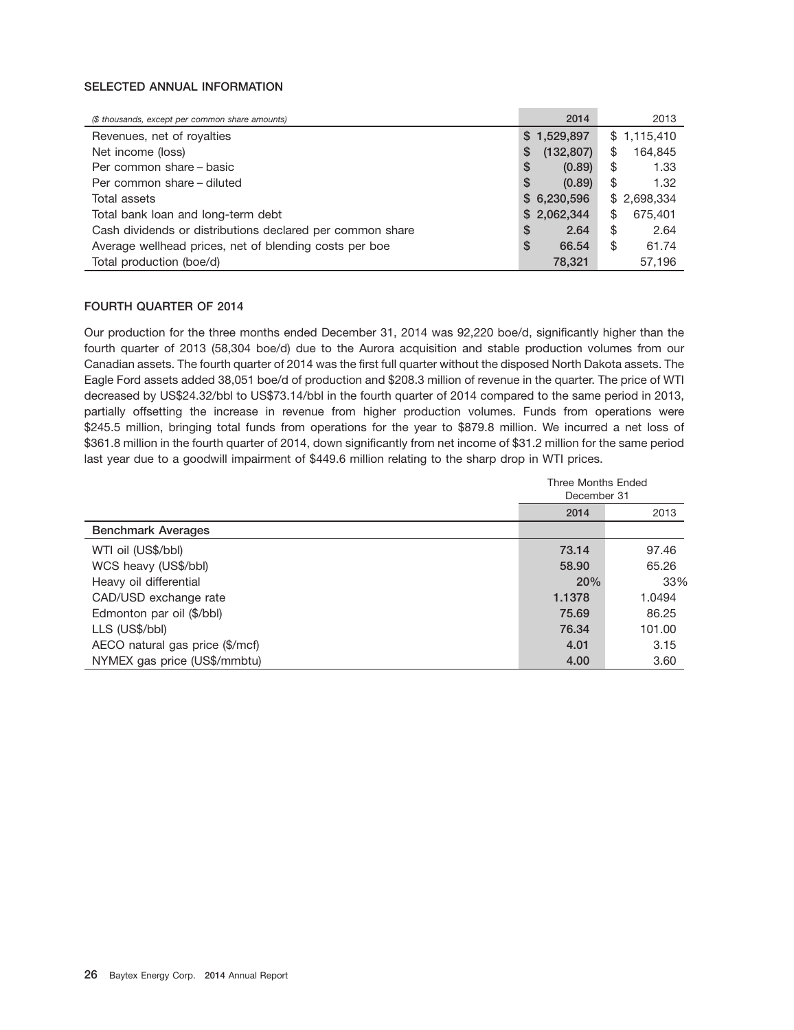## SELECTED ANNUAL INFORMATION

| *($ thousands, except per common share amounts)* | 2014 | 2013 |
|---|---|---|
| Revenues, net of royalties | $ 1,529,897 | $ 1,115,410 |
| Net income (loss) | $ (132,807) | $ 164,845 |
| Per common share – basic | $ (0.89) | $ 1.33 |
| Per common share – diluted | $ (0.89) | $ 1.32 |
| Total assets | $ 6,230,596 | $ 2,698,334 |
| Total bank loan and long-term debt | $ 2,062,344 | $ 675,401 |
| Cash dividends or distributions declared per common share | $ 2.64 | $ 2.64 |
| Average wellhead prices, net of blending costs per boe | $ 66.54 | $ 61.74 |
| Total production (boe/d) | 78,321 | 57,196 |

## FOURTH QUARTER OF 2014

Our production for the three months ended December 31, 2014 was 92,220 boe/d, significantly higher than the fourth quarter of 2013 (58,304 boe/d) due to the Aurora acquisition and stable production volumes from our Canadian assets. The fourth quarter of 2014 was the first full quarter without the disposed North Dakota assets. The Eagle Ford assets added 38,051 boe/d of production and $208.3 million of revenue in the quarter. The price of WTI decreased by US$24.32/bbl to US$73.14/bbl in the fourth quarter of 2014 compared to the same period in 2013, partially offsetting the increase in revenue from higher production volumes. Funds from operations were $245.5 million, bringing total funds from operations for the year to $879.8 million. We incurred a net loss of $361.8 million in the fourth quarter of 2014, down significantly from net income of $31.2 million for the same period last year due to a goodwill impairment of $449.6 million relating to the sharp drop in WTI prices.

| | Three Months Ended December 31 | |
|---|---|---|
| | 2014 | 2013 |
| **Benchmark Averages** | | |
| WTI oil (US$/bbl) | 73.14 | 97.46 |
| WCS heavy (US$/bbl) | 58.90 | 65.26 |
| Heavy oil differential | 20% | 33% |
| CAD/USD exchange rate | 1.1378 | 1.0494 |
| Edmonton par oil ($/bbl) | 75.69 | 86.25 |
| LLS (US$/bbl) | 76.34 | 101.00 |
| AECO natural gas price ($/mcf) | 4.01 | 3.15 |
| NYMEX gas price (US$/mmbtu) | 4.00 | 3.60 |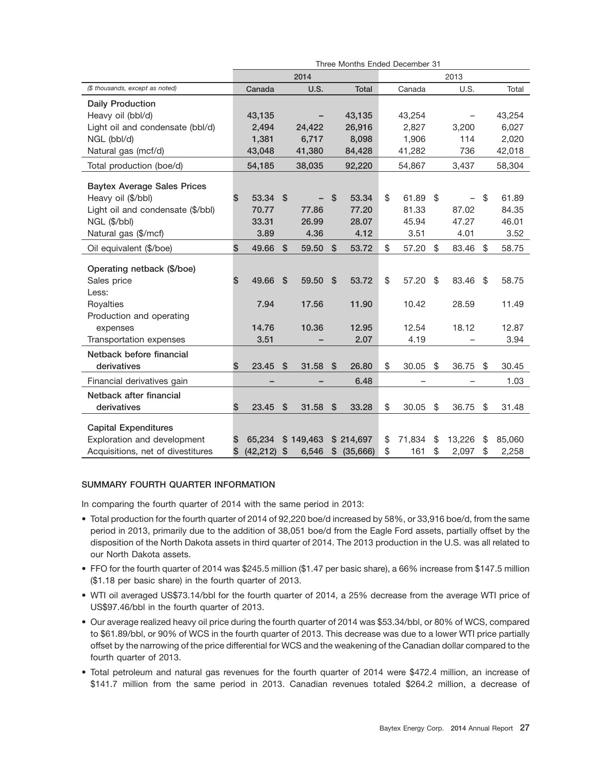| | Three Months Ended December 31 | | | | | |
|---|---|---|---|---|---|---|
| | 2014 | | | 2013 | | |
| *($ thousands, except as noted)* | Canada | U.S. | Total | Canada | U.S. | Total |
| **Daily Production** | | | | | | |
| Heavy oil (bbl/d) | 43,135 | – | 43,135 | 43,254 | – | 43,254 |
| Light oil and condensate (bbl/d) | 2,494 | 24,422 | 26,916 | 2,827 | 3,200 | 6,027 |
| NGL (bbl/d) | 1,381 | 6,717 | 8,098 | 1,906 | 114 | 2,020 |
| Natural gas (mcf/d) | 43,048 | 41,380 | 84,428 | 41,282 | 736 | 42,018 |
| Total production (boe/d) | 54,185 | 38,035 | 92,220 | 54,867 | 3,437 | 58,304 |
| **Baytex Average Sales Prices** | | | | | | |
| Heavy oil ($/bbl) | $ 53.34 | $ – | $ 53.34 | $ 61.89 | $ – | $ 61.89 |
| Light oil and condensate ($/bbl) | 70.77 | 77.86 | 77.20 | 81.33 | 87.02 | 84.35 |
| NGL ($/bbl) | 33.31 | 26.99 | 28.07 | 45.94 | 47.27 | 46.01 |
| Natural gas ($/mcf) | 3.89 | 4.36 | 4.12 | 3.51 | 4.01 | 3.52 |
| Oil equivalent ($/boe) | $ 49.66 | $ 59.50 | $ 53.72 | $ 57.20 | $ 83.46 | $ 58.75 |
| **Operating netback ($/boe)** | | | | | | |
| Sales price | $ 49.66 | $ 59.50 | $ 53.72 | $ 57.20 | $ 83.46 | $ 58.75 |
| Less: | | | | | | |
| Royalties | 7.94 | 17.56 | 11.90 | 10.42 | 28.59 | 11.49 |
| Production and operating expenses | 14.76 | 10.36 | 12.95 | 12.54 | 18.12 | 12.87 |
| Transportation expenses | 3.51 | – | 2.07 | 4.19 | – | 3.94 |
| **Netback before financial derivatives** | $ 23.45 | $ 31.58 | $ 26.80 | $ 30.05 | $ 36.75 | $ 30.45 |
| Financial derivatives gain | – | – | 6.48 | – | – | 1.03 |
| **Netback after financial derivatives** | $ 23.45 | $ 31.58 | $ 33.28 | $ 30.05 | $ 36.75 | $ 31.48 |
| **Capital Expenditures** | | | | | | |
| Exploration and development | $ 65,234 | $ 149,463 | $ 214,697 | $ 71,834 | $ 13,226 | $ 85,060 |
| Acquisitions, net of divestitures | $ (42,212) | $ 6,546 | $ (35,666) | $ 161 | $ 2,097 | $ 2,258 |

## SUMMARY FOURTH QUARTER INFORMATION

In comparing the fourth quarter of 2014 with the same period in 2013:

- Total production for the fourth quarter of 2014 of 92,220 boe/d increased by 58%, or 33,916 boe/d, from the same period in 2013, primarily due to the addition of 38,051 boe/d from the Eagle Ford assets, partially offset by the disposition of the North Dakota assets in third quarter of 2014. The 2013 production in the U.S. was all related to our North Dakota assets.
- FFO for the fourth quarter of 2014 was $245.5 million ($1.47 per basic share), a 66% increase from $147.5 million ($1.18 per basic share) in the fourth quarter of 2013.
- WTI oil averaged US$73.14/bbl for the fourth quarter of 2014, a 25% decrease from the average WTI price of US$97.46/bbl in the fourth quarter of 2013.
- Our average realized heavy oil price during the fourth quarter of 2014 was $53.34/bbl, or 80% of WCS, compared to $61.89/bbl, or 90% of WCS in the fourth quarter of 2013. This decrease was due to a lower WTI price partially offset by the narrowing of the price differential for WCS and the weakening of the Canadian dollar compared to the fourth quarter of 2013.
- Total petroleum and natural gas revenues for the fourth quarter of 2014 were $472.4 million, an increase of $141.7 million from the same period in 2013. Canadian revenues totaled $264.2 million, a decrease of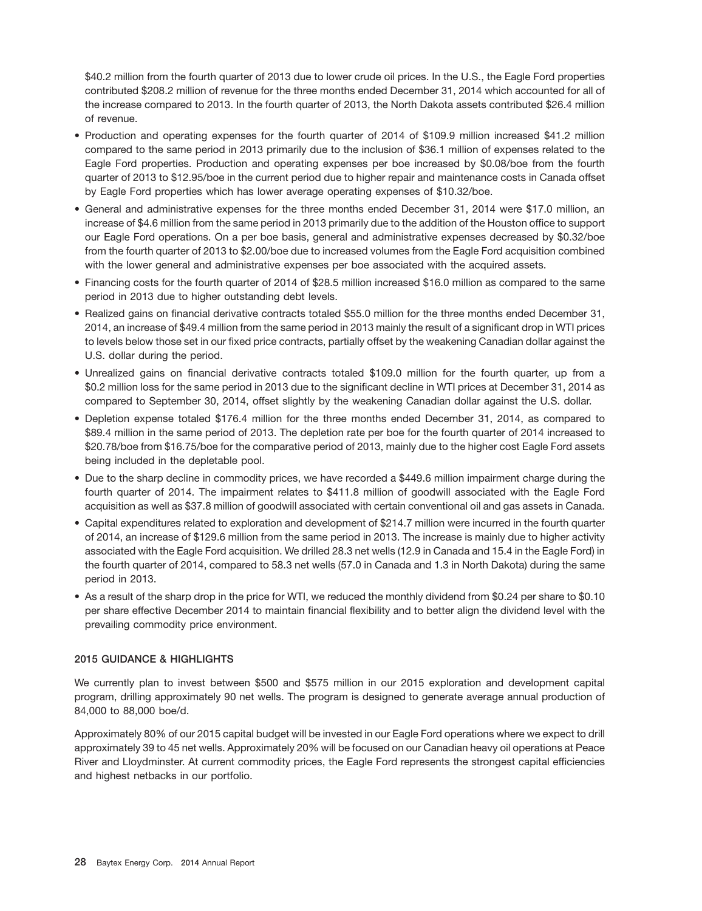$40.2 million from the fourth quarter of 2013 due to lower crude oil prices. In the U.S., the Eagle Ford properties contributed $208.2 million of revenue for the three months ended December 31, 2014 which accounted for all of the increase compared to 2013. In the fourth quarter of 2013, the North Dakota assets contributed $26.4 million of revenue.

- Production and operating expenses for the fourth quarter of 2014 of $109.9 million increased $41.2 million compared to the same period in 2013 primarily due to the inclusion of $36.1 million of expenses related to the Eagle Ford properties. Production and operating expenses per boe increased by $0.08/boe from the fourth quarter of 2013 to $12.95/boe in the current period due to higher repair and maintenance costs in Canada offset by Eagle Ford properties which has lower average operating expenses of $10.32/boe.
- General and administrative expenses for the three months ended December 31, 2014 were $17.0 million, an increase of $4.6 million from the same period in 2013 primarily due to the addition of the Houston office to support our Eagle Ford operations. On a per boe basis, general and administrative expenses decreased by $0.32/boe from the fourth quarter of 2013 to $2.00/boe due to increased volumes from the Eagle Ford acquisition combined with the lower general and administrative expenses per boe associated with the acquired assets.
- Financing costs for the fourth quarter of 2014 of $28.5 million increased $16.0 million as compared to the same period in 2013 due to higher outstanding debt levels.
- Realized gains on financial derivative contracts totaled $55.0 million for the three months ended December 31, 2014, an increase of $49.4 million from the same period in 2013 mainly the result of a significant drop in WTI prices to levels below those set in our fixed price contracts, partially offset by the weakening Canadian dollar against the U.S. dollar during the period.
- Unrealized gains on financial derivative contracts totaled $109.0 million for the fourth quarter, up from a $0.2 million loss for the same period in 2013 due to the significant decline in WTI prices at December 31, 2014 as compared to September 30, 2014, offset slightly by the weakening Canadian dollar against the U.S. dollar.
- Depletion expense totaled $176.4 million for the three months ended December 31, 2014, as compared to $89.4 million in the same period of 2013. The depletion rate per boe for the fourth quarter of 2014 increased to $20.78/boe from $16.75/boe for the comparative period of 2013, mainly due to the higher cost Eagle Ford assets being included in the depletable pool.
- Due to the sharp decline in commodity prices, we have recorded a $449.6 million impairment charge during the fourth quarter of 2014. The impairment relates to $411.8 million of goodwill associated with the Eagle Ford acquisition as well as $37.8 million of goodwill associated with certain conventional oil and gas assets in Canada.
- Capital expenditures related to exploration and development of $214.7 million were incurred in the fourth quarter of 2014, an increase of $129.6 million from the same period in 2013. The increase is mainly due to higher activity associated with the Eagle Ford acquisition. We drilled 28.3 net wells (12.9 in Canada and 15.4 in the Eagle Ford) in the fourth quarter of 2014, compared to 58.3 net wells (57.0 in Canada and 1.3 in North Dakota) during the same period in 2013.
- As a result of the sharp drop in the price for WTI, we reduced the monthly dividend from $0.24 per share to $0.10 per share effective December 2014 to maintain financial flexibility and to better align the dividend level with the prevailing commodity price environment.

## 2015 GUIDANCE & HIGHLIGHTS

We currently plan to invest between $500 and $575 million in our 2015 exploration and development capital program, drilling approximately 90 net wells. The program is designed to generate average annual production of 84,000 to 88,000 boe/d.

Approximately 80% of our 2015 capital budget will be invested in our Eagle Ford operations where we expect to drill approximately 39 to 45 net wells. Approximately 20% will be focused on our Canadian heavy oil operations at Peace River and Lloydminster. At current commodity prices, the Eagle Ford represents the strongest capital efficiencies and highest netbacks in our portfolio.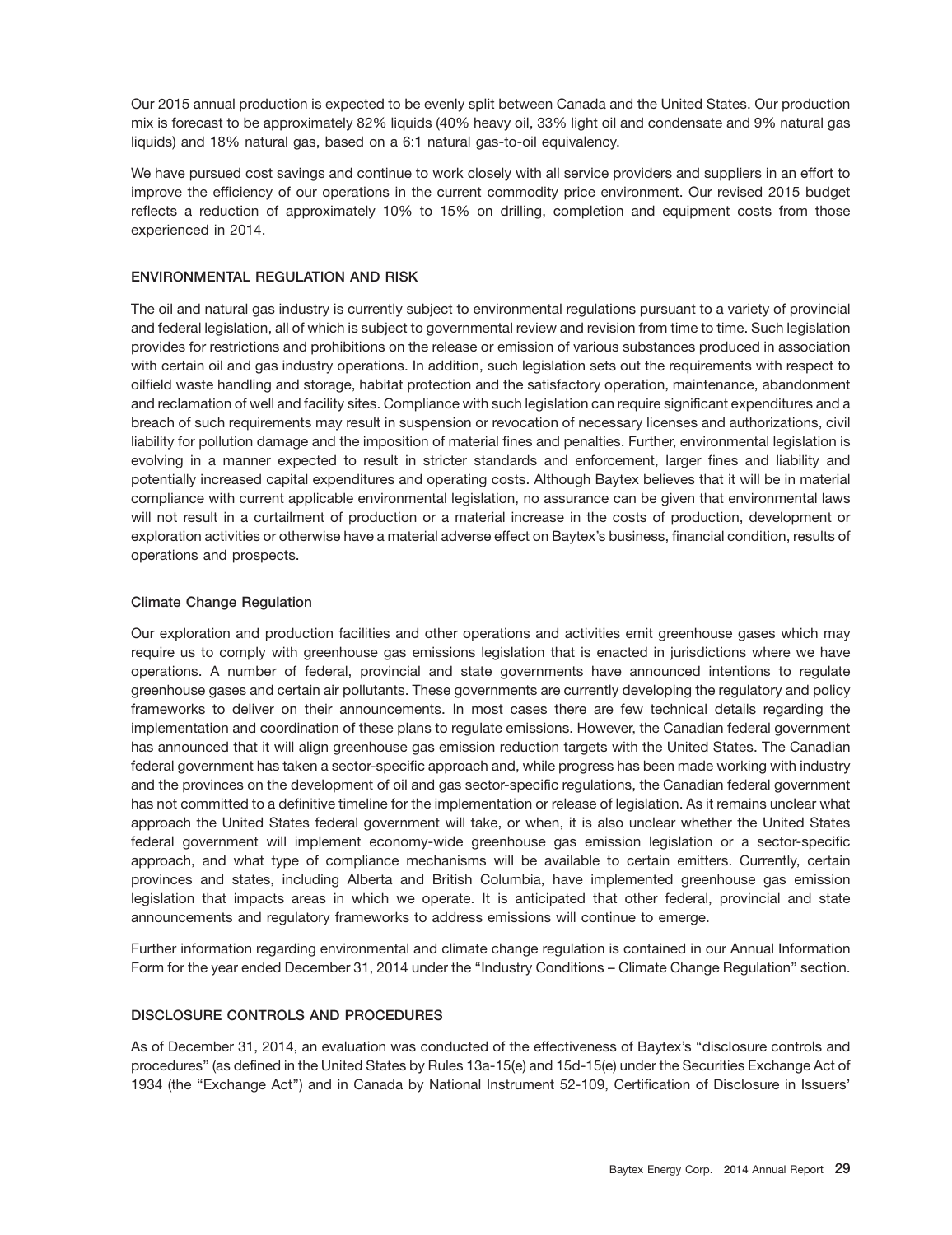Our 2015 annual production is expected to be evenly split between Canada and the United States. Our production mix is forecast to be approximately 82% liquids (40% heavy oil, 33% light oil and condensate and 9% natural gas liquids) and 18% natural gas, based on a 6:1 natural gas-to-oil equivalency.

We have pursued cost savings and continue to work closely with all service providers and suppliers in an effort to improve the efficiency of our operations in the current commodity price environment. Our revised 2015 budget reflects a reduction of approximately 10% to 15% on drilling, completion and equipment costs from those experienced in 2014.

## ENVIRONMENTAL REGULATION AND RISK

The oil and natural gas industry is currently subject to environmental regulations pursuant to a variety of provincial and federal legislation, all of which is subject to governmental review and revision from time to time. Such legislation provides for restrictions and prohibitions on the release or emission of various substances produced in association with certain oil and gas industry operations. In addition, such legislation sets out the requirements with respect to oilfield waste handling and storage, habitat protection and the satisfactory operation, maintenance, abandonment and reclamation of well and facility sites. Compliance with such legislation can require significant expenditures and a breach of such requirements may result in suspension or revocation of necessary licenses and authorizations, civil liability for pollution damage and the imposition of material fines and penalties. Further, environmental legislation is evolving in a manner expected to result in stricter standards and enforcement, larger fines and liability and potentially increased capital expenditures and operating costs. Although Baytex believes that it will be in material compliance with current applicable environmental legislation, no assurance can be given that environmental laws will not result in a curtailment of production or a material increase in the costs of production, development or exploration activities or otherwise have a material adverse effect on Baytex's business, financial condition, results of operations and prospects.

### Climate Change Regulation

Our exploration and production facilities and other operations and activities emit greenhouse gases which may require us to comply with greenhouse gas emissions legislation that is enacted in jurisdictions where we have operations. A number of federal, provincial and state governments have announced intentions to regulate greenhouse gases and certain air pollutants. These governments are currently developing the regulatory and policy frameworks to deliver on their announcements. In most cases there are few technical details regarding the implementation and coordination of these plans to regulate emissions. However, the Canadian federal government has announced that it will align greenhouse gas emission reduction targets with the United States. The Canadian federal government has taken a sector-specific approach and, while progress has been made working with industry and the provinces on the development of oil and gas sector-specific regulations, the Canadian federal government has not committed to a definitive timeline for the implementation or release of legislation. As it remains unclear what approach the United States federal government will take, or when, it is also unclear whether the United States federal government will implement economy-wide greenhouse gas emission legislation or a sector-specific approach, and what type of compliance mechanisms will be available to certain emitters. Currently, certain provinces and states, including Alberta and British Columbia, have implemented greenhouse gas emission legislation that impacts areas in which we operate. It is anticipated that other federal, provincial and state announcements and regulatory frameworks to address emissions will continue to emerge.

Further information regarding environmental and climate change regulation is contained in our Annual Information Form for the year ended December 31, 2014 under the "Industry Conditions – Climate Change Regulation" section.

## DISCLOSURE CONTROLS AND PROCEDURES

As of December 31, 2014, an evaluation was conducted of the effectiveness of Baytex's "disclosure controls and procedures" (as defined in the United States by Rules 13a-15(e) and 15d-15(e) under the Securities Exchange Act of 1934 (the "Exchange Act") and in Canada by National Instrument 52-109, Certification of Disclosure in Issuers'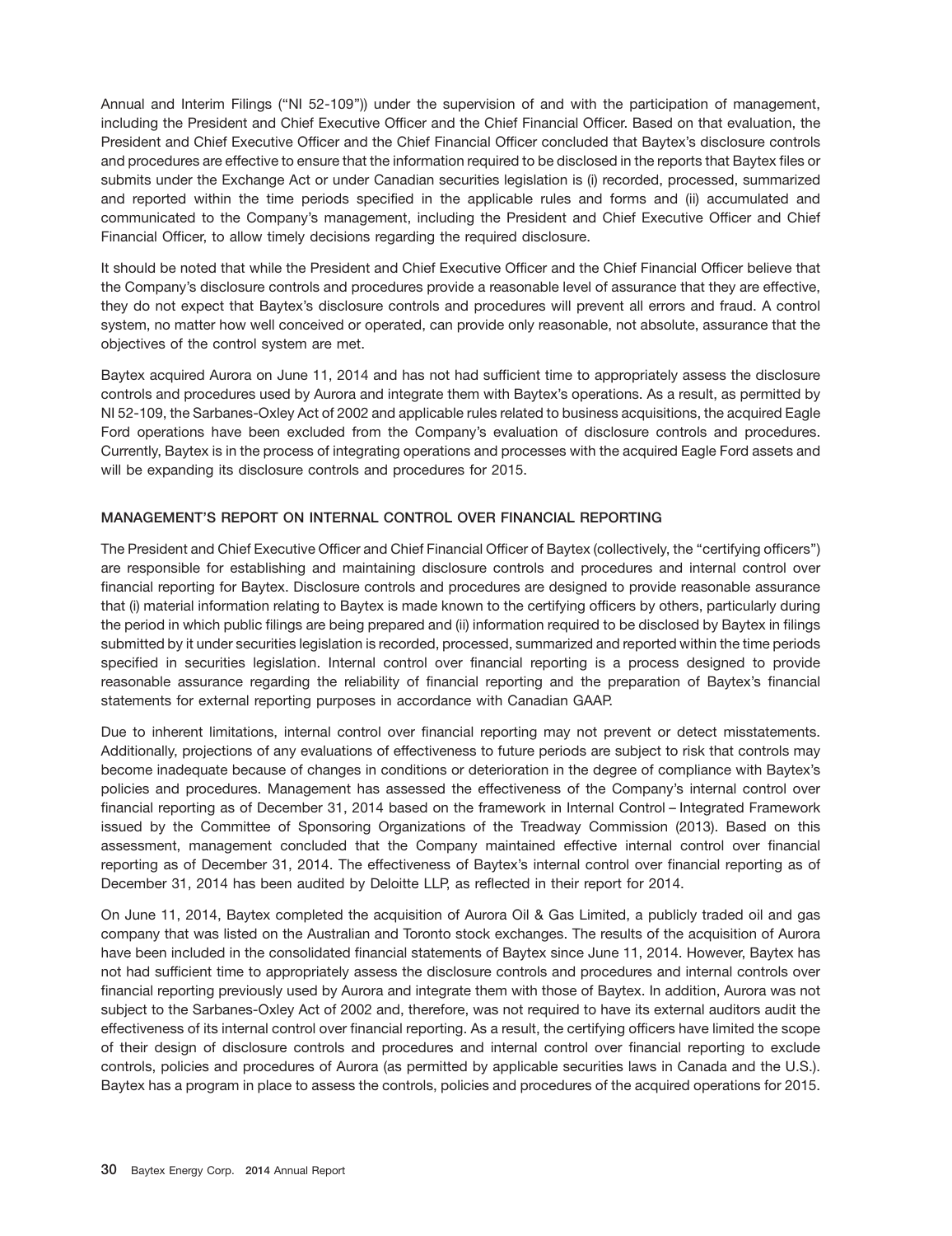Annual and Interim Filings ("NI 52-109")) under the supervision of and with the participation of management, including the President and Chief Executive Officer and the Chief Financial Officer. Based on that evaluation, the President and Chief Executive Officer and the Chief Financial Officer concluded that Baytex's disclosure controls and procedures are effective to ensure that the information required to be disclosed in the reports that Baytex files or submits under the Exchange Act or under Canadian securities legislation is (i) recorded, processed, summarized and reported within the time periods specified in the applicable rules and forms and (ii) accumulated and communicated to the Company's management, including the President and Chief Executive Officer and Chief Financial Officer, to allow timely decisions regarding the required disclosure.

It should be noted that while the President and Chief Executive Officer and the Chief Financial Officer believe that the Company's disclosure controls and procedures provide a reasonable level of assurance that they are effective, they do not expect that Baytex's disclosure controls and procedures will prevent all errors and fraud. A control system, no matter how well conceived or operated, can provide only reasonable, not absolute, assurance that the objectives of the control system are met.

Baytex acquired Aurora on June 11, 2014 and has not had sufficient time to appropriately assess the disclosure controls and procedures used by Aurora and integrate them with Baytex's operations. As a result, as permitted by NI 52-109, the Sarbanes-Oxley Act of 2002 and applicable rules related to business acquisitions, the acquired Eagle Ford operations have been excluded from the Company's evaluation of disclosure controls and procedures. Currently, Baytex is in the process of integrating operations and processes with the acquired Eagle Ford assets and will be expanding its disclosure controls and procedures for 2015.

## MANAGEMENT'S REPORT ON INTERNAL CONTROL OVER FINANCIAL REPORTING

The President and Chief Executive Officer and Chief Financial Officer of Baytex (collectively, the "certifying officers") are responsible for establishing and maintaining disclosure controls and procedures and internal control over financial reporting for Baytex. Disclosure controls and procedures are designed to provide reasonable assurance that (i) material information relating to Baytex is made known to the certifying officers by others, particularly during the period in which public filings are being prepared and (ii) information required to be disclosed by Baytex in filings submitted by it under securities legislation is recorded, processed, summarized and reported within the time periods specified in securities legislation. Internal control over financial reporting is a process designed to provide reasonable assurance regarding the reliability of financial reporting and the preparation of Baytex's financial statements for external reporting purposes in accordance with Canadian GAAP.

Due to inherent limitations, internal control over financial reporting may not prevent or detect misstatements. Additionally, projections of any evaluations of effectiveness to future periods are subject to risk that controls may become inadequate because of changes in conditions or deterioration in the degree of compliance with Baytex's policies and procedures. Management has assessed the effectiveness of the Company's internal control over financial reporting as of December 31, 2014 based on the framework in Internal Control – Integrated Framework issued by the Committee of Sponsoring Organizations of the Treadway Commission (2013). Based on this assessment, management concluded that the Company maintained effective internal control over financial reporting as of December 31, 2014. The effectiveness of Baytex's internal control over financial reporting as of December 31, 2014 has been audited by Deloitte LLP, as reflected in their report for 2014.

On June 11, 2014, Baytex completed the acquisition of Aurora Oil & Gas Limited, a publicly traded oil and gas company that was listed on the Australian and Toronto stock exchanges. The results of the acquisition of Aurora have been included in the consolidated financial statements of Baytex since June 11, 2014. However, Baytex has not had sufficient time to appropriately assess the disclosure controls and procedures and internal controls over financial reporting previously used by Aurora and integrate them with those of Baytex. In addition, Aurora was not subject to the Sarbanes-Oxley Act of 2002 and, therefore, was not required to have its external auditors audit the effectiveness of its internal control over financial reporting. As a result, the certifying officers have limited the scope of their design of disclosure controls and procedures and internal control over financial reporting to exclude controls, policies and procedures of Aurora (as permitted by applicable securities laws in Canada and the U.S.). Baytex has a program in place to assess the controls, policies and procedures of the acquired operations for 2015.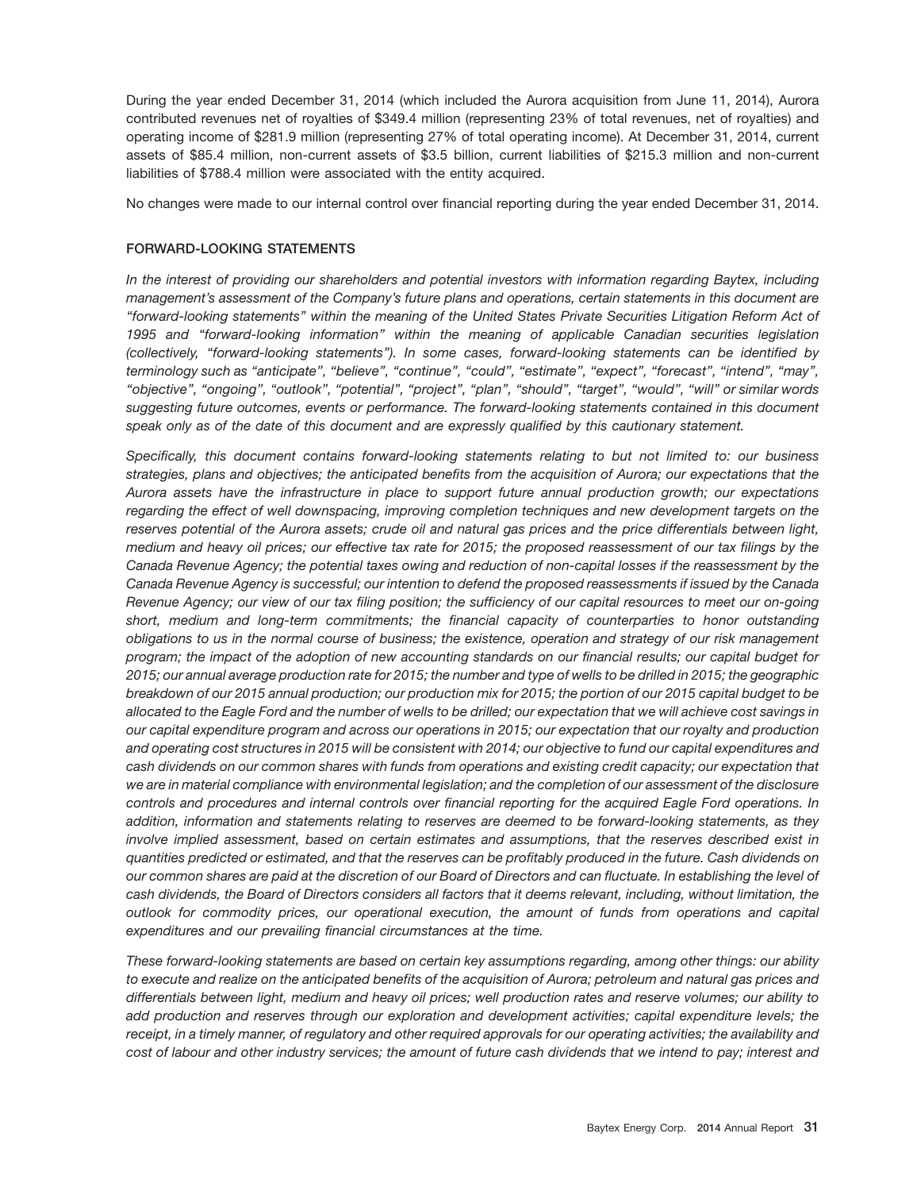During the year ended December 31, 2014 (which included the Aurora acquisition from June 11, 2014), Aurora contributed revenues net of royalties of $349.4 million (representing 23% of total revenues, net of royalties) and operating income of $281.9 million (representing 27% of total operating income). At December 31, 2014, current assets of $85.4 million, non-current assets of $3.5 billion, current liabilities of $215.3 million and non-current liabilities of $788.4 million were associated with the entity acquired.

No changes were made to our internal control over financial reporting during the year ended December 31, 2014.

## FORWARD-LOOKING STATEMENTS

*In the interest of providing our shareholders and potential investors with information regarding Baytex, including management's assessment of the Company's future plans and operations, certain statements in this document are "forward-looking statements" within the meaning of the United States Private Securities Litigation Reform Act of 1995 and "forward-looking information" within the meaning of applicable Canadian securities legislation (collectively, "forward-looking statements"). In some cases, forward-looking statements can be identified by terminology such as "anticipate", "believe", "continue", "could", "estimate", "expect", "forecast", "intend", "may", "objective", "ongoing", "outlook", "potential", "project", "plan", "should", "target", "would", "will" or similar words suggesting future outcomes, events or performance. The forward-looking statements contained in this document speak only as of the date of this document and are expressly qualified by this cautionary statement.*

*Specifically, this document contains forward-looking statements relating to but not limited to: our business strategies, plans and objectives; the anticipated benefits from the acquisition of Aurora; our expectations that the Aurora assets have the infrastructure in place to support future annual production growth; our expectations regarding the effect of well downspacing, improving completion techniques and new development targets on the reserves potential of the Aurora assets; crude oil and natural gas prices and the price differentials between light, medium and heavy oil prices; our effective tax rate for 2015; the proposed reassessment of our tax filings by the Canada Revenue Agency; the potential taxes owing and reduction of non-capital losses if the reassessment by the Canada Revenue Agency is successful; our intention to defend the proposed reassessments if issued by the Canada Revenue Agency; our view of our tax filing position; the sufficiency of our capital resources to meet our on-going short, medium and long-term commitments; the financial capacity of counterparties to honor outstanding obligations to us in the normal course of business; the existence, operation and strategy of our risk management program; the impact of the adoption of new accounting standards on our financial results; our capital budget for 2015; our annual average production rate for 2015; the number and type of wells to be drilled in 2015; the geographic breakdown of our 2015 annual production; our production mix for 2015; the portion of our 2015 capital budget to be allocated to the Eagle Ford and the number of wells to be drilled; our expectation that we will achieve cost savings in our capital expenditure program and across our operations in 2015; our expectation that our royalty and production and operating cost structures in 2015 will be consistent with 2014; our objective to fund our capital expenditures and cash dividends on our common shares with funds from operations and existing credit capacity; our expectation that we are in material compliance with environmental legislation; and the completion of our assessment of the disclosure controls and procedures and internal controls over financial reporting for the acquired Eagle Ford operations. In addition, information and statements relating to reserves are deemed to be forward-looking statements, as they involve implied assessment, based on certain estimates and assumptions, that the reserves described exist in quantities predicted or estimated, and that the reserves can be profitably produced in the future. Cash dividends on our common shares are paid at the discretion of our Board of Directors and can fluctuate. In establishing the level of cash dividends, the Board of Directors considers all factors that it deems relevant, including, without limitation, the outlook for commodity prices, our operational execution, the amount of funds from operations and capital expenditures and our prevailing financial circumstances at the time.*

*These forward-looking statements are based on certain key assumptions regarding, among other things: our ability to execute and realize on the anticipated benefits of the acquisition of Aurora; petroleum and natural gas prices and differentials between light, medium and heavy oil prices; well production rates and reserve volumes; our ability to add production and reserves through our exploration and development activities; capital expenditure levels; the receipt, in a timely manner, of regulatory and other required approvals for our operating activities; the availability and cost of labour and other industry services; the amount of future cash dividends that we intend to pay; interest and*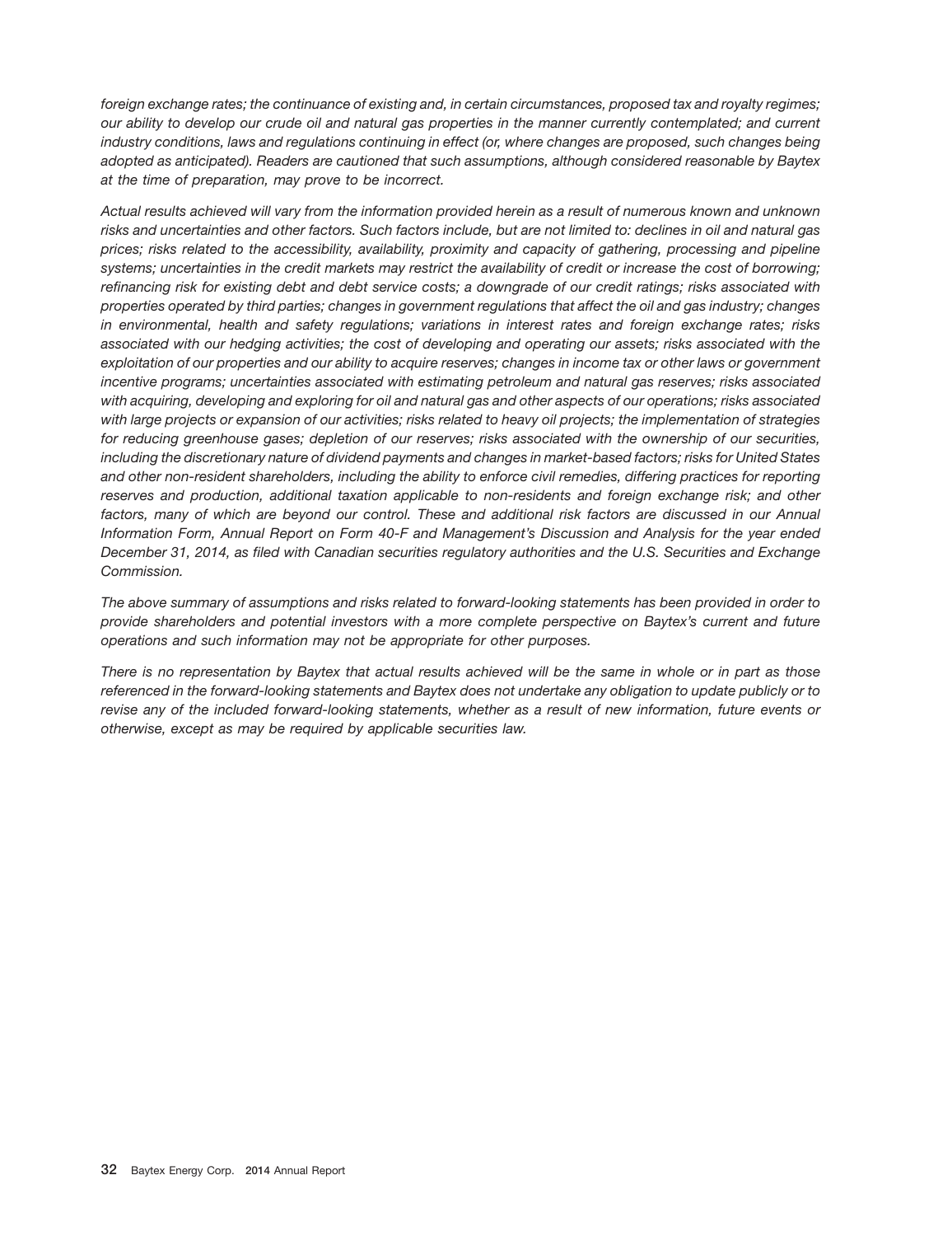*foreign exchange rates; the continuance of existing and, in certain circumstances, proposed tax and royalty regimes; our ability to develop our crude oil and natural gas properties in the manner currently contemplated; and current industry conditions, laws and regulations continuing in effect (or, where changes are proposed, such changes being adopted as anticipated). Readers are cautioned that such assumptions, although considered reasonable by Baytex at the time of preparation, may prove to be incorrect.*

*Actual results achieved will vary from the information provided herein as a result of numerous known and unknown risks and uncertainties and other factors. Such factors include, but are not limited to: declines in oil and natural gas prices; risks related to the accessibility, availability, proximity and capacity of gathering, processing and pipeline systems; uncertainties in the credit markets may restrict the availability of credit or increase the cost of borrowing; refinancing risk for existing debt and debt service costs; a downgrade of our credit ratings; risks associated with properties operated by third parties; changes in government regulations that affect the oil and gas industry; changes in environmental, health and safety regulations; variations in interest rates and foreign exchange rates; risks associated with our hedging activities; the cost of developing and operating our assets; risks associated with the exploitation of our properties and our ability to acquire reserves; changes in income tax or other laws or government incentive programs; uncertainties associated with estimating petroleum and natural gas reserves; risks associated with acquiring, developing and exploring for oil and natural gas and other aspects of our operations; risks associated with large projects or expansion of our activities; risks related to heavy oil projects; the implementation of strategies for reducing greenhouse gases; depletion of our reserves; risks associated with the ownership of our securities, including the discretionary nature of dividend payments and changes in market-based factors; risks for United States and other non-resident shareholders, including the ability to enforce civil remedies, differing practices for reporting reserves and production, additional taxation applicable to non-residents and foreign exchange risk; and other factors, many of which are beyond our control. These and additional risk factors are discussed in our Annual Information Form, Annual Report on Form 40-F and Management's Discussion and Analysis for the year ended December 31, 2014, as filed with Canadian securities regulatory authorities and the U.S. Securities and Exchange Commission.*

*The above summary of assumptions and risks related to forward-looking statements has been provided in order to provide shareholders and potential investors with a more complete perspective on Baytex's current and future operations and such information may not be appropriate for other purposes.*

*There is no representation by Baytex that actual results achieved will be the same in whole or in part as those referenced in the forward-looking statements and Baytex does not undertake any obligation to update publicly or to revise any of the included forward-looking statements, whether as a result of new information, future events or otherwise, except as may be required by applicable securities law.*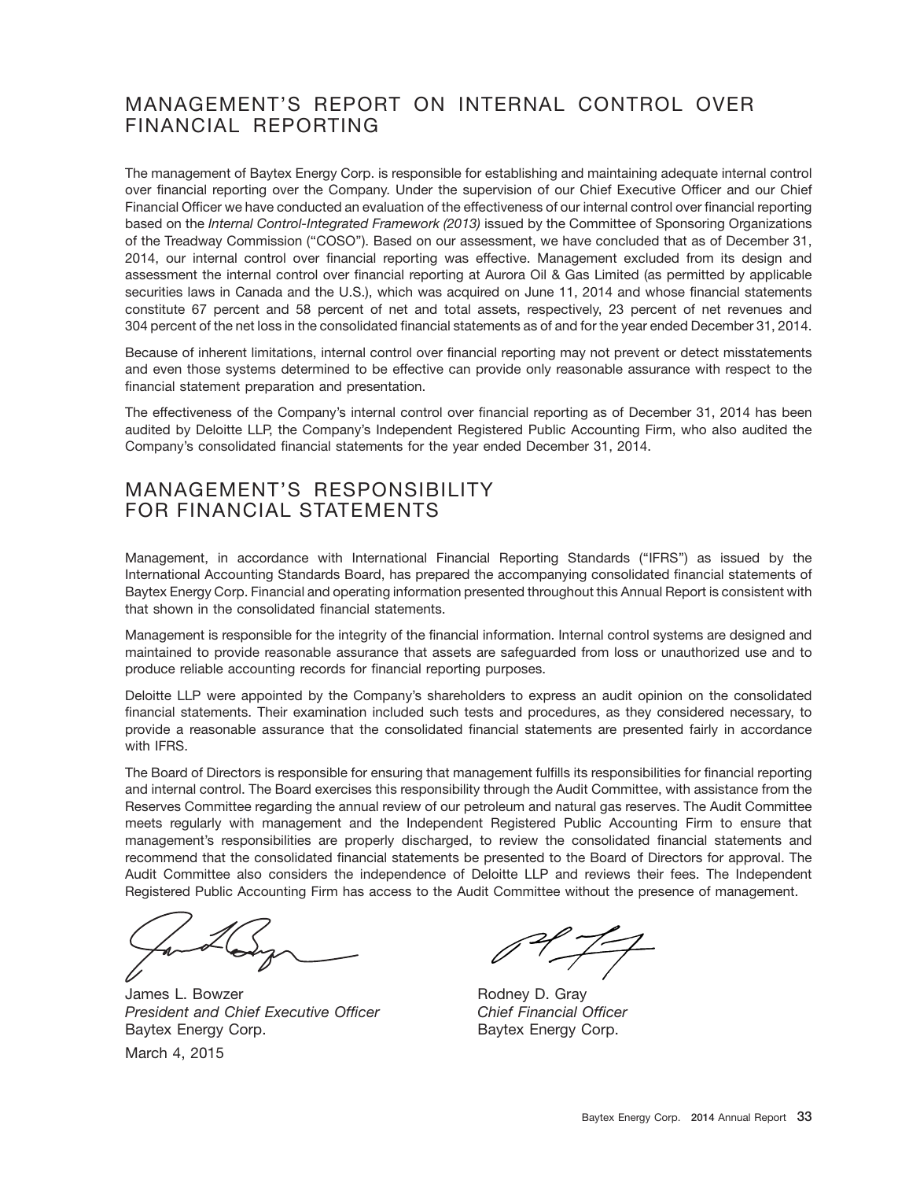# MANAGEMENT'S REPORT ON INTERNAL CONTROL OVER FINANCIAL REPORTING

The management of Baytex Energy Corp. is responsible for establishing and maintaining adequate internal control over financial reporting over the Company. Under the supervision of our Chief Executive Officer and our Chief Financial Officer we have conducted an evaluation of the effectiveness of our internal control over financial reporting based on the *Internal Control-Integrated Framework (2013)* issued by the Committee of Sponsoring Organizations of the Treadway Commission ("COSO"). Based on our assessment, we have concluded that as of December 31, 2014, our internal control over financial reporting was effective. Management excluded from its design and assessment the internal control over financial reporting at Aurora Oil & Gas Limited (as permitted by applicable securities laws in Canada and the U.S.), which was acquired on June 11, 2014 and whose financial statements constitute 67 percent and 58 percent of net and total assets, respectively, 23 percent of net revenues and 304 percent of the net loss in the consolidated financial statements as of and for the year ended December 31, 2014.

Because of inherent limitations, internal control over financial reporting may not prevent or detect misstatements and even those systems determined to be effective can provide only reasonable assurance with respect to the financial statement preparation and presentation.

The effectiveness of the Company's internal control over financial reporting as of December 31, 2014 has been audited by Deloitte LLP, the Company's Independent Registered Public Accounting Firm, who also audited the Company's consolidated financial statements for the year ended December 31, 2014.

# MANAGEMENT'S RESPONSIBILITY FOR FINANCIAL STATEMENTS

Management, in accordance with International Financial Reporting Standards ("IFRS") as issued by the International Accounting Standards Board, has prepared the accompanying consolidated financial statements of Baytex Energy Corp. Financial and operating information presented throughout this Annual Report is consistent with that shown in the consolidated financial statements.

Management is responsible for the integrity of the financial information. Internal control systems are designed and maintained to provide reasonable assurance that assets are safeguarded from loss or unauthorized use and to produce reliable accounting records for financial reporting purposes.

Deloitte LLP were appointed by the Company's shareholders to express an audit opinion on the consolidated financial statements. Their examination included such tests and procedures, as they considered necessary, to provide a reasonable assurance that the consolidated financial statements are presented fairly in accordance with IFRS.

The Board of Directors is responsible for ensuring that management fulfills its responsibilities for financial reporting and internal control. The Board exercises this responsibility through the Audit Committee, with assistance from the Reserves Committee regarding the annual review of our petroleum and natural gas reserves. The Audit Committee meets regularly with management and the Independent Registered Public Accounting Firm to ensure that management's responsibilities are properly discharged, to review the consolidated financial statements and recommend that the consolidated financial statements be presented to the Board of Directors for approval. The Audit Committee also considers the independence of Deloitte LLP and reviews their fees. The Independent Registered Public Accounting Firm has access to the Audit Committee without the presence of management.

James L. Bowzer
*President and Chief Executive Officer*
Baytex Energy Corp.

Rodney D. Gray
*Chief Financial Officer*
Baytex Energy Corp.

March 4, 2015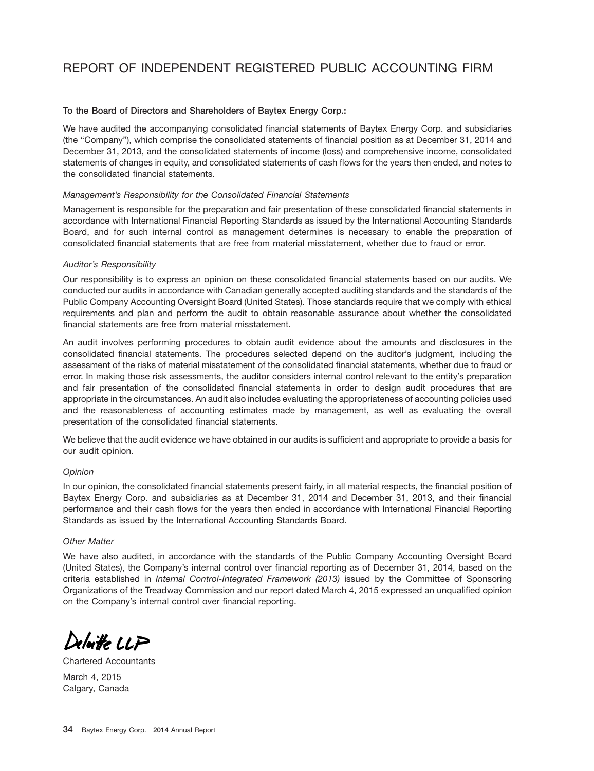# REPORT OF INDEPENDENT REGISTERED PUBLIC ACCOUNTING FIRM

**To the Board of Directors and Shareholders of Baytex Energy Corp.:**

We have audited the accompanying consolidated financial statements of Baytex Energy Corp. and subsidiaries (the "Company"), which comprise the consolidated statements of financial position as at December 31, 2014 and December 31, 2013, and the consolidated statements of income (loss) and comprehensive income, consolidated statements of changes in equity, and consolidated statements of cash flows for the years then ended, and notes to the consolidated financial statements.

*Management's Responsibility for the Consolidated Financial Statements*

Management is responsible for the preparation and fair presentation of these consolidated financial statements in accordance with International Financial Reporting Standards as issued by the International Accounting Standards Board, and for such internal control as management determines is necessary to enable the preparation of consolidated financial statements that are free from material misstatement, whether due to fraud or error.

*Auditor's Responsibility*

Our responsibility is to express an opinion on these consolidated financial statements based on our audits. We conducted our audits in accordance with Canadian generally accepted auditing standards and the standards of the Public Company Accounting Oversight Board (United States). Those standards require that we comply with ethical requirements and plan and perform the audit to obtain reasonable assurance about whether the consolidated financial statements are free from material misstatement.

An audit involves performing procedures to obtain audit evidence about the amounts and disclosures in the consolidated financial statements. The procedures selected depend on the auditor's judgment, including the assessment of the risks of material misstatement of the consolidated financial statements, whether due to fraud or error. In making those risk assessments, the auditor considers internal control relevant to the entity's preparation and fair presentation of the consolidated financial statements in order to design audit procedures that are appropriate in the circumstances. An audit also includes evaluating the appropriateness of accounting policies used and the reasonableness of accounting estimates made by management, as well as evaluating the overall presentation of the consolidated financial statements.

We believe that the audit evidence we have obtained in our audits is sufficient and appropriate to provide a basis for our audit opinion.

*Opinion*

In our opinion, the consolidated financial statements present fairly, in all material respects, the financial position of Baytex Energy Corp. and subsidiaries as at December 31, 2014 and December 31, 2013, and their financial performance and their cash flows for the years then ended in accordance with International Financial Reporting Standards as issued by the International Accounting Standards Board.

*Other Matter*

We have also audited, in accordance with the standards of the Public Company Accounting Oversight Board (United States), the Company's internal control over financial reporting as of December 31, 2014, based on the criteria established in *Internal Control-Integrated Framework (2013)* issued by the Committee of Sponsoring Organizations of the Treadway Commission and our report dated March 4, 2015 expressed an unqualified opinion on the Company's internal control over financial reporting.

Deloitte LLP

Chartered Accountants

March 4, 2015
Calgary, Canada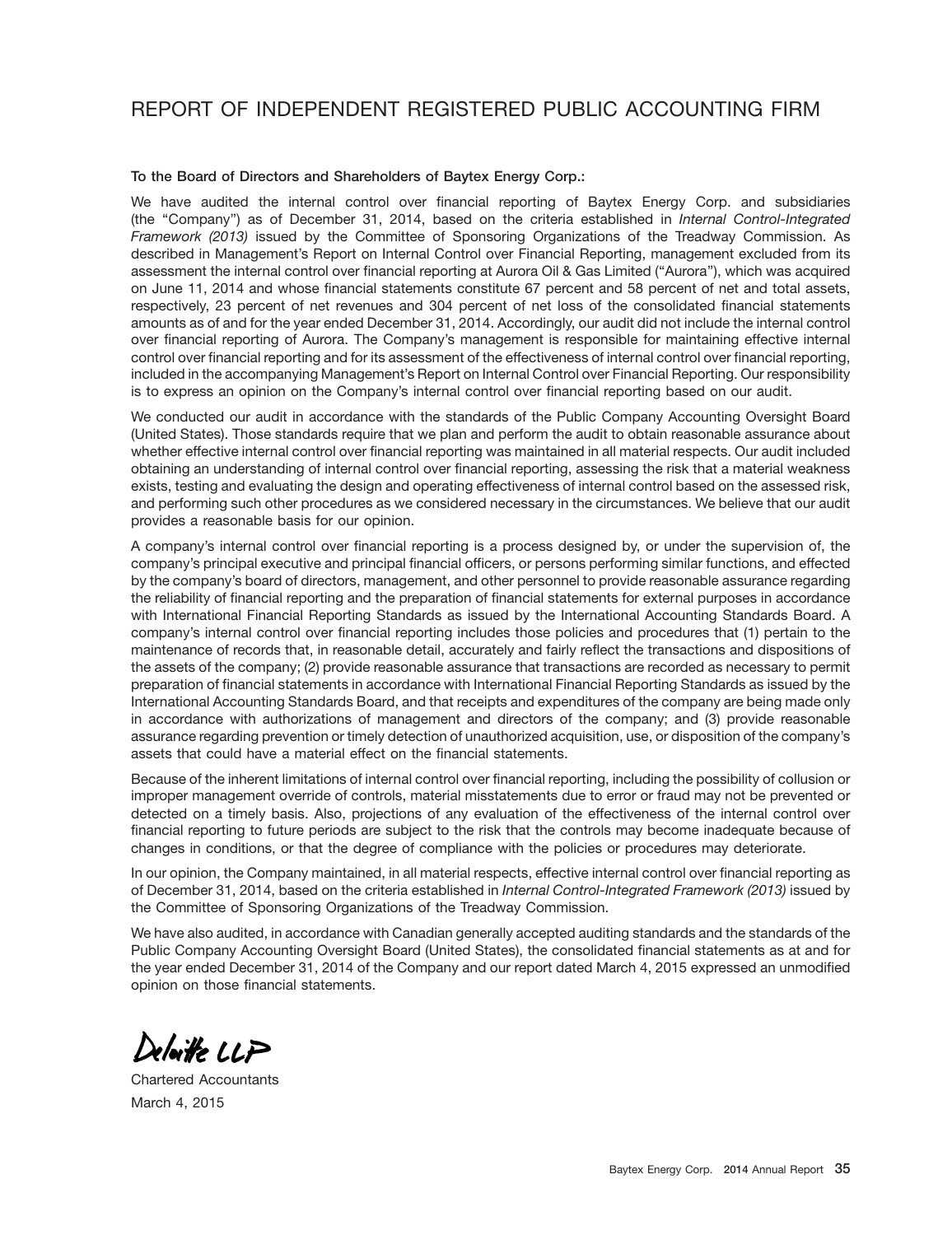# REPORT OF INDEPENDENT REGISTERED PUBLIC ACCOUNTING FIRM

**To the Board of Directors and Shareholders of Baytex Energy Corp.:**

We have audited the internal control over financial reporting of Baytex Energy Corp. and subsidiaries (the "Company") as of December 31, 2014, based on the criteria established in *Internal Control-Integrated Framework (2013)* issued by the Committee of Sponsoring Organizations of the Treadway Commission. As described in Management's Report on Internal Control over Financial Reporting, management excluded from its assessment the internal control over financial reporting at Aurora Oil & Gas Limited ("Aurora"), which was acquired on June 11, 2014 and whose financial statements constitute 67 percent and 58 percent of net and total assets, respectively, 23 percent of net revenues and 304 percent of net loss of the consolidated financial statements amounts as of and for the year ended December 31, 2014. Accordingly, our audit did not include the internal control over financial reporting of Aurora. The Company's management is responsible for maintaining effective internal control over financial reporting and for its assessment of the effectiveness of internal control over financial reporting, included in the accompanying Management's Report on Internal Control over Financial Reporting. Our responsibility is to express an opinion on the Company's internal control over financial reporting based on our audit.

We conducted our audit in accordance with the standards of the Public Company Accounting Oversight Board (United States). Those standards require that we plan and perform the audit to obtain reasonable assurance about whether effective internal control over financial reporting was maintained in all material respects. Our audit included obtaining an understanding of internal control over financial reporting, assessing the risk that a material weakness exists, testing and evaluating the design and operating effectiveness of internal control based on the assessed risk, and performing such other procedures as we considered necessary in the circumstances. We believe that our audit provides a reasonable basis for our opinion.

A company's internal control over financial reporting is a process designed by, or under the supervision of, the company's principal executive and principal financial officers, or persons performing similar functions, and effected by the company's board of directors, management, and other personnel to provide reasonable assurance regarding the reliability of financial reporting and the preparation of financial statements for external purposes in accordance with International Financial Reporting Standards as issued by the International Accounting Standards Board. A company's internal control over financial reporting includes those policies and procedures that (1) pertain to the maintenance of records that, in reasonable detail, accurately and fairly reflect the transactions and dispositions of the assets of the company; (2) provide reasonable assurance that transactions are recorded as necessary to permit preparation of financial statements in accordance with International Financial Reporting Standards as issued by the International Accounting Standards Board, and that receipts and expenditures of the company are being made only in accordance with authorizations of management and directors of the company; and (3) provide reasonable assurance regarding prevention or timely detection of unauthorized acquisition, use, or disposition of the company's assets that could have a material effect on the financial statements.

Because of the inherent limitations of internal control over financial reporting, including the possibility of collusion or improper management override of controls, material misstatements due to error or fraud may not be prevented or detected on a timely basis. Also, projections of any evaluation of the effectiveness of the internal control over financial reporting to future periods are subject to the risk that the controls may become inadequate because of changes in conditions, or that the degree of compliance with the policies or procedures may deteriorate.

In our opinion, the Company maintained, in all material respects, effective internal control over financial reporting as of December 31, 2014, based on the criteria established in *Internal Control-Integrated Framework (2013)* issued by the Committee of Sponsoring Organizations of the Treadway Commission.

We have also audited, in accordance with Canadian generally accepted auditing standards and the standards of the Public Company Accounting Oversight Board (United States), the consolidated financial statements as at and for the year ended December 31, 2014 of the Company and our report dated March 4, 2015 expressed an unmodified opinion on those financial statements.

Deloitte LLP

Chartered Accountants

March 4, 2015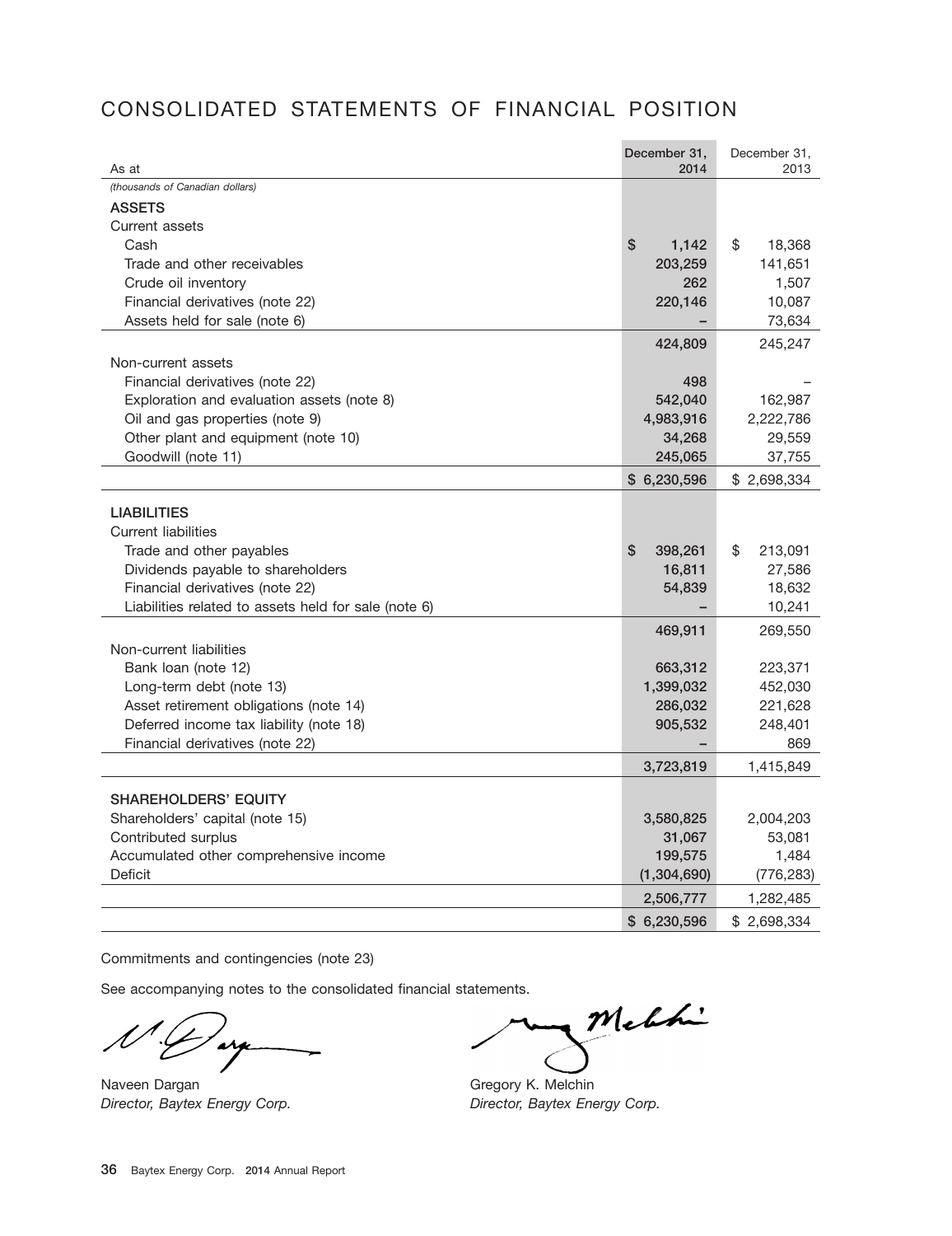# CONSOLIDATED STATEMENTS OF FINANCIAL POSITION

| As at | December 31, 2014 | December 31, 2013 |
|---|---|---|
| *(thousands of Canadian dollars)* | | |
| **ASSETS** | | |
| Current assets | | |
| Cash | $ 1,142 | $ 18,368 |
| Trade and other receivables | 203,259 | 141,651 |
| Crude oil inventory | 262 | 1,507 |
| Financial derivatives (note 22) | 220,146 | 10,087 |
| Assets held for sale (note 6) | – | 73,634 |
| | 424,809 | 245,247 |
| Non-current assets | | |
| Financial derivatives (note 22) | 498 | – |
| Exploration and evaluation assets (note 8) | 542,040 | 162,987 |
| Oil and gas properties (note 9) | 4,983,916 | 2,222,786 |
| Other plant and equipment (note 10) | 34,268 | 29,559 |
| Goodwill (note 11) | 245,065 | 37,755 |
| | $ 6,230,596 | $ 2,698,334 |
| **LIABILITIES** | | |
| Current liabilities | | |
| Trade and other payables | $ 398,261 | $ 213,091 |
| Dividends payable to shareholders | 16,811 | 27,586 |
| Financial derivatives (note 22) | 54,839 | 18,632 |
| Liabilities related to assets held for sale (note 6) | – | 10,241 |
| | 469,911 | 269,550 |
| Non-current liabilities | | |
| Bank loan (note 12) | 663,312 | 223,371 |
| Long-term debt (note 13) | 1,399,032 | 452,030 |
| Asset retirement obligations (note 14) | 286,032 | 221,628 |
| Deferred income tax liability (note 18) | 905,532 | 248,401 |
| Financial derivatives (note 22) | – | 869 |
| | 3,723,819 | 1,415,849 |
| **SHAREHOLDERS' EQUITY** | | |
| Shareholders' capital (note 15) | 3,580,825 | 2,004,203 |
| Contributed surplus | 31,067 | 53,081 |
| Accumulated other comprehensive income | 199,575 | 1,484 |
| Deficit | (1,304,690) | (776,283) |
| | 2,506,777 | 1,282,485 |
| | $ 6,230,596 | $ 2,698,334 |

Commitments and contingencies (note 23)

See accompanying notes to the consolidated financial statements.

Naveen Dargan
*Director, Baytex Energy Corp.*

Gregory K. Melchin
*Director, Baytex Energy Corp.*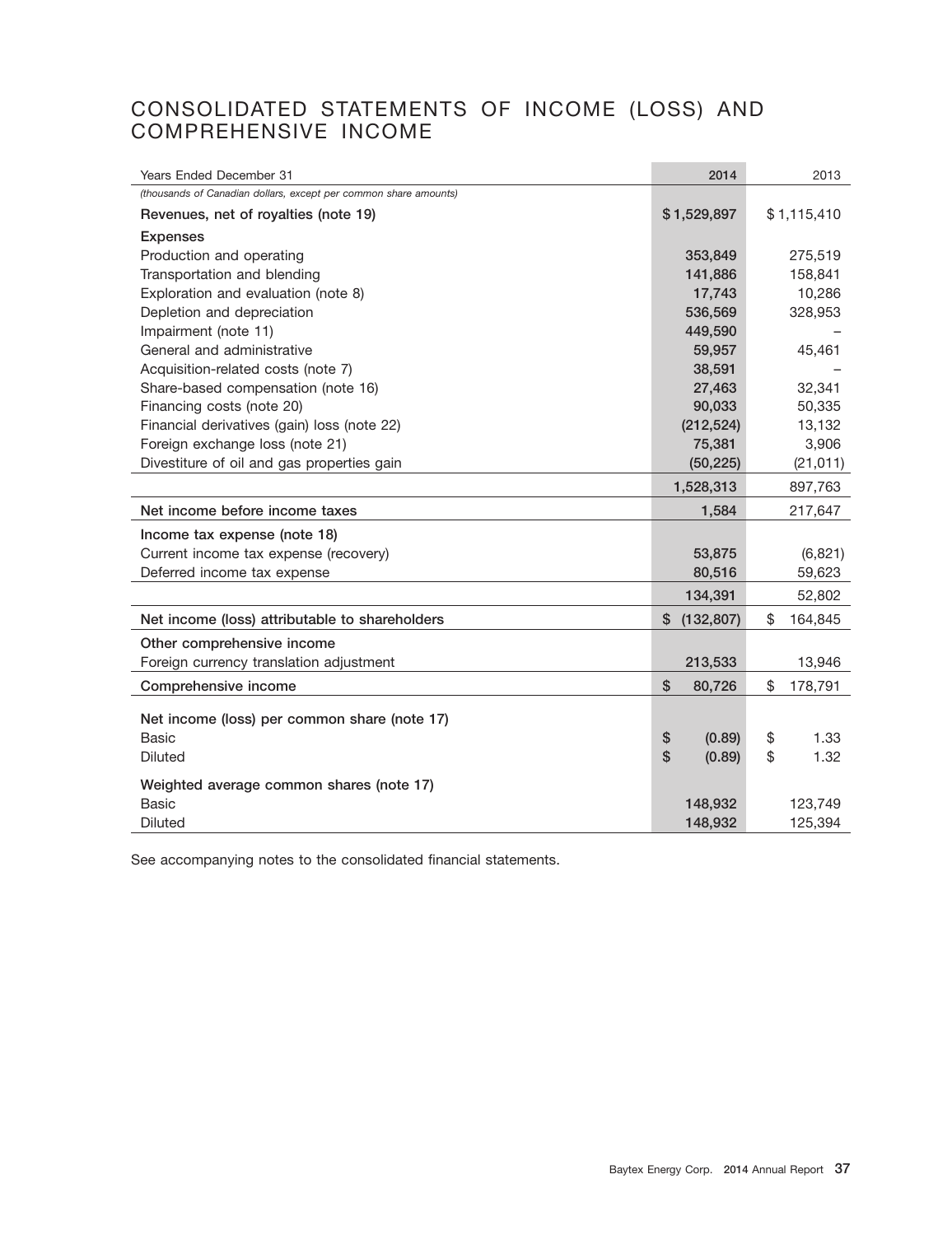# CONSOLIDATED STATEMENTS OF INCOME (LOSS) AND COMPREHENSIVE INCOME

| Years Ended December 31 | 2014 | 2013 |
|---|---|---|
| *(thousands of Canadian dollars, except per common share amounts)* | | |
| Revenues, net of royalties (note 19) | $ 1,529,897 | $ 1,115,410 |
| **Expenses** | | |
| Production and operating | 353,849 | 275,519 |
| Transportation and blending | 141,886 | 158,841 |
| Exploration and evaluation (note 8) | 17,743 | 10,286 |
| Depletion and depreciation | 536,569 | 328,953 |
| Impairment (note 11) | 449,590 | – |
| General and administrative | 59,957 | 45,461 |
| Acquisition-related costs (note 7) | 38,591 | – |
| Share-based compensation (note 16) | 27,463 | 32,341 |
| Financing costs (note 20) | 90,033 | 50,335 |
| Financial derivatives (gain) loss (note 22) | (212,524) | 13,132 |
| Foreign exchange loss (note 21) | 75,381 | 3,906 |
| Divestiture of oil and gas properties gain | (50,225) | (21,011) |
| | 1,528,313 | 897,763 |
| Net income before income taxes | 1,584 | 217,647 |
| **Income tax expense (note 18)** | | |
| Current income tax expense (recovery) | 53,875 | (6,821) |
| Deferred income tax expense | 80,516 | 59,623 |
| | 134,391 | 52,802 |
| Net income (loss) attributable to shareholders | $ (132,807) | $ 164,845 |
| **Other comprehensive income** | | |
| Foreign currency translation adjustment | 213,533 | 13,946 |
| Comprehensive income | $ 80,726 | $ 178,791 |
| **Net income (loss) per common share (note 17)** | | |
| Basic | $ (0.89) | $ 1.33 |
| Diluted | $ (0.89) | $ 1.32 |
| **Weighted average common shares (note 17)** | | |
| Basic | 148,932 | 123,749 |
| Diluted | 148,932 | 125,394 |

See accompanying notes to the consolidated financial statements.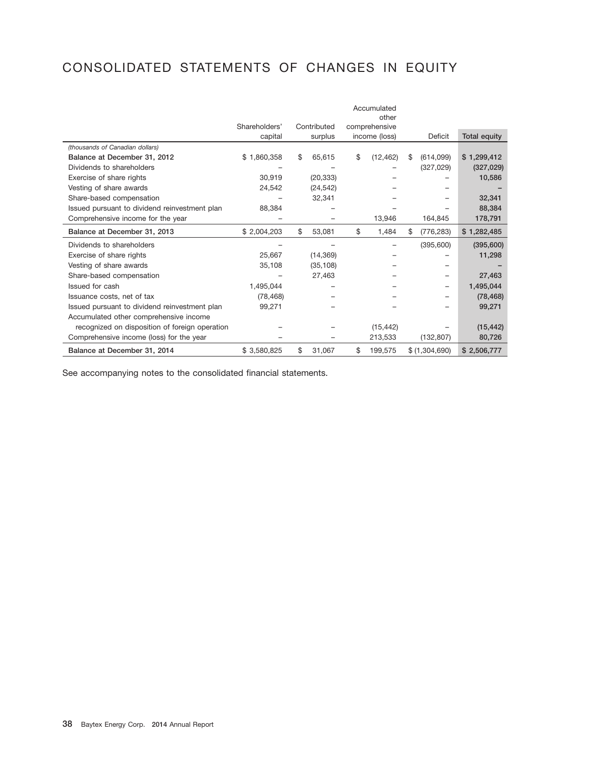# CONSOLIDATED STATEMENTS OF CHANGES IN EQUITY

| *(thousands of Canadian dollars)* | Shareholders' capital | Contributed surplus | Accumulated other comprehensive income (loss) | Deficit | Total equity |
|---|---|---|---|---|---|
| **Balance at December 31, 2012** | $ 1,860,358 | $ 65,615 | $ (12,462) | $ (614,099) | **$ 1,299,412** |
| Dividends to shareholders | – | – | – | (327,029) | **(327,029)** |
| Exercise of share rights | 30,919 | (20,333) | – | – | **10,586** |
| Vesting of share awards | 24,542 | (24,542) | – | – | **–** |
| Share-based compensation | – | 32,341 | – | – | **32,341** |
| Issued pursuant to dividend reinvestment plan | 88,384 | – | – | – | **88,384** |
| Comprehensive income for the year | – | – | 13,946 | 164,845 | **178,791** |
| **Balance at December 31, 2013** | $ 2,004,203 | $ 53,081 | $ 1,484 | $ (776,283) | **$ 1,282,485** |
| Dividends to shareholders | – | – | – | (395,600) | **(395,600)** |
| Exercise of share rights | 25,667 | (14,369) | – | – | **11,298** |
| Vesting of share awards | 35,108 | (35,108) | – | – | **–** |
| Share-based compensation | – | 27,463 | – | – | **27,463** |
| Issued for cash | 1,495,044 | – | – | – | **1,495,044** |
| Issuance costs, net of tax | (78,468) | – | – | – | **(78,468)** |
| Issued pursuant to dividend reinvestment plan | 99,271 | – | – | – | **99,271** |
| Accumulated other comprehensive income recognized on disposition of foreign operation | – | – | (15,442) | – | **(15,442)** |
| Comprehensive income (loss) for the year | – | – | 213,533 | (132,807) | **80,726** |
| **Balance at December 31, 2014** | $ 3,580,825 | $ 31,067 | $ 199,575 | $ (1,304,690) | **$ 2,506,777** |

See accompanying notes to the consolidated financial statements.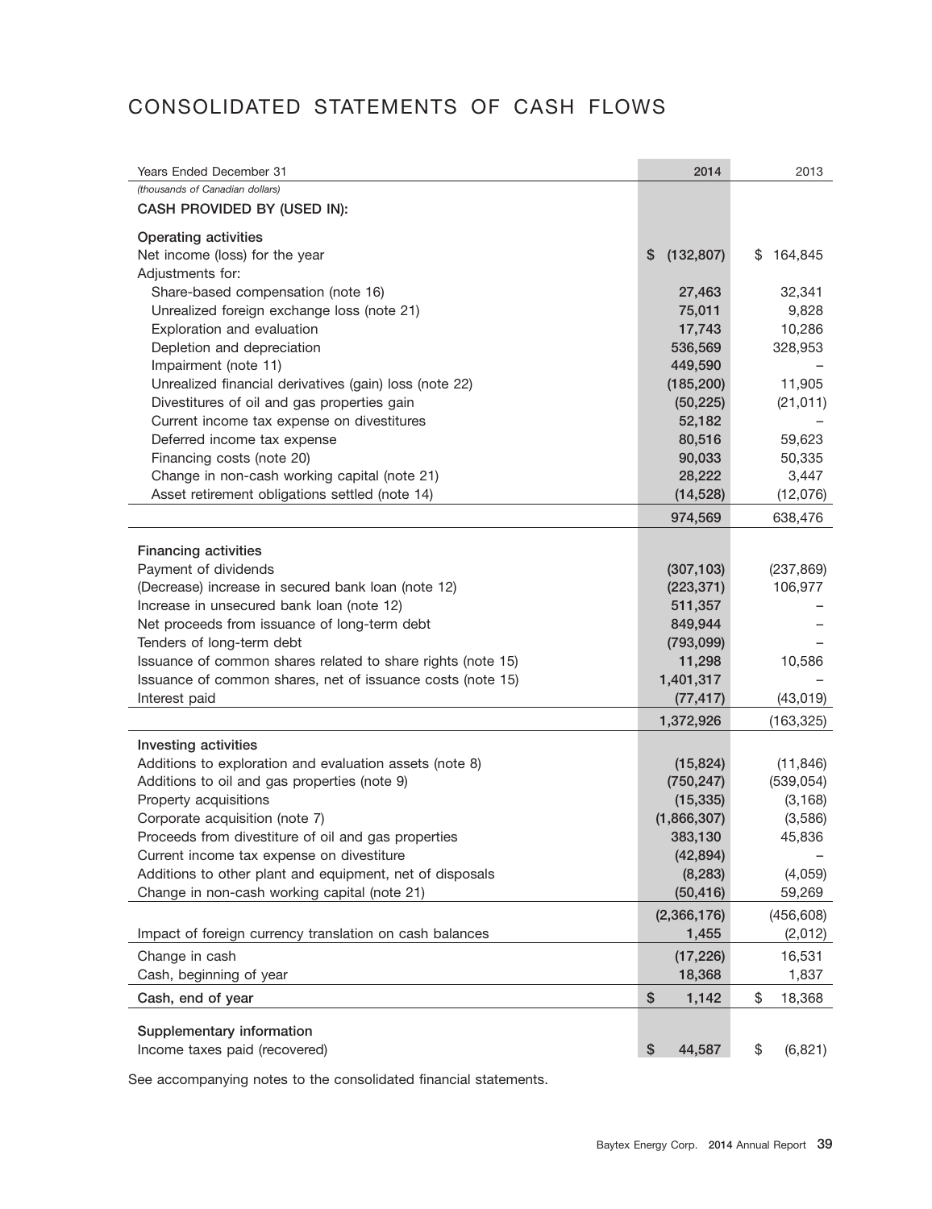# CONSOLIDATED STATEMENTS OF CASH FLOWS

| Years Ended December 31 | 2014 | 2013 |
|---|---|---|
| *(thousands of Canadian dollars)* | | |
| **CASH PROVIDED BY (USED IN):** | | |
| **Operating activities** | | |
| Net income (loss) for the year | $ (132,807) | $ 164,845 |
| Adjustments for: | | |
| Share-based compensation (note 16) | 27,463 | 32,341 |
| Unrealized foreign exchange loss (note 21) | 75,011 | 9,828 |
| Exploration and evaluation | 17,743 | 10,286 |
| Depletion and depreciation | 536,569 | 328,953 |
| Impairment (note 11) | 449,590 | – |
| Unrealized financial derivatives (gain) loss (note 22) | (185,200) | 11,905 |
| Divestitures of oil and gas properties gain | (50,225) | (21,011) |
| Current income tax expense on divestitures | 52,182 | – |
| Deferred income tax expense | 80,516 | 59,623 |
| Financing costs (note 20) | 90,033 | 50,335 |
| Change in non-cash working capital (note 21) | 28,222 | 3,447 |
| Asset retirement obligations settled (note 14) | (14,528) | (12,076) |
| | 974,569 | 638,476 |
| **Financing activities** | | |
| Payment of dividends | (307,103) | (237,869) |
| (Decrease) increase in secured bank loan (note 12) | (223,371) | 106,977 |
| Increase in unsecured bank loan (note 12) | 511,357 | – |
| Net proceeds from issuance of long-term debt | 849,944 | – |
| Tenders of long-term debt | (793,099) | – |
| Issuance of common shares related to share rights (note 15) | 11,298 | 10,586 |
| Issuance of common shares, net of issuance costs (note 15) | 1,401,317 | – |
| Interest paid | (77,417) | (43,019) |
| | 1,372,926 | (163,325) |
| **Investing activities** | | |
| Additions to exploration and evaluation assets (note 8) | (15,824) | (11,846) |
| Additions to oil and gas properties (note 9) | (750,247) | (539,054) |
| Property acquisitions | (15,335) | (3,168) |
| Corporate acquisition (note 7) | (1,866,307) | (3,586) |
| Proceeds from divestiture of oil and gas properties | 383,130 | 45,836 |
| Current income tax expense on divestiture | (42,894) | – |
| Additions to other plant and equipment, net of disposals | (8,283) | (4,059) |
| Change in non-cash working capital (note 21) | (50,416) | 59,269 |
| | (2,366,176) | (456,608) |
| Impact of foreign currency translation on cash balances | 1,455 | (2,012) |
| Change in cash | (17,226) | 16,531 |
| Cash, beginning of year | 18,368 | 1,837 |
| **Cash, end of year** | $ 1,142 | $ 18,368 |
| **Supplementary information** | | |
| Income taxes paid (recovered) | $ 44,587 | $ (6,821) |

See accompanying notes to the consolidated financial statements.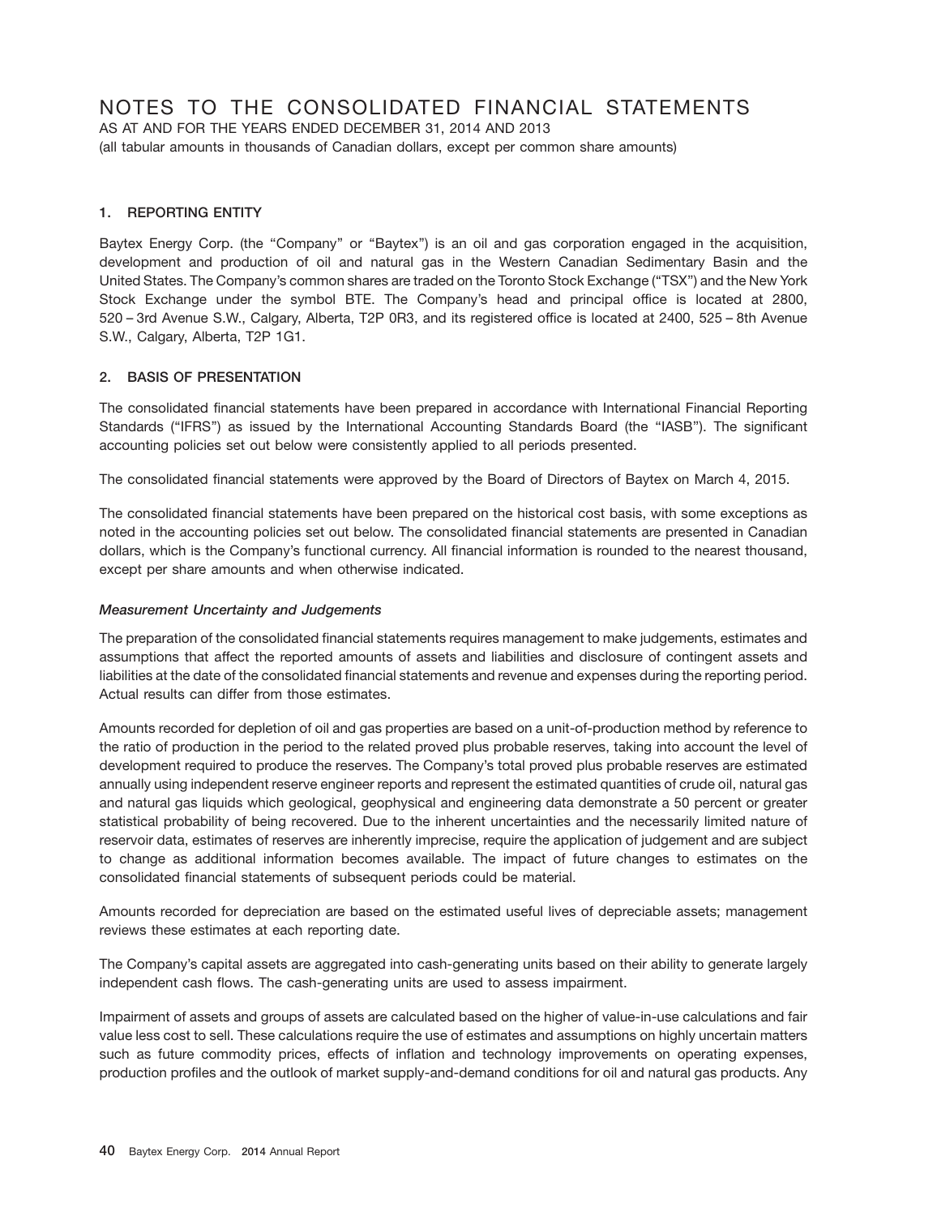# NOTES TO THE CONSOLIDATED FINANCIAL STATEMENTS

AS AT AND FOR THE YEARS ENDED DECEMBER 31, 2014 AND 2013

(all tabular amounts in thousands of Canadian dollars, except per common share amounts)

## 1. REPORTING ENTITY

Baytex Energy Corp. (the "Company" or "Baytex") is an oil and gas corporation engaged in the acquisition, development and production of oil and natural gas in the Western Canadian Sedimentary Basin and the United States. The Company's common shares are traded on the Toronto Stock Exchange ("TSX") and the New York Stock Exchange under the symbol BTE. The Company's head and principal office is located at 2800, 520 – 3rd Avenue S.W., Calgary, Alberta, T2P 0R3, and its registered office is located at 2400, 525 – 8th Avenue S.W., Calgary, Alberta, T2P 1G1.

## 2. BASIS OF PRESENTATION

The consolidated financial statements have been prepared in accordance with International Financial Reporting Standards ("IFRS") as issued by the International Accounting Standards Board (the "IASB"). The significant accounting policies set out below were consistently applied to all periods presented.

The consolidated financial statements were approved by the Board of Directors of Baytex on March 4, 2015.

The consolidated financial statements have been prepared on the historical cost basis, with some exceptions as noted in the accounting policies set out below. The consolidated financial statements are presented in Canadian dollars, which is the Company's functional currency. All financial information is rounded to the nearest thousand, except per share amounts and when otherwise indicated.

### *Measurement Uncertainty and Judgements*

The preparation of the consolidated financial statements requires management to make judgements, estimates and assumptions that affect the reported amounts of assets and liabilities and disclosure of contingent assets and liabilities at the date of the consolidated financial statements and revenue and expenses during the reporting period. Actual results can differ from those estimates.

Amounts recorded for depletion of oil and gas properties are based on a unit-of-production method by reference to the ratio of production in the period to the related proved plus probable reserves, taking into account the level of development required to produce the reserves. The Company's total proved plus probable reserves are estimated annually using independent reserve engineer reports and represent the estimated quantities of crude oil, natural gas and natural gas liquids which geological, geophysical and engineering data demonstrate a 50 percent or greater statistical probability of being recovered. Due to the inherent uncertainties and the necessarily limited nature of reservoir data, estimates of reserves are inherently imprecise, require the application of judgement and are subject to change as additional information becomes available. The impact of future changes to estimates on the consolidated financial statements of subsequent periods could be material.

Amounts recorded for depreciation are based on the estimated useful lives of depreciable assets; management reviews these estimates at each reporting date.

The Company's capital assets are aggregated into cash-generating units based on their ability to generate largely independent cash flows. The cash-generating units are used to assess impairment.

Impairment of assets and groups of assets are calculated based on the higher of value-in-use calculations and fair value less cost to sell. These calculations require the use of estimates and assumptions on highly uncertain matters such as future commodity prices, effects of inflation and technology improvements on operating expenses, production profiles and the outlook of market supply-and-demand conditions for oil and natural gas products. Any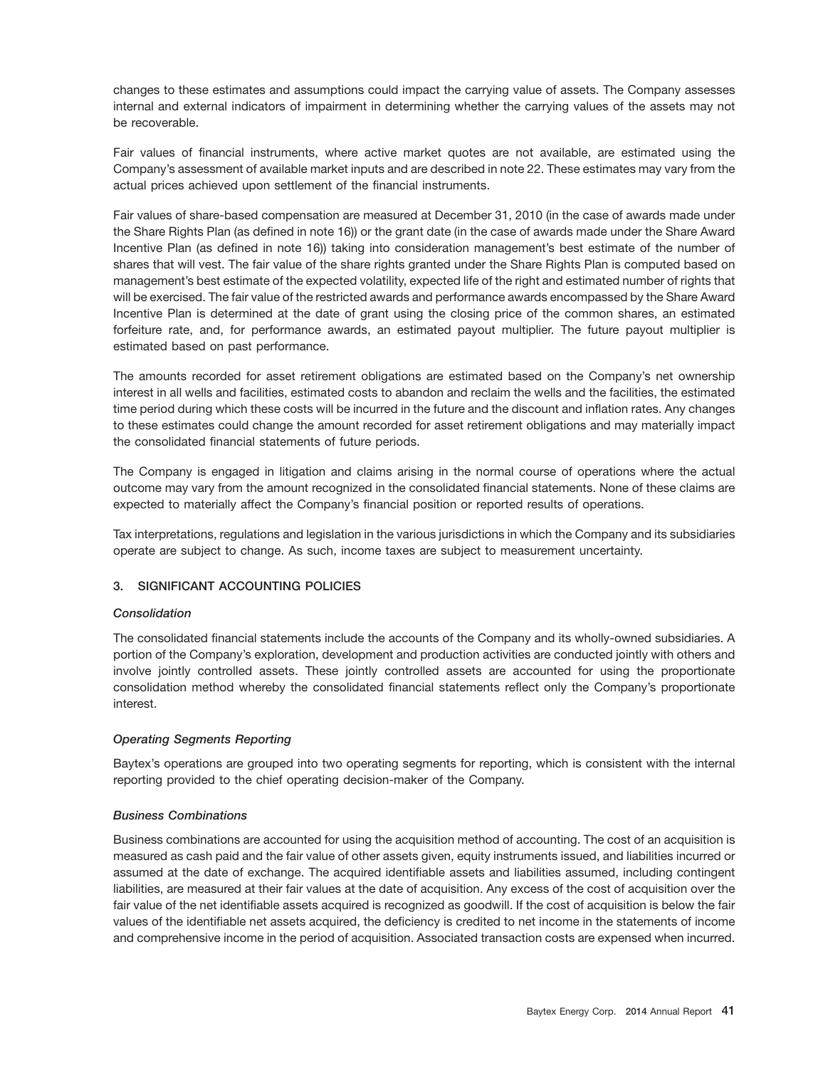changes to these estimates and assumptions could impact the carrying value of assets. The Company assesses internal and external indicators of impairment in determining whether the carrying values of the assets may not be recoverable.

Fair values of financial instruments, where active market quotes are not available, are estimated using the Company's assessment of available market inputs and are described in note 22. These estimates may vary from the actual prices achieved upon settlement of the financial instruments.

Fair values of share-based compensation are measured at December 31, 2010 (in the case of awards made under the Share Rights Plan (as defined in note 16)) or the grant date (in the case of awards made under the Share Award Incentive Plan (as defined in note 16)) taking into consideration management's best estimate of the number of shares that will vest. The fair value of the share rights granted under the Share Rights Plan is computed based on management's best estimate of the expected volatility, expected life of the right and estimated number of rights that will be exercised. The fair value of the restricted awards and performance awards encompassed by the Share Award Incentive Plan is determined at the date of grant using the closing price of the common shares, an estimated forfeiture rate, and, for performance awards, an estimated payout multiplier. The future payout multiplier is estimated based on past performance.

The amounts recorded for asset retirement obligations are estimated based on the Company's net ownership interest in all wells and facilities, estimated costs to abandon and reclaim the wells and the facilities, the estimated time period during which these costs will be incurred in the future and the discount and inflation rates. Any changes to these estimates could change the amount recorded for asset retirement obligations and may materially impact the consolidated financial statements of future periods.

The Company is engaged in litigation and claims arising in the normal course of operations where the actual outcome may vary from the amount recognized in the consolidated financial statements. None of these claims are expected to materially affect the Company's financial position or reported results of operations.

Tax interpretations, regulations and legislation in the various jurisdictions in which the Company and its subsidiaries operate are subject to change. As such, income taxes are subject to measurement uncertainty.

## 3. SIGNIFICANT ACCOUNTING POLICIES

### *Consolidation*

The consolidated financial statements include the accounts of the Company and its wholly-owned subsidiaries. A portion of the Company's exploration, development and production activities are conducted jointly with others and involve jointly controlled assets. These jointly controlled assets are accounted for using the proportionate consolidation method whereby the consolidated financial statements reflect only the Company's proportionate interest.

### *Operating Segments Reporting*

Baytex's operations are grouped into two operating segments for reporting, which is consistent with the internal reporting provided to the chief operating decision-maker of the Company.

### *Business Combinations*

Business combinations are accounted for using the acquisition method of accounting. The cost of an acquisition is measured as cash paid and the fair value of other assets given, equity instruments issued, and liabilities incurred or assumed at the date of exchange. The acquired identifiable assets and liabilities assumed, including contingent liabilities, are measured at their fair values at the date of acquisition. Any excess of the cost of acquisition over the fair value of the net identifiable assets acquired is recognized as goodwill. If the cost of acquisition is below the fair values of the identifiable net assets acquired, the deficiency is credited to net income in the statements of income and comprehensive income in the period of acquisition. Associated transaction costs are expensed when incurred.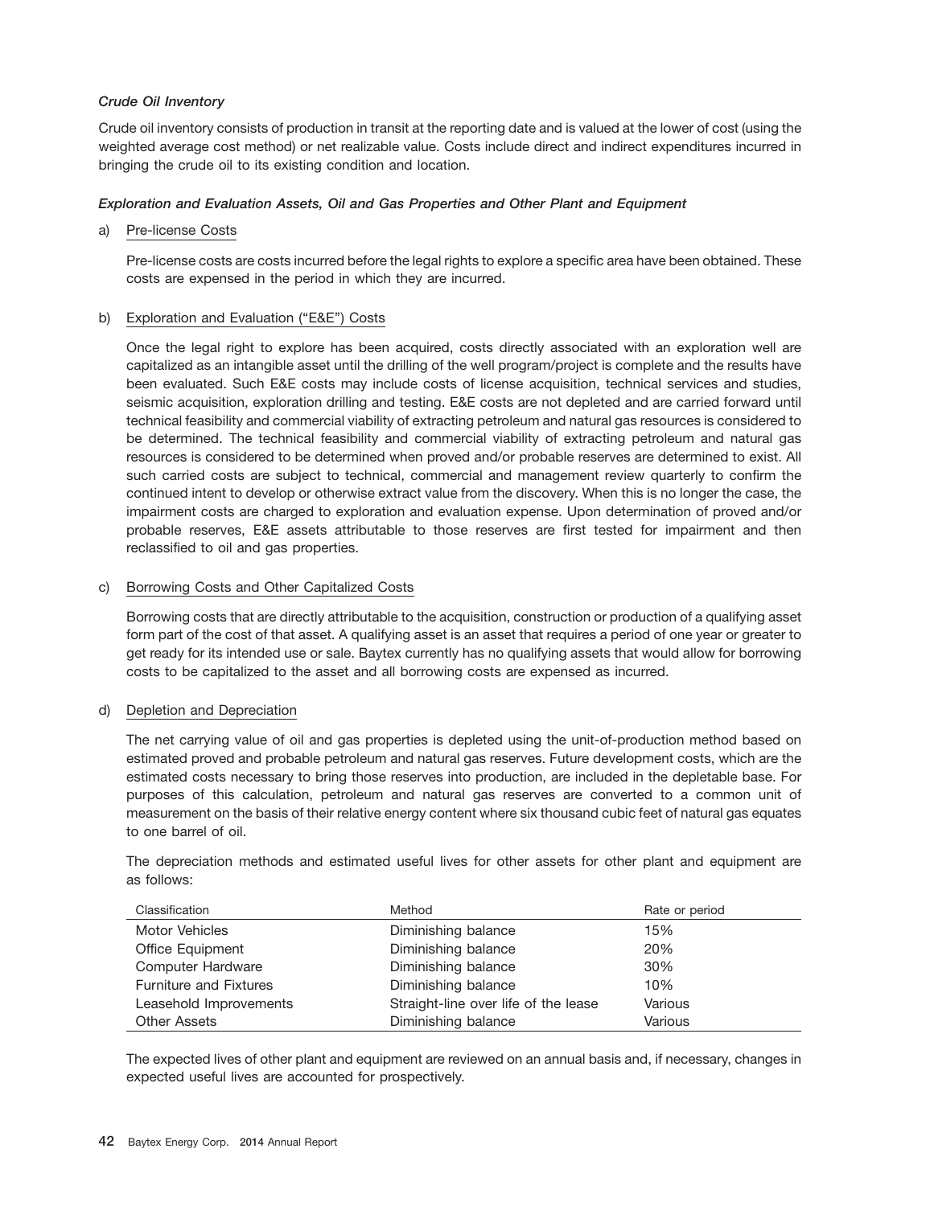### *Crude Oil Inventory*

Crude oil inventory consists of production in transit at the reporting date and is valued at the lower of cost (using the weighted average cost method) or net realizable value. Costs include direct and indirect expenditures incurred in bringing the crude oil to its existing condition and location.

### *Exploration and Evaluation Assets, Oil and Gas Properties and Other Plant and Equipment*

a) Pre-license Costs

Pre-license costs are costs incurred before the legal rights to explore a specific area have been obtained. These costs are expensed in the period in which they are incurred.

b) Exploration and Evaluation ("E&E") Costs

Once the legal right to explore has been acquired, costs directly associated with an exploration well are capitalized as an intangible asset until the drilling of the well program/project is complete and the results have been evaluated. Such E&E costs may include costs of license acquisition, technical services and studies, seismic acquisition, exploration drilling and testing. E&E costs are not depleted and are carried forward until technical feasibility and commercial viability of extracting petroleum and natural gas resources is considered to be determined. The technical feasibility and commercial viability of extracting petroleum and natural gas resources is considered to be determined when proved and/or probable reserves are determined to exist. All such carried costs are subject to technical, commercial and management review quarterly to confirm the continued intent to develop or otherwise extract value from the discovery. When this is no longer the case, the impairment costs are charged to exploration and evaluation expense. Upon determination of proved and/or probable reserves, E&E assets attributable to those reserves are first tested for impairment and then reclassified to oil and gas properties.

c) Borrowing Costs and Other Capitalized Costs

Borrowing costs that are directly attributable to the acquisition, construction or production of a qualifying asset form part of the cost of that asset. A qualifying asset is an asset that requires a period of one year or greater to get ready for its intended use or sale. Baytex currently has no qualifying assets that would allow for borrowing costs to be capitalized to the asset and all borrowing costs are expensed as incurred.

d) Depletion and Depreciation

The net carrying value of oil and gas properties is depleted using the unit-of-production method based on estimated proved and probable petroleum and natural gas reserves. Future development costs, which are the estimated costs necessary to bring those reserves into production, are included in the depletable base. For purposes of this calculation, petroleum and natural gas reserves are converted to a common unit of measurement on the basis of their relative energy content where six thousand cubic feet of natural gas equates to one barrel of oil.

The depreciation methods and estimated useful lives for other assets for other plant and equipment are as follows:

| Classification | Method | Rate or period |
|---|---|---|
| Motor Vehicles | Diminishing balance | 15% |
| Office Equipment | Diminishing balance | 20% |
| Computer Hardware | Diminishing balance | 30% |
| Furniture and Fixtures | Diminishing balance | 10% |
| Leasehold Improvements | Straight-line over life of the lease | Various |
| Other Assets | Diminishing balance | Various |

The expected lives of other plant and equipment are reviewed on an annual basis and, if necessary, changes in expected useful lives are accounted for prospectively.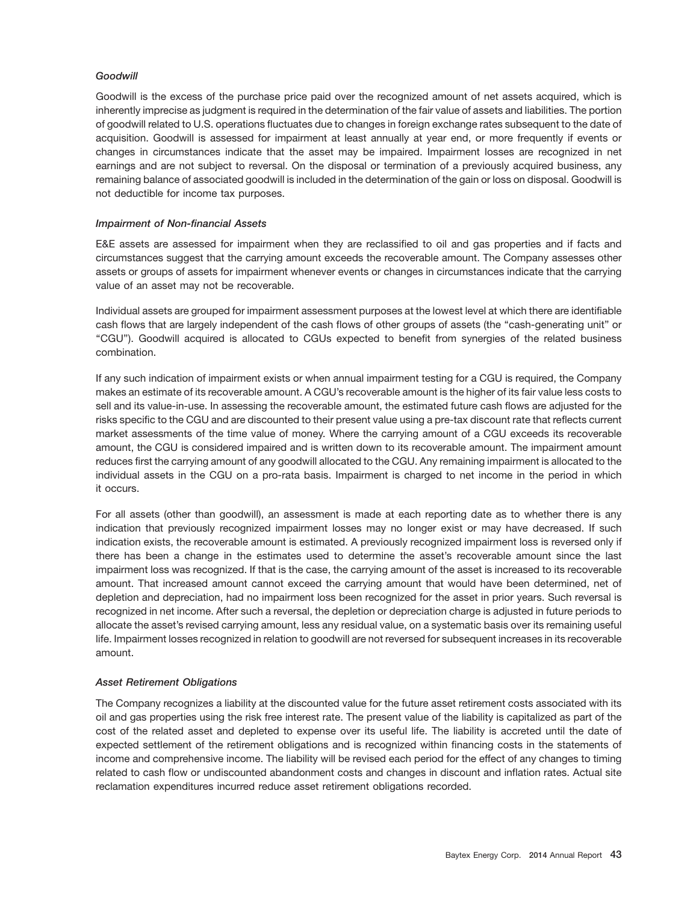### *Goodwill*

Goodwill is the excess of the purchase price paid over the recognized amount of net assets acquired, which is inherently imprecise as judgment is required in the determination of the fair value of assets and liabilities. The portion of goodwill related to U.S. operations fluctuates due to changes in foreign exchange rates subsequent to the date of acquisition. Goodwill is assessed for impairment at least annually at year end, or more frequently if events or changes in circumstances indicate that the asset may be impaired. Impairment losses are recognized in net earnings and are not subject to reversal. On the disposal or termination of a previously acquired business, any remaining balance of associated goodwill is included in the determination of the gain or loss on disposal. Goodwill is not deductible for income tax purposes.

### *Impairment of Non-financial Assets*

E&E assets are assessed for impairment when they are reclassified to oil and gas properties and if facts and circumstances suggest that the carrying amount exceeds the recoverable amount. The Company assesses other assets or groups of assets for impairment whenever events or changes in circumstances indicate that the carrying value of an asset may not be recoverable.

Individual assets are grouped for impairment assessment purposes at the lowest level at which there are identifiable cash flows that are largely independent of the cash flows of other groups of assets (the "cash-generating unit" or "CGU"). Goodwill acquired is allocated to CGUs expected to benefit from synergies of the related business combination.

If any such indication of impairment exists or when annual impairment testing for a CGU is required, the Company makes an estimate of its recoverable amount. A CGU's recoverable amount is the higher of its fair value less costs to sell and its value-in-use. In assessing the recoverable amount, the estimated future cash flows are adjusted for the risks specific to the CGU and are discounted to their present value using a pre-tax discount rate that reflects current market assessments of the time value of money. Where the carrying amount of a CGU exceeds its recoverable amount, the CGU is considered impaired and is written down to its recoverable amount. The impairment amount reduces first the carrying amount of any goodwill allocated to the CGU. Any remaining impairment is allocated to the individual assets in the CGU on a pro-rata basis. Impairment is charged to net income in the period in which it occurs.

For all assets (other than goodwill), an assessment is made at each reporting date as to whether there is any indication that previously recognized impairment losses may no longer exist or may have decreased. If such indication exists, the recoverable amount is estimated. A previously recognized impairment loss is reversed only if there has been a change in the estimates used to determine the asset's recoverable amount since the last impairment loss was recognized. If that is the case, the carrying amount of the asset is increased to its recoverable amount. That increased amount cannot exceed the carrying amount that would have been determined, net of depletion and depreciation, had no impairment loss been recognized for the asset in prior years. Such reversal is recognized in net income. After such a reversal, the depletion or depreciation charge is adjusted in future periods to allocate the asset's revised carrying amount, less any residual value, on a systematic basis over its remaining useful life. Impairment losses recognized in relation to goodwill are not reversed for subsequent increases in its recoverable amount.

### *Asset Retirement Obligations*

The Company recognizes a liability at the discounted value for the future asset retirement costs associated with its oil and gas properties using the risk free interest rate. The present value of the liability is capitalized as part of the cost of the related asset and depleted to expense over its useful life. The liability is accreted until the date of expected settlement of the retirement obligations and is recognized within financing costs in the statements of income and comprehensive income. The liability will be revised each period for the effect of any changes to timing related to cash flow or undiscounted abandonment costs and changes in discount and inflation rates. Actual site reclamation expenditures incurred reduce asset retirement obligations recorded.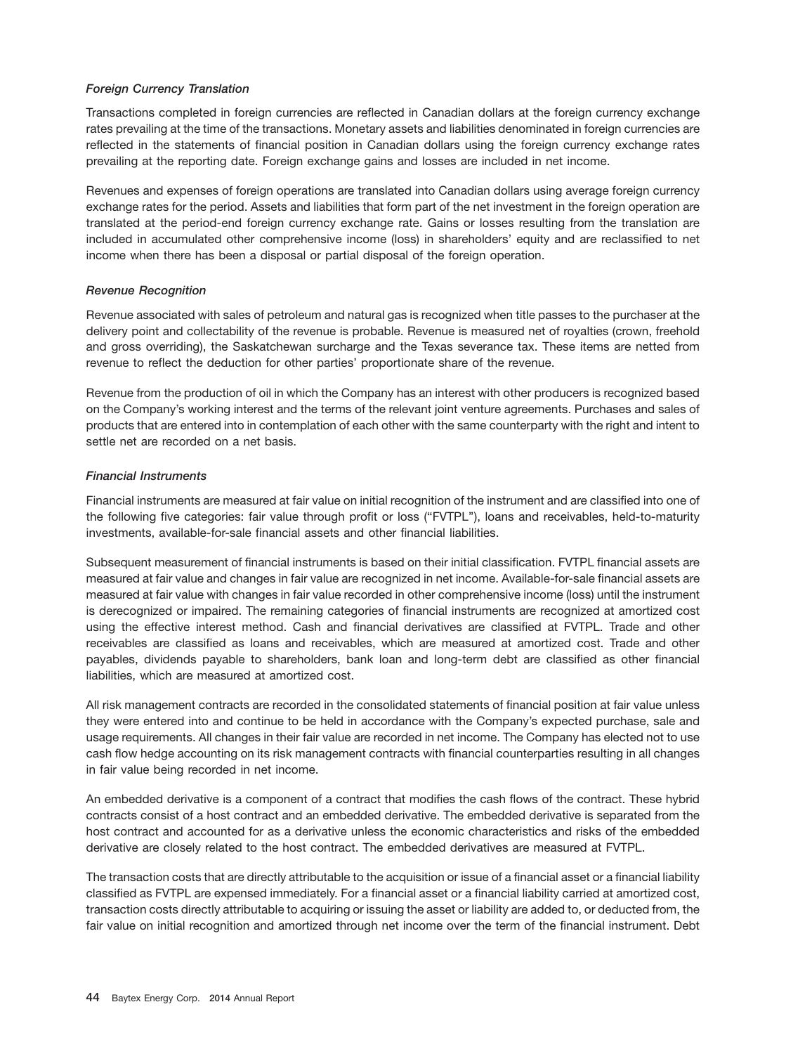### *Foreign Currency Translation*

Transactions completed in foreign currencies are reflected in Canadian dollars at the foreign currency exchange rates prevailing at the time of the transactions. Monetary assets and liabilities denominated in foreign currencies are reflected in the statements of financial position in Canadian dollars using the foreign currency exchange rates prevailing at the reporting date. Foreign exchange gains and losses are included in net income.

Revenues and expenses of foreign operations are translated into Canadian dollars using average foreign currency exchange rates for the period. Assets and liabilities that form part of the net investment in the foreign operation are translated at the period-end foreign currency exchange rate. Gains or losses resulting from the translation are included in accumulated other comprehensive income (loss) in shareholders' equity and are reclassified to net income when there has been a disposal or partial disposal of the foreign operation.

### *Revenue Recognition*

Revenue associated with sales of petroleum and natural gas is recognized when title passes to the purchaser at the delivery point and collectability of the revenue is probable. Revenue is measured net of royalties (crown, freehold and gross overriding), the Saskatchewan surcharge and the Texas severance tax. These items are netted from revenue to reflect the deduction for other parties' proportionate share of the revenue.

Revenue from the production of oil in which the Company has an interest with other producers is recognized based on the Company's working interest and the terms of the relevant joint venture agreements. Purchases and sales of products that are entered into in contemplation of each other with the same counterparty with the right and intent to settle net are recorded on a net basis.

### *Financial Instruments*

Financial instruments are measured at fair value on initial recognition of the instrument and are classified into one of the following five categories: fair value through profit or loss ("FVTPL"), loans and receivables, held-to-maturity investments, available-for-sale financial assets and other financial liabilities.

Subsequent measurement of financial instruments is based on their initial classification. FVTPL financial assets are measured at fair value and changes in fair value are recognized in net income. Available-for-sale financial assets are measured at fair value with changes in fair value recorded in other comprehensive income (loss) until the instrument is derecognized or impaired. The remaining categories of financial instruments are recognized at amortized cost using the effective interest method. Cash and financial derivatives are classified at FVTPL. Trade and other receivables are classified as loans and receivables, which are measured at amortized cost. Trade and other payables, dividends payable to shareholders, bank loan and long-term debt are classified as other financial liabilities, which are measured at amortized cost.

All risk management contracts are recorded in the consolidated statements of financial position at fair value unless they were entered into and continue to be held in accordance with the Company's expected purchase, sale and usage requirements. All changes in their fair value are recorded in net income. The Company has elected not to use cash flow hedge accounting on its risk management contracts with financial counterparties resulting in all changes in fair value being recorded in net income.

An embedded derivative is a component of a contract that modifies the cash flows of the contract. These hybrid contracts consist of a host contract and an embedded derivative. The embedded derivative is separated from the host contract and accounted for as a derivative unless the economic characteristics and risks of the embedded derivative are closely related to the host contract. The embedded derivatives are measured at FVTPL.

The transaction costs that are directly attributable to the acquisition or issue of a financial asset or a financial liability classified as FVTPL are expensed immediately. For a financial asset or a financial liability carried at amortized cost, transaction costs directly attributable to acquiring or issuing the asset or liability are added to, or deducted from, the fair value on initial recognition and amortized through net income over the term of the financial instrument. Debt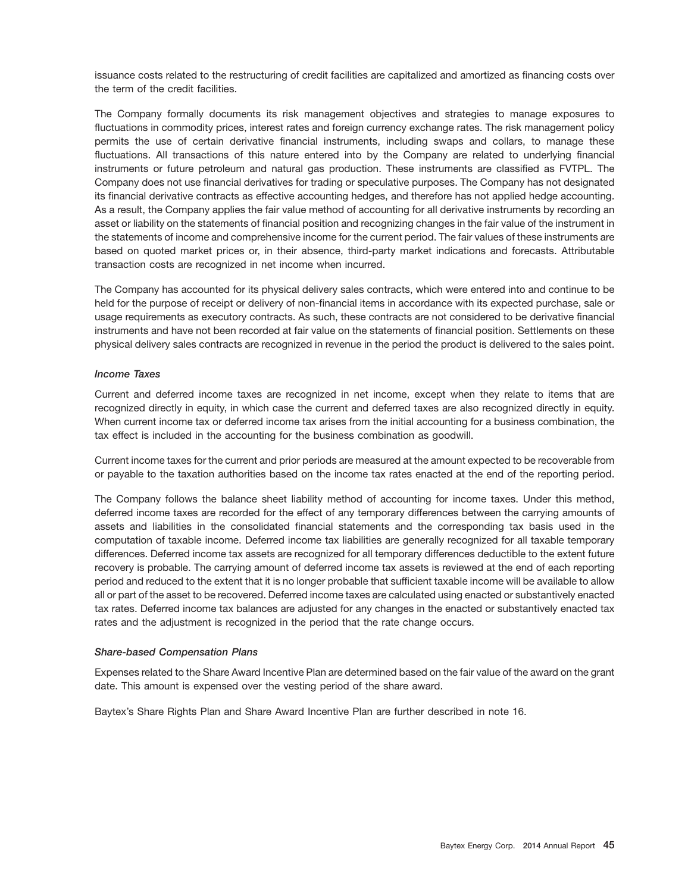issuance costs related to the restructuring of credit facilities are capitalized and amortized as financing costs over the term of the credit facilities.

The Company formally documents its risk management objectives and strategies to manage exposures to fluctuations in commodity prices, interest rates and foreign currency exchange rates. The risk management policy permits the use of certain derivative financial instruments, including swaps and collars, to manage these fluctuations. All transactions of this nature entered into by the Company are related to underlying financial instruments or future petroleum and natural gas production. These instruments are classified as FVTPL. The Company does not use financial derivatives for trading or speculative purposes. The Company has not designated its financial derivative contracts as effective accounting hedges, and therefore has not applied hedge accounting. As a result, the Company applies the fair value method of accounting for all derivative instruments by recording an asset or liability on the statements of financial position and recognizing changes in the fair value of the instrument in the statements of income and comprehensive income for the current period. The fair values of these instruments are based on quoted market prices or, in their absence, third-party market indications and forecasts. Attributable transaction costs are recognized in net income when incurred.

The Company has accounted for its physical delivery sales contracts, which were entered into and continue to be held for the purpose of receipt or delivery of non-financial items in accordance with its expected purchase, sale or usage requirements as executory contracts. As such, these contracts are not considered to be derivative financial instruments and have not been recorded at fair value on the statements of financial position. Settlements on these physical delivery sales contracts are recognized in revenue in the period the product is delivered to the sales point.

### *Income Taxes*

Current and deferred income taxes are recognized in net income, except when they relate to items that are recognized directly in equity, in which case the current and deferred taxes are also recognized directly in equity. When current income tax or deferred income tax arises from the initial accounting for a business combination, the tax effect is included in the accounting for the business combination as goodwill.

Current income taxes for the current and prior periods are measured at the amount expected to be recoverable from or payable to the taxation authorities based on the income tax rates enacted at the end of the reporting period.

The Company follows the balance sheet liability method of accounting for income taxes. Under this method, deferred income taxes are recorded for the effect of any temporary differences between the carrying amounts of assets and liabilities in the consolidated financial statements and the corresponding tax basis used in the computation of taxable income. Deferred income tax liabilities are generally recognized for all taxable temporary differences. Deferred income tax assets are recognized for all temporary differences deductible to the extent future recovery is probable. The carrying amount of deferred income tax assets is reviewed at the end of each reporting period and reduced to the extent that it is no longer probable that sufficient taxable income will be available to allow all or part of the asset to be recovered. Deferred income taxes are calculated using enacted or substantively enacted tax rates. Deferred income tax balances are adjusted for any changes in the enacted or substantively enacted tax rates and the adjustment is recognized in the period that the rate change occurs.

### *Share-based Compensation Plans*

Expenses related to the Share Award Incentive Plan are determined based on the fair value of the award on the grant date. This amount is expensed over the vesting period of the share award.

Baytex's Share Rights Plan and Share Award Incentive Plan are further described in note 16.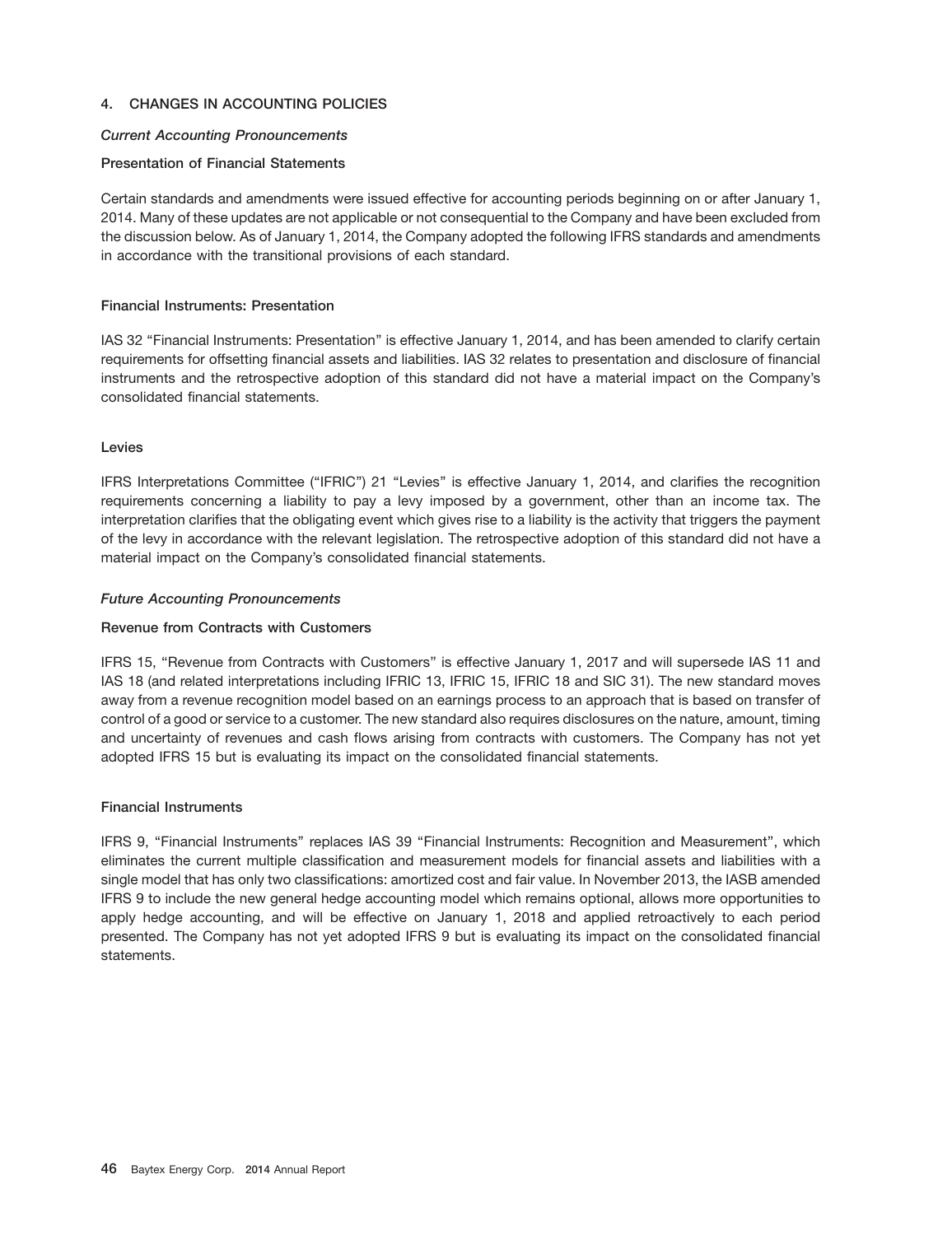## 4. CHANGES IN ACCOUNTING POLICIES

### *Current Accounting Pronouncements*

**Presentation of Financial Statements**

Certain standards and amendments were issued effective for accounting periods beginning on or after January 1, 2014. Many of these updates are not applicable or not consequential to the Company and have been excluded from the discussion below. As of January 1, 2014, the Company adopted the following IFRS standards and amendments in accordance with the transitional provisions of each standard.

**Financial Instruments: Presentation**

IAS 32 "Financial Instruments: Presentation" is effective January 1, 2014, and has been amended to clarify certain requirements for offsetting financial assets and liabilities. IAS 32 relates to presentation and disclosure of financial instruments and the retrospective adoption of this standard did not have a material impact on the Company's consolidated financial statements.

**Levies**

IFRS Interpretations Committee ("IFRIC") 21 "Levies" is effective January 1, 2014, and clarifies the recognition requirements concerning a liability to pay a levy imposed by a government, other than an income tax. The interpretation clarifies that the obligating event which gives rise to a liability is the activity that triggers the payment of the levy in accordance with the relevant legislation. The retrospective adoption of this standard did not have a material impact on the Company's consolidated financial statements.

### *Future Accounting Pronouncements*

**Revenue from Contracts with Customers**

IFRS 15, "Revenue from Contracts with Customers" is effective January 1, 2017 and will supersede IAS 11 and IAS 18 (and related interpretations including IFRIC 13, IFRIC 15, IFRIC 18 and SIC 31). The new standard moves away from a revenue recognition model based on an earnings process to an approach that is based on transfer of control of a good or service to a customer. The new standard also requires disclosures on the nature, amount, timing and uncertainty of revenues and cash flows arising from contracts with customers. The Company has not yet adopted IFRS 15 but is evaluating its impact on the consolidated financial statements.

**Financial Instruments**

IFRS 9, "Financial Instruments" replaces IAS 39 "Financial Instruments: Recognition and Measurement", which eliminates the current multiple classification and measurement models for financial assets and liabilities with a single model that has only two classifications: amortized cost and fair value. In November 2013, the IASB amended IFRS 9 to include the new general hedge accounting model which remains optional, allows more opportunities to apply hedge accounting, and will be effective on January 1, 2018 and applied retroactively to each period presented. The Company has not yet adopted IFRS 9 but is evaluating its impact on the consolidated financial statements.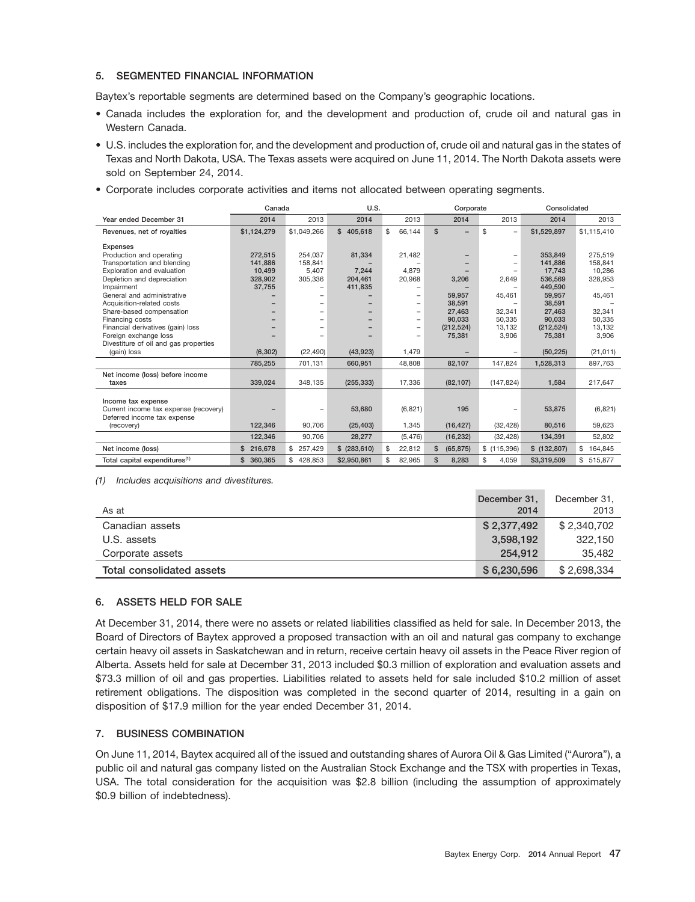## 5. SEGMENTED FINANCIAL INFORMATION

Baytex's reportable segments are determined based on the Company's geographic locations.

- Canada includes the exploration for, and the development and production of, crude oil and natural gas in Western Canada.
- U.S. includes the exploration for, and the development and production of, crude oil and natural gas in the states of Texas and North Dakota, USA. The Texas assets were acquired on June 11, 2014. The North Dakota assets were sold on September 24, 2014.
- Corporate includes corporate activities and items not allocated between operating segments.

| | Canada | | U.S. | | Corporate | | Consolidated | |
|---|---|---|---|---|---|---|---|---|
| Year ended December 31 | 2014 | 2013 | 2014 | 2013 | 2014 | 2013 | 2014 | 2013 |
| Revenues, net of royalties | $1,124,279 | $1,049,266 | $ 405,618 | $ 66,144 | $ – | $ – | $1,529,897 | $1,115,410 |
| **Expenses** | | | | | | | | |
| Production and operating | 272,515 | 254,037 | 81,334 | 21,482 | – | – | 353,849 | 275,519 |
| Transportation and blending | 141,886 | 158,841 | – | – | – | – | 141,886 | 158,841 |
| Exploration and evaluation | 10,499 | 5,407 | 7,244 | 4,879 | – | – | 17,743 | 10,286 |
| Depletion and depreciation | 328,902 | 305,336 | 204,461 | 20,968 | 3,206 | 2,649 | 536,569 | 328,953 |
| Impairment | 37,755 | – | 411,835 | – | – | – | 449,590 | – |
| General and administrative | – | – | – | – | 59,957 | 45,461 | 59,957 | 45,461 |
| Acquisition-related costs | – | – | – | – | 38,591 | – | 38,591 | – |
| Share-based compensation | – | – | – | – | 27,463 | 32,341 | 27,463 | 32,341 |
| Financing costs | – | – | – | – | 90,033 | 50,335 | 90,033 | 50,335 |
| Financial derivatives (gain) loss | – | – | – | – | (212,524) | 13,132 | (212,524) | 13,132 |
| Foreign exchange loss | – | – | – | – | 75,381 | 3,906 | 75,381 | 3,906 |
| Divestiture of oil and gas properties (gain) loss | (6,302) | (22,490) | (43,923) | 1,479 | – | – | (50,225) | (21,011) |
| | 785,255 | 701,131 | 660,951 | 48,808 | 82,107 | 147,824 | 1,528,313 | 897,763 |
| Net income (loss) before income taxes | 339,024 | 348,135 | (255,333) | 17,336 | (82,107) | (147,824) | 1,584 | 217,647 |
| **Income tax expense** | | | | | | | | |
| Current income tax expense (recovery) | – | – | 53,680 | (6,821) | 195 | – | 53,875 | (6,821) |
| Deferred income tax expense (recovery) | 122,346 | 90,706 | (25,403) | 1,345 | (16,427) | (32,428) | 80,516 | 59,623 |
| | 122,346 | 90,706 | 28,277 | (5,476) | (16,232) | (32,428) | 134,391 | 52,802 |
| Net income (loss) | $ 216,678 | $ 257,429 | $ (283,610) | $ 22,812 | $ (65,875) | $ (115,396) | $ (132,807) | $ 164,845 |
| Total capital expenditures[(1)] | $ 360,365 | $ 428,853 | $2,950,861 | $ 82,965 | $ 8,283 | $ 4,059 | $3,319,509 | $ 515,877 |

*(1) Includes acquisitions and divestitures.*

| As at | December 31, 2014 | December 31, 2013 |
|---|---|---|
| Canadian assets | $ 2,377,492 | $ 2,340,702 |
| U.S. assets | 3,598,192 | 322,150 |
| Corporate assets | 254,912 | 35,482 |
| **Total consolidated assets** | $ 6,230,596 | $ 2,698,334 |

## 6. ASSETS HELD FOR SALE

At December 31, 2014, there were no assets or related liabilities classified as held for sale. In December 2013, the Board of Directors of Baytex approved a proposed transaction with an oil and natural gas company to exchange certain heavy oil assets in Saskatchewan and in return, receive certain heavy oil assets in the Peace River region of Alberta. Assets held for sale at December 31, 2013 included $0.3 million of exploration and evaluation assets and $73.3 million of oil and gas properties. Liabilities related to assets held for sale included $10.2 million of asset retirement obligations. The disposition was completed in the second quarter of 2014, resulting in a gain on disposition of $17.9 million for the year ended December 31, 2014.

## 7. BUSINESS COMBINATION

On June 11, 2014, Baytex acquired all of the issued and outstanding shares of Aurora Oil & Gas Limited ("Aurora"), a public oil and natural gas company listed on the Australian Stock Exchange and the TSX with properties in Texas, USA. The total consideration for the acquisition was $2.8 billion (including the assumption of approximately $0.9 billion of indebtedness).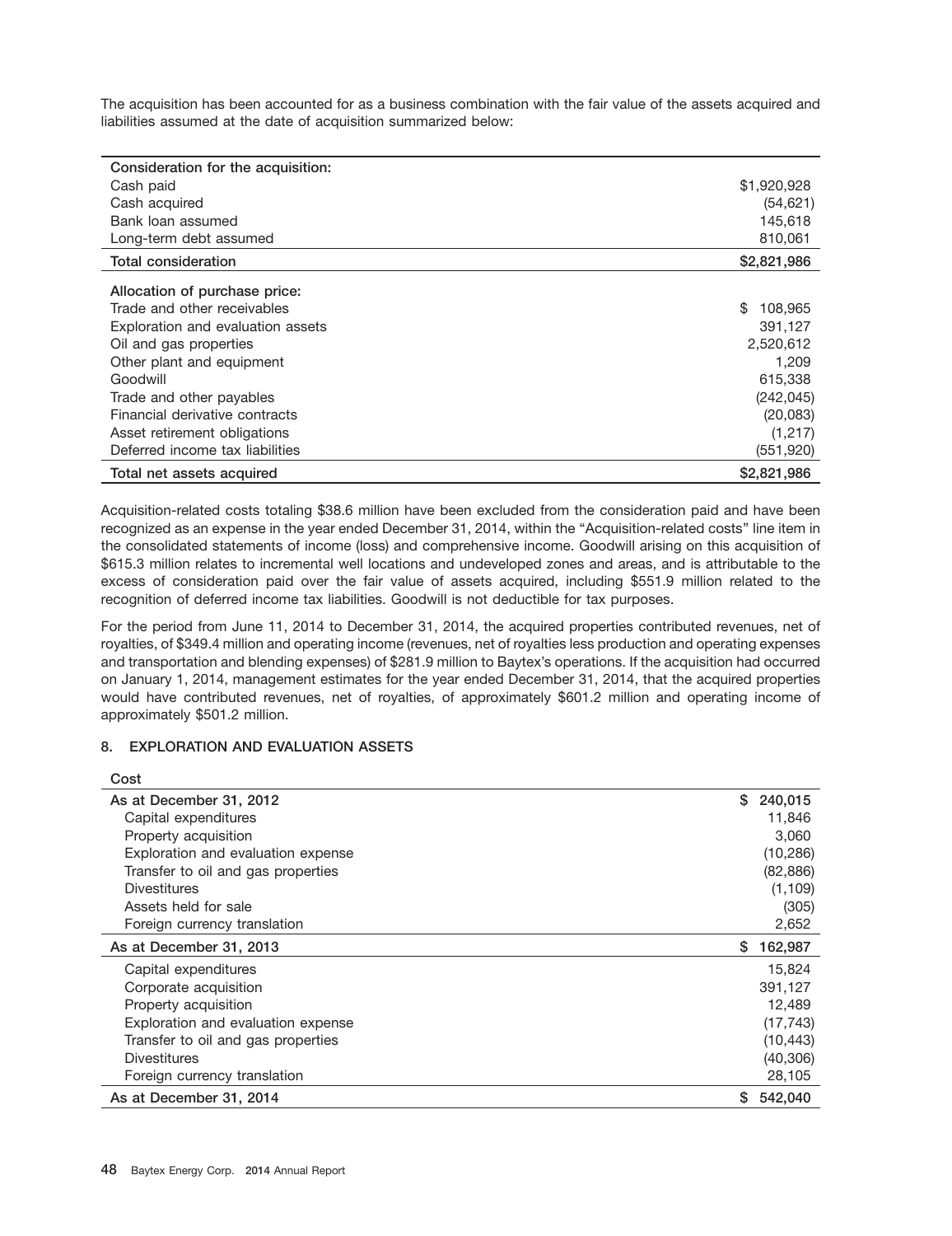The acquisition has been accounted for as a business combination with the fair value of the assets acquired and liabilities assumed at the date of acquisition summarized below:

| | |
|---|---|
| **Consideration for the acquisition:** | |
| Cash paid | $1,920,928 |
| Cash acquired | (54,621) |
| Bank loan assumed | 145,618 |
| Long-term debt assumed | 810,061 |
| **Total consideration** | **$2,821,986** |
| **Allocation of purchase price:** | |
| Trade and other receivables | $ 108,965 |
| Exploration and evaluation assets | 391,127 |
| Oil and gas properties | 2,520,612 |
| Other plant and equipment | 1,209 |
| Goodwill | 615,338 |
| Trade and other payables | (242,045) |
| Financial derivative contracts | (20,083) |
| Asset retirement obligations | (1,217) |
| Deferred income tax liabilities | (551,920) |
| **Total net assets acquired** | **$2,821,986** |

Acquisition-related costs totaling $38.6 million have been excluded from the consideration paid and have been recognized as an expense in the year ended December 31, 2014, within the "Acquisition-related costs" line item in the consolidated statements of income (loss) and comprehensive income. Goodwill arising on this acquisition of $615.3 million relates to incremental well locations and undeveloped zones and areas, and is attributable to the excess of consideration paid over the fair value of assets acquired, including $551.9 million related to the recognition of deferred income tax liabilities. Goodwill is not deductible for tax purposes.

For the period from June 11, 2014 to December 31, 2014, the acquired properties contributed revenues, net of royalties, of $349.4 million and operating income (revenues, net of royalties less production and operating expenses and transportation and blending expenses) of $281.9 million to Baytex's operations. If the acquisition had occurred on January 1, 2014, management estimates for the year ended December 31, 2014, that the acquired properties would have contributed revenues, net of royalties, of approximately $601.2 million and operating income of approximately $501.2 million.

## 8. EXPLORATION AND EVALUATION ASSETS

| Cost | |
|---|---|
| **As at December 31, 2012** | **$ 240,015** |
| Capital expenditures | 11,846 |
| Property acquisition | 3,060 |
| Exploration and evaluation expense | (10,286) |
| Transfer to oil and gas properties | (82,886) |
| Divestitures | (1,109) |
| Assets held for sale | (305) |
| Foreign currency translation | 2,652 |
| **As at December 31, 2013** | **$ 162,987** |
| Capital expenditures | 15,824 |
| Corporate acquisition | 391,127 |
| Property acquisition | 12,489 |
| Exploration and evaluation expense | (17,743) |
| Transfer to oil and gas properties | (10,443) |
| Divestitures | (40,306) |
| Foreign currency translation | 28,105 |
| **As at December 31, 2014** | **$ 542,040** |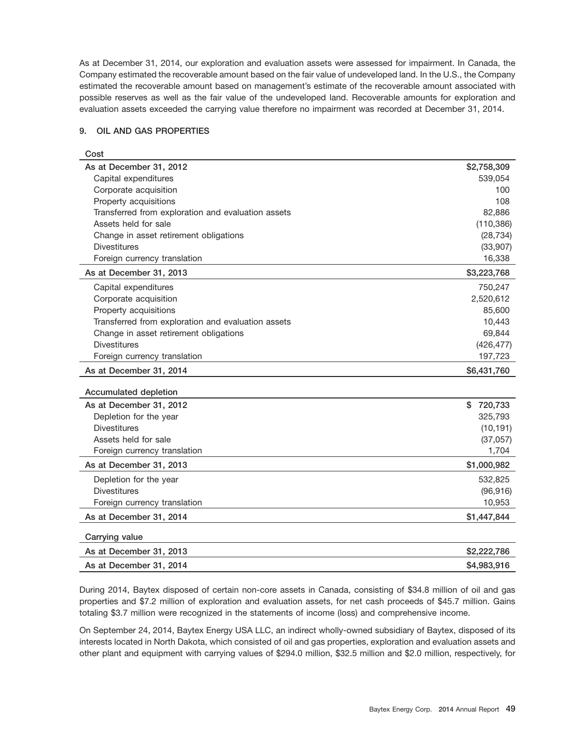As at December 31, 2014, our exploration and evaluation assets were assessed for impairment. In Canada, the Company estimated the recoverable amount based on the fair value of undeveloped land. In the U.S., the Company estimated the recoverable amount based on management's estimate of the recoverable amount associated with possible reserves as well as the fair value of the undeveloped land. Recoverable amounts for exploration and evaluation assets exceeded the carrying value therefore no impairment was recorded at December 31, 2014.

## 9. OIL AND GAS PROPERTIES

| Cost | |
|---|---|
| **As at December 31, 2012** | **$2,758,309** |
| Capital expenditures | 539,054 |
| Corporate acquisition | 100 |
| Property acquisitions | 108 |
| Transferred from exploration and evaluation assets | 82,886 |
| Assets held for sale | (110,386) |
| Change in asset retirement obligations | (28,734) |
| Divestitures | (33,907) |
| Foreign currency translation | 16,338 |
| **As at December 31, 2013** | **$3,223,768** |
| Capital expenditures | 750,247 |
| Corporate acquisition | 2,520,612 |
| Property acquisitions | 85,600 |
| Transferred from exploration and evaluation assets | 10,443 |
| Change in asset retirement obligations | 69,844 |
| Divestitures | (426,477) |
| Foreign currency translation | 197,723 |
| **As at December 31, 2014** | **$6,431,760** |

| Accumulated depletion | |
|---|---|
| **As at December 31, 2012** | **$ 720,733** |
| Depletion for the year | 325,793 |
| Divestitures | (10,191) |
| Assets held for sale | (37,057) |
| Foreign currency translation | 1,704 |
| **As at December 31, 2013** | **$1,000,982** |
| Depletion for the year | 532,825 |
| Divestitures | (96,916) |
| Foreign currency translation | 10,953 |
| **As at December 31, 2014** | **$1,447,844** |

| Carrying value | |
|---|---|
| **As at December 31, 2013** | **$2,222,786** |
| **As at December 31, 2014** | **$4,983,916** |

During 2014, Baytex disposed of certain non-core assets in Canada, consisting of $34.8 million of oil and gas properties and $7.2 million of exploration and evaluation assets, for net cash proceeds of $45.7 million. Gains totaling $3.7 million were recognized in the statements of income (loss) and comprehensive income.

On September 24, 2014, Baytex Energy USA LLC, an indirect wholly-owned subsidiary of Baytex, disposed of its interests located in North Dakota, which consisted of oil and gas properties, exploration and evaluation assets and other plant and equipment with carrying values of $294.0 million, $32.5 million and $2.0 million, respectively, for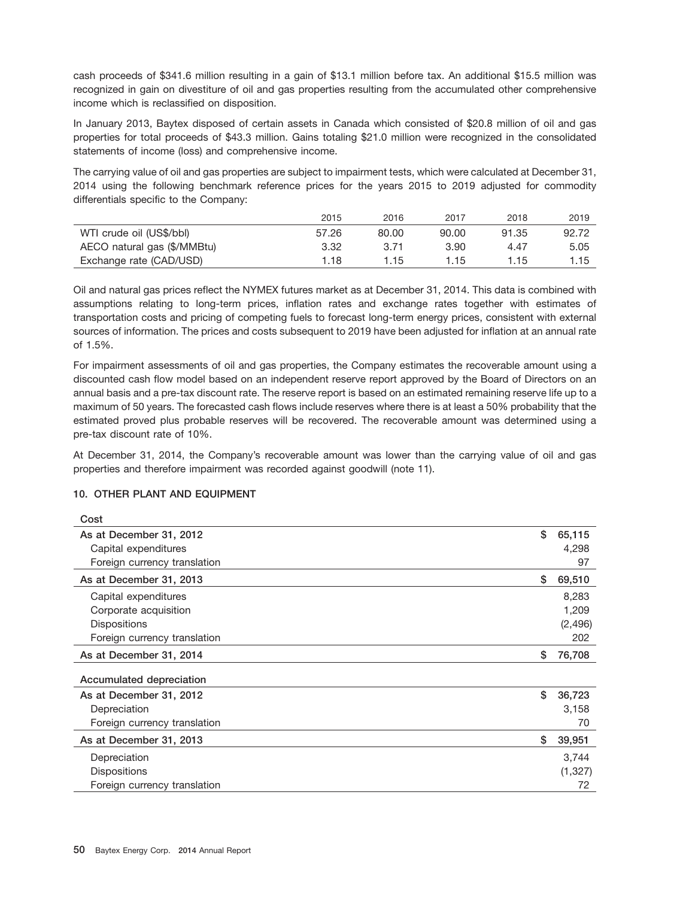cash proceeds of $341.6 million resulting in a gain of $13.1 million before tax. An additional $15.5 million was recognized in gain on divestiture of oil and gas properties resulting from the accumulated other comprehensive income which is reclassified on disposition.

In January 2013, Baytex disposed of certain assets in Canada which consisted of $20.8 million of oil and gas properties for total proceeds of $43.3 million. Gains totaling $21.0 million were recognized in the consolidated statements of income (loss) and comprehensive income.

The carrying value of oil and gas properties are subject to impairment tests, which were calculated at December 31, 2014 using the following benchmark reference prices for the years 2015 to 2019 adjusted for commodity differentials specific to the Company:

| | 2015 | 2016 | 2017 | 2018 | 2019 |
|---|---|---|---|---|---|
| WTI crude oil (US$/bbl) | 57.26 | 80.00 | 90.00 | 91.35 | 92.72 |
| AECO natural gas ($/MMBtu) | 3.32 | 3.71 | 3.90 | 4.47 | 5.05 |
| Exchange rate (CAD/USD) | 1.18 | 1.15 | 1.15 | 1.15 | 1.15 |

Oil and natural gas prices reflect the NYMEX futures market as at December 31, 2014. This data is combined with assumptions relating to long-term prices, inflation rates and exchange rates together with estimates of transportation costs and pricing of competing fuels to forecast long-term energy prices, consistent with external sources of information. The prices and costs subsequent to 2019 have been adjusted for inflation at an annual rate of 1.5%.

For impairment assessments of oil and gas properties, the Company estimates the recoverable amount using a discounted cash flow model based on an independent reserve report approved by the Board of Directors on an annual basis and a pre-tax discount rate. The reserve report is based on an estimated remaining reserve life up to a maximum of 50 years. The forecasted cash flows include reserves where there is at least a 50% probability that the estimated proved plus probable reserves will be recovered. The recoverable amount was determined using a pre-tax discount rate of 10%.

At December 31, 2014, the Company's recoverable amount was lower than the carrying value of oil and gas properties and therefore impairment was recorded against goodwill (note 11).

## 10. OTHER PLANT AND EQUIPMENT

| Cost | |
|---|---|
| As at December 31, 2012 | $ 65,115 |
| Capital expenditures | 4,298 |
| Foreign currency translation | 97 |
| As at December 31, 2013 | $ 69,510 |
| Capital expenditures | 8,283 |
| Corporate acquisition | 1,209 |
| Dispositions | (2,496) |
| Foreign currency translation | 202 |
| As at December 31, 2014 | $ 76,708 |

| Accumulated depreciation | |
|---|---|
| As at December 31, 2012 | $ 36,723 |
| Depreciation | 3,158 |
| Foreign currency translation | 70 |
| As at December 31, 2013 | $ 39,951 |
| Depreciation | 3,744 |
| Dispositions | (1,327) |
| Foreign currency translation | 72 |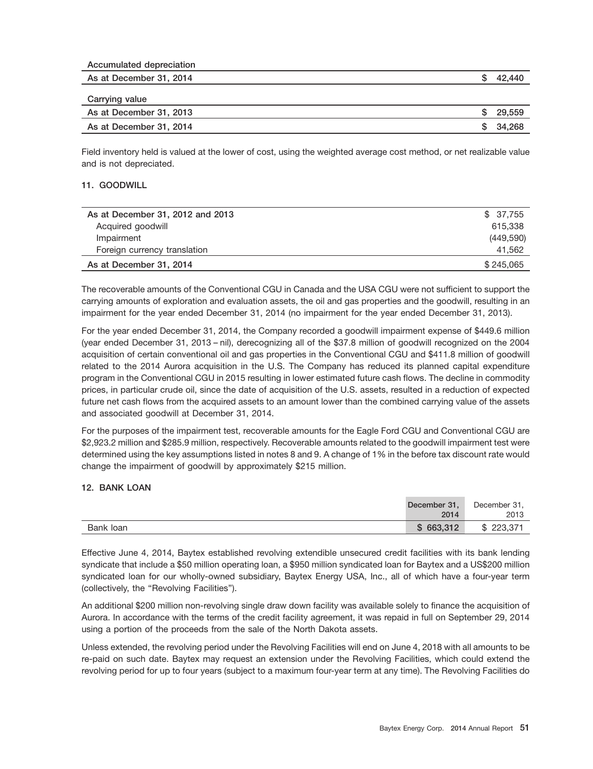| Accumulated depreciation | |
|---|---|
| As at December 31, 2014 | $ 42,440 |
| **Carrying value** | |
| As at December 31, 2013 | $ 29,559 |
| As at December 31, 2014 | $ 34,268 |

Field inventory held is valued at the lower of cost, using the weighted average cost method, or net realizable value and is not depreciated.

### 11. GOODWILL

| | |
|---|---|
| As at December 31, 2012 and 2013 | $ 37,755 |
| Acquired goodwill | 615,338 |
| Impairment | (449,590) |
| Foreign currency translation | 41,562 |
| As at December 31, 2014 | $ 245,065 |

The recoverable amounts of the Conventional CGU in Canada and the USA CGU were not sufficient to support the carrying amounts of exploration and evaluation assets, the oil and gas properties and the goodwill, resulting in an impairment for the year ended December 31, 2014 (no impairment for the year ended December 31, 2013).

For the year ended December 31, 2014, the Company recorded a goodwill impairment expense of $449.6 million (year ended December 31, 2013 – nil), derecognizing all of the $37.8 million of goodwill recognized on the 2004 acquisition of certain conventional oil and gas properties in the Conventional CGU and $411.8 million of goodwill related to the 2014 Aurora acquisition in the U.S. The Company has reduced its planned capital expenditure program in the Conventional CGU in 2015 resulting in lower estimated future cash flows. The decline in commodity prices, in particular crude oil, since the date of acquisition of the U.S. assets, resulted in a reduction of expected future net cash flows from the acquired assets to an amount lower than the combined carrying value of the assets and associated goodwill at December 31, 2014.

For the purposes of the impairment test, recoverable amounts for the Eagle Ford CGU and Conventional CGU are $2,923.2 million and $285.9 million, respectively. Recoverable amounts related to the goodwill impairment test were determined using the key assumptions listed in notes 8 and 9. A change of 1% in the before tax discount rate would change the impairment of goodwill by approximately $215 million.

### 12. BANK LOAN

| | December 31, 2014 | December 31, 2013 |
|---|---|---|
| Bank loan | **$ 663,312** | $ 223,371 |

Effective June 4, 2014, Baytex established revolving extendible unsecured credit facilities with its bank lending syndicate that include a $50 million operating loan, a $950 million syndicated loan for Baytex and a US$200 million syndicated loan for our wholly-owned subsidiary, Baytex Energy USA, Inc., all of which have a four-year term (collectively, the "Revolving Facilities").

An additional $200 million non-revolving single draw down facility was available solely to finance the acquisition of Aurora. In accordance with the terms of the credit facility agreement, it was repaid in full on September 29, 2014 using a portion of the proceeds from the sale of the North Dakota assets.

Unless extended, the revolving period under the Revolving Facilities will end on June 4, 2018 with all amounts to be re-paid on such date. Baytex may request an extension under the Revolving Facilities, which could extend the revolving period for up to four years (subject to a maximum four-year term at any time). The Revolving Facilities do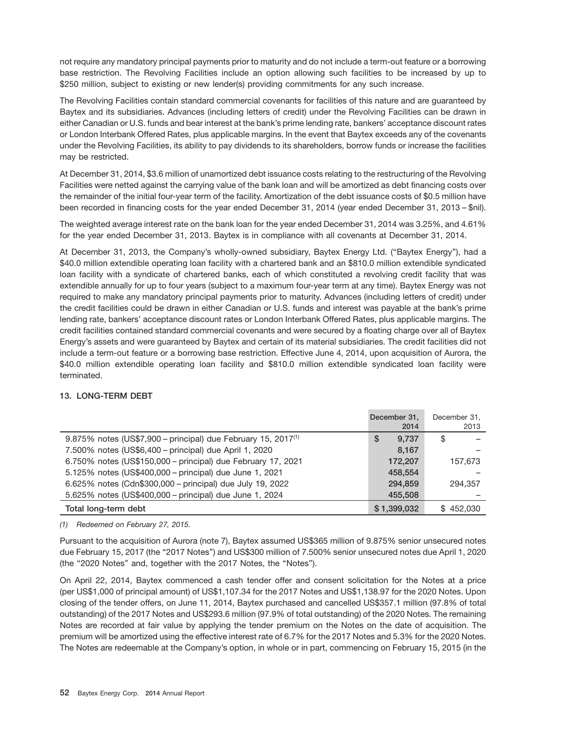not require any mandatory principal payments prior to maturity and do not include a term-out feature or a borrowing base restriction. The Revolving Facilities include an option allowing such facilities to be increased by up to $250 million, subject to existing or new lender(s) providing commitments for any such increase.

The Revolving Facilities contain standard commercial covenants for facilities of this nature and are guaranteed by Baytex and its subsidiaries. Advances (including letters of credit) under the Revolving Facilities can be drawn in either Canadian or U.S. funds and bear interest at the bank's prime lending rate, bankers' acceptance discount rates or London Interbank Offered Rates, plus applicable margins. In the event that Baytex exceeds any of the covenants under the Revolving Facilities, its ability to pay dividends to its shareholders, borrow funds or increase the facilities may be restricted.

At December 31, 2014, $3.6 million of unamortized debt issuance costs relating to the restructuring of the Revolving Facilities were netted against the carrying value of the bank loan and will be amortized as debt financing costs over the remainder of the initial four-year term of the facility. Amortization of the debt issuance costs of $0.5 million have been recorded in financing costs for the year ended December 31, 2014 (year ended December 31, 2013 – $nil).

The weighted average interest rate on the bank loan for the year ended December 31, 2014 was 3.25%, and 4.61% for the year ended December 31, 2013. Baytex is in compliance with all covenants at December 31, 2014.

At December 31, 2013, the Company's wholly-owned subsidiary, Baytex Energy Ltd. ("Baytex Energy"), had a $40.0 million extendible operating loan facility with a chartered bank and an $810.0 million extendible syndicated loan facility with a syndicate of chartered banks, each of which constituted a revolving credit facility that was extendible annually for up to four years (subject to a maximum four-year term at any time). Baytex Energy was not required to make any mandatory principal payments prior to maturity. Advances (including letters of credit) under the credit facilities could be drawn in either Canadian or U.S. funds and interest was payable at the bank's prime lending rate, bankers' acceptance discount rates or London Interbank Offered Rates, plus applicable margins. The credit facilities contained standard commercial covenants and were secured by a floating charge over all of Baytex Energy's assets and were guaranteed by Baytex and certain of its material subsidiaries. The credit facilities did not include a term-out feature or a borrowing base restriction. Effective June 4, 2014, upon acquisition of Aurora, the $40.0 million extendible operating loan facility and $810.0 million extendible syndicated loan facility were terminated.

## 13. LONG-TERM DEBT

| | December 31, 2014 | December 31, 2013 |
|---|---|---|
| 9.875% notes (US$7,900 – principal) due February 15, 2017[(1)] | $ 9,737 | $ – |
| 7.500% notes (US$6,400 – principal) due April 1, 2020 | 8,167 | – |
| 6.750% notes (US$150,000 – principal) due February 17, 2021 | 172,207 | 157,673 |
| 5.125% notes (US$400,000 – principal) due June 1, 2021 | 458,554 | – |
| 6.625% notes (Cdn$300,000 – principal) due July 19, 2022 | 294,859 | 294,357 |
| 5.625% notes (US$400,000 – principal) due June 1, 2024 | 455,508 | – |
| **Total long-term debt** | **$ 1,399,032** | **$ 452,030** |

*(1) Redeemed on February 27, 2015.*

Pursuant to the acquisition of Aurora (note 7), Baytex assumed US$365 million of 9.875% senior unsecured notes due February 15, 2017 (the "2017 Notes") and US$300 million of 7.500% senior unsecured notes due April 1, 2020 (the "2020 Notes" and, together with the 2017 Notes, the "Notes").

On April 22, 2014, Baytex commenced a cash tender offer and consent solicitation for the Notes at a price (per US$1,000 of principal amount) of US$1,107.34 for the 2017 Notes and US$1,138.97 for the 2020 Notes. Upon closing of the tender offers, on June 11, 2014, Baytex purchased and cancelled US$357.1 million (97.8% of total outstanding) of the 2017 Notes and US$293.6 million (97.9% of total outstanding) of the 2020 Notes. The remaining Notes are recorded at fair value by applying the tender premium on the Notes on the date of acquisition. The premium will be amortized using the effective interest rate of 6.7% for the 2017 Notes and 5.3% for the 2020 Notes. The Notes are redeemable at the Company's option, in whole or in part, commencing on February 15, 2015 (in the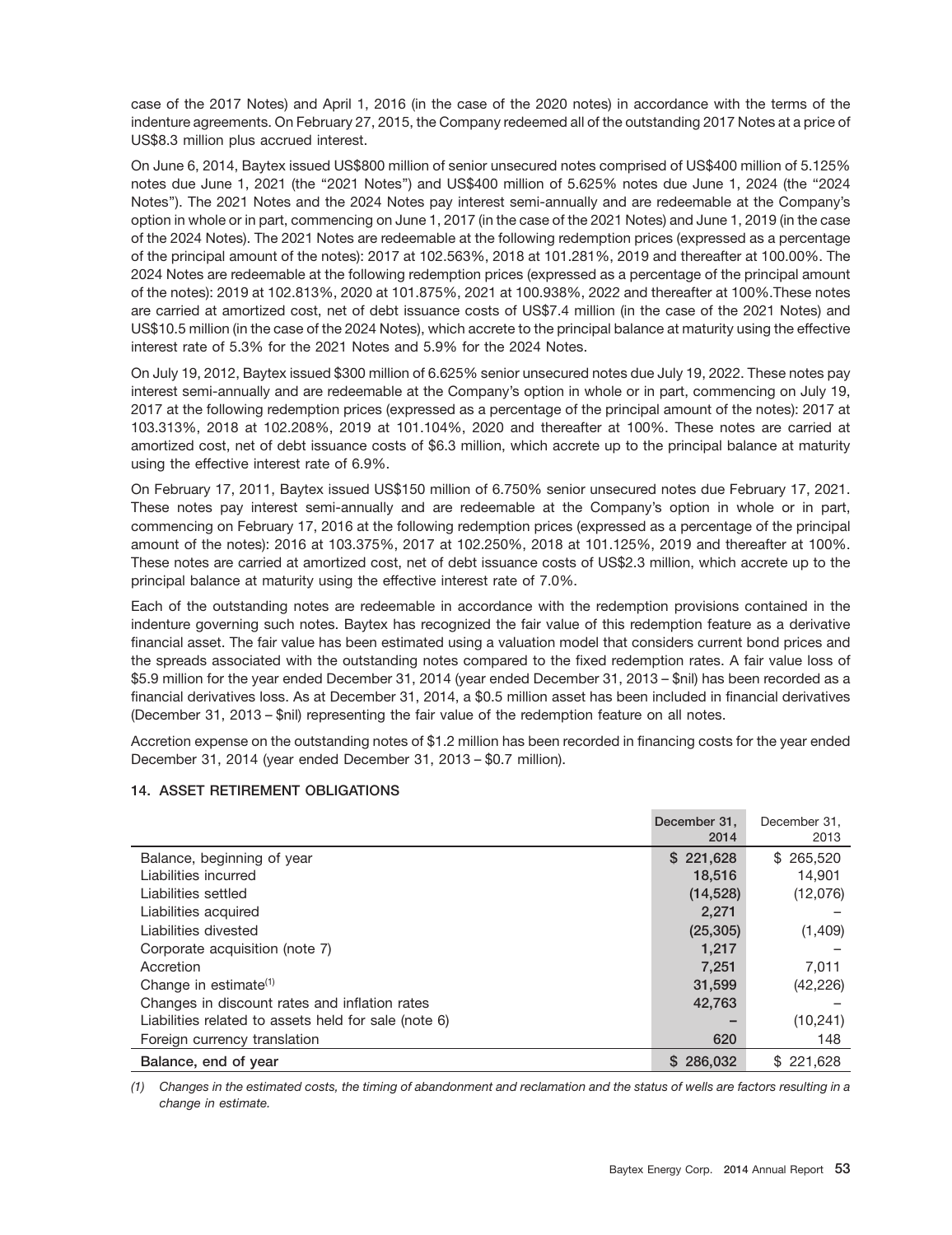case of the 2017 Notes) and April 1, 2016 (in the case of the 2020 notes) in accordance with the terms of the indenture agreements. On February 27, 2015, the Company redeemed all of the outstanding 2017 Notes at a price of US$8.3 million plus accrued interest.

On June 6, 2014, Baytex issued US$800 million of senior unsecured notes comprised of US$400 million of 5.125% notes due June 1, 2021 (the "2021 Notes") and US$400 million of 5.625% notes due June 1, 2024 (the "2024 Notes"). The 2021 Notes and the 2024 Notes pay interest semi-annually and are redeemable at the Company's option in whole or in part, commencing on June 1, 2017 (in the case of the 2021 Notes) and June 1, 2019 (in the case of the 2024 Notes). The 2021 Notes are redeemable at the following redemption prices (expressed as a percentage of the principal amount of the notes): 2017 at 102.563%, 2018 at 101.281%, 2019 and thereafter at 100.00%. The 2024 Notes are redeemable at the following redemption prices (expressed as a percentage of the principal amount of the notes): 2019 at 102.813%, 2020 at 101.875%, 2021 at 100.938%, 2022 and thereafter at 100%.These notes are carried at amortized cost, net of debt issuance costs of US$7.4 million (in the case of the 2021 Notes) and US$10.5 million (in the case of the 2024 Notes), which accrete to the principal balance at maturity using the effective interest rate of 5.3% for the 2021 Notes and 5.9% for the 2024 Notes.

On July 19, 2012, Baytex issued $300 million of 6.625% senior unsecured notes due July 19, 2022. These notes pay interest semi-annually and are redeemable at the Company's option in whole or in part, commencing on July 19, 2017 at the following redemption prices (expressed as a percentage of the principal amount of the notes): 2017 at 103.313%, 2018 at 102.208%, 2019 at 101.104%, 2020 and thereafter at 100%. These notes are carried at amortized cost, net of debt issuance costs of $6.3 million, which accrete up to the principal balance at maturity using the effective interest rate of 6.9%.

On February 17, 2011, Baytex issued US$150 million of 6.750% senior unsecured notes due February 17, 2021. These notes pay interest semi-annually and are redeemable at the Company's option in whole or in part, commencing on February 17, 2016 at the following redemption prices (expressed as a percentage of the principal amount of the notes): 2016 at 103.375%, 2017 at 102.250%, 2018 at 101.125%, 2019 and thereafter at 100%. These notes are carried at amortized cost, net of debt issuance costs of US$2.3 million, which accrete up to the principal balance at maturity using the effective interest rate of 7.0%.

Each of the outstanding notes are redeemable in accordance with the redemption provisions contained in the indenture governing such notes. Baytex has recognized the fair value of this redemption feature as a derivative financial asset. The fair value has been estimated using a valuation model that considers current bond prices and the spreads associated with the outstanding notes compared to the fixed redemption rates. A fair value loss of $5.9 million for the year ended December 31, 2014 (year ended December 31, 2013 – $nil) has been recorded as a financial derivatives loss. As at December 31, 2014, a $0.5 million asset has been included in financial derivatives (December 31, 2013 – $nil) representing the fair value of the redemption feature on all notes.

Accretion expense on the outstanding notes of $1.2 million has been recorded in financing costs for the year ended December 31, 2014 (year ended December 31, 2013 – $0.7 million).

## 14. ASSET RETIREMENT OBLIGATIONS

| | December 31, 2014 | December 31, 2013 |
|---|---|---|
| Balance, beginning of year | $ 221,628 | $ 265,520 |
| Liabilities incurred | 18,516 | 14,901 |
| Liabilities settled | (14,528) | (12,076) |
| Liabilities acquired | 2,271 | – |
| Liabilities divested | (25,305) | (1,409) |
| Corporate acquisition (note 7) | 1,217 | – |
| Accretion | 7,251 | 7,011 |
| Change in estimate[(1)] | 31,599 | (42,226) |
| Changes in discount rates and inflation rates | 42,763 | – |
| Liabilities related to assets held for sale (note 6) | – | (10,241) |
| Foreign currency translation | 620 | 148 |
| **Balance, end of year** | $ 286,032 | $ 221,628 |

*(1) Changes in the estimated costs, the timing of abandonment and reclamation and the status of wells are factors resulting in a change in estimate.*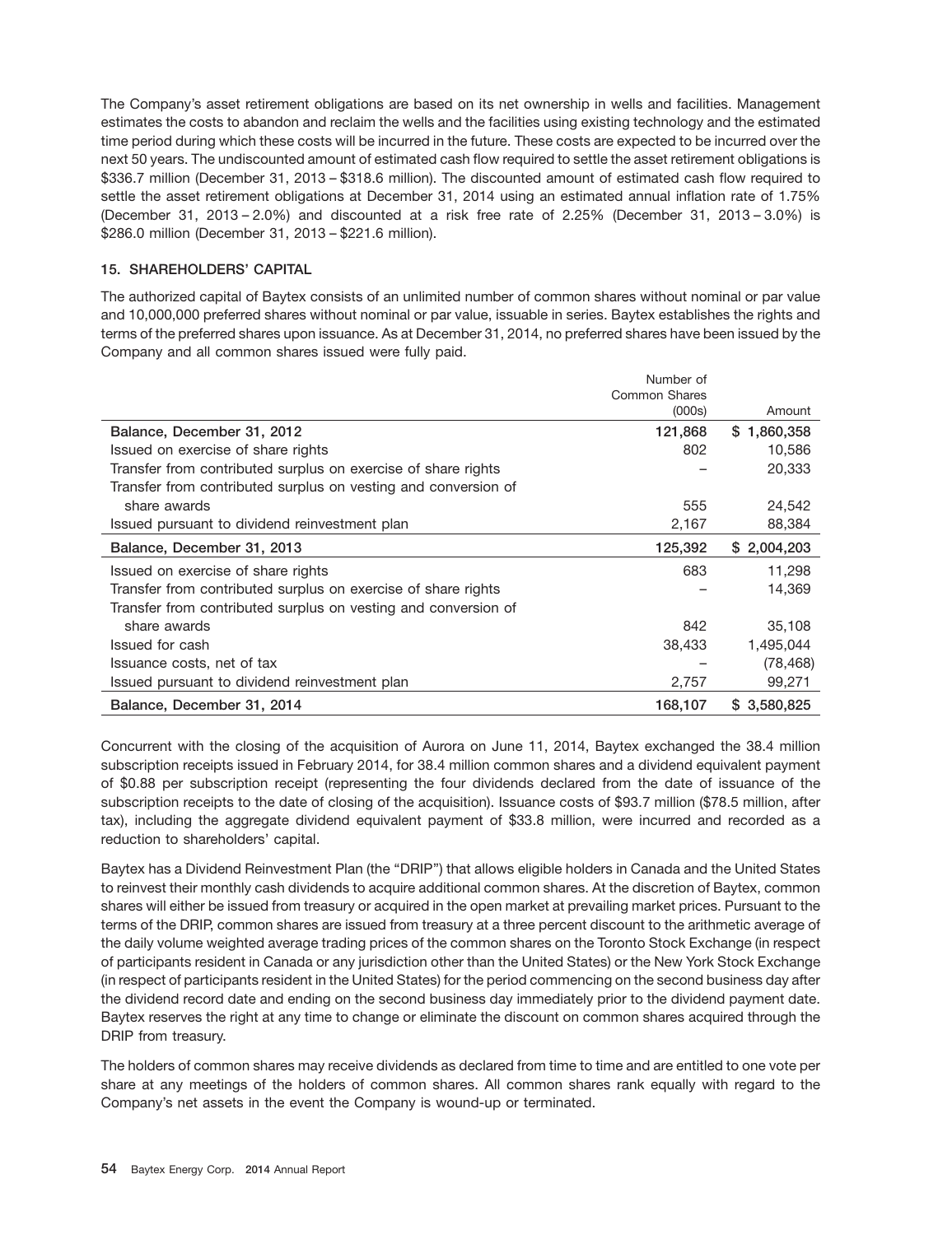The Company's asset retirement obligations are based on its net ownership in wells and facilities. Management estimates the costs to abandon and reclaim the wells and the facilities using existing technology and the estimated time period during which these costs will be incurred in the future. These costs are expected to be incurred over the next 50 years. The undiscounted amount of estimated cash flow required to settle the asset retirement obligations is $336.7 million (December 31, 2013 – $318.6 million). The discounted amount of estimated cash flow required to settle the asset retirement obligations at December 31, 2014 using an estimated annual inflation rate of 1.75% (December 31, 2013 – 2.0%) and discounted at a risk free rate of 2.25% (December 31, 2013 – 3.0%) is $286.0 million (December 31, 2013 – $221.6 million).

## 15. SHAREHOLDERS' CAPITAL

The authorized capital of Baytex consists of an unlimited number of common shares without nominal or par value and 10,000,000 preferred shares without nominal or par value, issuable in series. Baytex establishes the rights and terms of the preferred shares upon issuance. As at December 31, 2014, no preferred shares have been issued by the Company and all common shares issued were fully paid.

| | Number of Common Shares (000s) | Amount |
|---|---|---|
| **Balance, December 31, 2012** | **121,868** | **$ 1,860,358** |
| Issued on exercise of share rights | 802 | 10,586 |
| Transfer from contributed surplus on exercise of share rights | – | 20,333 |
| Transfer from contributed surplus on vesting and conversion of share awards | 555 | 24,542 |
| Issued pursuant to dividend reinvestment plan | 2,167 | 88,384 |
| **Balance, December 31, 2013** | **125,392** | **$ 2,004,203** |
| Issued on exercise of share rights | 683 | 11,298 |
| Transfer from contributed surplus on exercise of share rights | – | 14,369 |
| Transfer from contributed surplus on vesting and conversion of share awards | 842 | 35,108 |
| Issued for cash | 38,433 | 1,495,044 |
| Issuance costs, net of tax | – | (78,468) |
| Issued pursuant to dividend reinvestment plan | 2,757 | 99,271 |
| **Balance, December 31, 2014** | **168,107** | **$ 3,580,825** |

Concurrent with the closing of the acquisition of Aurora on June 11, 2014, Baytex exchanged the 38.4 million subscription receipts issued in February 2014, for 38.4 million common shares and a dividend equivalent payment of $0.88 per subscription receipt (representing the four dividends declared from the date of issuance of the subscription receipts to the date of closing of the acquisition). Issuance costs of $93.7 million ($78.5 million, after tax), including the aggregate dividend equivalent payment of $33.8 million, were incurred and recorded as a reduction to shareholders' capital.

Baytex has a Dividend Reinvestment Plan (the "DRIP") that allows eligible holders in Canada and the United States to reinvest their monthly cash dividends to acquire additional common shares. At the discretion of Baytex, common shares will either be issued from treasury or acquired in the open market at prevailing market prices. Pursuant to the terms of the DRIP, common shares are issued from treasury at a three percent discount to the arithmetic average of the daily volume weighted average trading prices of the common shares on the Toronto Stock Exchange (in respect of participants resident in Canada or any jurisdiction other than the United States) or the New York Stock Exchange (in respect of participants resident in the United States) for the period commencing on the second business day after the dividend record date and ending on the second business day immediately prior to the dividend payment date. Baytex reserves the right at any time to change or eliminate the discount on common shares acquired through the DRIP from treasury.

The holders of common shares may receive dividends as declared from time to time and are entitled to one vote per share at any meetings of the holders of common shares. All common shares rank equally with regard to the Company's net assets in the event the Company is wound-up or terminated.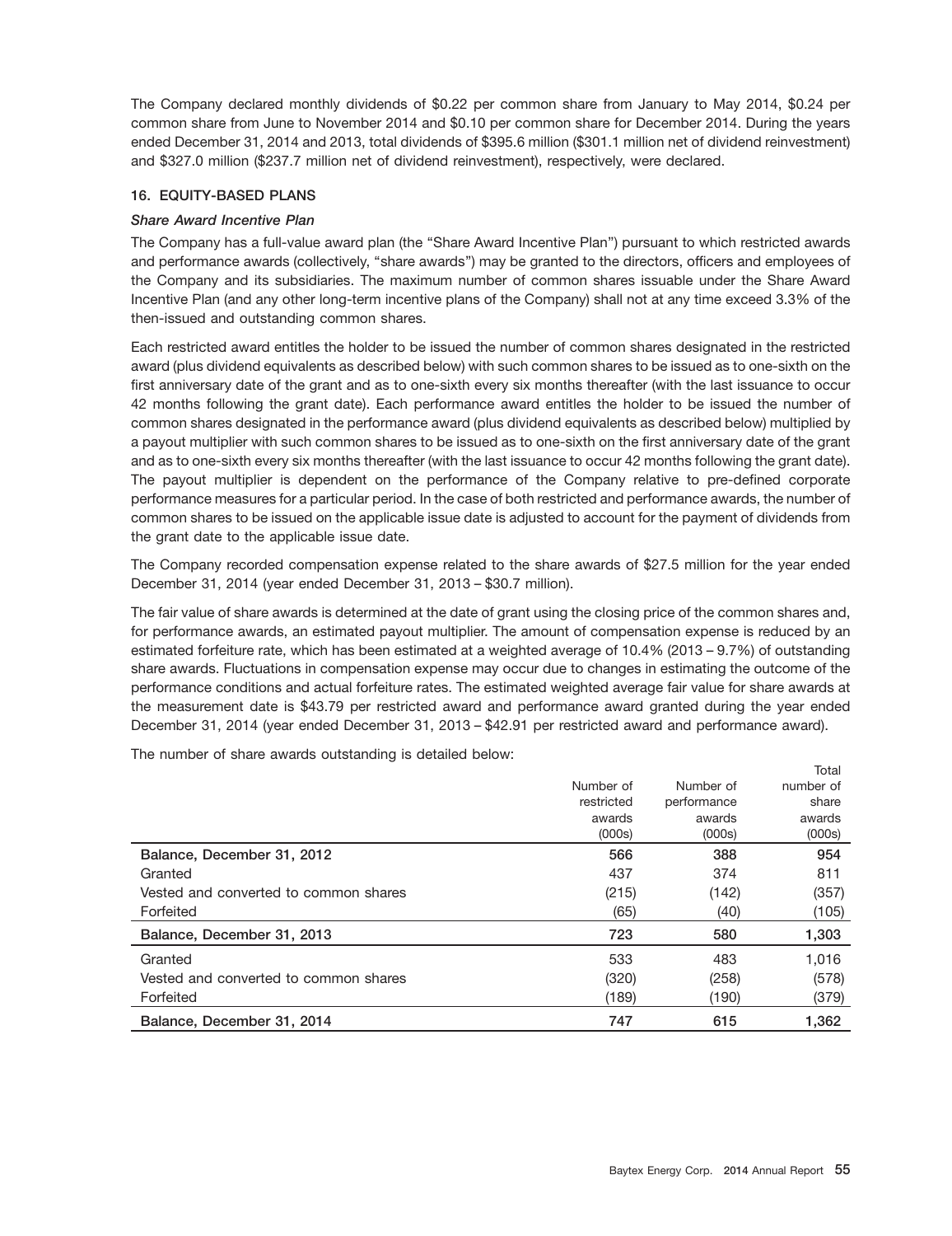The Company declared monthly dividends of $0.22 per common share from January to May 2014, $0.24 per common share from June to November 2014 and $0.10 per common share for December 2014. During the years ended December 31, 2014 and 2013, total dividends of $395.6 million ($301.1 million net of dividend reinvestment) and $327.0 million ($237.7 million net of dividend reinvestment), respectively, were declared.

## 16. EQUITY-BASED PLANS

### *Share Award Incentive Plan*

The Company has a full-value award plan (the "Share Award Incentive Plan") pursuant to which restricted awards and performance awards (collectively, "share awards") may be granted to the directors, officers and employees of the Company and its subsidiaries. The maximum number of common shares issuable under the Share Award Incentive Plan (and any other long-term incentive plans of the Company) shall not at any time exceed 3.3% of the then-issued and outstanding common shares.

Each restricted award entitles the holder to be issued the number of common shares designated in the restricted award (plus dividend equivalents as described below) with such common shares to be issued as to one-sixth on the first anniversary date of the grant and as to one-sixth every six months thereafter (with the last issuance to occur 42 months following the grant date). Each performance award entitles the holder to be issued the number of common shares designated in the performance award (plus dividend equivalents as described below) multiplied by a payout multiplier with such common shares to be issued as to one-sixth on the first anniversary date of the grant and as to one-sixth every six months thereafter (with the last issuance to occur 42 months following the grant date). The payout multiplier is dependent on the performance of the Company relative to pre-defined corporate performance measures for a particular period. In the case of both restricted and performance awards, the number of common shares to be issued on the applicable issue date is adjusted to account for the payment of dividends from the grant date to the applicable issue date.

The Company recorded compensation expense related to the share awards of $27.5 million for the year ended December 31, 2014 (year ended December 31, 2013 – $30.7 million).

The fair value of share awards is determined at the date of grant using the closing price of the common shares and, for performance awards, an estimated payout multiplier. The amount of compensation expense is reduced by an estimated forfeiture rate, which has been estimated at a weighted average of 10.4% (2013 – 9.7%) of outstanding share awards. Fluctuations in compensation expense may occur due to changes in estimating the outcome of the performance conditions and actual forfeiture rates. The estimated weighted average fair value for share awards at the measurement date is $43.79 per restricted award and performance award granted during the year ended December 31, 2014 (year ended December 31, 2013 – $42.91 per restricted award and performance award).

The number of share awards outstanding is detailed below:

| | Number of restricted awards (000s) | Number of performance awards (000s) | Total number of share awards (000s) |
|---|---|---|---|
| **Balance, December 31, 2012** | **566** | **388** | **954** |
| Granted | 437 | 374 | 811 |
| Vested and converted to common shares | (215) | (142) | (357) |
| Forfeited | (65) | (40) | (105) |
| **Balance, December 31, 2013** | **723** | **580** | **1,303** |
| Granted | 533 | 483 | 1,016 |
| Vested and converted to common shares | (320) | (258) | (578) |
| Forfeited | (189) | (190) | (379) |
| **Balance, December 31, 2014** | **747** | **615** | **1,362** |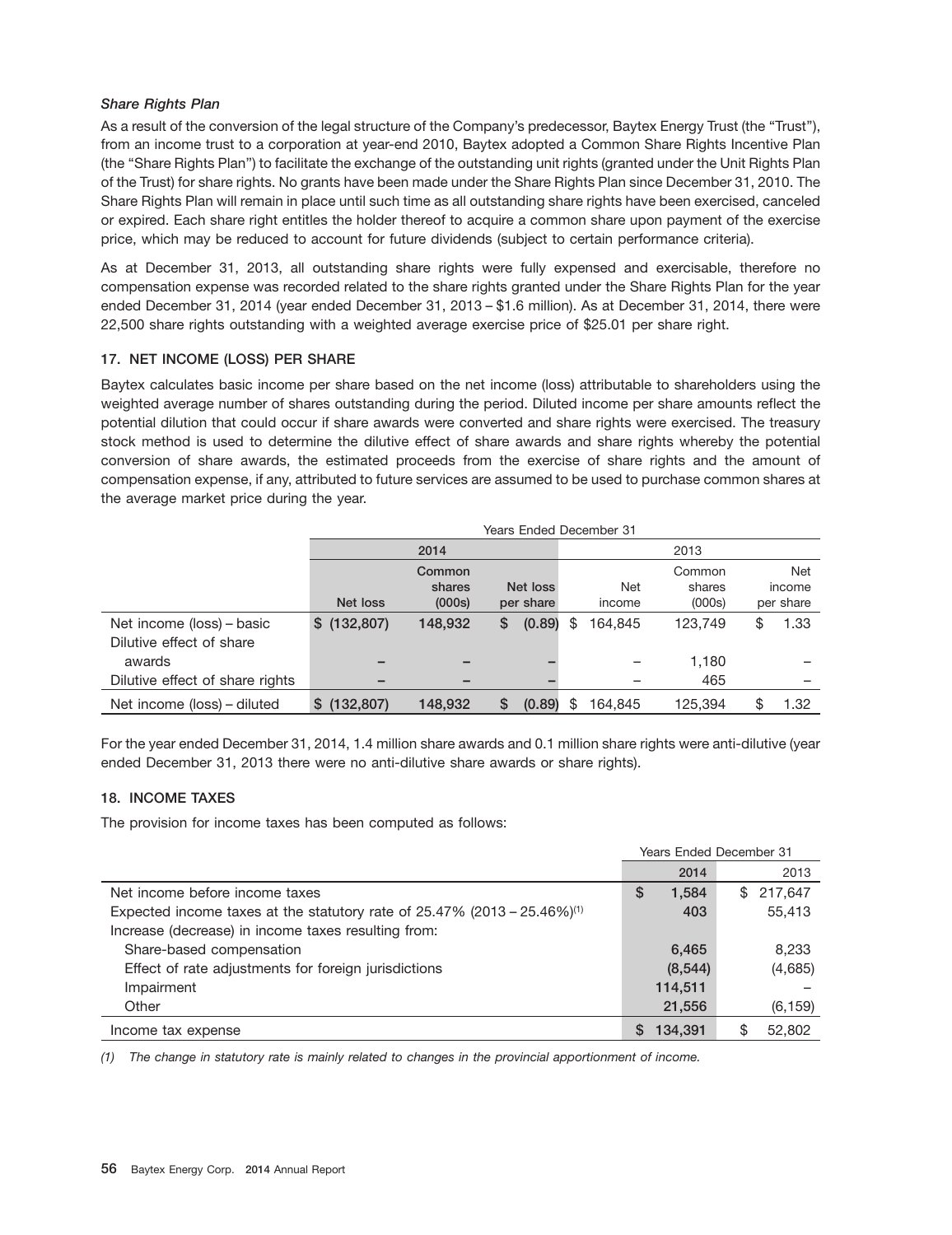*Share Rights Plan*

As a result of the conversion of the legal structure of the Company's predecessor, Baytex Energy Trust (the "Trust"), from an income trust to a corporation at year-end 2010, Baytex adopted a Common Share Rights Incentive Plan (the "Share Rights Plan") to facilitate the exchange of the outstanding unit rights (granted under the Unit Rights Plan of the Trust) for share rights. No grants have been made under the Share Rights Plan since December 31, 2010. The Share Rights Plan will remain in place until such time as all outstanding share rights have been exercised, canceled or expired. Each share right entitles the holder thereof to acquire a common share upon payment of the exercise price, which may be reduced to account for future dividends (subject to certain performance criteria).

As at December 31, 2013, all outstanding share rights were fully expensed and exercisable, therefore no compensation expense was recorded related to the share rights granted under the Share Rights Plan for the year ended December 31, 2014 (year ended December 31, 2013 – $1.6 million). As at December 31, 2014, there were 22,500 share rights outstanding with a weighted average exercise price of $25.01 per share right.

## 17. NET INCOME (LOSS) PER SHARE

Baytex calculates basic income per share based on the net income (loss) attributable to shareholders using the weighted average number of shares outstanding during the period. Diluted income per share amounts reflect the potential dilution that could occur if share awards were converted and share rights were exercised. The treasury stock method is used to determine the dilutive effect of share awards and share rights whereby the potential conversion of share awards, the estimated proceeds from the exercise of share rights and the amount of compensation expense, if any, attributed to future services are assumed to be used to purchase common shares at the average market price during the year.

| | Years Ended December 31 | | | | | |
|---|---|---|---|---|---|---|
| | 2014 | | | 2013 | | |
| | Net loss | Common shares (000s) | Net loss per share | Net income | Common shares (000s) | Net income per share |
| Net income (loss) – basic | $ (132,807) | 148,932 | $ (0.89) | $ 164,845 | 123,749 | $ 1.33 |
| Dilutive effect of share awards | – | – | – | – | 1,180 | – |
| Dilutive effect of share rights | – | – | – | – | 465 | – |
| Net income (loss) – diluted | $ (132,807) | 148,932 | $ (0.89) | $ 164,845 | 125,394 | $ 1.32 |

For the year ended December 31, 2014, 1.4 million share awards and 0.1 million share rights were anti-dilutive (year ended December 31, 2013 there were no anti-dilutive share awards or share rights).

## 18. INCOME TAXES

The provision for income taxes has been computed as follows:

| | Years Ended December 31 | |
|---|---|---|
| | 2014 | 2013 |
| Net income before income taxes | $ 1,584 | $ 217,647 |
| Expected income taxes at the statutory rate of 25.47% (2013 – 25.46%)[(1)] | 403 | 55,413 |
| Increase (decrease) in income taxes resulting from: | | |
| Share-based compensation | 6,465 | 8,233 |
| Effect of rate adjustments for foreign jurisdictions | (8,544) | (4,685) |
| Impairment | 114,511 | – |
| Other | 21,556 | (6,159) |
| Income tax expense | $ 134,391 | $ 52,802 |

*(1) The change in statutory rate is mainly related to changes in the provincial apportionment of income.*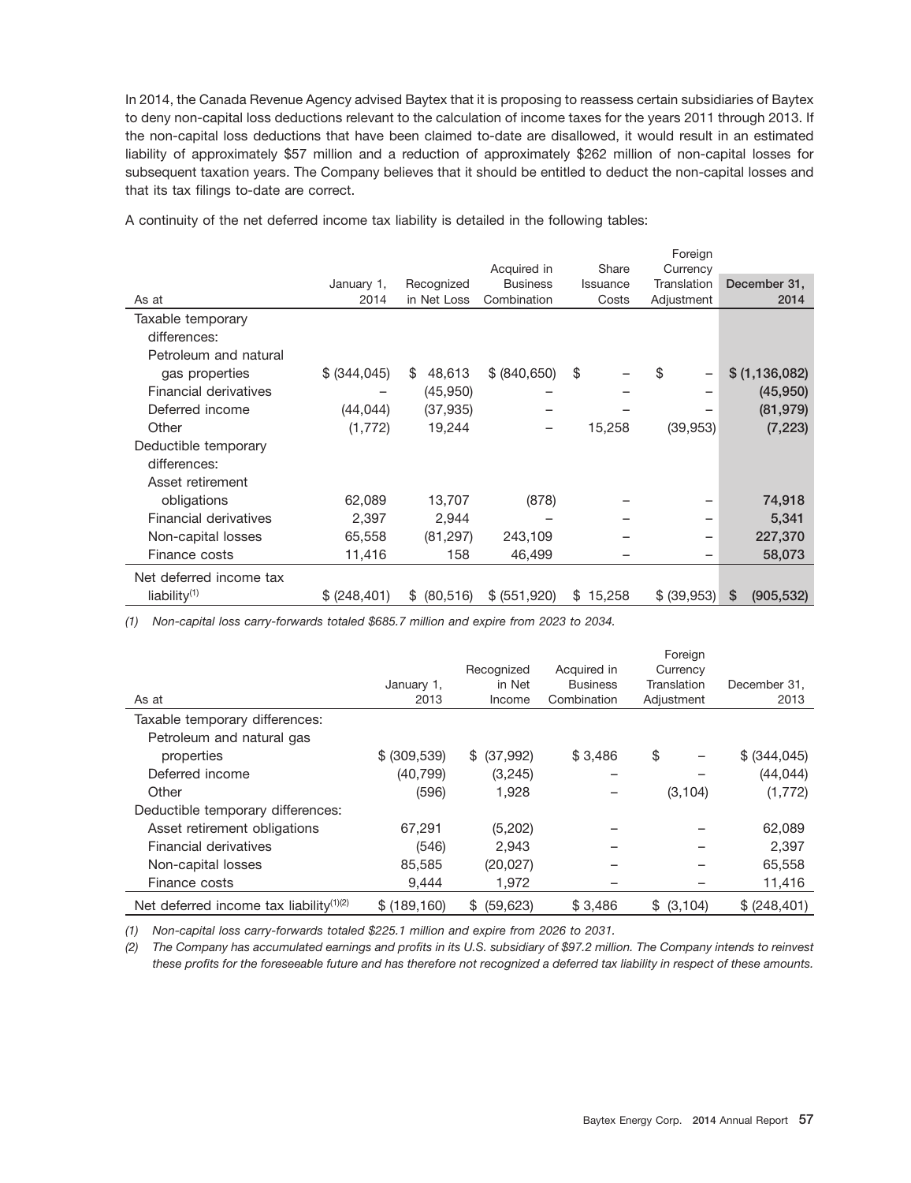In 2014, the Canada Revenue Agency advised Baytex that it is proposing to reassess certain subsidiaries of Baytex to deny non-capital loss deductions relevant to the calculation of income taxes for the years 2011 through 2013. If the non-capital loss deductions that have been claimed to-date are disallowed, it would result in an estimated liability of approximately $57 million and a reduction of approximately $262 million of non-capital losses for subsequent taxation years. The Company believes that it should be entitled to deduct the non-capital losses and that its tax filings to-date are correct.

A continuity of the net deferred income tax liability is detailed in the following tables:

| As at | January 1, 2014 | Recognized in Net Loss | Acquired in Business Combination | Share Issuance Costs | Foreign Currency Translation Adjustment | December 31, 2014 |
|---|---|---|---|---|---|---|
| Taxable temporary differences: | | | | | | |
| Petroleum and natural gas properties | $ (344,045) | $ 48,613 | $ (840,650) | $ – | $ – | **$ (1,136,082)** |
| Financial derivatives | – | (45,950) | – | – | – | **(45,950)** |
| Deferred income | (44,044) | (37,935) | – | – | – | **(81,979)** |
| Other | (1,772) | 19,244 | – | 15,258 | (39,953) | **(7,223)** |
| Deductible temporary differences: | | | | | | |
| Asset retirement obligations | 62,089 | 13,707 | (878) | – | – | **74,918** |
| Financial derivatives | 2,397 | 2,944 | – | – | – | **5,341** |
| Non-capital losses | 65,558 | (81,297) | 243,109 | – | – | **227,370** |
| Finance costs | 11,416 | 158 | 46,499 | – | – | **58,073** |
| Net deferred income tax liability[(1)] | $ (248,401) | $ (80,516) | $ (551,920) | $ 15,258 | $ (39,953) | **$ (905,532)** |

*(1) Non-capital loss carry-forwards totaled $685.7 million and expire from 2023 to 2034.*

| As at | January 1, 2013 | Recognized in Net Income | Acquired in Business Combination | Foreign Currency Translation Adjustment | December 31, 2013 |
|---|---|---|---|---|---|
| Taxable temporary differences: | | | | | |
| Petroleum and natural gas properties | $ (309,539) | $ (37,992) | $ 3,486 | $ – | $ (344,045) |
| Deferred income | (40,799) | (3,245) | – | – | (44,044) |
| Other | (596) | 1,928 | – | (3,104) | (1,772) |
| Deductible temporary differences: | | | | | |
| Asset retirement obligations | 67,291 | (5,202) | – | – | 62,089 |
| Financial derivatives | (546) | 2,943 | – | – | 2,397 |
| Non-capital losses | 85,585 | (20,027) | – | – | 65,558 |
| Finance costs | 9,444 | 1,972 | – | – | 11,416 |
| Net deferred income tax liability[(1)(2)] | $ (189,160) | $ (59,623) | $ 3,486 | $ (3,104) | $ (248,401) |

*(1) Non-capital loss carry-forwards totaled $225.1 million and expire from 2026 to 2031.*

*(2) The Company has accumulated earnings and profits in its U.S. subsidiary of $97.2 million. The Company intends to reinvest these profits for the foreseeable future and has therefore not recognized a deferred tax liability in respect of these amounts.*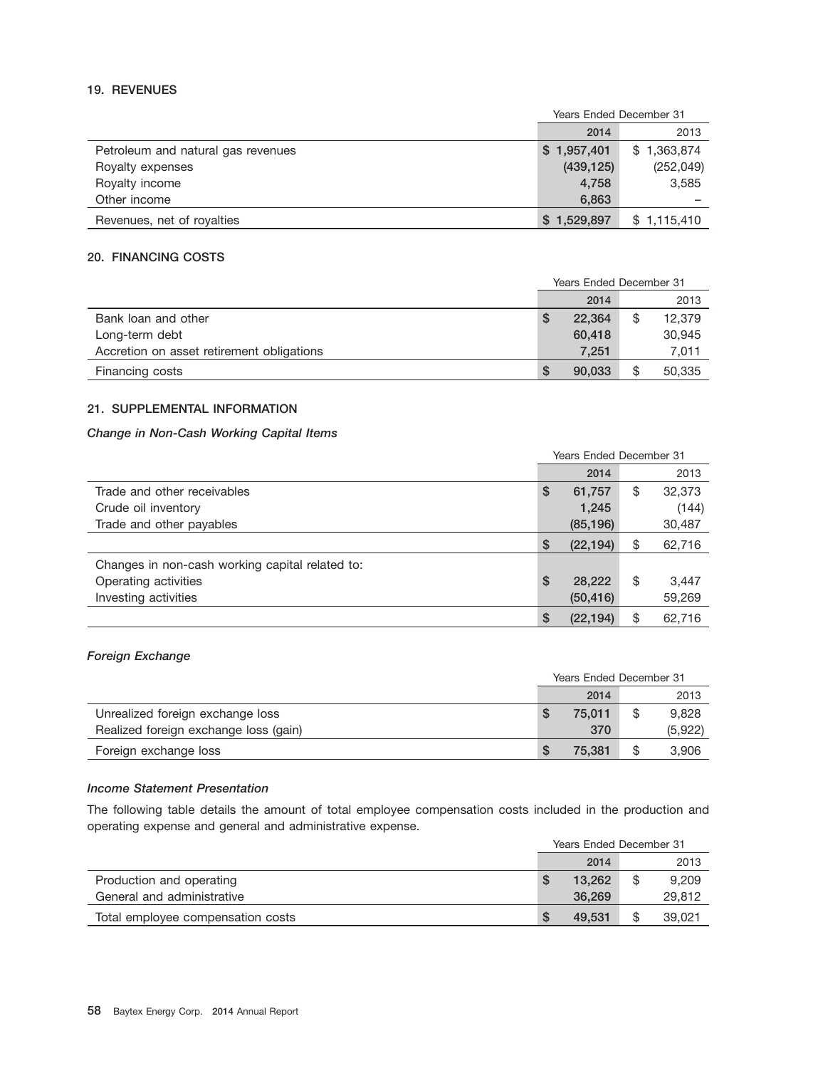### 19. REVENUES

| | Years Ended December 31 | |
|---|---|---|
| | 2014 | 2013 |
| Petroleum and natural gas revenues | $ 1,957,401 | $ 1,363,874 |
| Royalty expenses | (439,125) | (252,049) |
| Royalty income | 4,758 | 3,585 |
| Other income | 6,863 | – |
| Revenues, net of royalties | $ 1,529,897 | $ 1,115,410 |

### 20. FINANCING COSTS

| | Years Ended December 31 | |
|---|---|---|
| | 2014 | 2013 |
| Bank loan and other | $ 22,364 | $ 12,379 |
| Long-term debt | 60,418 | 30,945 |
| Accretion on asset retirement obligations | 7,251 | 7,011 |
| Financing costs | $ 90,033 | $ 50,335 |

### 21. SUPPLEMENTAL INFORMATION

***Change in Non-Cash Working Capital Items***

| | Years Ended December 31 | |
|---|---|---|
| | 2014 | 2013 |
| Trade and other receivables | $ 61,757 | $ 32,373 |
| Crude oil inventory | 1,245 | (144) |
| Trade and other payables | (85,196) | 30,487 |
| | $ (22,194) | $ 62,716 |
| Changes in non-cash working capital related to: | | |
| Operating activities | $ 28,222 | $ 3,447 |
| Investing activities | (50,416) | 59,269 |
| | $ (22,194) | $ 62,716 |

***Foreign Exchange***

| | Years Ended December 31 | |
|---|---|---|
| | 2014 | 2013 |
| Unrealized foreign exchange loss | $ 75,011 | $ 9,828 |
| Realized foreign exchange loss (gain) | 370 | (5,922) |
| Foreign exchange loss | $ 75,381 | $ 3,906 |

***Income Statement Presentation***

The following table details the amount of total employee compensation costs included in the production and operating expense and general and administrative expense.

| | Years Ended December 31 | |
|---|---|---|
| | 2014 | 2013 |
| Production and operating | $ 13,262 | $ 9,209 |
| General and administrative | 36,269 | 29,812 |
| Total employee compensation costs | $ 49,531 | $ 39,021 |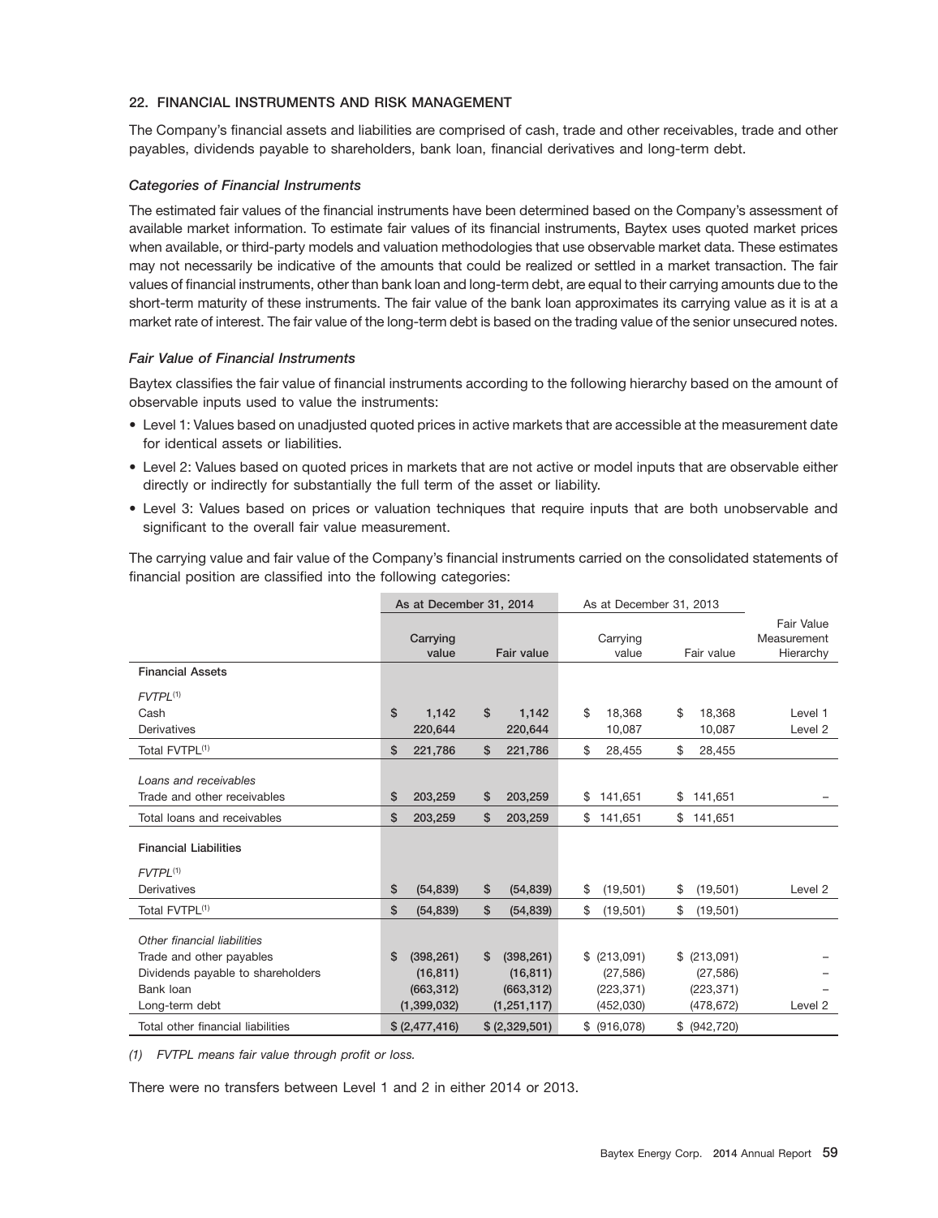### 22. FINANCIAL INSTRUMENTS AND RISK MANAGEMENT

The Company's financial assets and liabilities are comprised of cash, trade and other receivables, trade and other payables, dividends payable to shareholders, bank loan, financial derivatives and long-term debt.

#### *Categories of Financial Instruments*

The estimated fair values of the financial instruments have been determined based on the Company's assessment of available market information. To estimate fair values of its financial instruments, Baytex uses quoted market prices when available, or third-party models and valuation methodologies that use observable market data. These estimates may not necessarily be indicative of the amounts that could be realized or settled in a market transaction. The fair values of financial instruments, other than bank loan and long-term debt, are equal to their carrying amounts due to the short-term maturity of these instruments. The fair value of the bank loan approximates its carrying value as it is at a market rate of interest. The fair value of the long-term debt is based on the trading value of the senior unsecured notes.

#### *Fair Value of Financial Instruments*

Baytex classifies the fair value of financial instruments according to the following hierarchy based on the amount of observable inputs used to value the instruments:

- Level 1: Values based on unadjusted quoted prices in active markets that are accessible at the measurement date for identical assets or liabilities.
- Level 2: Values based on quoted prices in markets that are not active or model inputs that are observable either directly or indirectly for substantially the full term of the asset or liability.
- Level 3: Values based on prices or valuation techniques that require inputs that are both unobservable and significant to the overall fair value measurement.

The carrying value and fair value of the Company's financial instruments carried on the consolidated statements of financial position are classified into the following categories:

| | As at December 31, 2014 | | As at December 31, 2013 | | |
|---|---|---|---|---|---|
| | Carrying value | Fair value | Carrying value | Fair value | Fair Value Measurement Hierarchy |
| **Financial Assets** | | | | | |
| *FVTPL*[(1)] | | | | | |
| Cash | $ 1,142 | $ 1,142 | $ 18,368 | $ 18,368 | Level 1 |
| Derivatives | 220,644 | 220,644 | 10,087 | 10,087 | Level 2 |
| Total FVTPL[(1)] | $ 221,786 | $ 221,786 | $ 28,455 | $ 28,455 | |
| *Loans and receivables* | | | | | |
| Trade and other receivables | $ 203,259 | $ 203,259 | $ 141,651 | $ 141,651 | – |
| Total loans and receivables | $ 203,259 | $ 203,259 | $ 141,651 | $ 141,651 | |
| **Financial Liabilities** | | | | | |
| *FVTPL*[(1)] | | | | | |
| Derivatives | $ (54,839) | $ (54,839) | $ (19,501) | $ (19,501) | Level 2 |
| Total FVTPL[(1)] | $ (54,839) | $ (54,839) | $ (19,501) | $ (19,501) | |
| *Other financial liabilities* | | | | | |
| Trade and other payables | $ (398,261) | $ (398,261) | $ (213,091) | $ (213,091) | – |
| Dividends payable to shareholders | (16,811) | (16,811) | (27,586) | (27,586) | – |
| Bank loan | (663,312) | (663,312) | (223,371) | (223,371) | – |
| Long-term debt | (1,399,032) | (1,251,117) | (452,030) | (478,672) | Level 2 |
| Total other financial liabilities | $ (2,477,416) | $ (2,329,501) | $ (916,078) | $ (942,720) | |

*(1) FVTPL means fair value through profit or loss.*

There were no transfers between Level 1 and 2 in either 2014 or 2013.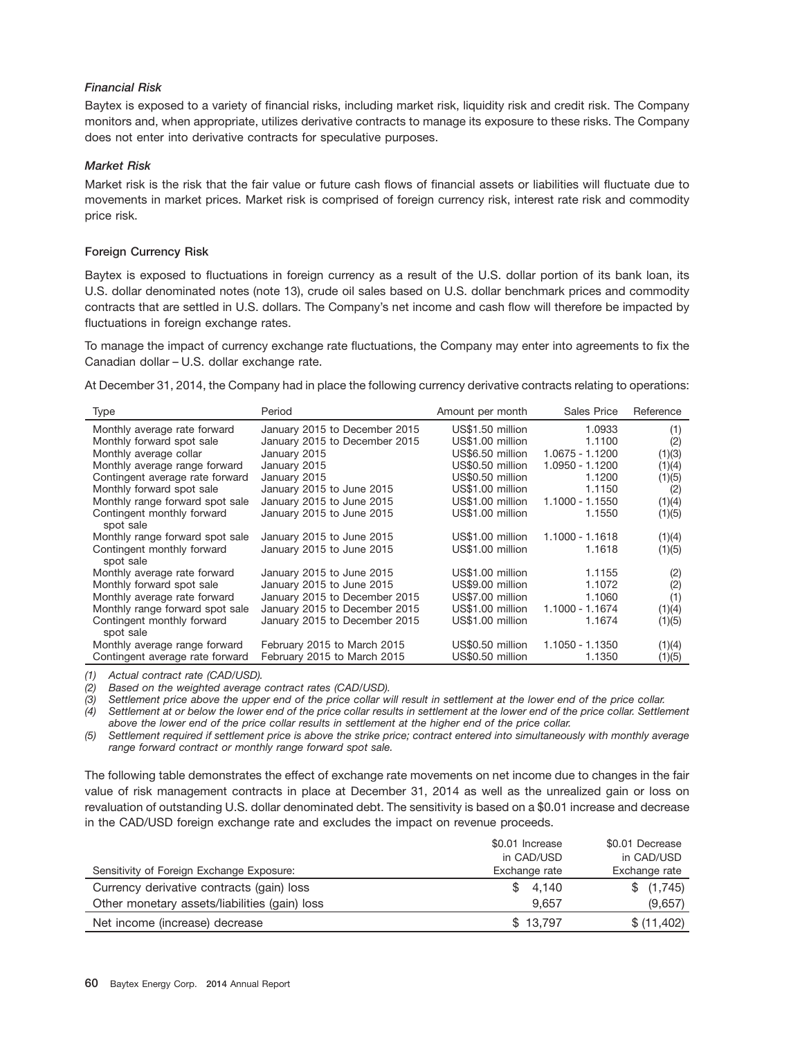#### *Financial Risk*

Baytex is exposed to a variety of financial risks, including market risk, liquidity risk and credit risk. The Company monitors and, when appropriate, utilizes derivative contracts to manage its exposure to these risks. The Company does not enter into derivative contracts for speculative purposes.

#### *Market Risk*

Market risk is the risk that the fair value or future cash flows of financial assets or liabilities will fluctuate due to movements in market prices. Market risk is comprised of foreign currency risk, interest rate risk and commodity price risk.

#### Foreign Currency Risk

Baytex is exposed to fluctuations in foreign currency as a result of the U.S. dollar portion of its bank loan, its U.S. dollar denominated notes (note 13), crude oil sales based on U.S. dollar benchmark prices and commodity contracts that are settled in U.S. dollars. The Company's net income and cash flow will therefore be impacted by fluctuations in foreign exchange rates.

To manage the impact of currency exchange rate fluctuations, the Company may enter into agreements to fix the Canadian dollar – U.S. dollar exchange rate.

At December 31, 2014, the Company had in place the following currency derivative contracts relating to operations:

| Type | Period | Amount per month | Sales Price | Reference |
|---|---|---|---|---|
| Monthly average rate forward | January 2015 to December 2015 | US$1.50 million | 1.0933 | (1) |
| Monthly forward spot sale | January 2015 to December 2015 | US$1.00 million | 1.1100 | (2) |
| Monthly average collar | January 2015 | US$6.50 million | 1.0675 - 1.1200 | (1)(3) |
| Monthly average range forward | January 2015 | US$0.50 million | 1.0950 - 1.1200 | (1)(4) |
| Contingent average rate forward | January 2015 | US$0.50 million | 1.1200 | (1)(5) |
| Monthly forward spot sale | January 2015 to June 2015 | US$1.00 million | 1.1150 | (2) |
| Monthly range forward spot sale | January 2015 to June 2015 | US$1.00 million | 1.1000 - 1.1550 | (1)(4) |
| Contingent monthly forward spot sale | January 2015 to June 2015 | US$1.00 million | 1.1550 | (1)(5) |
| Monthly range forward spot sale | January 2015 to June 2015 | US$1.00 million | 1.1000 - 1.1618 | (1)(4) |
| Contingent monthly forward spot sale | January 2015 to June 2015 | US$1.00 million | 1.1618 | (1)(5) |
| Monthly average rate forward | January 2015 to June 2015 | US$1.00 million | 1.1155 | (2) |
| Monthly forward spot sale | January 2015 to June 2015 | US$9.00 million | 1.1072 | (2) |
| Monthly average rate forward | January 2015 to December 2015 | US$7.00 million | 1.1060 | (1) |
| Monthly range forward spot sale | January 2015 to December 2015 | US$1.00 million | 1.1000 - 1.1674 | (1)(4) |
| Contingent monthly forward spot sale | January 2015 to December 2015 | US$1.00 million | 1.1674 | (1)(5) |
| Monthly average range forward | February 2015 to March 2015 | US$0.50 million | 1.1050 - 1.1350 | (1)(4) |
| Contingent average rate forward | February 2015 to March 2015 | US$0.50 million | 1.1350 | (1)(5) |

*(1) Actual contract rate (CAD/USD).*

*(2) Based on the weighted average contract rates (CAD/USD).*

*(3) Settlement price above the upper end of the price collar will result in settlement at the lower end of the price collar.*

*(4) Settlement at or below the lower end of the price collar results in settlement at the lower end of the price collar. Settlement above the lower end of the price collar results in settlement at the higher end of the price collar.*

*(5) Settlement required if settlement price is above the strike price; contract entered into simultaneously with monthly average range forward contract or monthly range forward spot sale.*

The following table demonstrates the effect of exchange rate movements on net income due to changes in the fair value of risk management contracts in place at December 31, 2014 as well as the unrealized gain or loss on revaluation of outstanding U.S. dollar denominated debt. The sensitivity is based on a $0.01 increase and decrease in the CAD/USD foreign exchange rate and excludes the impact on revenue proceeds.

| Sensitivity of Foreign Exchange Exposure: | $0.01 Increase in CAD/USD Exchange rate | $0.01 Decrease in CAD/USD Exchange rate |
|---|---|---|
| Currency derivative contracts (gain) loss | $ 4,140 | $ (1,745) |
| Other monetary assets/liabilities (gain) loss | 9,657 | (9,657) |
| Net income (increase) decrease | $ 13,797 | $ (11,402) |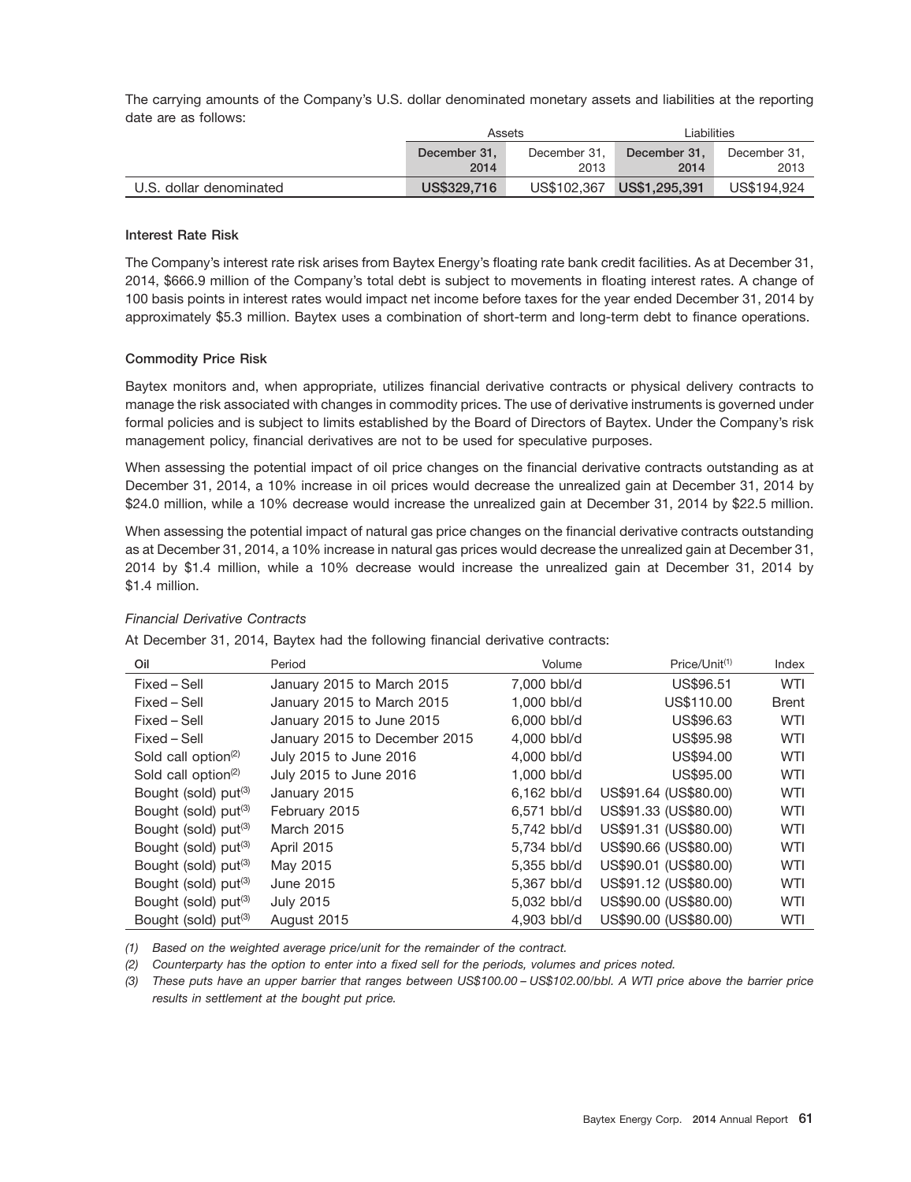The carrying amounts of the Company's U.S. dollar denominated monetary assets and liabilities at the reporting date are as follows:

| | Assets | | Liabilities | |
|---|---|---|---|---|
| | December 31, 2014 | December 31, 2013 | December 31, 2014 | December 31, 2013 |
| U.S. dollar denominated | **US$329,716** | US$102,367 | **US$1,295,391** | US$194,924 |

**Interest Rate Risk**

The Company's interest rate risk arises from Baytex Energy's floating rate bank credit facilities. As at December 31, 2014, $666.9 million of the Company's total debt is subject to movements in floating interest rates. A change of 100 basis points in interest rates would impact net income before taxes for the year ended December 31, 2014 by approximately $5.3 million. Baytex uses a combination of short-term and long-term debt to finance operations.

**Commodity Price Risk**

Baytex monitors and, when appropriate, utilizes financial derivative contracts or physical delivery contracts to manage the risk associated with changes in commodity prices. The use of derivative instruments is governed under formal policies and is subject to limits established by the Board of Directors of Baytex. Under the Company's risk management policy, financial derivatives are not to be used for speculative purposes.

When assessing the potential impact of oil price changes on the financial derivative contracts outstanding as at December 31, 2014, a 10% increase in oil prices would decrease the unrealized gain at December 31, 2014 by $24.0 million, while a 10% decrease would increase the unrealized gain at December 31, 2014 by $22.5 million.

When assessing the potential impact of natural gas price changes on the financial derivative contracts outstanding as at December 31, 2014, a 10% increase in natural gas prices would decrease the unrealized gain at December 31, 2014 by $1.4 million, while a 10% decrease would increase the unrealized gain at December 31, 2014 by $1.4 million.

*Financial Derivative Contracts*

At December 31, 2014, Baytex had the following financial derivative contracts:

| Oil | Period | Volume | Price/Unit[1] | Index |
|---|---|---|---|---|
| Fixed – Sell | January 2015 to March 2015 | 7,000 bbl/d | US$96.51 | WTI |
| Fixed – Sell | January 2015 to March 2015 | 1,000 bbl/d | US$110.00 | Brent |
| Fixed – Sell | January 2015 to June 2015 | 6,000 bbl/d | US$96.63 | WTI |
| Fixed – Sell | January 2015 to December 2015 | 4,000 bbl/d | US$95.98 | WTI |
| Sold call option[2] | July 2015 to June 2016 | 4,000 bbl/d | US$94.00 | WTI |
| Sold call option[2] | July 2015 to June 2016 | 1,000 bbl/d | US$95.00 | WTI |
| Bought (sold) put[3] | January 2015 | 6,162 bbl/d | US$91.64 (US$80.00) | WTI |
| Bought (sold) put[3] | February 2015 | 6,571 bbl/d | US$91.33 (US$80.00) | WTI |
| Bought (sold) put[3] | March 2015 | 5,742 bbl/d | US$91.31 (US$80.00) | WTI |
| Bought (sold) put[3] | April 2015 | 5,734 bbl/d | US$90.66 (US$80.00) | WTI |
| Bought (sold) put[3] | May 2015 | 5,355 bbl/d | US$90.01 (US$80.00) | WTI |
| Bought (sold) put[3] | June 2015 | 5,367 bbl/d | US$91.12 (US$80.00) | WTI |
| Bought (sold) put[3] | July 2015 | 5,032 bbl/d | US$90.00 (US$80.00) | WTI |
| Bought (sold) put[3] | August 2015 | 4,903 bbl/d | US$90.00 (US$80.00) | WTI |

*(1) Based on the weighted average price/unit for the remainder of the contract.*

*(2) Counterparty has the option to enter into a fixed sell for the periods, volumes and prices noted.*

*(3) These puts have an upper barrier that ranges between US$100.00 – US$102.00/bbl. A WTI price above the barrier price results in settlement at the bought put price.*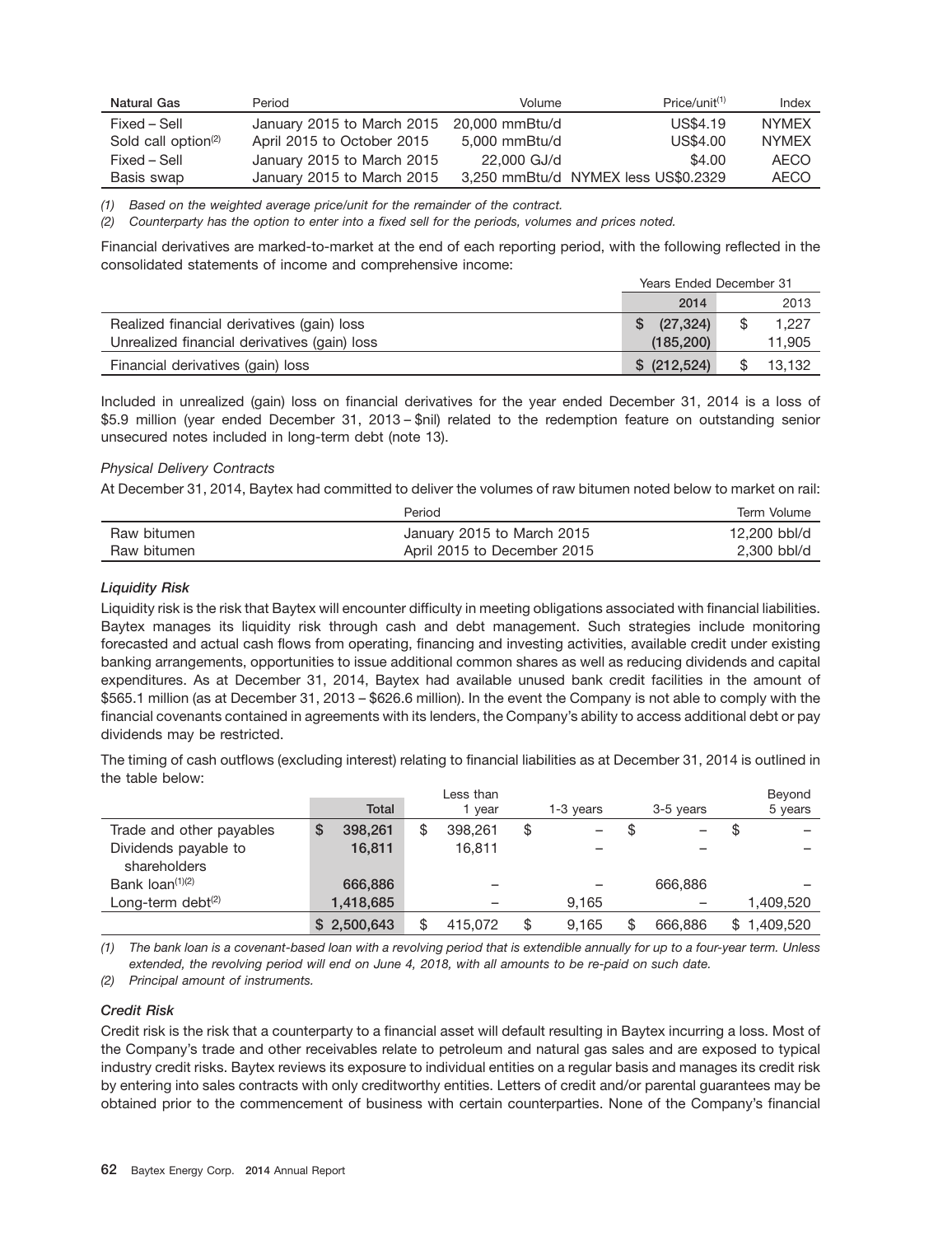| Natural Gas | Period | Volume | Price/unit[(1)] | Index |
|---|---|---|---|---|
| Fixed – Sell | January 2015 to March 2015 | 20,000 mmBtu/d | US$4.19 | NYMEX |
| Sold call option[(2)] | April 2015 to October 2015 | 5,000 mmBtu/d | US$4.00 | NYMEX |
| Fixed – Sell | January 2015 to March 2015 | 22,000 GJ/d | $4.00 | AECO |
| Basis swap | January 2015 to March 2015 | 3,250 mmBtu/d | NYMEX less US$0.2329 | AECO |

*(1) Based on the weighted average price/unit for the remainder of the contract.*

*(2) Counterparty has the option to enter into a fixed sell for the periods, volumes and prices noted.*

Financial derivatives are marked-to-market at the end of each reporting period, with the following reflected in the consolidated statements of income and comprehensive income:

| | Years Ended December 31 | |
|---|---|---|
| | **2014** | 2013 |
| Realized financial derivatives (gain) loss | **$ (27,324)** | $ 1,227 |
| Unrealized financial derivatives (gain) loss | **(185,200)** | 11,905 |
| Financial derivatives (gain) loss | **$ (212,524)** | $ 13,132 |

Included in unrealized (gain) loss on financial derivatives for the year ended December 31, 2014 is a loss of $5.9 million (year ended December 31, 2013 – $nil) related to the redemption feature on outstanding senior unsecured notes included in long-term debt (note 13).

*Physical Delivery Contracts*

At December 31, 2014, Baytex had committed to deliver the volumes of raw bitumen noted below to market on rail:

| | Period | Term Volume |
|---|---|---|
| Raw bitumen | January 2015 to March 2015 | 12,200 bbl/d |
| Raw bitumen | April 2015 to December 2015 | 2,300 bbl/d |

***Liquidity Risk***

Liquidity risk is the risk that Baytex will encounter difficulty in meeting obligations associated with financial liabilities. Baytex manages its liquidity risk through cash and debt management. Such strategies include monitoring forecasted and actual cash flows from operating, financing and investing activities, available credit under existing banking arrangements, opportunities to issue additional common shares as well as reducing dividends and capital expenditures. As at December 31, 2014, Baytex had available unused bank credit facilities in the amount of $565.1 million (as at December 31, 2013 – $626.6 million). In the event the Company is not able to comply with the financial covenants contained in agreements with its lenders, the Company's ability to access additional debt or pay dividends may be restricted.

The timing of cash outflows (excluding interest) relating to financial liabilities as at December 31, 2014 is outlined in the table below:

| | **Total** | Less than 1 year | 1-3 years | 3-5 years | Beyond 5 years |
|---|---|---|---|---|---|
| Trade and other payables | **$ 398,261** | $ 398,261 | $ – | $ – | $ – |
| Dividends payable to shareholders | **16,811** | 16,811 | – | – | – |
| Bank loan[(1)(2)] | **666,886** | – | – | 666,886 | – |
| Long-term debt[(2)] | **1,418,685** | – | 9,165 | – | 1,409,520 |
| | **$ 2,500,643** | $ 415,072 | $ 9,165 | $ 666,886 | $ 1,409,520 |

*(1) The bank loan is a covenant-based loan with a revolving period that is extendible annually for up to a four-year term. Unless extended, the revolving period will end on June 4, 2018, with all amounts to be re-paid on such date.*

*(2) Principal amount of instruments.*

***Credit Risk***

Credit risk is the risk that a counterparty to a financial asset will default resulting in Baytex incurring a loss. Most of the Company's trade and other receivables relate to petroleum and natural gas sales and are exposed to typical industry credit risks. Baytex reviews its exposure to individual entities on a regular basis and manages its credit risk by entering into sales contracts with only creditworthy entities. Letters of credit and/or parental guarantees may be obtained prior to the commencement of business with certain counterparties. None of the Company's financial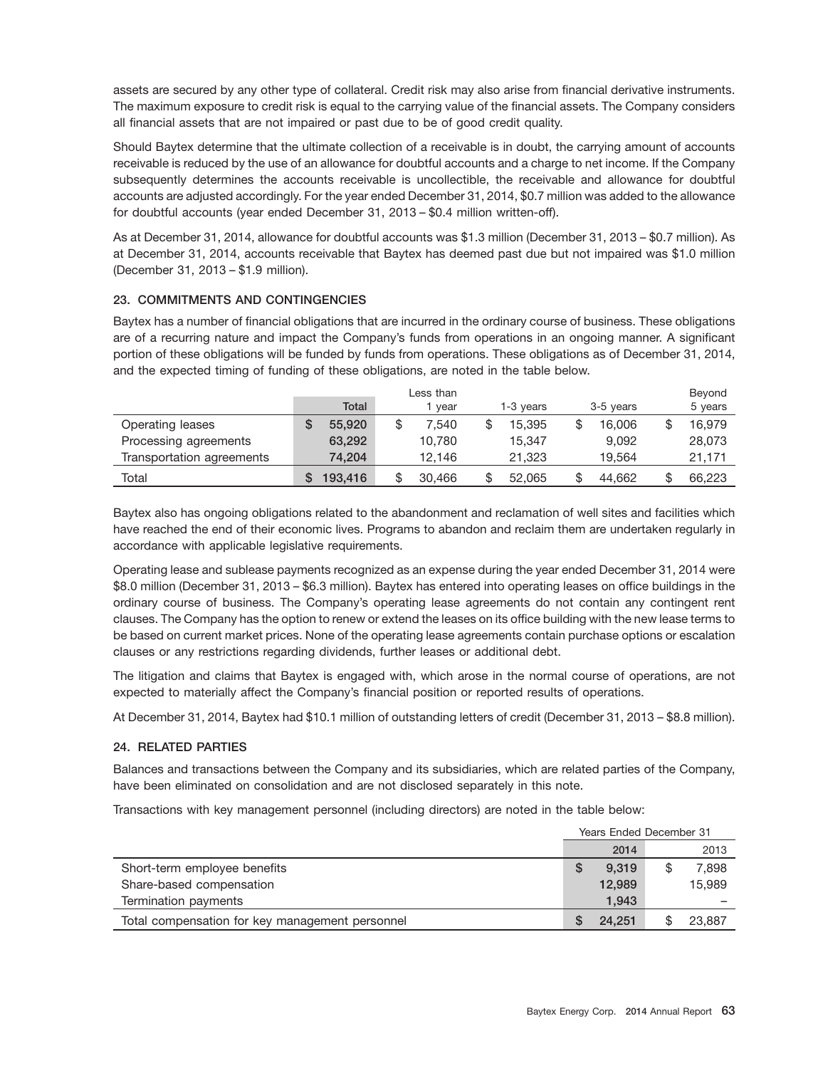assets are secured by any other type of collateral. Credit risk may also arise from financial derivative instruments. The maximum exposure to credit risk is equal to the carrying value of the financial assets. The Company considers all financial assets that are not impaired or past due to be of good credit quality.

Should Baytex determine that the ultimate collection of a receivable is in doubt, the carrying amount of accounts receivable is reduced by the use of an allowance for doubtful accounts and a charge to net income. If the Company subsequently determines the accounts receivable is uncollectible, the receivable and allowance for doubtful accounts are adjusted accordingly. For the year ended December 31, 2014, $0.7 million was added to the allowance for doubtful accounts (year ended December 31, 2013 – $0.4 million written-off).

As at December 31, 2014, allowance for doubtful accounts was $1.3 million (December 31, 2013 – $0.7 million). As at December 31, 2014, accounts receivable that Baytex has deemed past due but not impaired was $1.0 million (December 31, 2013 – $1.9 million).

## 23. COMMITMENTS AND CONTINGENCIES

Baytex has a number of financial obligations that are incurred in the ordinary course of business. These obligations are of a recurring nature and impact the Company's funds from operations in an ongoing manner. A significant portion of these obligations will be funded by funds from operations. These obligations as of December 31, 2014, and the expected timing of funding of these obligations, are noted in the table below.

| | Total | Less than 1 year | 1-3 years | 3-5 years | Beyond 5 years |
|---|---|---|---|---|---|
| Operating leases | $ 55,920 | $ 7,540 | $ 15,395 | $ 16,006 | $ 16,979 |
| Processing agreements | 63,292 | 10,780 | 15,347 | 9,092 | 28,073 |
| Transportation agreements | 74,204 | 12,146 | 21,323 | 19,564 | 21,171 |
| Total | $ 193,416 | $ 30,466 | $ 52,065 | $ 44,662 | $ 66,223 |

Baytex also has ongoing obligations related to the abandonment and reclamation of well sites and facilities which have reached the end of their economic lives. Programs to abandon and reclaim them are undertaken regularly in accordance with applicable legislative requirements.

Operating lease and sublease payments recognized as an expense during the year ended December 31, 2014 were $8.0 million (December 31, 2013 – $6.3 million). Baytex has entered into operating leases on office buildings in the ordinary course of business. The Company's operating lease agreements do not contain any contingent rent clauses. The Company has the option to renew or extend the leases on its office building with the new lease terms to be based on current market prices. None of the operating lease agreements contain purchase options or escalation clauses or any restrictions regarding dividends, further leases or additional debt.

The litigation and claims that Baytex is engaged with, which arose in the normal course of operations, are not expected to materially affect the Company's financial position or reported results of operations.

At December 31, 2014, Baytex had $10.1 million of outstanding letters of credit (December 31, 2013 – $8.8 million).

## 24. RELATED PARTIES

Balances and transactions between the Company and its subsidiaries, which are related parties of the Company, have been eliminated on consolidation and are not disclosed separately in this note.

Transactions with key management personnel (including directors) are noted in the table below:

| | Years Ended December 31 | |
|---|---|---|
| | 2014 | 2013 |
| Short-term employee benefits | $ 9,319 | $ 7,898 |
| Share-based compensation | 12,989 | 15,989 |
| Termination payments | 1,943 | – |
| Total compensation for key management personnel | $ 24,251 | $ 23,887 |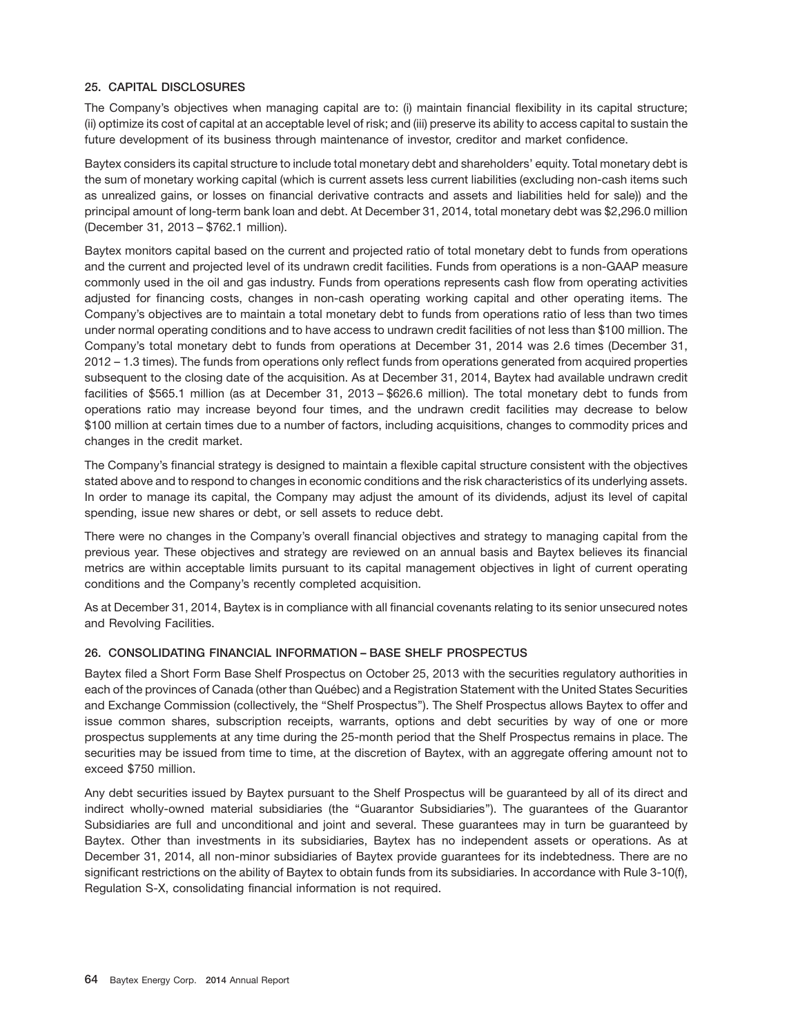## 25. CAPITAL DISCLOSURES

The Company's objectives when managing capital are to: (i) maintain financial flexibility in its capital structure; (ii) optimize its cost of capital at an acceptable level of risk; and (iii) preserve its ability to access capital to sustain the future development of its business through maintenance of investor, creditor and market confidence.

Baytex considers its capital structure to include total monetary debt and shareholders' equity. Total monetary debt is the sum of monetary working capital (which is current assets less current liabilities (excluding non-cash items such as unrealized gains, or losses on financial derivative contracts and assets and liabilities held for sale)) and the principal amount of long-term bank loan and debt. At December 31, 2014, total monetary debt was $2,296.0 million (December 31, 2013 – $762.1 million).

Baytex monitors capital based on the current and projected ratio of total monetary debt to funds from operations and the current and projected level of its undrawn credit facilities. Funds from operations is a non-GAAP measure commonly used in the oil and gas industry. Funds from operations represents cash flow from operating activities adjusted for financing costs, changes in non-cash operating working capital and other operating items. The Company's objectives are to maintain a total monetary debt to funds from operations ratio of less than two times under normal operating conditions and to have access to undrawn credit facilities of not less than $100 million. The Company's total monetary debt to funds from operations at December 31, 2014 was 2.6 times (December 31, 2012 – 1.3 times). The funds from operations only reflect funds from operations generated from acquired properties subsequent to the closing date of the acquisition. As at December 31, 2014, Baytex had available undrawn credit facilities of $565.1 million (as at December 31, 2013 – $626.6 million). The total monetary debt to funds from operations ratio may increase beyond four times, and the undrawn credit facilities may decrease to below $100 million at certain times due to a number of factors, including acquisitions, changes to commodity prices and changes in the credit market.

The Company's financial strategy is designed to maintain a flexible capital structure consistent with the objectives stated above and to respond to changes in economic conditions and the risk characteristics of its underlying assets. In order to manage its capital, the Company may adjust the amount of its dividends, adjust its level of capital spending, issue new shares or debt, or sell assets to reduce debt.

There were no changes in the Company's overall financial objectives and strategy to managing capital from the previous year. These objectives and strategy are reviewed on an annual basis and Baytex believes its financial metrics are within acceptable limits pursuant to its capital management objectives in light of current operating conditions and the Company's recently completed acquisition.

As at December 31, 2014, Baytex is in compliance with all financial covenants relating to its senior unsecured notes and Revolving Facilities.

## 26. CONSOLIDATING FINANCIAL INFORMATION – BASE SHELF PROSPECTUS

Baytex filed a Short Form Base Shelf Prospectus on October 25, 2013 with the securities regulatory authorities in each of the provinces of Canada (other than Québec) and a Registration Statement with the United States Securities and Exchange Commission (collectively, the "Shelf Prospectus"). The Shelf Prospectus allows Baytex to offer and issue common shares, subscription receipts, warrants, options and debt securities by way of one or more prospectus supplements at any time during the 25-month period that the Shelf Prospectus remains in place. The securities may be issued from time to time, at the discretion of Baytex, with an aggregate offering amount not to exceed $750 million.

Any debt securities issued by Baytex pursuant to the Shelf Prospectus will be guaranteed by all of its direct and indirect wholly-owned material subsidiaries (the "Guarantor Subsidiaries"). The guarantees of the Guarantor Subsidiaries are full and unconditional and joint and several. These guarantees may in turn be guaranteed by Baytex. Other than investments in its subsidiaries, Baytex has no independent assets or operations. As at December 31, 2014, all non-minor subsidiaries of Baytex provide guarantees for its indebtedness. There are no significant restrictions on the ability of Baytex to obtain funds from its subsidiaries. In accordance with Rule 3-10(f), Regulation S-X, consolidating financial information is not required.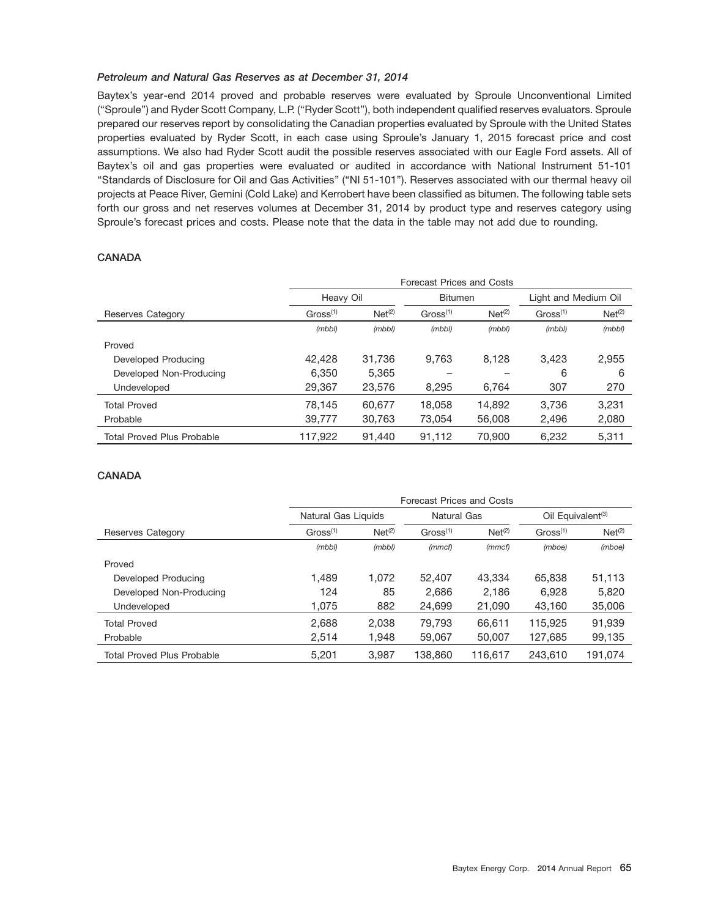***Petroleum and Natural Gas Reserves as at December 31, 2014***

Baytex's year-end 2014 proved and probable reserves were evaluated by Sproule Unconventional Limited ("Sproule") and Ryder Scott Company, L.P. ("Ryder Scott"), both independent qualified reserves evaluators. Sproule prepared our reserves report by consolidating the Canadian properties evaluated by Sproule with the United States properties evaluated by Ryder Scott, in each case using Sproule's January 1, 2015 forecast price and cost assumptions. We also had Ryder Scott audit the possible reserves associated with our Eagle Ford assets. All of Baytex's oil and gas properties were evaluated or audited in accordance with National Instrument 51-101 "Standards of Disclosure for Oil and Gas Activities" ("NI 51-101"). Reserves associated with our thermal heavy oil projects at Peace River, Gemini (Cold Lake) and Kerrobert have been classified as bitumen. The following table sets forth our gross and net reserves volumes at December 31, 2014 by product type and reserves category using Sproule's forecast prices and costs. Please note that the data in the table may not add due to rounding.

**CANADA**

| | Forecast Prices and Costs | | | | | |
|---|---|---|---|---|---|---|
| | Heavy Oil | | Bitumen | | Light and Medium Oil | |
| Reserves Category | Gross[(1)] | Net[(2)] | Gross[(1)] | Net[(2)] | Gross[(1)] | Net[(2)] |
| | *(mbbl)* | *(mbbl)* | *(mbbl)* | *(mbbl)* | *(mbbl)* | *(mbbl)* |
| Proved | | | | | | |
| Developed Producing | 42,428 | 31,736 | 9,763 | 8,128 | 3,423 | 2,955 |
| Developed Non-Producing | 6,350 | 5,365 | – | – | 6 | 6 |
| Undeveloped | 29,367 | 23,576 | 8,295 | 6,764 | 307 | 270 |
| Total Proved | 78,145 | 60,677 | 18,058 | 14,892 | 3,736 | 3,231 |
| Probable | 39,777 | 30,763 | 73,054 | 56,008 | 2,496 | 2,080 |
| Total Proved Plus Probable | 117,922 | 91,440 | 91,112 | 70,900 | 6,232 | 5,311 |

**CANADA**

| | Forecast Prices and Costs | | | | | |
|---|---|---|---|---|---|---|
| | Natural Gas Liquids | | Natural Gas | | Oil Equivalent[(3)] | |
| Reserves Category | Gross[(1)] | Net[(2)] | Gross[(1)] | Net[(2)] | Gross[(1)] | Net[(2)] |
| | *(mbbl)* | *(mbbl)* | *(mmcf)* | *(mmcf)* | *(mboe)* | *(mboe)* |
| Proved | | | | | | |
| Developed Producing | 1,489 | 1,072 | 52,407 | 43,334 | 65,838 | 51,113 |
| Developed Non-Producing | 124 | 85 | 2,686 | 2,186 | 6,928 | 5,820 |
| Undeveloped | 1,075 | 882 | 24,699 | 21,090 | 43,160 | 35,006 |
| Total Proved | 2,688 | 2,038 | 79,793 | 66,611 | 115,925 | 91,939 |
| Probable | 2,514 | 1,948 | 59,067 | 50,007 | 127,685 | 99,135 |
| Total Proved Plus Probable | 5,201 | 3,987 | 138,860 | 116,617 | 243,610 | 191,074 |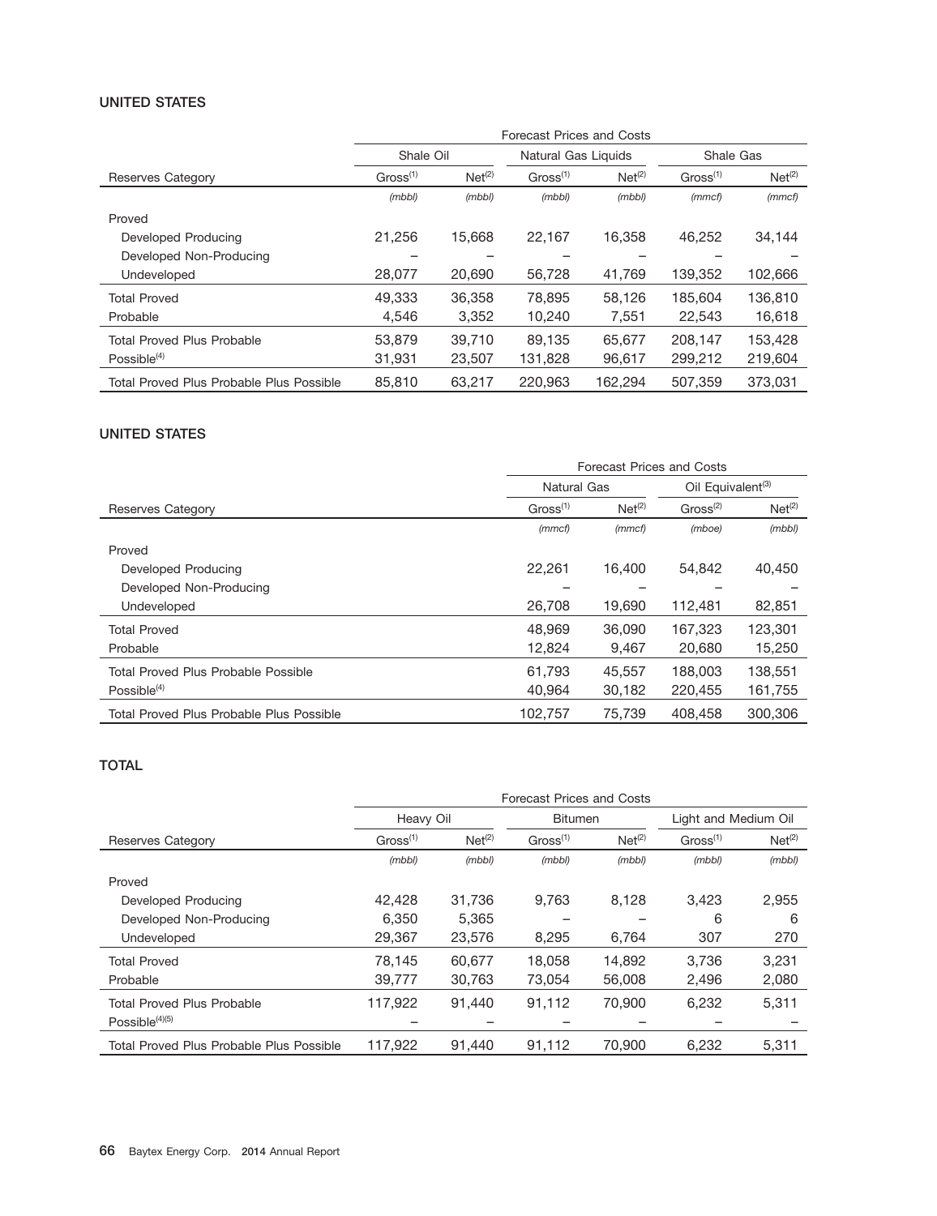### UNITED STATES

| | Forecast Prices and Costs | | | | | |
|---|---|---|---|---|---|---|
| | Shale Oil | | Natural Gas Liquids | | Shale Gas | |
| Reserves Category | Gross[(1)] | Net[(2)] | Gross[(1)] | Net[(2)] | Gross[(1)] | Net[(2)] |
| | *(mbbl)* | *(mbbl)* | *(mbbl)* | *(mbbl)* | *(mmcf)* | *(mmcf)* |
| Proved | | | | | | |
| Developed Producing | 21,256 | 15,668 | 22,167 | 16,358 | 46,252 | 34,144 |
| Developed Non-Producing | – | – | – | – | – | – |
| Undeveloped | 28,077 | 20,690 | 56,728 | 41,769 | 139,352 | 102,666 |
| Total Proved | 49,333 | 36,358 | 78,895 | 58,126 | 185,604 | 136,810 |
| Probable | 4,546 | 3,352 | 10,240 | 7,551 | 22,543 | 16,618 |
| Total Proved Plus Probable | 53,879 | 39,710 | 89,135 | 65,677 | 208,147 | 153,428 |
| Possible[(4)] | 31,931 | 23,507 | 131,828 | 96,617 | 299,212 | 219,604 |
| Total Proved Plus Probable Plus Possible | 85,810 | 63,217 | 220,963 | 162,294 | 507,359 | 373,031 |

### UNITED STATES

| | Forecast Prices and Costs | | | |
|---|---|---|---|---|
| | Natural Gas | | Oil Equivalent[(3)] | |
| Reserves Category | Gross[(1)] | Net[(2)] | Gross[(2)] | Net[(2)] |
| | *(mmcf)* | *(mmcf)* | *(mboe)* | *(mbbl)* |
| Proved | | | | |
| Developed Producing | 22,261 | 16,400 | 54,842 | 40,450 |
| Developed Non-Producing | – | – | – | – |
| Undeveloped | 26,708 | 19,690 | 112,481 | 82,851 |
| Total Proved | 48,969 | 36,090 | 167,323 | 123,301 |
| Probable | 12,824 | 9,467 | 20,680 | 15,250 |
| Total Proved Plus Probable Possible | 61,793 | 45,557 | 188,003 | 138,551 |
| Possible[(4)] | 40,964 | 30,182 | 220,455 | 161,755 |
| Total Proved Plus Probable Plus Possible | 102,757 | 75,739 | 408,458 | 300,306 |

### TOTAL

| | Forecast Prices and Costs | | | | | |
|---|---|---|---|---|---|---|
| | Heavy Oil | | Bitumen | | Light and Medium Oil | |
| Reserves Category | Gross[(1)] | Net[(2)] | Gross[(1)] | Net[(2)] | Gross[(1)] | Net[(2)] |
| | *(mbbl)* | *(mbbl)* | *(mbbl)* | *(mbbl)* | *(mbbl)* | *(mbbl)* |
| Proved | | | | | | |
| Developed Producing | 42,428 | 31,736 | 9,763 | 8,128 | 3,423 | 2,955 |
| Developed Non-Producing | 6,350 | 5,365 | – | – | 6 | 6 |
| Undeveloped | 29,367 | 23,576 | 8,295 | 6,764 | 307 | 270 |
| Total Proved | 78,145 | 60,677 | 18,058 | 14,892 | 3,736 | 3,231 |
| Probable | 39,777 | 30,763 | 73,054 | 56,008 | 2,496 | 2,080 |
| Total Proved Plus Probable | 117,922 | 91,440 | 91,112 | 70,900 | 6,232 | 5,311 |
| Possible[(4)(5)] | – | – | – | – | – | – |
| Total Proved Plus Probable Plus Possible | 117,922 | 91,440 | 91,112 | 70,900 | 6,232 | 5,311 |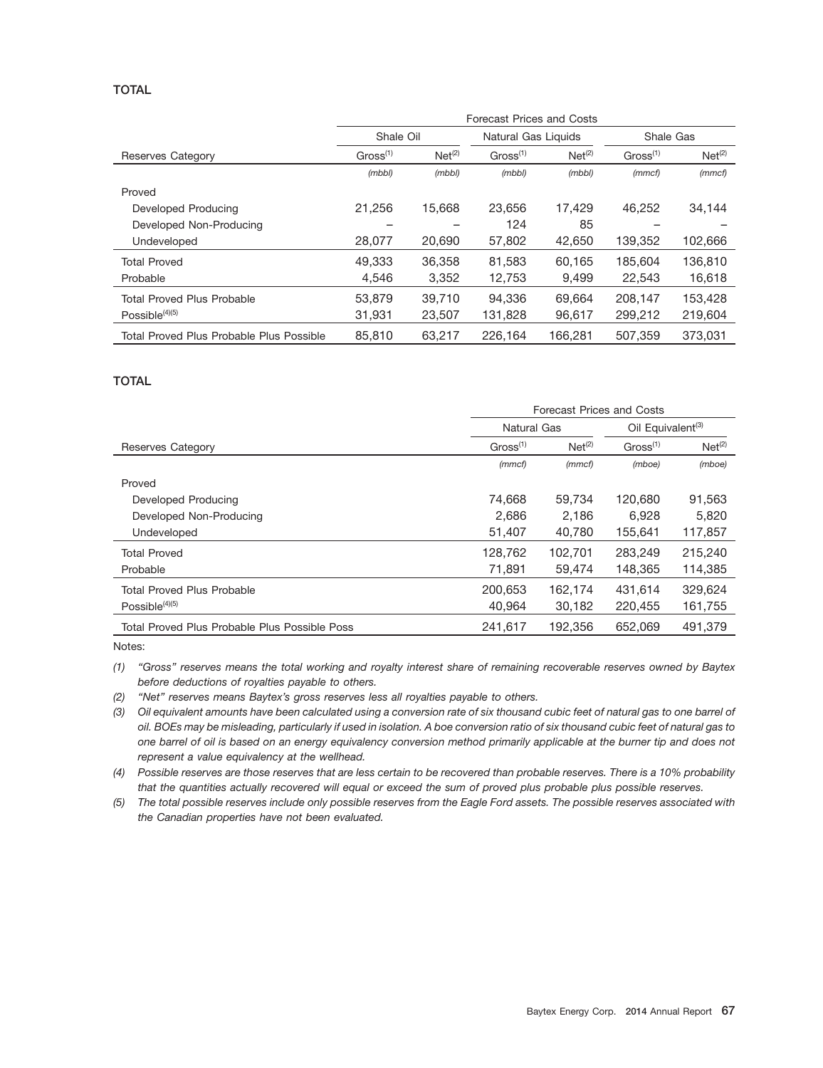**TOTAL**

| | Forecast Prices and Costs | | | | | |
|---|---|---|---|---|---|---|
| | Shale Oil | | Natural Gas Liquids | | Shale Gas | |
| Reserves Category | Gross[(1)] | Net[(2)] | Gross[(1)] | Net[(2)] | Gross[(1)] | Net[(2)] |
| | *(mbbl)* | *(mbbl)* | *(mbbl)* | *(mbbl)* | *(mmcf)* | *(mmcf)* |
| Proved | | | | | | |
| Developed Producing | 21,256 | 15,668 | 23,656 | 17,429 | 46,252 | 34,144 |
| Developed Non-Producing | – | – | 124 | 85 | – | – |
| Undeveloped | 28,077 | 20,690 | 57,802 | 42,650 | 139,352 | 102,666 |
| Total Proved | 49,333 | 36,358 | 81,583 | 60,165 | 185,604 | 136,810 |
| Probable | 4,546 | 3,352 | 12,753 | 9,499 | 22,543 | 16,618 |
| Total Proved Plus Probable | 53,879 | 39,710 | 94,336 | 69,664 | 208,147 | 153,428 |
| Possible[(4)(5)] | 31,931 | 23,507 | 131,828 | 96,617 | 299,212 | 219,604 |
| Total Proved Plus Probable Plus Possible | 85,810 | 63,217 | 226,164 | 166,281 | 507,359 | 373,031 |

**TOTAL**

| | Forecast Prices and Costs | | | |
|---|---|---|---|---|
| | Natural Gas | | Oil Equivalent[(3)] | |
| Reserves Category | Gross[(1)] | Net[(2)] | Gross[(1)] | Net[(2)] |
| | *(mmcf)* | *(mmcf)* | *(mboe)* | *(mboe)* |
| Proved | | | | |
| Developed Producing | 74,668 | 59,734 | 120,680 | 91,563 |
| Developed Non-Producing | 2,686 | 2,186 | 6,928 | 5,820 |
| Undeveloped | 51,407 | 40,780 | 155,641 | 117,857 |
| Total Proved | 128,762 | 102,701 | 283,249 | 215,240 |
| Probable | 71,891 | 59,474 | 148,365 | 114,385 |
| Total Proved Plus Probable | 200,653 | 162,174 | 431,614 | 329,624 |
| Possible[(4)(5)] | 40,964 | 30,182 | 220,455 | 161,755 |
| Total Proved Plus Probable Plus Possible Poss | 241,617 | 192,356 | 652,069 | 491,379 |

Notes:

*(1) "Gross" reserves means the total working and royalty interest share of remaining recoverable reserves owned by Baytex before deductions of royalties payable to others.*

*(2) "Net" reserves means Baytex's gross reserves less all royalties payable to others.*

*(3) Oil equivalent amounts have been calculated using a conversion rate of six thousand cubic feet of natural gas to one barrel of oil. BOEs may be misleading, particularly if used in isolation. A boe conversion ratio of six thousand cubic feet of natural gas to one barrel of oil is based on an energy equivalency conversion method primarily applicable at the burner tip and does not represent a value equivalency at the wellhead.*

*(4) Possible reserves are those reserves that are less certain to be recovered than probable reserves. There is a 10% probability that the quantities actually recovered will equal or exceed the sum of proved plus probable plus possible reserves.*

*(5) The total possible reserves include only possible reserves from the Eagle Ford assets. The possible reserves associated with the Canadian properties have not been evaluated.*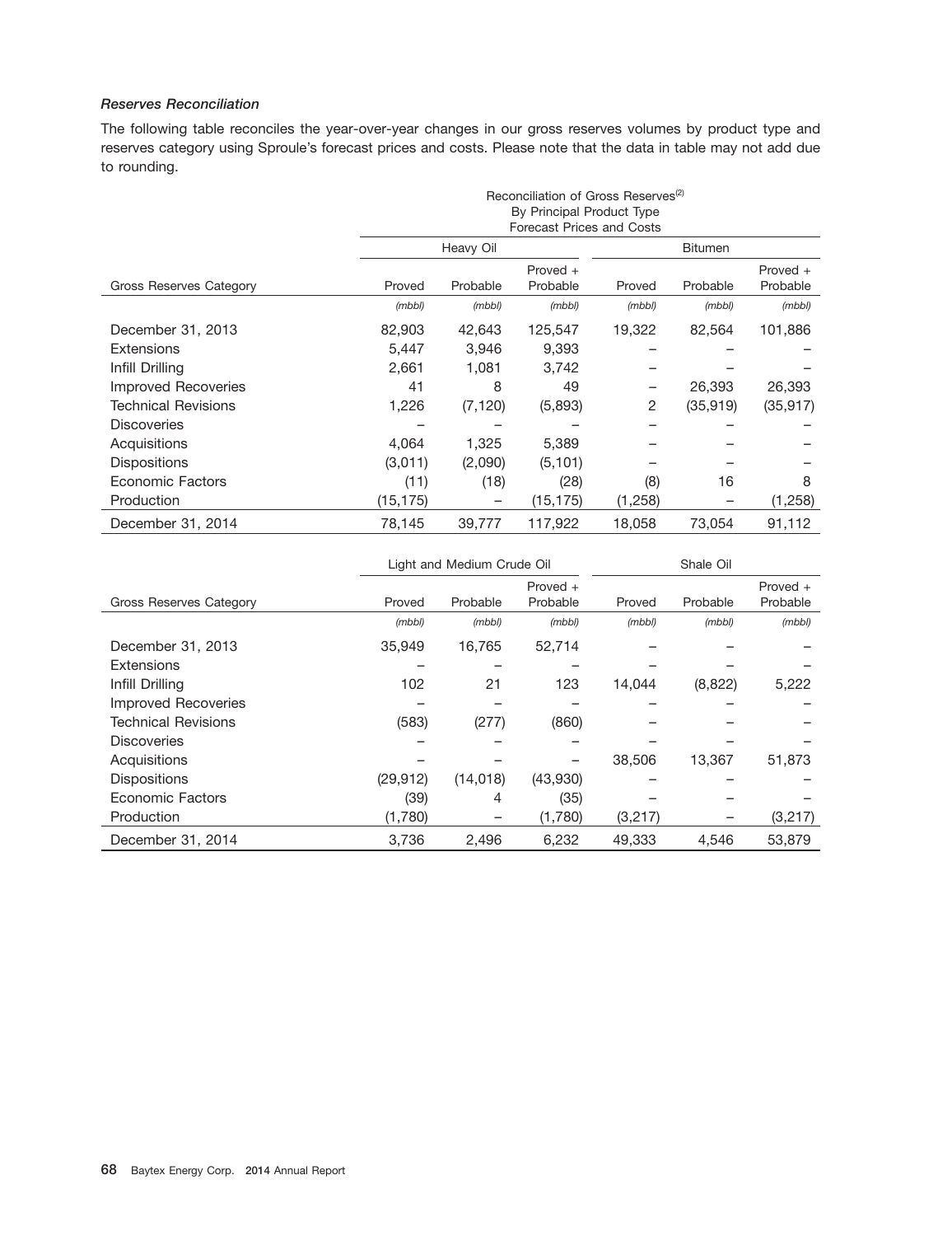### *Reserves Reconciliation*

The following table reconciles the year-over-year changes in our gross reserves volumes by product type and reserves category using Sproule's forecast prices and costs. Please note that the data in table may not add due to rounding.

| | Reconciliation of Gross Reserves[(2)] By Principal Product Type Forecast Prices and Costs | | | | | |
|---|---|---|---|---|---|---|
| | Heavy Oil | | | Bitumen | | |
| Gross Reserves Category | Proved | Probable | Proved + Probable | Proved | Probable | Proved + Probable |
| | *(mbbl)* | *(mbbl)* | *(mbbl)* | *(mbbl)* | *(mbbl)* | *(mbbl)* |
| December 31, 2013 | 82,903 | 42,643 | 125,547 | 19,322 | 82,564 | 101,886 |
| Extensions | 5,447 | 3,946 | 9,393 | – | – | – |
| Infill Drilling | 2,661 | 1,081 | 3,742 | – | – | – |
| Improved Recoveries | 41 | 8 | 49 | – | 26,393 | 26,393 |
| Technical Revisions | 1,226 | (7,120) | (5,893) | 2 | (35,919) | (35,917) |
| Discoveries | – | – | – | – | – | – |
| Acquisitions | 4,064 | 1,325 | 5,389 | – | – | – |
| Dispositions | (3,011) | (2,090) | (5,101) | – | – | – |
| Economic Factors | (11) | (18) | (28) | (8) | 16 | 8 |
| Production | (15,175) | – | (15,175) | (1,258) | – | (1,258) |
| December 31, 2014 | 78,145 | 39,777 | 117,922 | 18,058 | 73,054 | 91,112 |

| | Light and Medium Crude Oil | | | Shale Oil | | |
|---|---|---|---|---|---|---|
| Gross Reserves Category | Proved | Probable | Proved + Probable | Proved | Probable | Proved + Probable |
| | *(mbbl)* | *(mbbl)* | *(mbbl)* | *(mbbl)* | *(mbbl)* | *(mbbl)* |
| December 31, 2013 | 35,949 | 16,765 | 52,714 | – | – | – |
| Extensions | – | – | – | – | – | – |
| Infill Drilling | 102 | 21 | 123 | 14,044 | (8,822) | 5,222 |
| Improved Recoveries | – | – | – | – | – | – |
| Technical Revisions | (583) | (277) | (860) | – | – | – |
| Discoveries | – | – | – | – | – | – |
| Acquisitions | – | – | – | 38,506 | 13,367 | 51,873 |
| Dispositions | (29,912) | (14,018) | (43,930) | – | – | – |
| Economic Factors | (39) | 4 | (35) | – | – | – |
| Production | (1,780) | – | (1,780) | (3,217) | – | (3,217) |
| December 31, 2014 | 3,736 | 2,496 | 6,232 | 49,333 | 4,546 | 53,879 |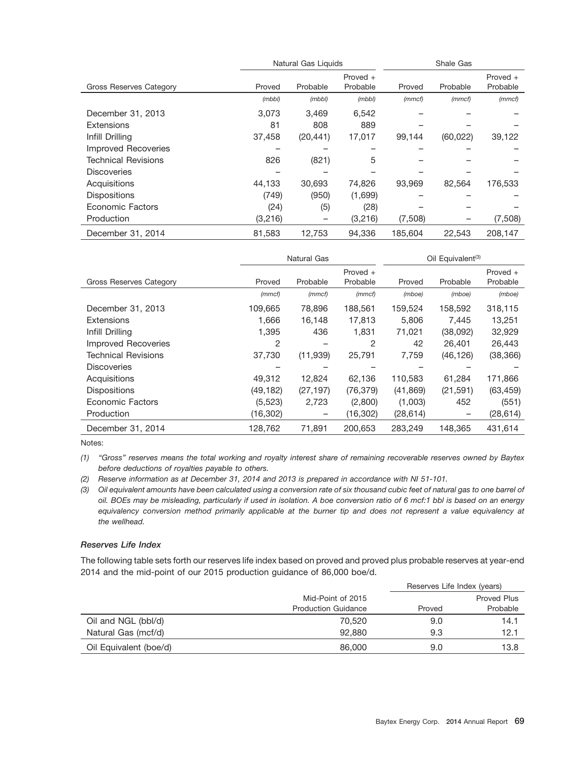| Gross Reserves Category | Natural Gas Liquids | | | Shale Gas | | |
|---|---|---|---|---|---|---|
| | Proved | Probable | Proved + Probable | Proved | Probable | Proved + Probable |
| | *(mbbl)* | *(mbbl)* | *(mbbl)* | *(mmcf)* | *(mmcf)* | *(mmcf)* |
| December 31, 2013 | 3,073 | 3,469 | 6,542 | – | – | – |
| Extensions | 81 | 808 | 889 | – | – | – |
| Infill Drilling | 37,458 | (20,441) | 17,017 | 99,144 | (60,022) | 39,122 |
| Improved Recoveries | – | – | – | – | – | – |
| Technical Revisions | 826 | (821) | 5 | – | – | – |
| Discoveries | – | – | – | – | – | – |
| Acquisitions | 44,133 | 30,693 | 74,826 | 93,969 | 82,564 | 176,533 |
| Dispositions | (749) | (950) | (1,699) | – | – | – |
| Economic Factors | (24) | (5) | (28) | – | – | – |
| Production | (3,216) | – | (3,216) | (7,508) | – | (7,508) |
| December 31, 2014 | 81,583 | 12,753 | 94,336 | 185,604 | 22,543 | 208,147 |

| Gross Reserves Category | Natural Gas | | | Oil Equivalent[(3)] | | |
|---|---|---|---|---|---|---|
| | Proved | Probable | Proved + Probable | Proved | Probable | Proved + Probable |
| | *(mmcf)* | *(mmcf)* | *(mmcf)* | *(mboe)* | *(mboe)* | *(mboe)* |
| December 31, 2013 | 109,665 | 78,896 | 188,561 | 159,524 | 158,592 | 318,115 |
| Extensions | 1,666 | 16,148 | 17,813 | 5,806 | 7,445 | 13,251 |
| Infill Drilling | 1,395 | 436 | 1,831 | 71,021 | (38,092) | 32,929 |
| Improved Recoveries | 2 | – | 2 | 42 | 26,401 | 26,443 |
| Technical Revisions | 37,730 | (11,939) | 25,791 | 7,759 | (46,126) | (38,366) |
| Discoveries | – | – | – | – | – | – |
| Acquisitions | 49,312 | 12,824 | 62,136 | 110,583 | 61,284 | 171,866 |
| Dispositions | (49,182) | (27,197) | (76,379) | (41,869) | (21,591) | (63,459) |
| Economic Factors | (5,523) | 2,723 | (2,800) | (1,003) | 452 | (551) |
| Production | (16,302) | – | (16,302) | (28,614) | – | (28,614) |
| December 31, 2014 | 128,762 | 71,891 | 200,653 | 283,249 | 148,365 | 431,614 |

Notes:

*(1) "Gross" reserves means the total working and royalty interest share of remaining recoverable reserves owned by Baytex before deductions of royalties payable to others.*

*(2) Reserve information as at December 31, 2014 and 2013 is prepared in accordance with NI 51-101.*

*(3) Oil equivalent amounts have been calculated using a conversion rate of six thousand cubic feet of natural gas to one barrel of oil. BOEs may be misleading, particularly if used in isolation. A boe conversion ratio of 6 mcf:1 bbl is based on an energy equivalency conversion method primarily applicable at the burner tip and does not represent a value equivalency at the wellhead.*

### *Reserves Life Index*

The following table sets forth our reserves life index based on proved and proved plus probable reserves at year-end 2014 and the mid-point of our 2015 production guidance of 86,000 boe/d.

| | Mid-Point of 2015 Production Guidance | Reserves Life Index (years) | |
|---|---|---|---|
| | | Proved | Proved Plus Probable |
| Oil and NGL (bbl/d) | 70,520 | 9.0 | 14.1 |
| Natural Gas (mcf/d) | 92,880 | 9.3 | 12.1 |
| Oil Equivalent (boe/d) | 86,000 | 9.0 | 13.8 |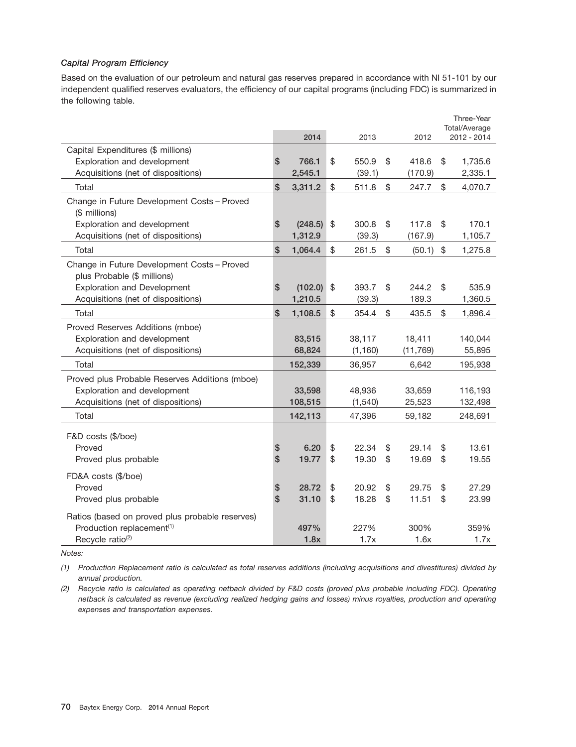### *Capital Program Efficiency*

Based on the evaluation of our petroleum and natural gas reserves prepared in accordance with NI 51-101 by our independent qualified reserves evaluators, the efficiency of our capital programs (including FDC) is summarized in the following table.

| | 2014 | 2013 | 2012 | Three-Year Total/Average 2012 - 2014 |
|---|---|---|---|---|
| Capital Expenditures ($ millions) | | | | |
| Exploration and development | $ 766.1 | $ 550.9 | $ 418.6 | $ 1,735.6 |
| Acquisitions (net of dispositions) | 2,545.1 | (39.1) | (170.9) | 2,335.1 |
| Total | $ 3,311.2 | $ 511.8 | $ 247.7 | $ 4,070.7 |
| Change in Future Development Costs – Proved ($ millions) | | | | |
| Exploration and development | $ (248.5) | $ 300.8 | $ 117.8 | $ 170.1 |
| Acquisitions (net of dispositions) | 1,312.9 | (39.3) | (167.9) | 1,105.7 |
| Total | $ 1,064.4 | $ 261.5 | $ (50.1) | $ 1,275.8 |
| Change in Future Development Costs – Proved plus Probable ($ millions) | | | | |
| Exploration and Development | $ (102.0) | $ 393.7 | $ 244.2 | $ 535.9 |
| Acquisitions (net of dispositions) | 1,210.5 | (39.3) | 189.3 | 1,360.5 |
| Total | $ 1,108.5 | $ 354.4 | $ 435.5 | $ 1,896.4 |
| Proved Reserves Additions (mboe) | | | | |
| Exploration and development | 83,515 | 38,117 | 18,411 | 140,044 |
| Acquisitions (net of dispositions) | 68,824 | (1,160) | (11,769) | 55,895 |
| Total | 152,339 | 36,957 | 6,642 | 195,938 |
| Proved plus Probable Reserves Additions (mboe) | | | | |
| Exploration and development | 33,598 | 48,936 | 33,659 | 116,193 |
| Acquisitions (net of dispositions) | 108,515 | (1,540) | 25,523 | 132,498 |
| Total | 142,113 | 47,396 | 59,182 | 248,691 |
| F&D costs ($/boe) | | | | |
| Proved | $ 6.20 | $ 22.34 | $ 29.14 | $ 13.61 |
| Proved plus probable | $ 19.77 | $ 19.30 | $ 19.69 | $ 19.55 |
| FD&A costs ($/boe) | | | | |
| Proved | $ 28.72 | $ 20.92 | $ 29.75 | $ 27.29 |
| Proved plus probable | $ 31.10 | $ 18.28 | $ 11.51 | $ 23.99 |
| Ratios (based on proved plus probable reserves) | | | | |
| Production replacement[(1)] | 497% | 227% | 300% | 359% |
| Recycle ratio[(2)] | 1.8x | 1.7x | 1.6x | 1.7x |

*Notes:*

*(1) Production Replacement ratio is calculated as total reserves additions (including acquisitions and divestitures) divided by annual production.*

*(2) Recycle ratio is calculated as operating netback divided by F&D costs (proved plus probable including FDC). Operating netback is calculated as revenue (excluding realized hedging gains and losses) minus royalties, production and operating expenses and transportation expenses.*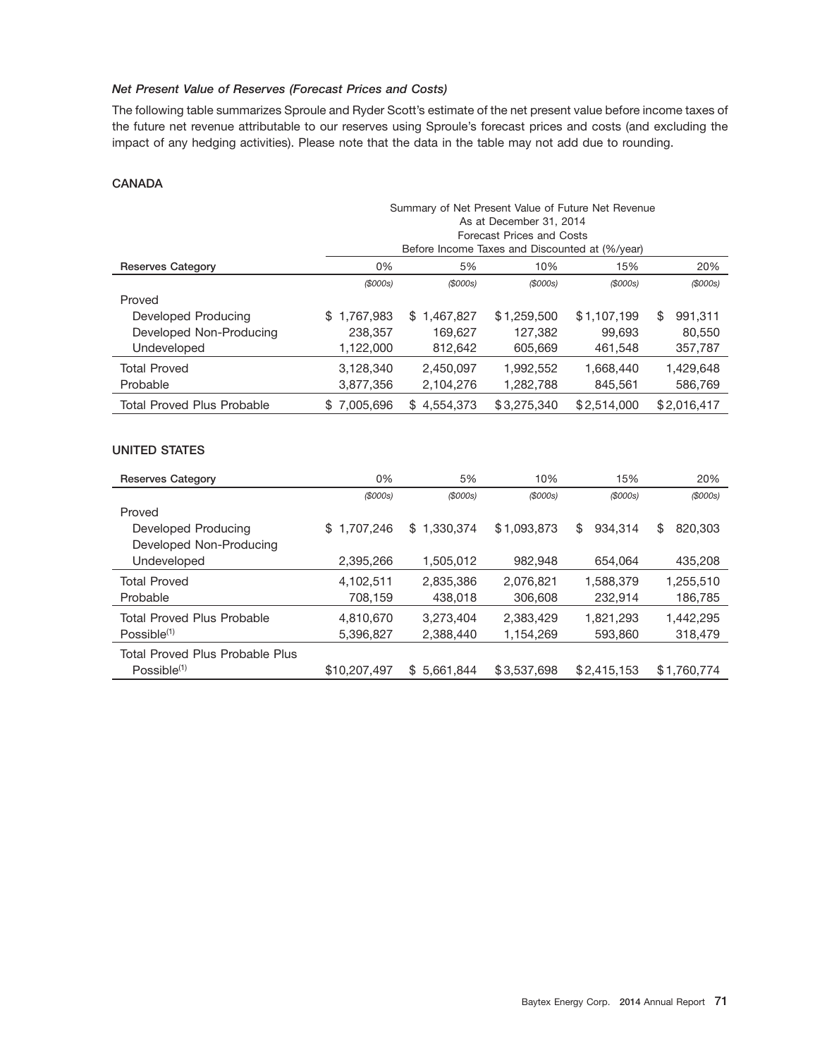### *Net Present Value of Reserves (Forecast Prices and Costs)*

The following table summarizes Sproule and Ryder Scott's estimate of the net present value before income taxes of the future net revenue attributable to our reserves using Sproule's forecast prices and costs (and excluding the impact of any hedging activities). Please note that the data in the table may not add due to rounding.

#### CANADA

| | Summary of Net Present Value of Future Net Revenue As at December 31, 2014 Forecast Prices and Costs Before Income Taxes and Discounted at (%/year) | | | | |
|---|---|---|---|---|---|
| **Reserves Category** | 0% | 5% | 10% | 15% | 20% |
| | *($000s)* | *($000s)* | *($000s)* | *($000s)* | *($000s)* |
| Proved | | | | | |
| Developed Producing | $ 1,767,983 | $ 1,467,827 | $ 1,259,500 | $ 1,107,199 | $ 991,311 |
| Developed Non-Producing | 238,357 | 169,627 | 127,382 | 99,693 | 80,550 |
| Undeveloped | 1,122,000 | 812,642 | 605,669 | 461,548 | 357,787 |
| Total Proved | 3,128,340 | 2,450,097 | 1,992,552 | 1,668,440 | 1,429,648 |
| Probable | 3,877,356 | 2,104,276 | 1,282,788 | 845,561 | 586,769 |
| Total Proved Plus Probable | $ 7,005,696 | $ 4,554,373 | $ 3,275,340 | $ 2,514,000 | $ 2,016,417 |

#### UNITED STATES

| Reserves Category | 0% | 5% | 10% | 15% | 20% |
|---|---|---|---|---|---|
| | *($000s)* | *($000s)* | *($000s)* | *($000s)* | *($000s)* |
| Proved | | | | | |
| Developed Producing | $ 1,707,246 | $ 1,330,374 | $ 1,093,873 | $ 934,314 | $ 820,303 |
| Developed Non-Producing | | | | | |
| Undeveloped | 2,395,266 | 1,505,012 | 982,948 | 654,064 | 435,208 |
| Total Proved | 4,102,511 | 2,835,386 | 2,076,821 | 1,588,379 | 1,255,510 |
| Probable | 708,159 | 438,018 | 306,608 | 232,914 | 186,785 |
| Total Proved Plus Probable | 4,810,670 | 3,273,404 | 2,383,429 | 1,821,293 | 1,442,295 |
| Possible[(1)] | 5,396,827 | 2,388,440 | 1,154,269 | 593,860 | 318,479 |
| Total Proved Plus Probable Plus Possible[(1)] | $10,207,497 | $ 5,661,844 | $ 3,537,698 | $ 2,415,153 | $ 1,760,774 |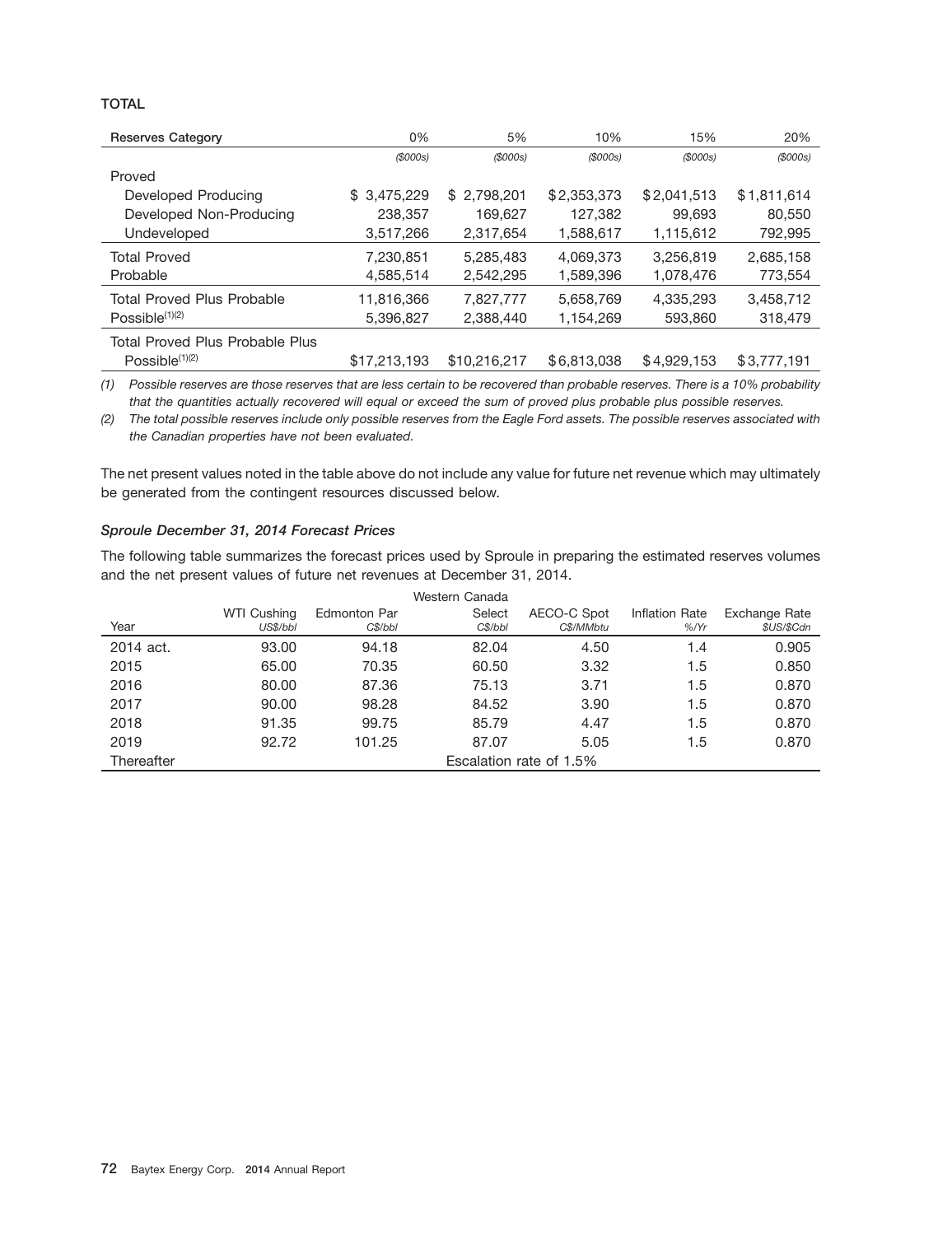**TOTAL**

| Reserves Category | 0% | 5% | 10% | 15% | 20% |
|---|---|---|---|---|---|
| | *($000s)* | *($000s)* | *($000s)* | *($000s)* | *($000s)* |
| Proved | | | | | |
| Developed Producing | $ 3,475,229 | $ 2,798,201 | $2,353,373 | $2,041,513 | $1,811,614 |
| Developed Non-Producing | 238,357 | 169,627 | 127,382 | 99,693 | 80,550 |
| Undeveloped | 3,517,266 | 2,317,654 | 1,588,617 | 1,115,612 | 792,995 |
| Total Proved | 7,230,851 | 5,285,483 | 4,069,373 | 3,256,819 | 2,685,158 |
| Probable | 4,585,514 | 2,542,295 | 1,589,396 | 1,078,476 | 773,554 |
| Total Proved Plus Probable | 11,816,366 | 7,827,777 | 5,658,769 | 4,335,293 | 3,458,712 |
| Possible[(1)(2)] | 5,396,827 | 2,388,440 | 1,154,269 | 593,860 | 318,479 |
| Total Proved Plus Probable Plus Possible[(1)(2)] | $17,213,193 | $10,216,217 | $6,813,038 | $4,929,153 | $3,777,191 |

*(1) Possible reserves are those reserves that are less certain to be recovered than probable reserves. There is a 10% probability that the quantities actually recovered will equal or exceed the sum of proved plus probable plus possible reserves.*

*(2) The total possible reserves include only possible reserves from the Eagle Ford assets. The possible reserves associated with the Canadian properties have not been evaluated.*

The net present values noted in the table above do not include any value for future net revenue which may ultimately be generated from the contingent resources discussed below.

### *Sproule December 31, 2014 Forecast Prices*

The following table summarizes the forecast prices used by Sproule in preparing the estimated reserves volumes and the net present values of future net revenues at December 31, 2014.

| Year | WTI Cushing *US$/bbl* | Edmonton Par *C$/bbl* | Western Canada Select *C$/bbl* | AECO-C Spot *C$/MMbtu* | Inflation Rate *%/Yr* | Exchange Rate *$US/$Cdn* |
|---|---|---|---|---|---|---|
| 2014 act. | 93.00 | 94.18 | 82.04 | 4.50 | 1.4 | 0.905 |
| 2015 | 65.00 | 70.35 | 60.50 | 3.32 | 1.5 | 0.850 |
| 2016 | 80.00 | 87.36 | 75.13 | 3.71 | 1.5 | 0.870 |
| 2017 | 90.00 | 98.28 | 84.52 | 3.90 | 1.5 | 0.870 |
| 2018 | 91.35 | 99.75 | 85.79 | 4.47 | 1.5 | 0.870 |
| 2019 | 92.72 | 101.25 | 87.07 | 5.05 | 1.5 | 0.870 |
| Thereafter | Escalation rate of 1.5% | | | | | |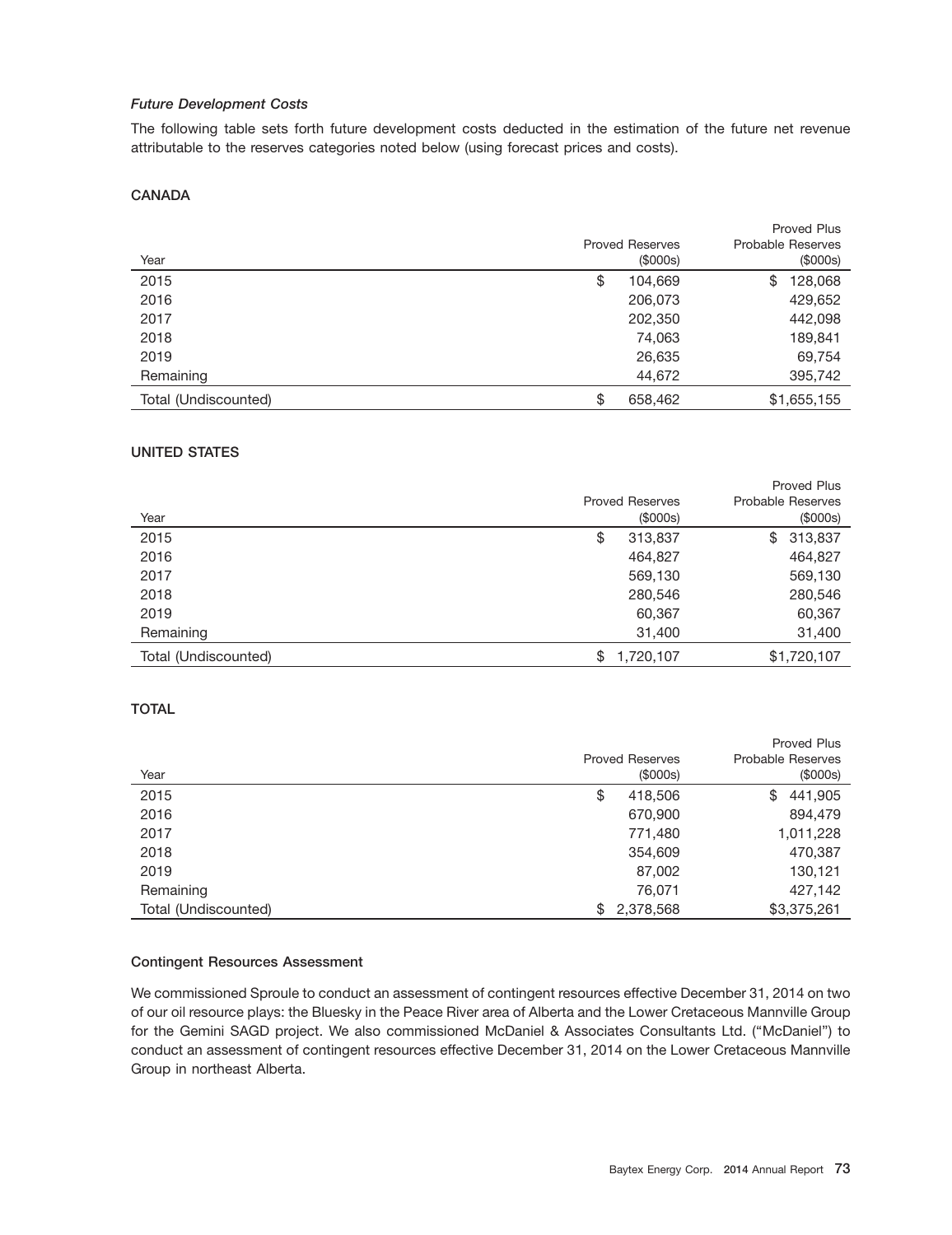### *Future Development Costs*

The following table sets forth future development costs deducted in the estimation of the future net revenue attributable to the reserves categories noted below (using forecast prices and costs).

**CANADA**

| Year | Proved Reserves ($000s) | Proved Plus Probable Reserves ($000s) |
|---|---|---|
| 2015 | $ 104,669 | $ 128,068 |
| 2016 | 206,073 | 429,652 |
| 2017 | 202,350 | 442,098 |
| 2018 | 74,063 | 189,841 |
| 2019 | 26,635 | 69,754 |
| Remaining | 44,672 | 395,742 |
| Total (Undiscounted) | $ 658,462 | $1,655,155 |

**UNITED STATES**

| Year | Proved Reserves ($000s) | Proved Plus Probable Reserves ($000s) |
|---|---|---|
| 2015 | $ 313,837 | $ 313,837 |
| 2016 | 464,827 | 464,827 |
| 2017 | 569,130 | 569,130 |
| 2018 | 280,546 | 280,546 |
| 2019 | 60,367 | 60,367 |
| Remaining | 31,400 | 31,400 |
| Total (Undiscounted) | $ 1,720,107 | $1,720,107 |

**TOTAL**

| Year | Proved Reserves ($000s) | Proved Plus Probable Reserves ($000s) |
|---|---|---|
| 2015 | $ 418,506 | $ 441,905 |
| 2016 | 670,900 | 894,479 |
| 2017 | 771,480 | 1,011,228 |
| 2018 | 354,609 | 470,387 |
| 2019 | 87,002 | 130,121 |
| Remaining | 76,071 | 427,142 |
| Total (Undiscounted) | $ 2,378,568 | $3,375,261 |

**Contingent Resources Assessment**

We commissioned Sproule to conduct an assessment of contingent resources effective December 31, 2014 on two of our oil resource plays: the Bluesky in the Peace River area of Alberta and the Lower Cretaceous Mannville Group for the Gemini SAGD project. We also commissioned McDaniel & Associates Consultants Ltd. ("McDaniel") to conduct an assessment of contingent resources effective December 31, 2014 on the Lower Cretaceous Mannville Group in northeast Alberta.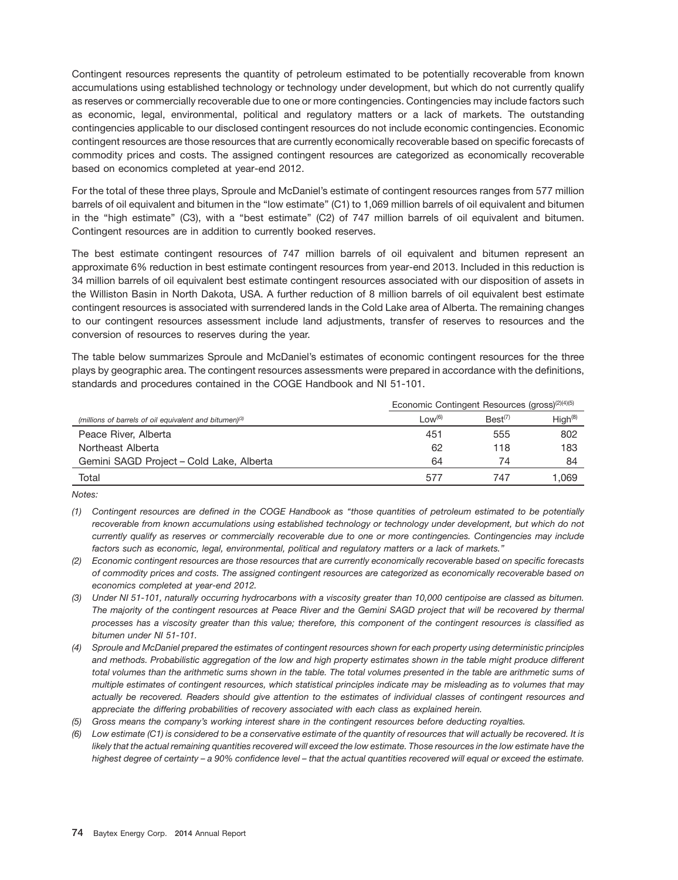Contingent resources represents the quantity of petroleum estimated to be potentially recoverable from known accumulations using established technology or technology under development, but which do not currently qualify as reserves or commercially recoverable due to one or more contingencies. Contingencies may include factors such as economic, legal, environmental, political and regulatory matters or a lack of markets. The outstanding contingencies applicable to our disclosed contingent resources do not include economic contingencies. Economic contingent resources are those resources that are currently economically recoverable based on specific forecasts of commodity prices and costs. The assigned contingent resources are categorized as economically recoverable based on economics completed at year-end 2012.

For the total of these three plays, Sproule and McDaniel's estimate of contingent resources ranges from 577 million barrels of oil equivalent and bitumen in the "low estimate" (C1) to 1,069 million barrels of oil equivalent and bitumen in the "high estimate" (C3), with a "best estimate" (C2) of 747 million barrels of oil equivalent and bitumen. Contingent resources are in addition to currently booked reserves.

The best estimate contingent resources of 747 million barrels of oil equivalent and bitumen represent an approximate 6% reduction in best estimate contingent resources from year-end 2013. Included in this reduction is 34 million barrels of oil equivalent best estimate contingent resources associated with our disposition of assets in the Williston Basin in North Dakota, USA. A further reduction of 8 million barrels of oil equivalent best estimate contingent resources is associated with surrendered lands in the Cold Lake area of Alberta. The remaining changes to our contingent resources assessment include land adjustments, transfer of reserves to resources and the conversion of resources to reserves during the year.

The table below summarizes Sproule and McDaniel's estimates of economic contingent resources for the three plays by geographic area. The contingent resources assessments were prepared in accordance with the definitions, standards and procedures contained in the COGE Handbook and NI 51-101.

| | Economic Contingent Resources (gross)[(2)(4)(5)] | | |
|---|---|---|---|
| *(millions of barrels of oil equivalent and bitumen)[(3)]* | Low[(6)] | Best[(7)] | High[(8)] |
| Peace River, Alberta | 451 | 555 | 802 |
| Northeast Alberta | 62 | 118 | 183 |
| Gemini SAGD Project – Cold Lake, Alberta | 64 | 74 | 84 |
| Total | 577 | 747 | 1,069 |

*Notes:*

*(1) Contingent resources are defined in the COGE Handbook as "those quantities of petroleum estimated to be potentially recoverable from known accumulations using established technology or technology under development, but which do not currently qualify as reserves or commercially recoverable due to one or more contingencies. Contingencies may include factors such as economic, legal, environmental, political and regulatory matters or a lack of markets."*

*(2) Economic contingent resources are those resources that are currently economically recoverable based on specific forecasts of commodity prices and costs. The assigned contingent resources are categorized as economically recoverable based on economics completed at year-end 2012.*

*(3) Under NI 51-101, naturally occurring hydrocarbons with a viscosity greater than 10,000 centipoise are classed as bitumen. The majority of the contingent resources at Peace River and the Gemini SAGD project that will be recovered by thermal processes has a viscosity greater than this value; therefore, this component of the contingent resources is classified as bitumen under NI 51-101.*

*(4) Sproule and McDaniel prepared the estimates of contingent resources shown for each property using deterministic principles and methods. Probabilistic aggregation of the low and high property estimates shown in the table might produce different total volumes than the arithmetic sums shown in the table. The total volumes presented in the table are arithmetic sums of multiple estimates of contingent resources, which statistical principles indicate may be misleading as to volumes that may actually be recovered. Readers should give attention to the estimates of individual classes of contingent resources and appreciate the differing probabilities of recovery associated with each class as explained herein.*

*(5) Gross means the company's working interest share in the contingent resources before deducting royalties.*

*(6) Low estimate (C1) is considered to be a conservative estimate of the quantity of resources that will actually be recovered. It is likely that the actual remaining quantities recovered will exceed the low estimate. Those resources in the low estimate have the highest degree of certainty – a 90% confidence level – that the actual quantities recovered will equal or exceed the estimate.*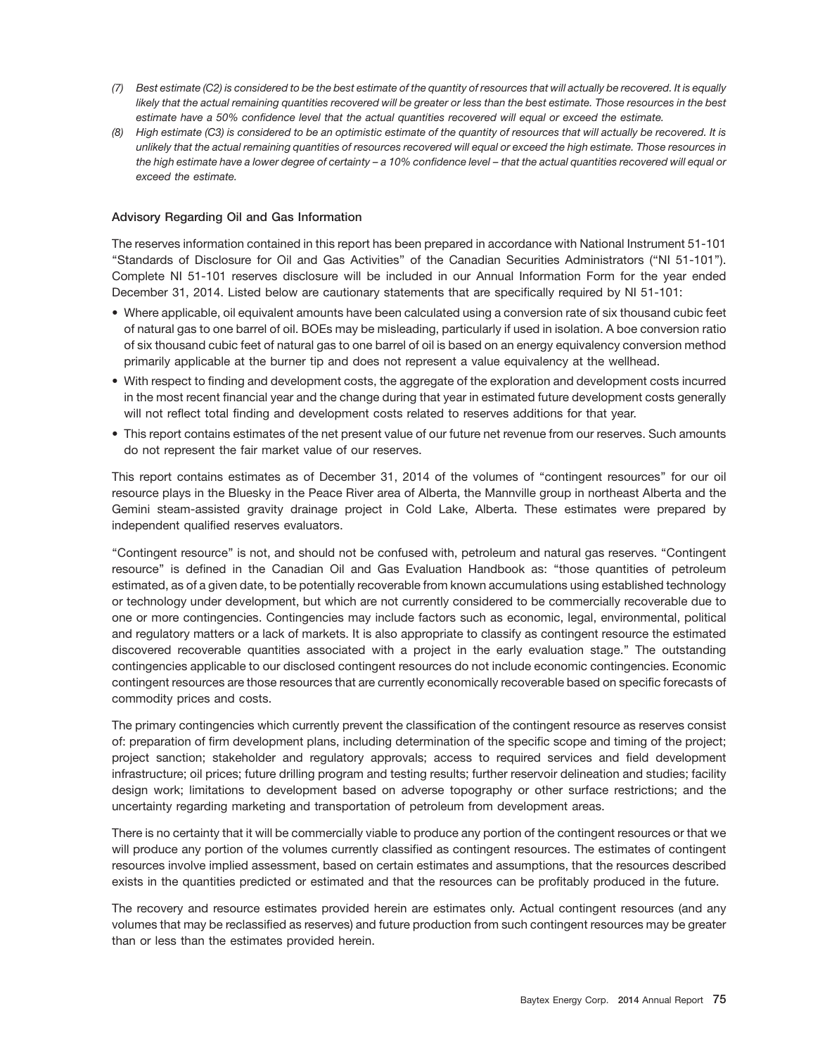*(7) Best estimate (C2) is considered to be the best estimate of the quantity of resources that will actually be recovered. It is equally likely that the actual remaining quantities recovered will be greater or less than the best estimate. Those resources in the best estimate have a 50% confidence level that the actual quantities recovered will equal or exceed the estimate.*

*(8) High estimate (C3) is considered to be an optimistic estimate of the quantity of resources that will actually be recovered. It is unlikely that the actual remaining quantities of resources recovered will equal or exceed the high estimate. Those resources in the high estimate have a lower degree of certainty – a 10% confidence level – that the actual quantities recovered will equal or exceed the estimate.*

**Advisory Regarding Oil and Gas Information**

The reserves information contained in this report has been prepared in accordance with National Instrument 51-101 "Standards of Disclosure for Oil and Gas Activities" of the Canadian Securities Administrators ("NI 51-101"). Complete NI 51-101 reserves disclosure will be included in our Annual Information Form for the year ended December 31, 2014. Listed below are cautionary statements that are specifically required by NI 51-101:

- Where applicable, oil equivalent amounts have been calculated using a conversion rate of six thousand cubic feet of natural gas to one barrel of oil. BOEs may be misleading, particularly if used in isolation. A boe conversion ratio of six thousand cubic feet of natural gas to one barrel of oil is based on an energy equivalency conversion method primarily applicable at the burner tip and does not represent a value equivalency at the wellhead.
- With respect to finding and development costs, the aggregate of the exploration and development costs incurred in the most recent financial year and the change during that year in estimated future development costs generally will not reflect total finding and development costs related to reserves additions for that year.
- This report contains estimates of the net present value of our future net revenue from our reserves. Such amounts do not represent the fair market value of our reserves.

This report contains estimates as of December 31, 2014 of the volumes of "contingent resources" for our oil resource plays in the Bluesky in the Peace River area of Alberta, the Mannville group in northeast Alberta and the Gemini steam-assisted gravity drainage project in Cold Lake, Alberta. These estimates were prepared by independent qualified reserves evaluators.

"Contingent resource" is not, and should not be confused with, petroleum and natural gas reserves. "Contingent resource" is defined in the Canadian Oil and Gas Evaluation Handbook as: "those quantities of petroleum estimated, as of a given date, to be potentially recoverable from known accumulations using established technology or technology under development, but which are not currently considered to be commercially recoverable due to one or more contingencies. Contingencies may include factors such as economic, legal, environmental, political and regulatory matters or a lack of markets. It is also appropriate to classify as contingent resource the estimated discovered recoverable quantities associated with a project in the early evaluation stage." The outstanding contingencies applicable to our disclosed contingent resources do not include economic contingencies. Economic contingent resources are those resources that are currently economically recoverable based on specific forecasts of commodity prices and costs.

The primary contingencies which currently prevent the classification of the contingent resource as reserves consist of: preparation of firm development plans, including determination of the specific scope and timing of the project; project sanction; stakeholder and regulatory approvals; access to required services and field development infrastructure; oil prices; future drilling program and testing results; further reservoir delineation and studies; facility design work; limitations to development based on adverse topography or other surface restrictions; and the uncertainty regarding marketing and transportation of petroleum from development areas.

There is no certainty that it will be commercially viable to produce any portion of the contingent resources or that we will produce any portion of the volumes currently classified as contingent resources. The estimates of contingent resources involve implied assessment, based on certain estimates and assumptions, that the resources described exists in the quantities predicted or estimated and that the resources can be profitably produced in the future.

The recovery and resource estimates provided herein are estimates only. Actual contingent resources (and any volumes that may be reclassified as reserves) and future production from such contingent resources may be greater than or less than the estimates provided herein.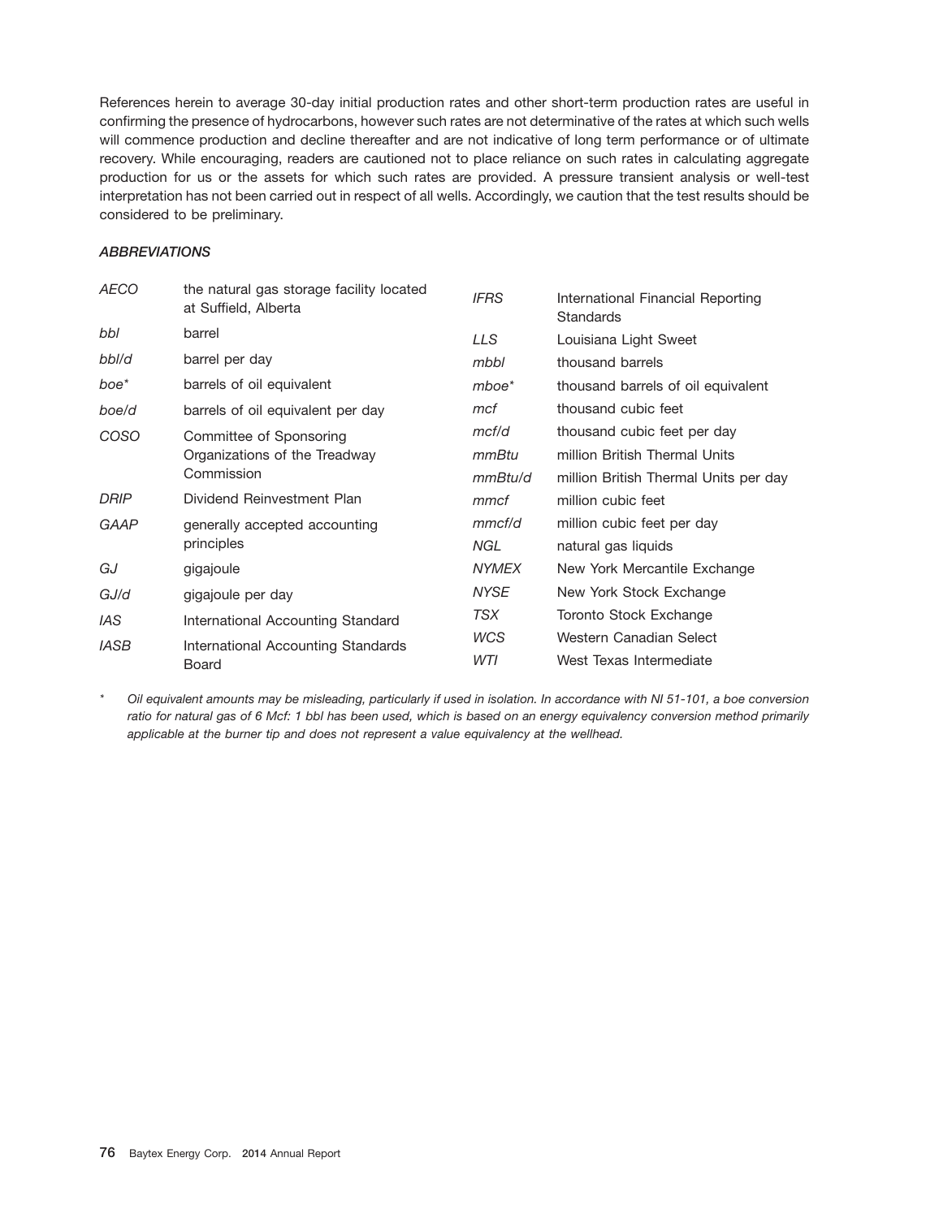References herein to average 30-day initial production rates and other short-term production rates are useful in confirming the presence of hydrocarbons, however such rates are not determinative of the rates at which such wells will commence production and decline thereafter and are not indicative of long term performance or of ultimate recovery. While encouraging, readers are cautioned not to place reliance on such rates in calculating aggregate production for us or the assets for which such rates are provided. A pressure transient analysis or well-test interpretation has not been carried out in respect of all wells. Accordingly, we caution that the test results should be considered to be preliminary.

### *ABBREVIATIONS*

| | |
|---|---|
| *AECO* | the natural gas storage facility located at Suffield, Alberta |
| *bbl* | barrel |
| *bbl/d* | barrel per day |
| *boe** | barrels of oil equivalent |
| *boe/d* | barrels of oil equivalent per day |
| *COSO* | Committee of Sponsoring Organizations of the Treadway Commission |
| *DRIP* | Dividend Reinvestment Plan |
| *GAAP* | generally accepted accounting principles |
| *GJ* | gigajoule |
| *GJ/d* | gigajoule per day |
| *IAS* | International Accounting Standard |
| *IASB* | International Accounting Standards Board |
| *IFRS* | International Financial Reporting Standards |
| *LLS* | Louisiana Light Sweet |
| *mbbl* | thousand barrels |
| *mboe** | thousand barrels of oil equivalent |
| *mcf* | thousand cubic feet |
| *mcf/d* | thousand cubic feet per day |
| *mmBtu* | million British Thermal Units |
| *mmBtu/d* | million British Thermal Units per day |
| *mmcf* | million cubic feet |
| *mmcf/d* | million cubic feet per day |
| *NGL* | natural gas liquids |
| *NYMEX* | New York Mercantile Exchange |
| *NYSE* | New York Stock Exchange |
| *TSX* | Toronto Stock Exchange |
| *WCS* | Western Canadian Select |
| *WTI* | West Texas Intermediate |

\* *Oil equivalent amounts may be misleading, particularly if used in isolation. In accordance with NI 51-101, a boe conversion ratio for natural gas of 6 Mcf: 1 bbl has been used, which is based on an energy equivalency conversion method primarily applicable at the burner tip and does not represent a value equivalency at the wellhead.*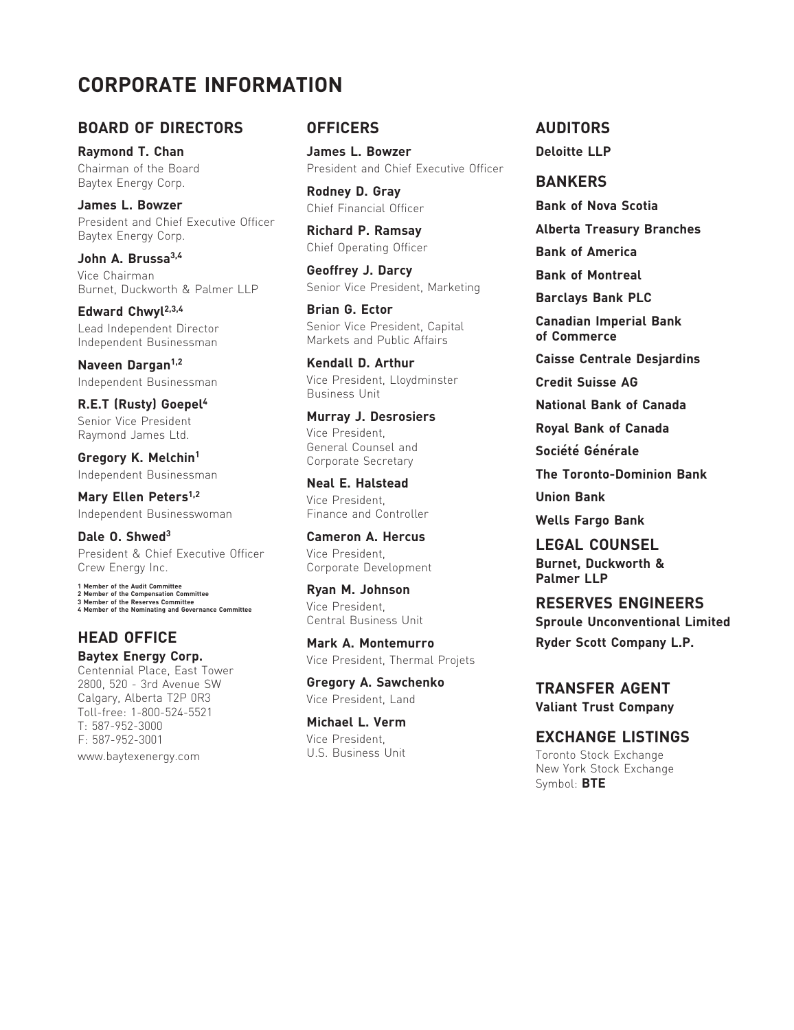# CORPORATE INFORMATION

## BOARD OF DIRECTORS

**Raymond T. Chan**
Chairman of the Board
Baytex Energy Corp.

**James L. Bowzer**
President and Chief Executive Officer
Baytex Energy Corp.

**John A. Brussa[3,4]**
Vice Chairman
Burnet, Duckworth & Palmer LLP

**Edward Chwyl[2,3,4]**
Lead Independent Director
Independent Businessman

**Naveen Dargan[1,2]**
Independent Businessman

**R.E.T (Rusty) Goepel[4]**
Senior Vice President
Raymond James Ltd.

**Gregory K. Melchin[1]**
Independent Businessman

**Mary Ellen Peters[1,2]**
Independent Businesswoman

**Dale O. Shwed[3]**
President & Chief Executive Officer
Crew Energy Inc.

1 Member of the Audit Committee
2 Member of the Compensation Committee
3 Member of the Reserves Committee
4 Member of the Nominating and Governance Committee

## HEAD OFFICE

**Baytex Energy Corp.**
Centennial Place, East Tower
2800, 520 - 3rd Avenue SW
Calgary, Alberta T2P 0R3
Toll-free: 1-800-524-5521
T: 587-952-3000
F: 587-952-3001
www.baytexenergy.com

## OFFICERS

**James L. Bowzer**
President and Chief Executive Officer

**Rodney D. Gray**
Chief Financial Officer

**Richard P. Ramsay**
Chief Operating Officer

**Geoffrey J. Darcy**
Senior Vice President, Marketing

**Brian G. Ector**
Senior Vice President, Capital Markets and Public Affairs

**Kendall D. Arthur**
Vice President, Lloydminster Business Unit

**Murray J. Desrosiers**
Vice President,
General Counsel and Corporate Secretary

**Neal E. Halstead**
Vice President,
Finance and Controller

**Cameron A. Hercus**
Vice President,
Corporate Development

**Ryan M. Johnson**
Vice President,
Central Business Unit

**Mark A. Montemurro**
Vice President, Thermal Projets

**Gregory A. Sawchenko**
Vice President, Land

**Michael L. Verm**
Vice President,
U.S. Business Unit

## AUDITORS

**Deloitte LLP**

## BANKERS

**Bank of Nova Scotia**

**Alberta Treasury Branches**

**Bank of America**

**Bank of Montreal**

**Barclays Bank PLC**

**Canadian Imperial Bank of Commerce**

**Caisse Centrale Desjardins**

**Credit Suisse AG**

**National Bank of Canada**

**Royal Bank of Canada**

**Société Générale**

**The Toronto-Dominion Bank**

**Union Bank**

**Wells Fargo Bank**

## LEGAL COUNSEL

**Burnet, Duckworth & Palmer LLP**

## RESERVES ENGINEERS

**Sproule Unconventional Limited**

**Ryder Scott Company L.P.**

## TRANSFER AGENT

**Valiant Trust Company**

## EXCHANGE LISTINGS

Toronto Stock Exchange
New York Stock Exchange
Symbol: **BTE**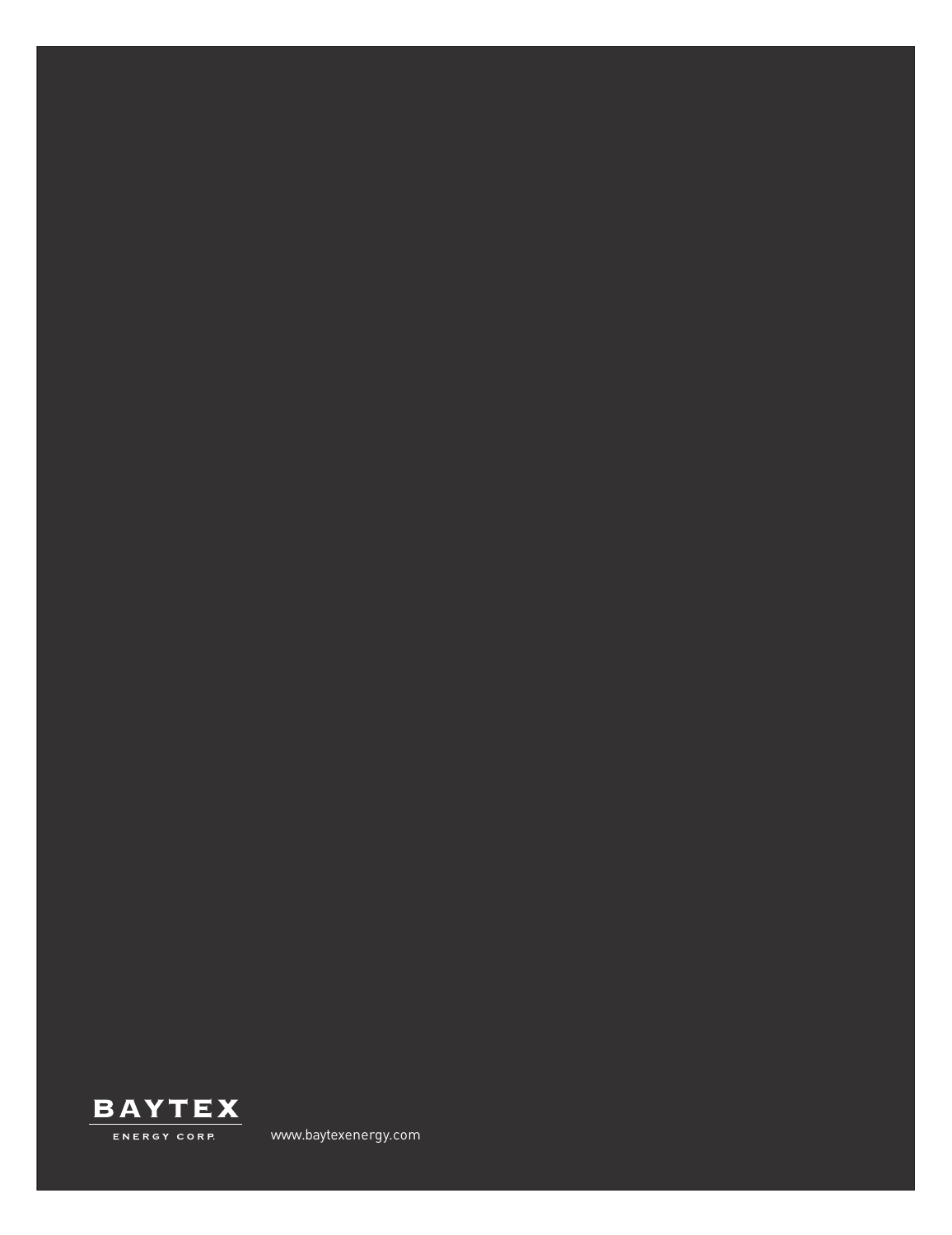BAYTEX

ENERGY CORP.

www.baytexenergy.com